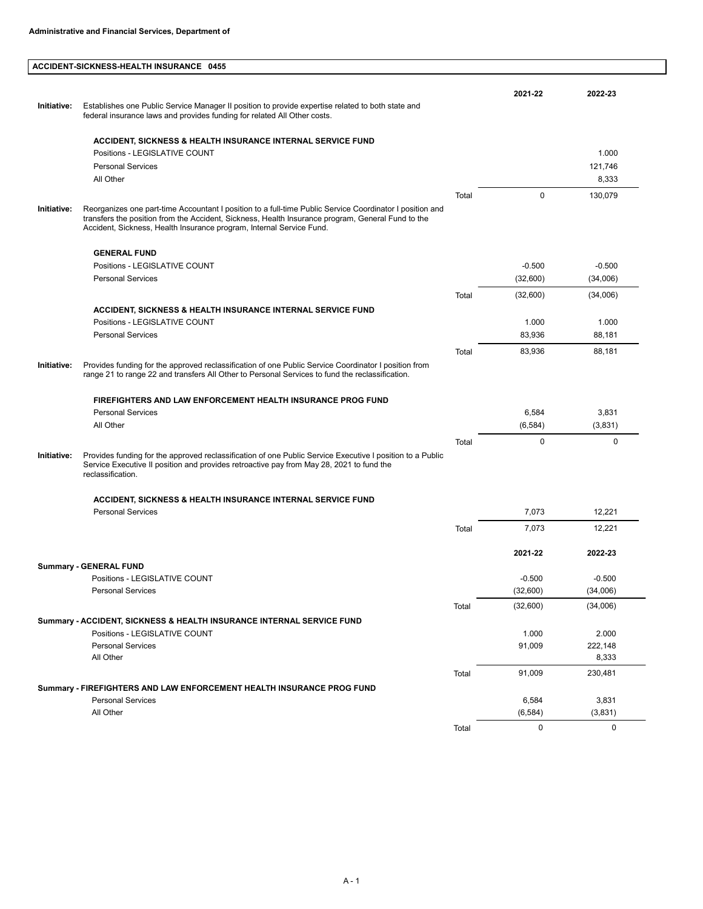**Administrative and Financial Services, Department of**

## ACCIDENT-SICKNESS-HEALTH INSURANCE 0455

| | | | 2021-22 | 2022-23 |
|---|---|---|---|---|
| **Initiative:** | Establishes one Public Service Manager II position to provide expertise related to both state and federal insurance laws and provides funding for related All Other costs. | | | |
| | **ACCIDENT, SICKNESS & HEALTH INSURANCE INTERNAL SERVICE FUND** | | | |
| | Positions - LEGISLATIVE COUNT | | | 1.000 |
| | Personal Services | | | 121,746 |
| | All Other | | | 8,333 |
| | | Total | 0 | 130,079 |
| **Initiative:** | Reorganizes one part-time Accountant I position to a full-time Public Service Coordinator I position and transfers the position from the Accident, Sickness, Health Insurance program, General Fund to the Accident, Sickness, Health Insurance program, Internal Service Fund. | | | |
| | **GENERAL FUND** | | | |
| | Positions - LEGISLATIVE COUNT | | -0.500 | -0.500 |
| | Personal Services | | (32,600) | (34,006) |
| | | Total | (32,600) | (34,006) |
| | **ACCIDENT, SICKNESS & HEALTH INSURANCE INTERNAL SERVICE FUND** | | | |
| | Positions - LEGISLATIVE COUNT | | 1.000 | 1.000 |
| | Personal Services | | 83,936 | 88,181 |
| | | Total | 83,936 | 88,181 |
| **Initiative:** | Provides funding for the approved reclassification of one Public Service Coordinator I position from range 21 to range 22 and transfers All Other to Personal Services to fund the reclassification. | | | |
| | **FIREFIGHTERS AND LAW ENFORCEMENT HEALTH INSURANCE PROG FUND** | | | |
| | Personal Services | | 6,584 | 3,831 |
| | All Other | | (6,584) | (3,831) |
| | | Total | 0 | 0 |
| **Initiative:** | Provides funding for the approved reclassification of one Public Service Executive I position to a Public Service Executive II position and provides retroactive pay from May 28, 2021 to fund the reclassification. | | | |
| | **ACCIDENT, SICKNESS & HEALTH INSURANCE INTERNAL SERVICE FUND** | | | |
| | Personal Services | | 7,073 | 12,221 |
| | | Total | 7,073 | 12,221 |

| | | 2021-22 | 2022-23 |
|---|---|---|---|
| **Summary - GENERAL FUND** | | | |
| Positions - LEGISLATIVE COUNT | | -0.500 | -0.500 |
| Personal Services | | (32,600) | (34,006) |
| | Total | (32,600) | (34,006) |
| **Summary - ACCIDENT, SICKNESS & HEALTH INSURANCE INTERNAL SERVICE FUND** | | | |
| Positions - LEGISLATIVE COUNT | | 1.000 | 2.000 |
| Personal Services | | 91,009 | 222,148 |
| All Other | | | 8,333 |
| | Total | 91,009 | 230,481 |
| **Summary - FIREFIGHTERS AND LAW ENFORCEMENT HEALTH INSURANCE PROG FUND** | | | |
| Personal Services | | 6,584 | 3,831 |
| All Other | | (6,584) | (3,831) |
| | Total | 0 | 0 |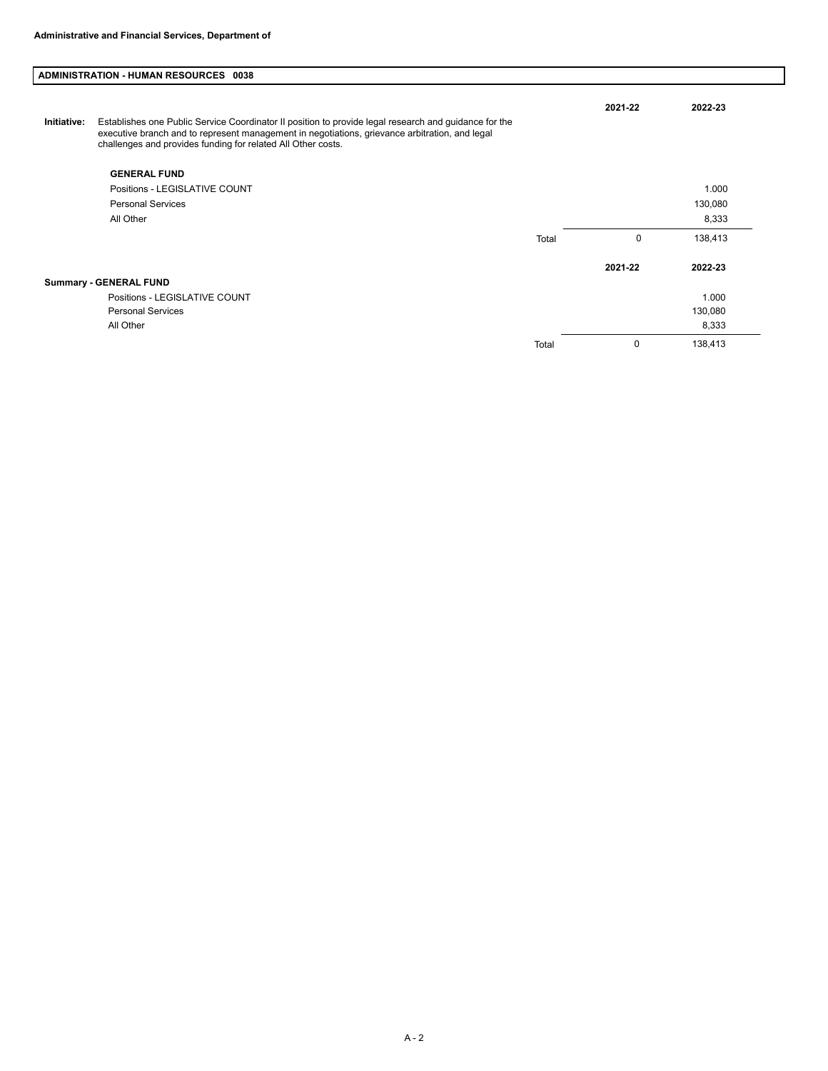**Administrative and Financial Services, Department of**

## ADMINISTRATION - HUMAN RESOURCES 0038

**Initiative:** Establishes one Public Service Coordinator II position to provide legal research and guidance for the executive branch and to represent management in negotiations, grievance arbitration, and legal challenges and provides funding for related All Other costs.

| **GENERAL FUND** | | **2021-22** | **2022-23** |
|---|---|---|---|
| Positions - LEGISLATIVE COUNT | | | 1.000 |
| Personal Services | | | 130,080 |
| All Other | | | 8,333 |
| | Total | 0 | 138,413 |

| **Summary - GENERAL FUND** | | **2021-22** | **2022-23** |
|---|---|---|---|
| Positions - LEGISLATIVE COUNT | | | 1.000 |
| Personal Services | | | 130,080 |
| All Other | | | 8,333 |
| | Total | 0 | 138,413 |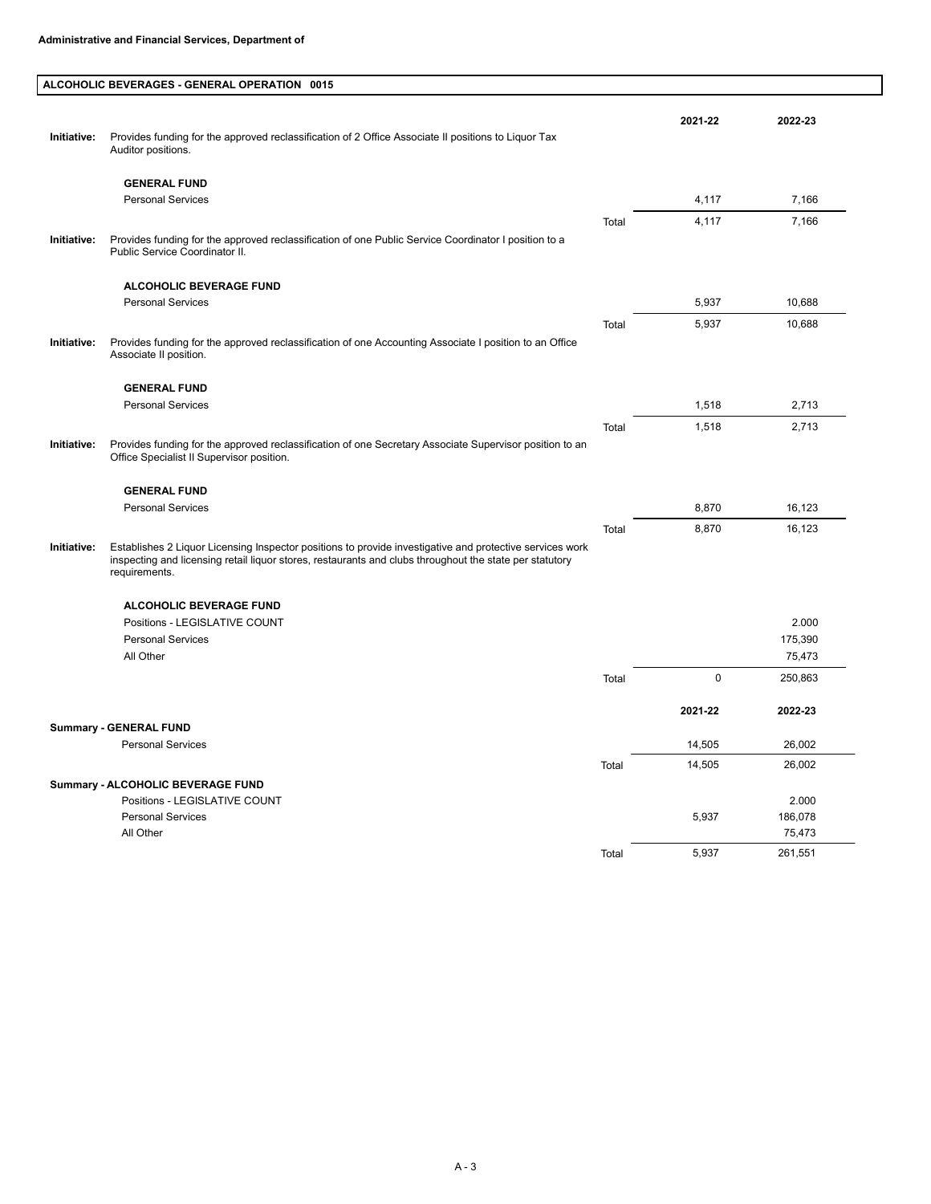**Administrative and Financial Services, Department of**

## ALCOHOLIC BEVERAGES - GENERAL OPERATION 0015

| | | | 2021-22 | 2022-23 |
|---|---|---|---|---|
| **Initiative:** | Provides funding for the approved reclassification of 2 Office Associate II positions to Liquor Tax Auditor positions. | | | |
| | **GENERAL FUND** | | | |
| | Personal Services | | 4,117 | 7,166 |
| | | Total | 4,117 | 7,166 |
| **Initiative:** | Provides funding for the approved reclassification of one Public Service Coordinator I position to a Public Service Coordinator II. | | | |
| | **ALCOHOLIC BEVERAGE FUND** | | | |
| | Personal Services | | 5,937 | 10,688 |
| | | Total | 5,937 | 10,688 |
| **Initiative:** | Provides funding for the approved reclassification of one Accounting Associate I position to an Office Associate II position. | | | |
| | **GENERAL FUND** | | | |
| | Personal Services | | 1,518 | 2,713 |
| | | Total | 1,518 | 2,713 |
| **Initiative:** | Provides funding for the approved reclassification of one Secretary Associate Supervisor position to an Office Specialist II Supervisor position. | | | |
| | **GENERAL FUND** | | | |
| | Personal Services | | 8,870 | 16,123 |
| | | Total | 8,870 | 16,123 |
| **Initiative:** | Establishes 2 Liquor Licensing Inspector positions to provide investigative and protective services work inspecting and licensing retail liquor stores, restaurants and clubs throughout the state per statutory requirements. | | | |
| | **ALCOHOLIC BEVERAGE FUND** | | | |
| | Positions - LEGISLATIVE COUNT | | | 2.000 |
| | Personal Services | | | 175,390 |
| | All Other | | | 75,473 |
| | | Total | 0 | 250,863 |

| | | 2021-22 | 2022-23 |
|---|---|---|---|
| **Summary - GENERAL FUND** | | | |
| Personal Services | | 14,505 | 26,002 |
| | Total | 14,505 | 26,002 |
| **Summary - ALCOHOLIC BEVERAGE FUND** | | | |
| Positions - LEGISLATIVE COUNT | | | 2.000 |
| Personal Services | | 5,937 | 186,078 |
| All Other | | | 75,473 |
| | Total | 5,937 | 261,551 |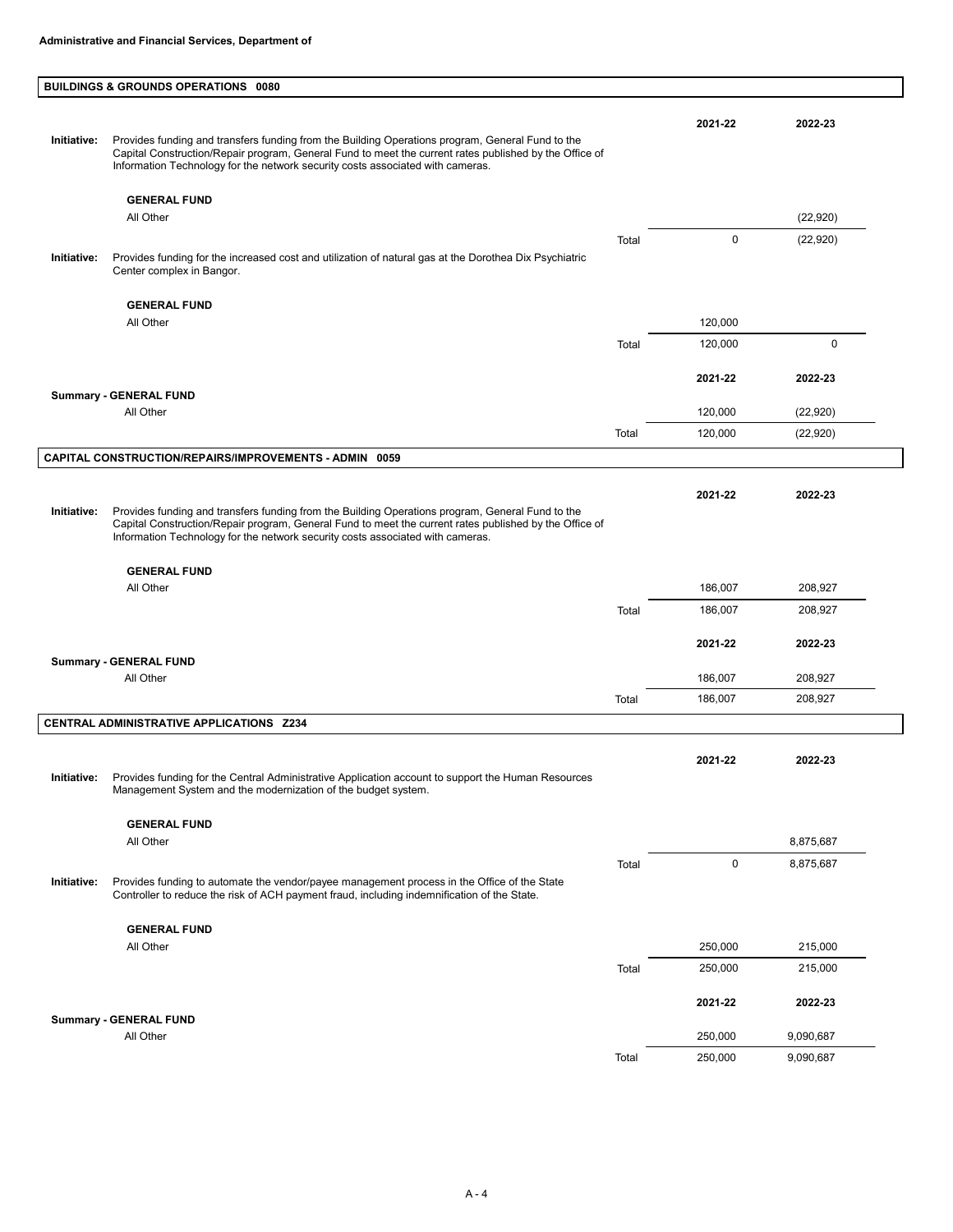**Administrative and Financial Services, Department of**

## BUILDINGS & GROUNDS OPERATIONS 0080

| | | | 2021-22 | 2022-23 |
|---|---|---|---|---|
| **Initiative:** | Provides funding and transfers funding from the Building Operations program, General Fund to the Capital Construction/Repair program, General Fund to meet the current rates published by the Office of Information Technology for the network security costs associated with cameras. | | | |
| | **GENERAL FUND** | | | |
| | All Other | | | (22,920) |
| | | Total | 0 | (22,920) |
| **Initiative:** | Provides funding for the increased cost and utilization of natural gas at the Dorothea Dix Psychiatric Center complex in Bangor. | | | |
| | **GENERAL FUND** | | | |
| | All Other | | 120,000 | |
| | | Total | 120,000 | 0 |

| | | 2021-22 | 2022-23 |
|---|---|---|---|
| **Summary - GENERAL FUND** | | | |
| All Other | | 120,000 | (22,920) |
| | Total | 120,000 | (22,920) |

## CAPITAL CONSTRUCTION/REPAIRS/IMPROVEMENTS - ADMIN 0059

| | | | 2021-22 | 2022-23 |
|---|---|---|---|---|
| **Initiative:** | Provides funding and transfers funding from the Building Operations program, General Fund to the Capital Construction/Repair program, General Fund to meet the current rates published by the Office of Information Technology for the network security costs associated with cameras. | | | |
| | **GENERAL FUND** | | | |
| | All Other | | 186,007 | 208,927 |
| | | Total | 186,007 | 208,927 |

| | | 2021-22 | 2022-23 |
|---|---|---|---|
| **Summary - GENERAL FUND** | | | |
| All Other | | 186,007 | 208,927 |
| | Total | 186,007 | 208,927 |

## CENTRAL ADMINISTRATIVE APPLICATIONS Z234

| | | | 2021-22 | 2022-23 |
|---|---|---|---|---|
| **Initiative:** | Provides funding for the Central Administrative Application account to support the Human Resources Management System and the modernization of the budget system. | | | |
| | **GENERAL FUND** | | | |
| | All Other | | | 8,875,687 |
| | | Total | 0 | 8,875,687 |
| **Initiative:** | Provides funding to automate the vendor/payee management process in the Office of the State Controller to reduce the risk of ACH payment fraud, including indemnification of the State. | | | |
| | **GENERAL FUND** | | | |
| | All Other | | 250,000 | 215,000 |
| | | Total | 250,000 | 215,000 |

| | | 2021-22 | 2022-23 |
|---|---|---|---|
| **Summary - GENERAL FUND** | | | |
| All Other | | 250,000 | 9,090,687 |
| | Total | 250,000 | 9,090,687 |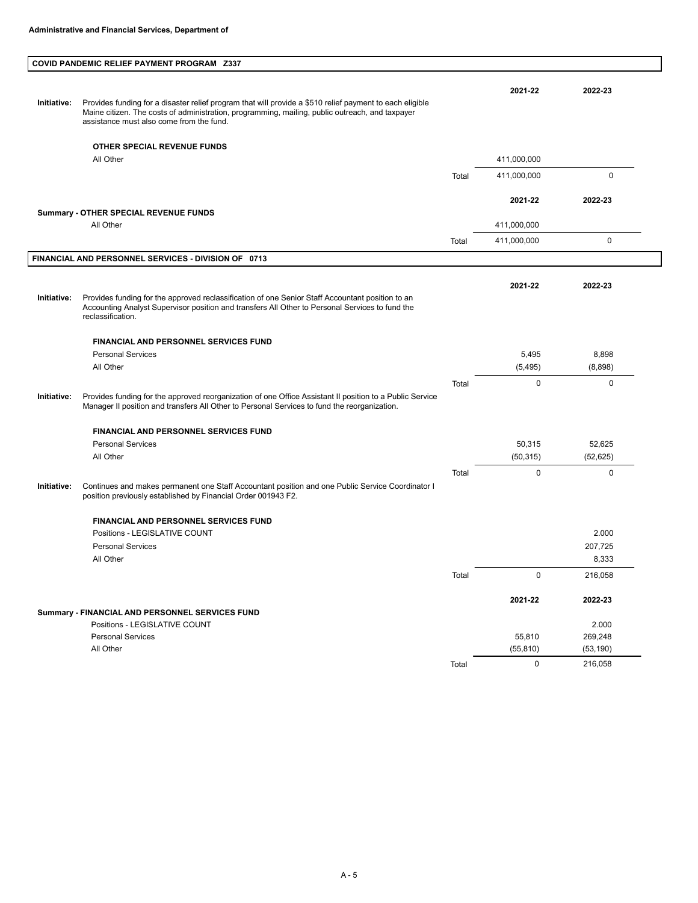**Administrative and Financial Services, Department of**

## COVID PANDEMIC RELIEF PAYMENT PROGRAM Z337

**Initiative:** Provides funding for a disaster relief program that will provide a $510 relief payment to each eligible Maine citizen. The costs of administration, programming, mailing, public outreach, and taxpayer assistance must also come from the fund.

| OTHER SPECIAL REVENUE FUNDS | | 2021-22 | 2022-23 |
|---|---|---|---|
| All Other | | 411,000,000 | |
| | Total | 411,000,000 | 0 |

| Summary - OTHER SPECIAL REVENUE FUNDS | | 2021-22 | 2022-23 |
|---|---|---|---|
| All Other | | 411,000,000 | |
| | Total | 411,000,000 | 0 |

## FINANCIAL AND PERSONNEL SERVICES - DIVISION OF 0713

**Initiative:** Provides funding for the approved reclassification of one Senior Staff Accountant position to an Accounting Analyst Supervisor position and transfers All Other to Personal Services to fund the reclassification.

| FINANCIAL AND PERSONNEL SERVICES FUND | | 2021-22 | 2022-23 |
|---|---|---|---|
| Personal Services | | 5,495 | 8,898 |
| All Other | | (5,495) | (8,898) |
| | Total | 0 | 0 |

**Initiative:** Provides funding for the approved reorganization of one Office Assistant II position to a Public Service Manager II position and transfers All Other to Personal Services to fund the reorganization.

| FINANCIAL AND PERSONNEL SERVICES FUND | | 2021-22 | 2022-23 |
|---|---|---|---|
| Personal Services | | 50,315 | 52,625 |
| All Other | | (50,315) | (52,625) |
| | Total | 0 | 0 |

**Initiative:** Continues and makes permanent one Staff Accountant position and one Public Service Coordinator I position previously established by Financial Order 001943 F2.

| FINANCIAL AND PERSONNEL SERVICES FUND | | 2021-22 | 2022-23 |
|---|---|---|---|
| Positions - LEGISLATIVE COUNT | | | 2.000 |
| Personal Services | | | 207,725 |
| All Other | | | 8,333 |
| | Total | 0 | 216,058 |

| Summary - FINANCIAL AND PERSONNEL SERVICES FUND | | 2021-22 | 2022-23 |
|---|---|---|---|
| Positions - LEGISLATIVE COUNT | | | 2.000 |
| Personal Services | | 55,810 | 269,248 |
| All Other | | (55,810) | (53,190) |
| | Total | 0 | 216,058 |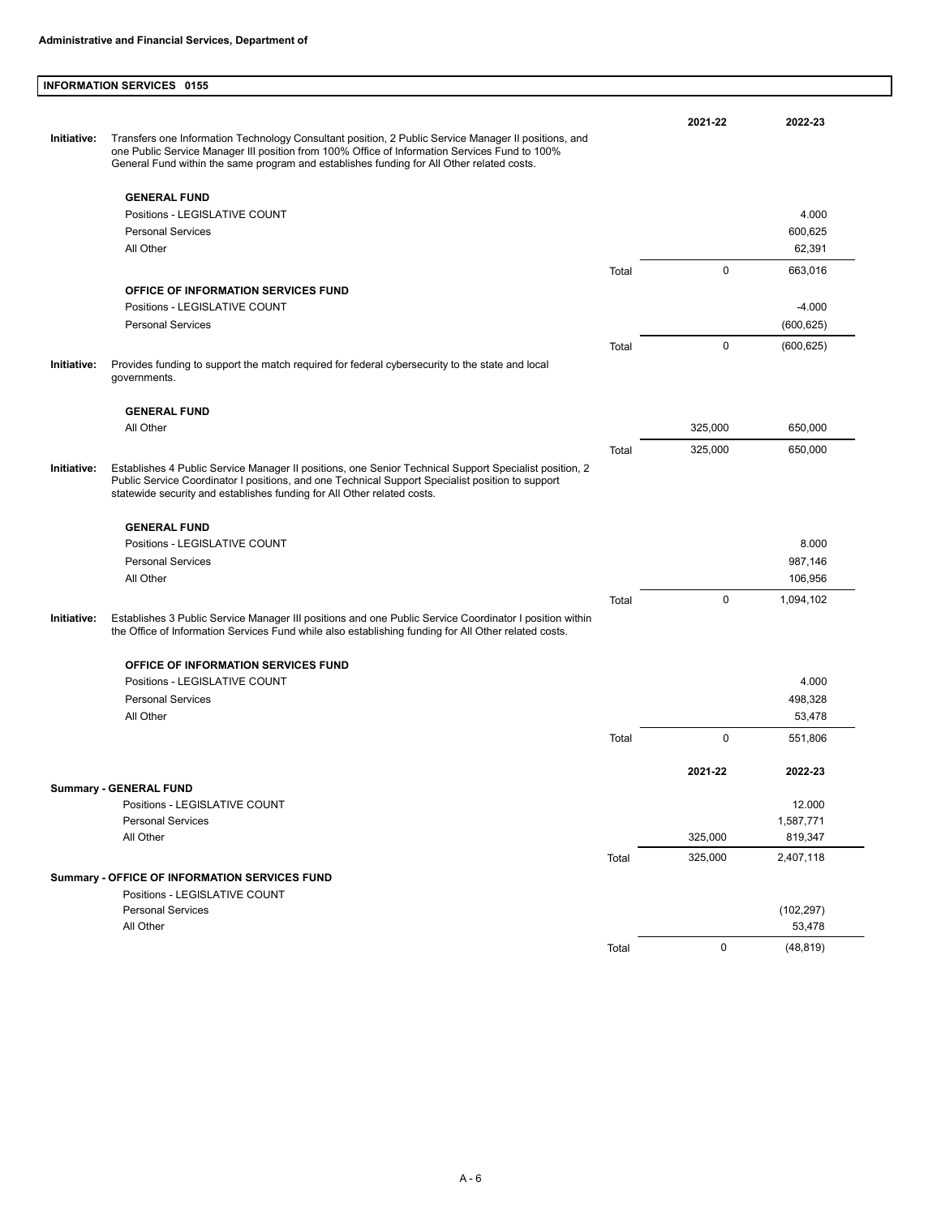**Administrative and Financial Services, Department of**

## INFORMATION SERVICES 0155

| | | 2021-22 | 2022-23 |
|---|---|---|---|
| **Initiative:** Transfers one Information Technology Consultant position, 2 Public Service Manager II positions, and one Public Service Manager III position from 100% Office of Information Services Fund to 100% General Fund within the same program and establishes funding for All Other related costs. | | | |
| **GENERAL FUND** | | | |
| Positions - LEGISLATIVE COUNT | | | 4.000 |
| Personal Services | | | 600,625 |
| All Other | | | 62,391 |
| | Total | 0 | 663,016 |
| **OFFICE OF INFORMATION SERVICES FUND** | | | |
| Positions - LEGISLATIVE COUNT | | | -4.000 |
| Personal Services | | | (600,625) |
| | Total | 0 | (600,625) |
| **Initiative:** Provides funding to support the match required for federal cybersecurity to the state and local governments. | | | |
| **GENERAL FUND** | | | |
| All Other | | 325,000 | 650,000 |
| | Total | 325,000 | 650,000 |
| **Initiative:** Establishes 4 Public Service Manager II positions, one Senior Technical Support Specialist position, 2 Public Service Coordinator I positions, and one Technical Support Specialist position to support statewide security and establishes funding for All Other related costs. | | | |
| **GENERAL FUND** | | | |
| Positions - LEGISLATIVE COUNT | | | 8.000 |
| Personal Services | | | 987,146 |
| All Other | | | 106,956 |
| | Total | 0 | 1,094,102 |
| **Initiative:** Establishes 3 Public Service Manager III positions and one Public Service Coordinator I position within the Office of Information Services Fund while also establishing funding for All Other related costs. | | | |
| **OFFICE OF INFORMATION SERVICES FUND** | | | |
| Positions - LEGISLATIVE COUNT | | | 4.000 |
| Personal Services | | | 498,328 |
| All Other | | | 53,478 |
| | Total | 0 | 551,806 |

| | | 2021-22 | 2022-23 |
|---|---|---|---|
| **Summary - GENERAL FUND** | | | |
| Positions - LEGISLATIVE COUNT | | | 12.000 |
| Personal Services | | | 1,587,771 |
| All Other | | 325,000 | 819,347 |
| | Total | 325,000 | 2,407,118 |
| **Summary - OFFICE OF INFORMATION SERVICES FUND** | | | |
| Positions - LEGISLATIVE COUNT | | | |
| Personal Services | | | (102,297) |
| All Other | | | 53,478 |
| | Total | 0 | (48,819) |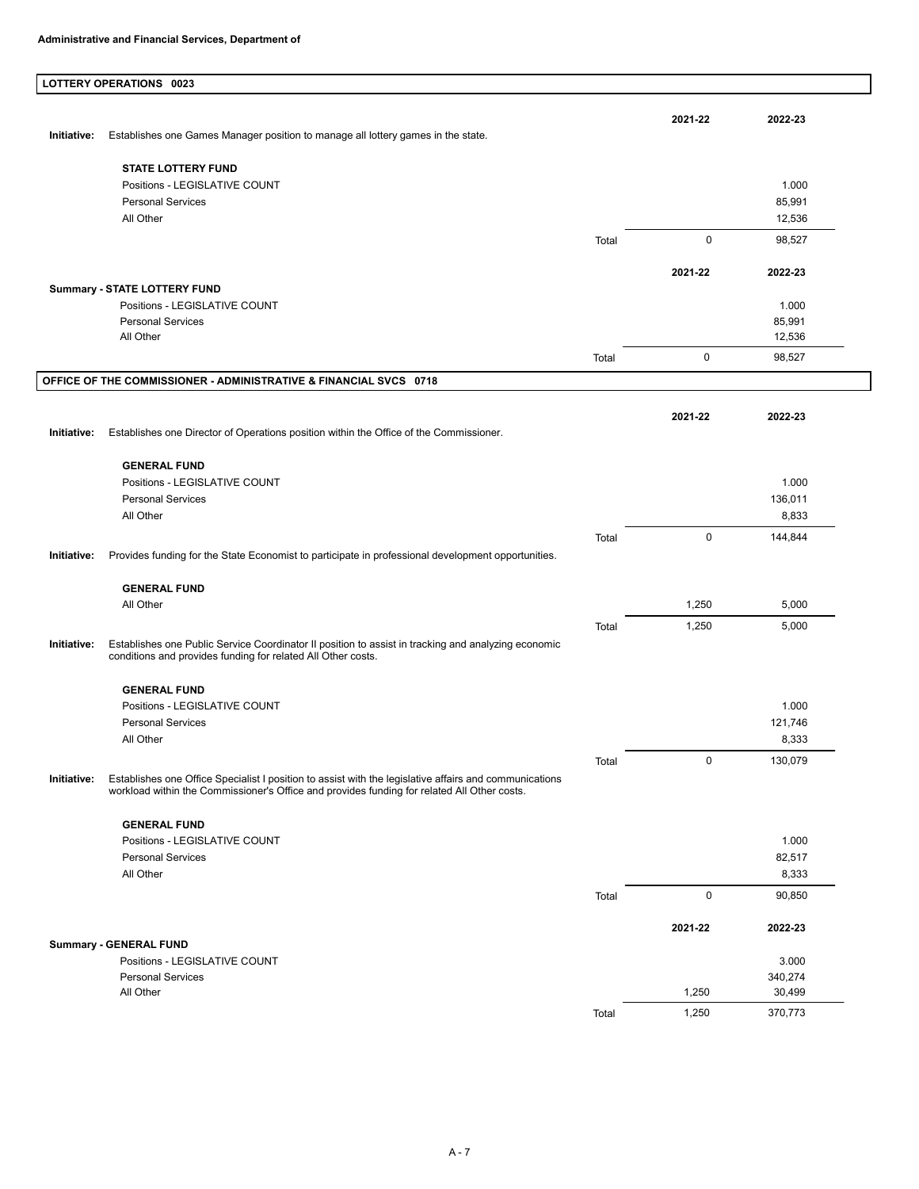**Administrative and Financial Services, Department of**

## LOTTERY OPERATIONS 0023

**Initiative:** Establishes one Games Manager position to manage all lottery games in the state.

| | | 2021-22 | 2022-23 |
|---|---|---|---|
| **STATE LOTTERY FUND** | | | |
| Positions - LEGISLATIVE COUNT | | | 1.000 |
| Personal Services | | | 85,991 |
| All Other | | | 12,536 |
| | Total | 0 | 98,527 |

| | | 2021-22 | 2022-23 |
|---|---|---|---|
| **Summary - STATE LOTTERY FUND** | | | |
| Positions - LEGISLATIVE COUNT | | | 1.000 |
| Personal Services | | | 85,991 |
| All Other | | | 12,536 |
| | Total | 0 | 98,527 |

## OFFICE OF THE COMMISSIONER - ADMINISTRATIVE & FINANCIAL SVCS 0718

**Initiative:** Establishes one Director of Operations position within the Office of the Commissioner.

| | | 2021-22 | 2022-23 |
|---|---|---|---|
| **GENERAL FUND** | | | |
| Positions - LEGISLATIVE COUNT | | | 1.000 |
| Personal Services | | | 136,011 |
| All Other | | | 8,833 |
| | Total | 0 | 144,844 |

**Initiative:** Provides funding for the State Economist to participate in professional development opportunities.

| | | 2021-22 | 2022-23 |
|---|---|---|---|
| **GENERAL FUND** | | | |
| All Other | | 1,250 | 5,000 |
| | Total | 1,250 | 5,000 |

**Initiative:** Establishes one Public Service Coordinator II position to assist in tracking and analyzing economic conditions and provides funding for related All Other costs.

| | | 2021-22 | 2022-23 |
|---|---|---|---|
| **GENERAL FUND** | | | |
| Positions - LEGISLATIVE COUNT | | | 1.000 |
| Personal Services | | | 121,746 |
| All Other | | | 8,333 |
| | Total | 0 | 130,079 |

**Initiative:** Establishes one Office Specialist I position to assist with the legislative affairs and communications workload within the Commissioner's Office and provides funding for related All Other costs.

| | | 2021-22 | 2022-23 |
|---|---|---|---|
| **GENERAL FUND** | | | |
| Positions - LEGISLATIVE COUNT | | | 1.000 |
| Personal Services | | | 82,517 |
| All Other | | | 8,333 |
| | Total | 0 | 90,850 |

| | | 2021-22 | 2022-23 |
|---|---|---|---|
| **Summary - GENERAL FUND** | | | |
| Positions - LEGISLATIVE COUNT | | | 3.000 |
| Personal Services | | | 340,274 |
| All Other | | 1,250 | 30,499 |
| | Total | 1,250 | 370,773 |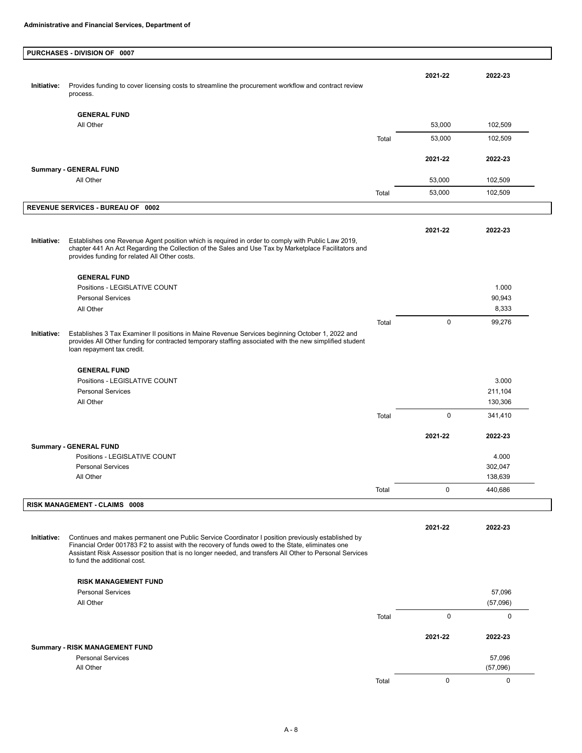**Administrative and Financial Services, Department of**

## PURCHASES - DIVISION OF 0007

| | | | 2021-22 | 2022-23 |
|---|---|---|---|---|
| **Initiative:** | Provides funding to cover licensing costs to streamline the procurement workflow and contract review process. | | | |
| | **GENERAL FUND** | | | |
| | All Other | | 53,000 | 102,509 |
| | | Total | 53,000 | 102,509 |

| | | | 2021-22 | 2022-23 |
|---|---|---|---|---|
| **Summary - GENERAL FUND** | | | | |
| | All Other | | 53,000 | 102,509 |
| | | Total | 53,000 | 102,509 |

## REVENUE SERVICES - BUREAU OF 0002

| | | | 2021-22 | 2022-23 |
|---|---|---|---|---|
| **Initiative:** | Establishes one Revenue Agent position which is required in order to comply with Public Law 2019, chapter 441 An Act Regarding the Collection of the Sales and Use Tax by Marketplace Facilitators and provides funding for related All Other costs. | | | |
| | **GENERAL FUND** | | | |
| | Positions - LEGISLATIVE COUNT | | | 1.000 |
| | Personal Services | | | 90,943 |
| | All Other | | | 8,333 |
| | | Total | 0 | 99,276 |
| **Initiative:** | Establishes 3 Tax Examiner II positions in Maine Revenue Services beginning October 1, 2022 and provides All Other funding for contracted temporary staffing associated with the new simplified student loan repayment tax credit. | | | |
| | **GENERAL FUND** | | | |
| | Positions - LEGISLATIVE COUNT | | | 3.000 |
| | Personal Services | | | 211,104 |
| | All Other | | | 130,306 |
| | | Total | 0 | 341,410 |

| | | | 2021-22 | 2022-23 |
|---|---|---|---|---|
| **Summary - GENERAL FUND** | | | | |
| | Positions - LEGISLATIVE COUNT | | | 4.000 |
| | Personal Services | | | 302,047 |
| | All Other | | | 138,639 |
| | | Total | 0 | 440,686 |

## RISK MANAGEMENT - CLAIMS 0008

| | | | 2021-22 | 2022-23 |
|---|---|---|---|---|
| **Initiative:** | Continues and makes permanent one Public Service Coordinator I position previously established by Financial Order 001783 F2 to assist with the recovery of funds owed to the State, eliminates one Assistant Risk Assessor position that is no longer needed, and transfers All Other to Personal Services to fund the additional cost. | | | |
| | **RISK MANAGEMENT FUND** | | | |
| | Personal Services | | | 57,096 |
| | All Other | | | (57,096) |
| | | Total | 0 | 0 |

| | | | 2021-22 | 2022-23 |
|---|---|---|---|---|
| **Summary - RISK MANAGEMENT FUND** | | | | |
| | Personal Services | | | 57,096 |
| | All Other | | | (57,096) |
| | | Total | 0 | 0 |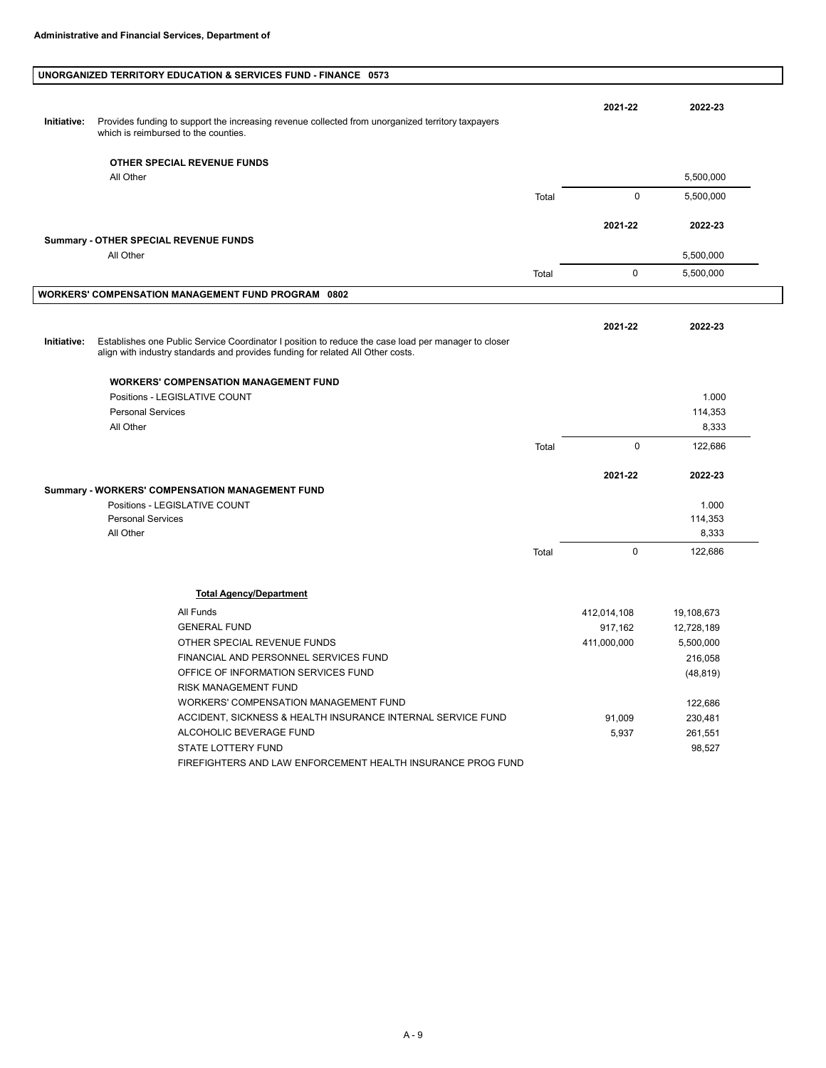**Administrative and Financial Services, Department of**

## UNORGANIZED TERRITORY EDUCATION & SERVICES FUND - FINANCE 0573

**Initiative:** Provides funding to support the increasing revenue collected from unorganized territory taxpayers which is reimbursed to the counties.

| | | 2021-22 | 2022-23 |
|---|---|---|---|
| **OTHER SPECIAL REVENUE FUNDS** | | | |
| All Other | | | 5,500,000 |
| | Total | 0 | 5,500,000 |

| | | 2021-22 | 2022-23 |
|---|---|---|---|
| **Summary - OTHER SPECIAL REVENUE FUNDS** | | | |
| All Other | | | 5,500,000 |
| | Total | 0 | 5,500,000 |

## WORKERS' COMPENSATION MANAGEMENT FUND PROGRAM 0802

**Initiative:** Establishes one Public Service Coordinator I position to reduce the case load per manager to closer align with industry standards and provides funding for related All Other costs.

| | | 2021-22 | 2022-23 |
|---|---|---|---|
| **WORKERS' COMPENSATION MANAGEMENT FUND** | | | |
| Positions - LEGISLATIVE COUNT | | | 1.000 |
| Personal Services | | | 114,353 |
| All Other | | | 8,333 |
| | Total | 0 | 122,686 |

| | | 2021-22 | 2022-23 |
|---|---|---|---|
| **Summary - WORKERS' COMPENSATION MANAGEMENT FUND** | | | |
| Positions - LEGISLATIVE COUNT | | | 1.000 |
| Personal Services | | | 114,353 |
| All Other | | | 8,333 |
| | Total | 0 | 122,686 |

**Total Agency/Department**

| | 2021-22 | 2022-23 |
|---|---|---|
| All Funds | 412,014,108 | 19,108,673 |
| GENERAL FUND | 917,162 | 12,728,189 |
| OTHER SPECIAL REVENUE FUNDS | 411,000,000 | 5,500,000 |
| FINANCIAL AND PERSONNEL SERVICES FUND | | 216,058 |
| OFFICE OF INFORMATION SERVICES FUND | | (48,819) |
| RISK MANAGEMENT FUND | | |
| WORKERS' COMPENSATION MANAGEMENT FUND | | 122,686 |
| ACCIDENT, SICKNESS & HEALTH INSURANCE INTERNAL SERVICE FUND | 91,009 | 230,481 |
| ALCOHOLIC BEVERAGE FUND | 5,937 | 261,551 |
| STATE LOTTERY FUND | | 98,527 |
| FIREFIGHTERS AND LAW ENFORCEMENT HEALTH INSURANCE PROG FUND | | |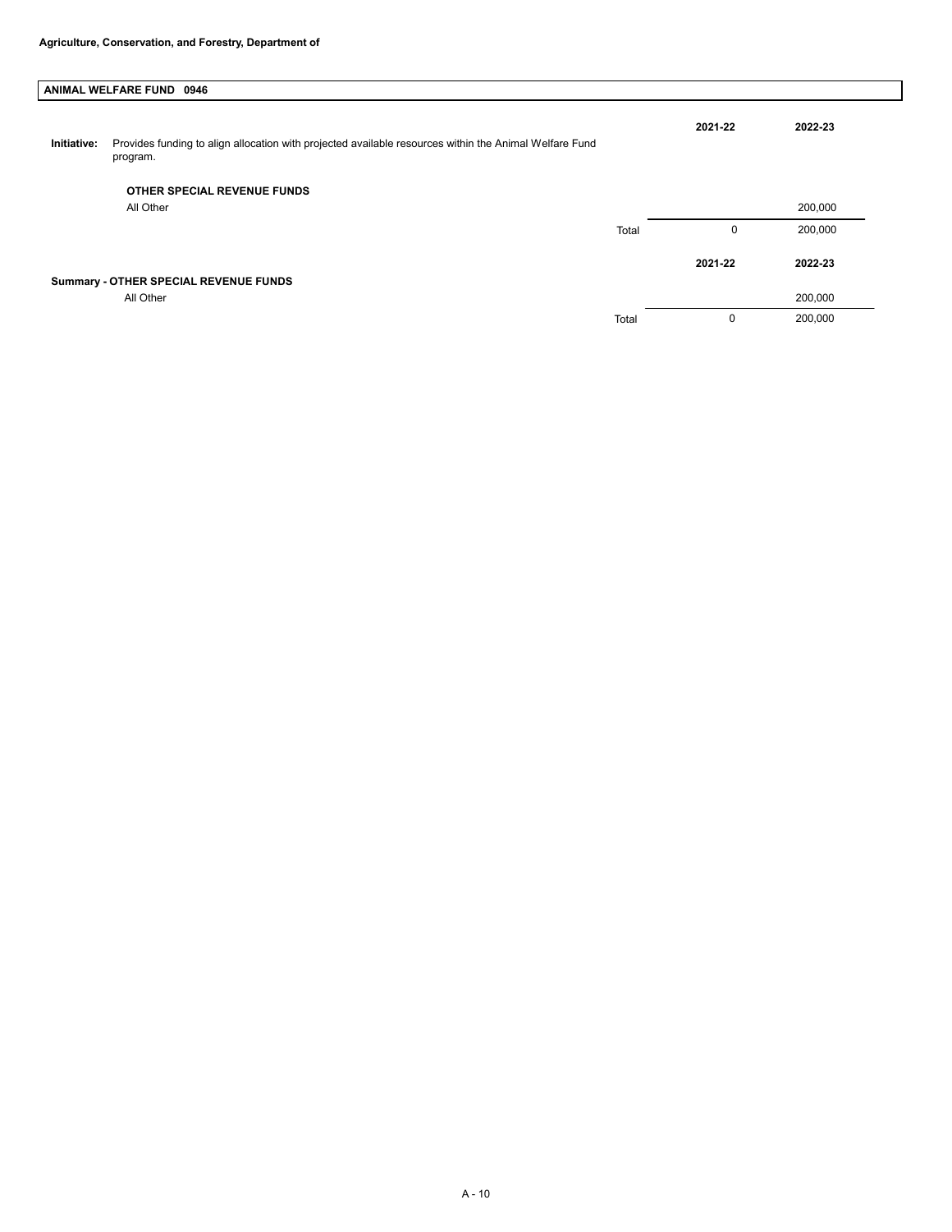**Agriculture, Conservation, and Forestry, Department of**

## ANIMAL WELFARE FUND 0946

**Initiative:** Provides funding to align allocation with projected available resources within the Animal Welfare Fund program.

| | | 2021-22 | 2022-23 |
|---|---|---|---|
| **OTHER SPECIAL REVENUE FUNDS** | | | |
| All Other | | | 200,000 |
| | Total | 0 | 200,000 |

| | | 2021-22 | 2022-23 |
|---|---|---|---|
| **Summary - OTHER SPECIAL REVENUE FUNDS** | | | |
| All Other | | | 200,000 |
| | Total | 0 | 200,000 |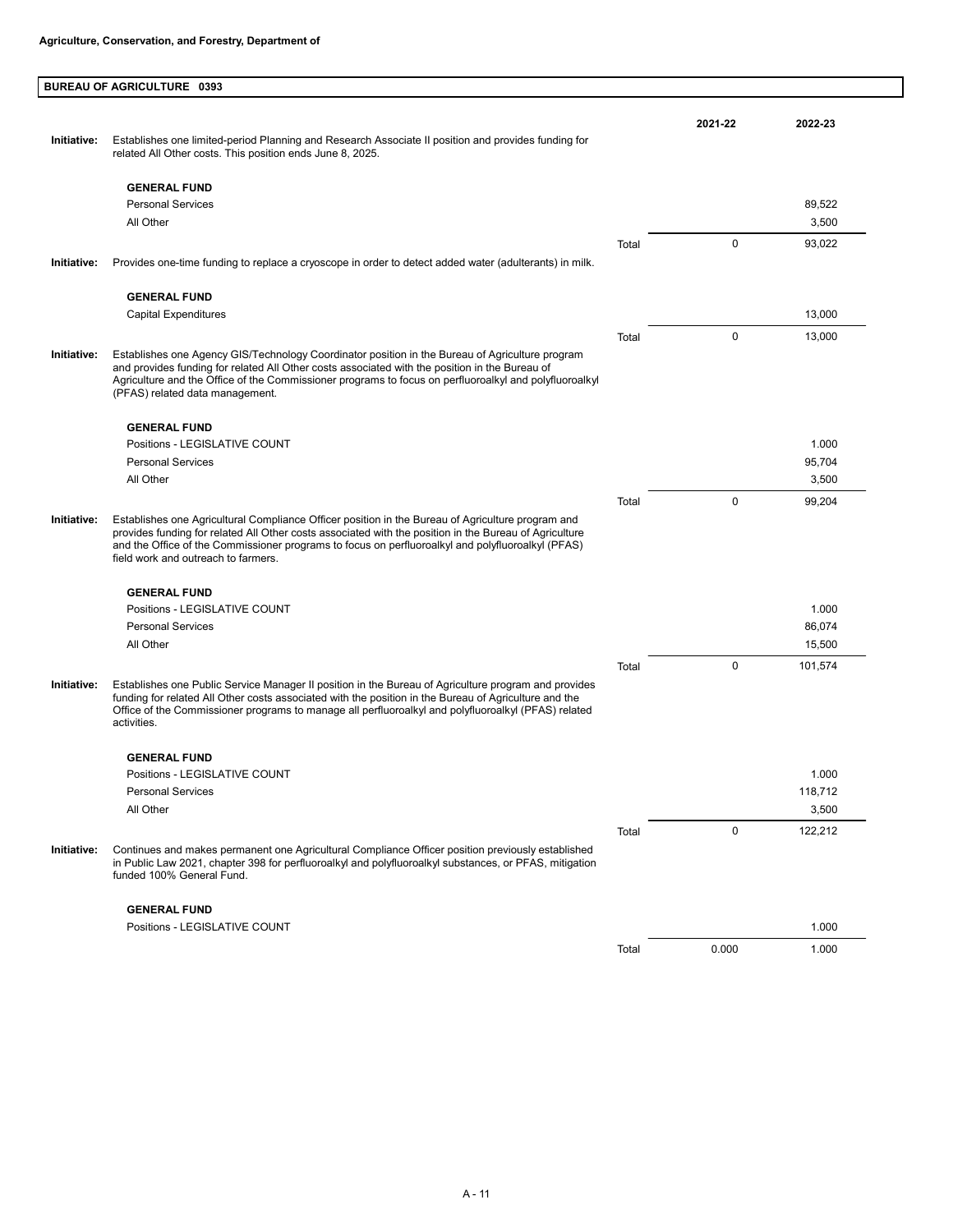**Agriculture, Conservation, and Forestry, Department of**

## BUREAU OF AGRICULTURE 0393

| | | | 2021-22 | 2022-23 |
|---|---|---|---|---|
| **Initiative:** | Establishes one limited-period Planning and Research Associate II position and provides funding for related All Other costs. This position ends June 8, 2025. | | | |
| | **GENERAL FUND** | | | |
| | Personal Services | | | 89,522 |
| | All Other | | | 3,500 |
| | | Total | 0 | 93,022 |
| **Initiative:** | Provides one-time funding to replace a cryoscope in order to detect added water (adulterants) in milk. | | | |
| | **GENERAL FUND** | | | |
| | Capital Expenditures | | | 13,000 |
| | | Total | 0 | 13,000 |
| **Initiative:** | Establishes one Agency GIS/Technology Coordinator position in the Bureau of Agriculture program and provides funding for related All Other costs associated with the position in the Bureau of Agriculture and the Office of the Commissioner programs to focus on perfluoroalkyl and polyfluoroalkyl (PFAS) related data management. | | | |
| | **GENERAL FUND** | | | |
| | Positions - LEGISLATIVE COUNT | | | 1.000 |
| | Personal Services | | | 95,704 |
| | All Other | | | 3,500 |
| | | Total | 0 | 99,204 |
| **Initiative:** | Establishes one Agricultural Compliance Officer position in the Bureau of Agriculture program and provides funding for related All Other costs associated with the position in the Bureau of Agriculture and the Office of the Commissioner programs to focus on perfluoroalkyl and polyfluoroalkyl (PFAS) field work and outreach to farmers. | | | |
| | **GENERAL FUND** | | | |
| | Positions - LEGISLATIVE COUNT | | | 1.000 |
| | Personal Services | | | 86,074 |
| | All Other | | | 15,500 |
| | | Total | 0 | 101,574 |
| **Initiative:** | Establishes one Public Service Manager II position in the Bureau of Agriculture program and provides funding for related All Other costs associated with the position in the Bureau of Agriculture and the Office of the Commissioner programs to manage all perfluoroalkyl and polyfluoroalkyl (PFAS) related activities. | | | |
| | **GENERAL FUND** | | | |
| | Positions - LEGISLATIVE COUNT | | | 1.000 |
| | Personal Services | | | 118,712 |
| | All Other | | | 3,500 |
| | | Total | 0 | 122,212 |
| **Initiative:** | Continues and makes permanent one Agricultural Compliance Officer position previously established in Public Law 2021, chapter 398 for perfluoroalkyl and polyfluoroalkyl substances, or PFAS, mitigation funded 100% General Fund. | | | |
| | **GENERAL FUND** | | | |
| | Positions - LEGISLATIVE COUNT | | | 1.000 |
| | | Total | 0.000 | 1.000 |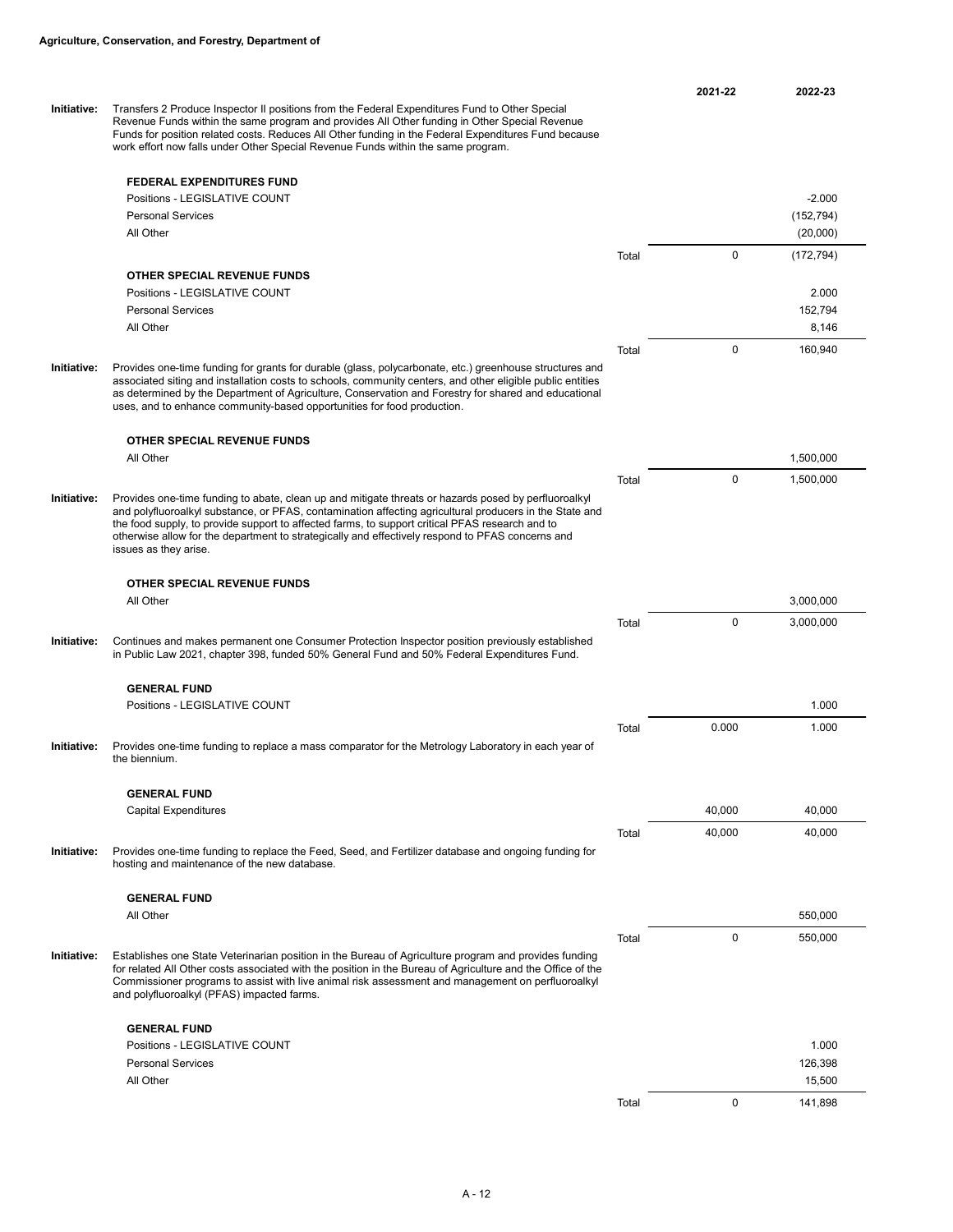**Agriculture, Conservation, and Forestry, Department of**

| | | | 2021-22 | 2022-23 |
|---|---|---|---|---|
| **Initiative:** | Transfers 2 Produce Inspector II positions from the Federal Expenditures Fund to Other Special Revenue Funds within the same program and provides All Other funding in Other Special Revenue Funds for position related costs. Reduces All Other funding in the Federal Expenditures Fund because work effort now falls under Other Special Revenue Funds within the same program. | | | |
| | **FEDERAL EXPENDITURES FUND** | | | |
| | Positions - LEGISLATIVE COUNT | | | -2.000 |
| | Personal Services | | | (152,794) |
| | All Other | | | (20,000) |
| | | Total | 0 | (172,794) |
| | **OTHER SPECIAL REVENUE FUNDS** | | | |
| | Positions - LEGISLATIVE COUNT | | | 2.000 |
| | Personal Services | | | 152,794 |
| | All Other | | | 8,146 |
| | | Total | 0 | 160,940 |
| **Initiative:** | Provides one-time funding for grants for durable (glass, polycarbonate, etc.) greenhouse structures and associated siting and installation costs to schools, community centers, and other eligible public entities as determined by the Department of Agriculture, Conservation and Forestry for shared and educational uses, and to enhance community-based opportunities for food production. | | | |
| | **OTHER SPECIAL REVENUE FUNDS** | | | |
| | All Other | | | 1,500,000 |
| | | Total | 0 | 1,500,000 |
| **Initiative:** | Provides one-time funding to abate, clean up and mitigate threats or hazards posed by perfluoroalkyl and polyfluoroalkyl substance, or PFAS, contamination affecting agricultural producers in the State and the food supply, to provide support to affected farms, to support critical PFAS research and to otherwise allow for the department to strategically and effectively respond to PFAS concerns and issues as they arise. | | | |
| | **OTHER SPECIAL REVENUE FUNDS** | | | |
| | All Other | | | 3,000,000 |
| | | Total | 0 | 3,000,000 |
| **Initiative:** | Continues and makes permanent one Consumer Protection Inspector position previously established in Public Law 2021, chapter 398, funded 50% General Fund and 50% Federal Expenditures Fund. | | | |
| | **GENERAL FUND** | | | |
| | Positions - LEGISLATIVE COUNT | | | 1.000 |
| | | Total | 0.000 | 1.000 |
| **Initiative:** | Provides one-time funding to replace a mass comparator for the Metrology Laboratory in each year of the biennium. | | | |
| | **GENERAL FUND** | | | |
| | Capital Expenditures | | 40,000 | 40,000 |
| | | Total | 40,000 | 40,000 |
| **Initiative:** | Provides one-time funding to replace the Feed, Seed, and Fertilizer database and ongoing funding for hosting and maintenance of the new database. | | | |
| | **GENERAL FUND** | | | |
| | All Other | | | 550,000 |
| | | Total | 0 | 550,000 |
| **Initiative:** | Establishes one State Veterinarian position in the Bureau of Agriculture program and provides funding for related All Other costs associated with the position in the Bureau of Agriculture and the Office of the Commissioner programs to assist with live animal risk assessment and management on perfluoroalkyl and polyfluoroalkyl (PFAS) impacted farms. | | | |
| | **GENERAL FUND** | | | |
| | Positions - LEGISLATIVE COUNT | | | 1.000 |
| | Personal Services | | | 126,398 |
| | All Other | | | 15,500 |
| | | Total | 0 | 141,898 |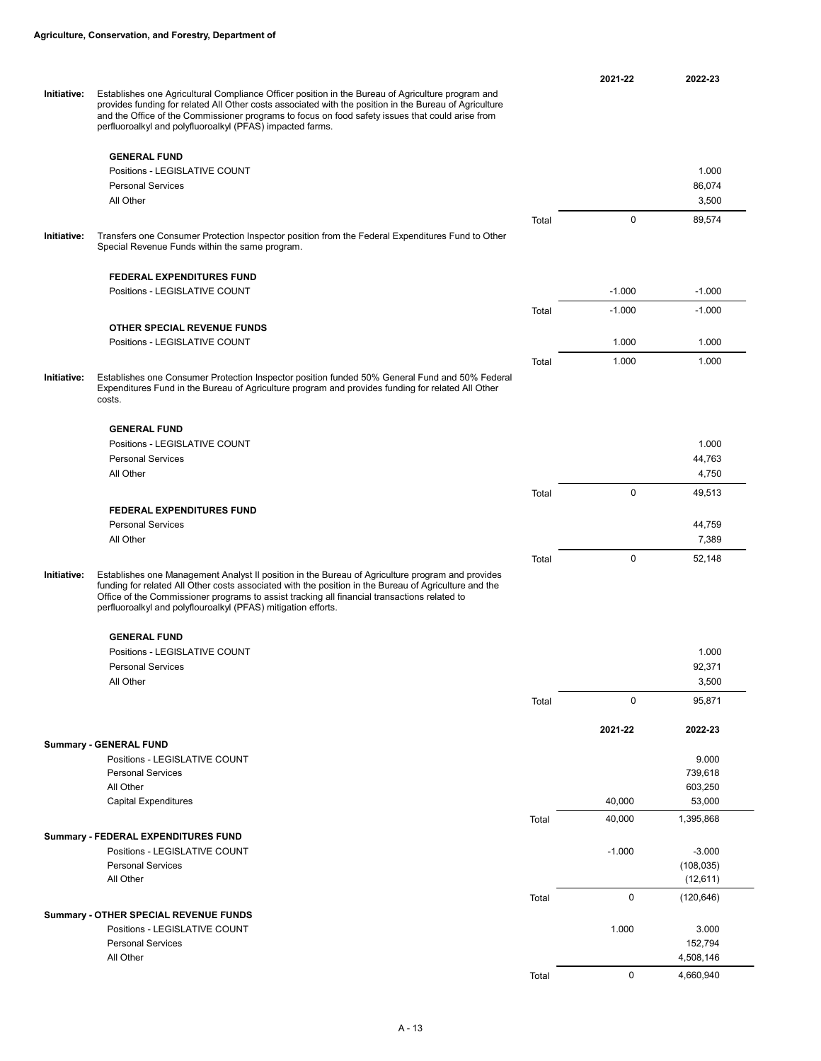**Agriculture, Conservation, and Forestry, Department of**

| | | | 2021-22 | 2022-23 |
|---|---|---|---|---|
| **Initiative:** | Establishes one Agricultural Compliance Officer position in the Bureau of Agriculture program and provides funding for related All Other costs associated with the position in the Bureau of Agriculture and the Office of the Commissioner programs to focus on food safety issues that could arise from perfluoroalkyl and polyfluoroalkyl (PFAS) impacted farms. | | | |
| | **GENERAL FUND** | | | |
| | Positions - LEGISLATIVE COUNT | | | 1.000 |
| | Personal Services | | | 86,074 |
| | All Other | | | 3,500 |
| | | Total | 0 | 89,574 |
| **Initiative:** | Transfers one Consumer Protection Inspector position from the Federal Expenditures Fund to Other Special Revenue Funds within the same program. | | | |
| | **FEDERAL EXPENDITURES FUND** | | | |
| | Positions - LEGISLATIVE COUNT | | -1.000 | -1.000 |
| | | Total | -1.000 | -1.000 |
| | **OTHER SPECIAL REVENUE FUNDS** | | | |
| | Positions - LEGISLATIVE COUNT | | 1.000 | 1.000 |
| | | Total | 1.000 | 1.000 |
| **Initiative:** | Establishes one Consumer Protection Inspector position funded 50% General Fund and 50% Federal Expenditures Fund in the Bureau of Agriculture program and provides funding for related All Other costs. | | | |
| | **GENERAL FUND** | | | |
| | Positions - LEGISLATIVE COUNT | | | 1.000 |
| | Personal Services | | | 44,763 |
| | All Other | | | 4,750 |
| | | Total | 0 | 49,513 |
| | **FEDERAL EXPENDITURES FUND** | | | |
| | Personal Services | | | 44,759 |
| | All Other | | | 7,389 |
| | | Total | 0 | 52,148 |
| **Initiative:** | Establishes one Management Analyst II position in the Bureau of Agriculture program and provides funding for related All Other costs associated with the position in the Bureau of Agriculture and the Office of the Commissioner programs to assist tracking all financial transactions related to perfluoroalkyl and polyflouroalkyl (PFAS) mitigation efforts. | | | |
| | **GENERAL FUND** | | | |
| | Positions - LEGISLATIVE COUNT | | | 1.000 |
| | Personal Services | | | 92,371 |
| | All Other | | | 3,500 |
| | | Total | 0 | 95,871 |

| | | 2021-22 | 2022-23 |
|---|---|---|---|
| **Summary - GENERAL FUND** | | | |
| Positions - LEGISLATIVE COUNT | | | 9.000 |
| Personal Services | | | 739,618 |
| All Other | | | 603,250 |
| Capital Expenditures | | 40,000 | 53,000 |
| | Total | 40,000 | 1,395,868 |
| **Summary - FEDERAL EXPENDITURES FUND** | | | |
| Positions - LEGISLATIVE COUNT | | -1.000 | -3.000 |
| Personal Services | | | (108,035) |
| All Other | | | (12,611) |
| | Total | 0 | (120,646) |
| **Summary - OTHER SPECIAL REVENUE FUNDS** | | | |
| Positions - LEGISLATIVE COUNT | | 1.000 | 3.000 |
| Personal Services | | | 152,794 |
| All Other | | | 4,508,146 |
| | Total | 0 | 4,660,940 |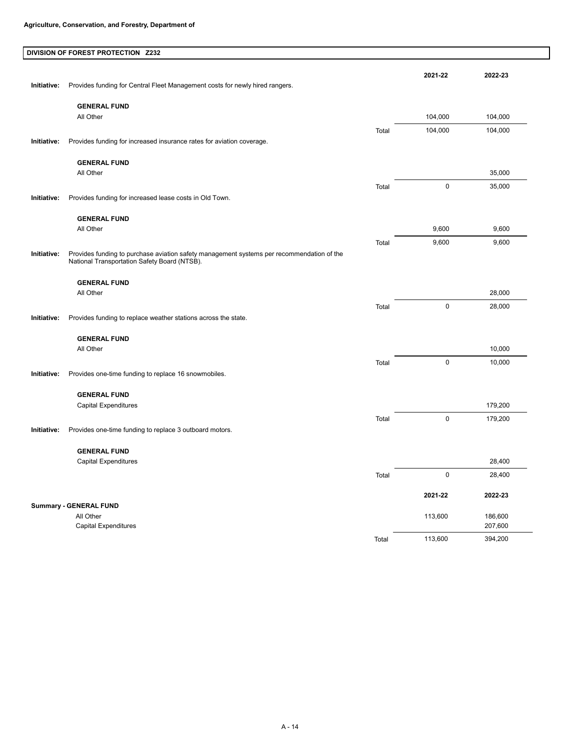**Agriculture, Conservation, and Forestry, Department of**

## DIVISION OF FOREST PROTECTION Z232

| | | | 2021-22 | 2022-23 |
|---|---|---|---|---|
| **Initiative:** | Provides funding for Central Fleet Management costs for newly hired rangers. | | | |
| | **GENERAL FUND** | | | |
| | All Other | | 104,000 | 104,000 |
| | | Total | 104,000 | 104,000 |
| **Initiative:** | Provides funding for increased insurance rates for aviation coverage. | | | |
| | **GENERAL FUND** | | | |
| | All Other | | | 35,000 |
| | | Total | 0 | 35,000 |
| **Initiative:** | Provides funding for increased lease costs in Old Town. | | | |
| | **GENERAL FUND** | | | |
| | All Other | | 9,600 | 9,600 |
| | | Total | 9,600 | 9,600 |
| **Initiative:** | Provides funding to purchase aviation safety management systems per recommendation of the National Transportation Safety Board (NTSB). | | | |
| | **GENERAL FUND** | | | |
| | All Other | | | 28,000 |
| | | Total | 0 | 28,000 |
| **Initiative:** | Provides funding to replace weather stations across the state. | | | |
| | **GENERAL FUND** | | | |
| | All Other | | | 10,000 |
| | | Total | 0 | 10,000 |
| **Initiative:** | Provides one-time funding to replace 16 snowmobiles. | | | |
| | **GENERAL FUND** | | | |
| | Capital Expenditures | | | 179,200 |
| | | Total | 0 | 179,200 |
| **Initiative:** | Provides one-time funding to replace 3 outboard motors. | | | |
| | **GENERAL FUND** | | | |
| | Capital Expenditures | | | 28,400 |
| | | Total | 0 | 28,400 |

| **Summary - GENERAL FUND** | | 2021-22 | 2022-23 |
|---|---|---|---|
| All Other | | 113,600 | 186,600 |
| Capital Expenditures | | | 207,600 |
| | Total | 113,600 | 394,200 |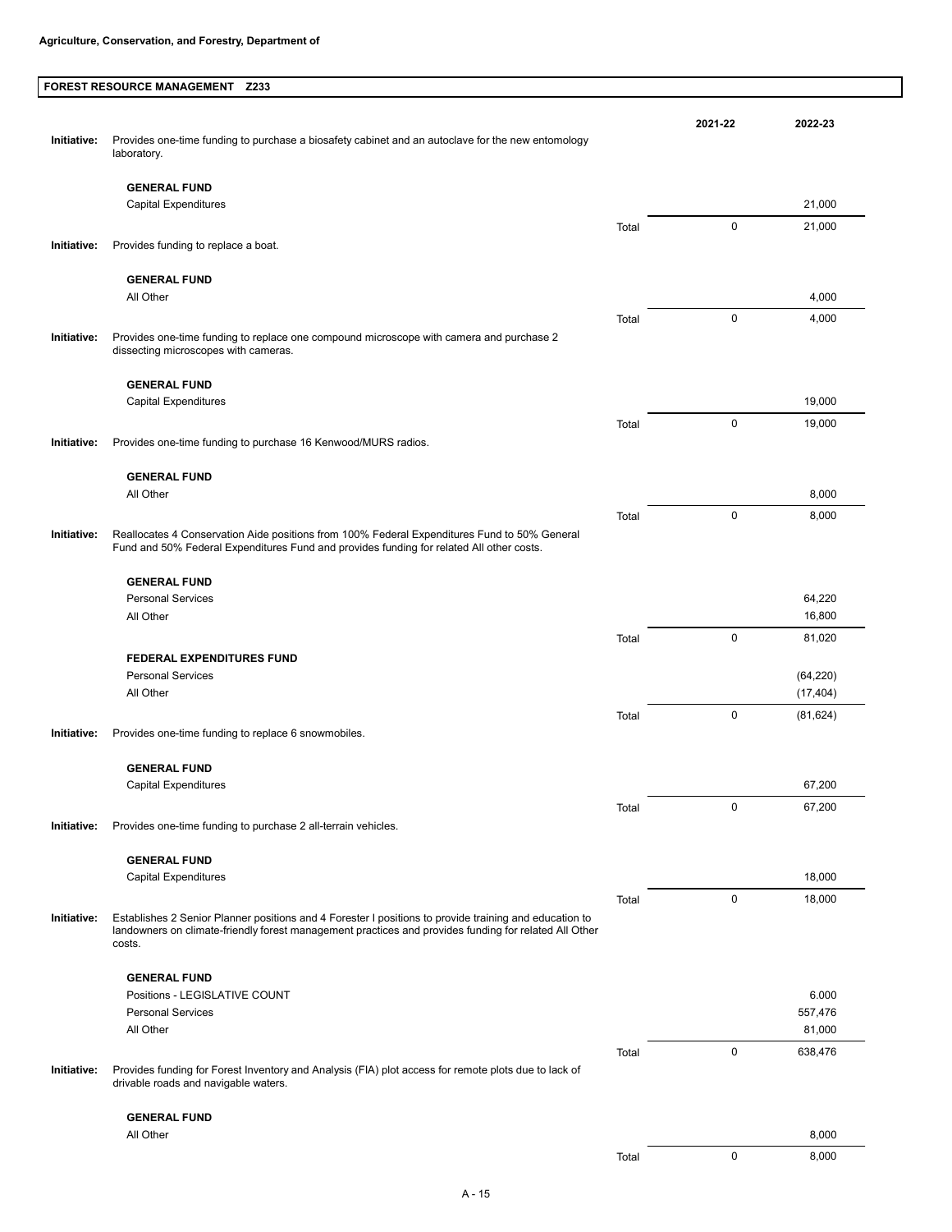**Agriculture, Conservation, and Forestry, Department of**

## FOREST RESOURCE MANAGEMENT Z233

| | | | 2021-22 | 2022-23 |
|---|---|---|---|---|
| **Initiative:** | Provides one-time funding to purchase a biosafety cabinet and an autoclave for the new entomology laboratory. | | | |
| | **GENERAL FUND** | | | |
| | Capital Expenditures | | | 21,000 |
| | | Total | 0 | 21,000 |
| **Initiative:** | Provides funding to replace a boat. | | | |
| | **GENERAL FUND** | | | |
| | All Other | | | 4,000 |
| | | Total | 0 | 4,000 |
| **Initiative:** | Provides one-time funding to replace one compound microscope with camera and purchase 2 dissecting microscopes with cameras. | | | |
| | **GENERAL FUND** | | | |
| | Capital Expenditures | | | 19,000 |
| | | Total | 0 | 19,000 |
| **Initiative:** | Provides one-time funding to purchase 16 Kenwood/MURS radios. | | | |
| | **GENERAL FUND** | | | |
| | All Other | | | 8,000 |
| | | Total | 0 | 8,000 |
| **Initiative:** | Reallocates 4 Conservation Aide positions from 100% Federal Expenditures Fund to 50% General Fund and 50% Federal Expenditures Fund and provides funding for related All other costs. | | | |
| | **GENERAL FUND** | | | |
| | Personal Services | | | 64,220 |
| | All Other | | | 16,800 |
| | | Total | 0 | 81,020 |
| | **FEDERAL EXPENDITURES FUND** | | | |
| | Personal Services | | | (64,220) |
| | All Other | | | (17,404) |
| | | Total | 0 | (81,624) |
| **Initiative:** | Provides one-time funding to replace 6 snowmobiles. | | | |
| | **GENERAL FUND** | | | |
| | Capital Expenditures | | | 67,200 |
| | | Total | 0 | 67,200 |
| **Initiative:** | Provides one-time funding to purchase 2 all-terrain vehicles. | | | |
| | **GENERAL FUND** | | | |
| | Capital Expenditures | | | 18,000 |
| | | Total | 0 | 18,000 |
| **Initiative:** | Establishes 2 Senior Planner positions and 4 Forester I positions to provide training and education to landowners on climate-friendly forest management practices and provides funding for related All Other costs. | | | |
| | **GENERAL FUND** | | | |
| | Positions - LEGISLATIVE COUNT | | | 6.000 |
| | Personal Services | | | 557,476 |
| | All Other | | | 81,000 |
| | | Total | 0 | 638,476 |
| **Initiative:** | Provides funding for Forest Inventory and Analysis (FIA) plot access for remote plots due to lack of drivable roads and navigable waters. | | | |
| | **GENERAL FUND** | | | |
| | All Other | | | 8,000 |
| | | Total | 0 | 8,000 |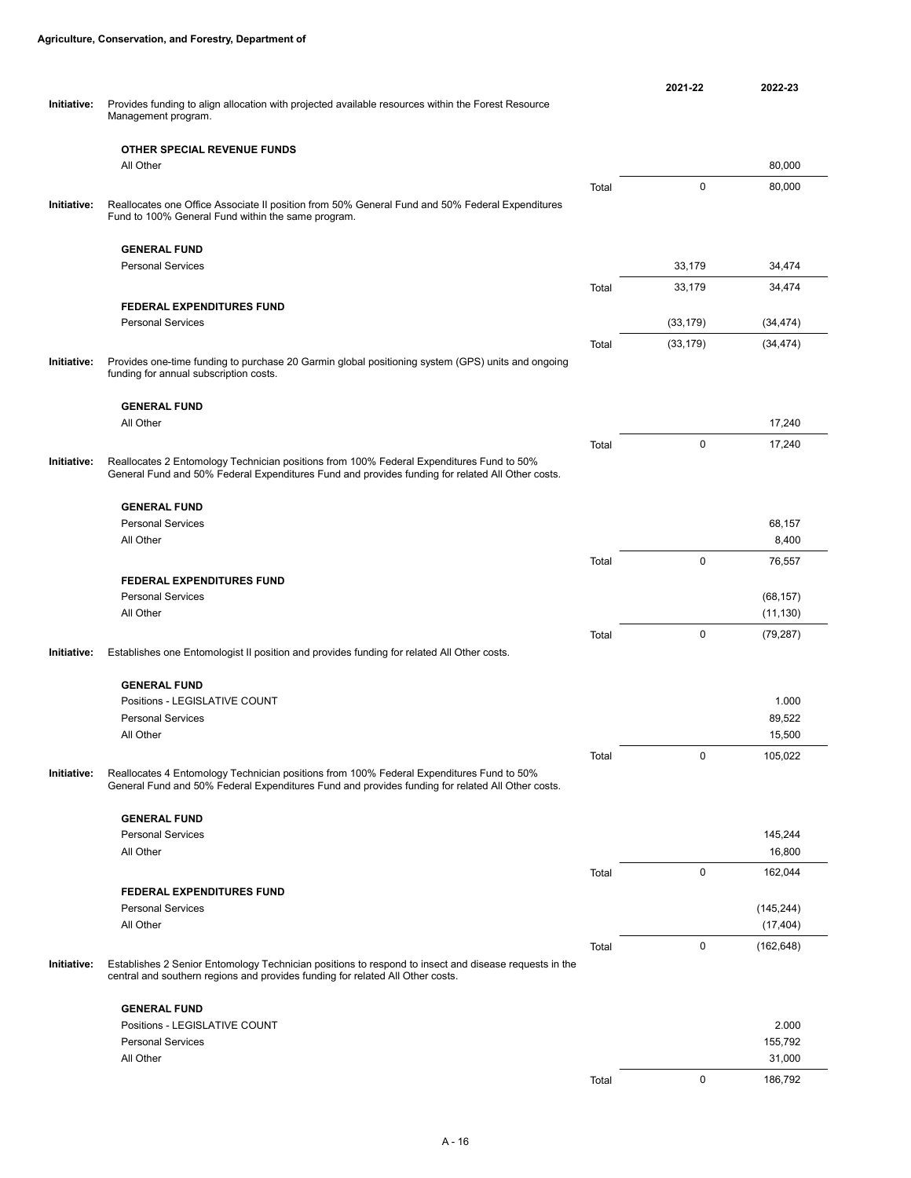**Agriculture, Conservation, and Forestry, Department of**

| | | | 2021-22 | 2022-23 |
|---|---|---|---|---|
| **Initiative:** | Provides funding to align allocation with projected available resources within the Forest Resource Management program. | | | |
| | **OTHER SPECIAL REVENUE FUNDS** | | | |
| | All Other | | | 80,000 |
| | | Total | 0 | 80,000 |
| **Initiative:** | Reallocates one Office Associate II position from 50% General Fund and 50% Federal Expenditures Fund to 100% General Fund within the same program. | | | |
| | **GENERAL FUND** | | | |
| | Personal Services | | 33,179 | 34,474 |
| | | Total | 33,179 | 34,474 |
| | **FEDERAL EXPENDITURES FUND** | | | |
| | Personal Services | | (33,179) | (34,474) |
| | | Total | (33,179) | (34,474) |
| **Initiative:** | Provides one-time funding to purchase 20 Garmin global positioning system (GPS) units and ongoing funding for annual subscription costs. | | | |
| | **GENERAL FUND** | | | |
| | All Other | | | 17,240 |
| | | Total | 0 | 17,240 |
| **Initiative:** | Reallocates 2 Entomology Technician positions from 100% Federal Expenditures Fund to 50% General Fund and 50% Federal Expenditures Fund and provides funding for related All Other costs. | | | |
| | **GENERAL FUND** | | | |
| | Personal Services | | | 68,157 |
| | All Other | | | 8,400 |
| | | Total | 0 | 76,557 |
| | **FEDERAL EXPENDITURES FUND** | | | |
| | Personal Services | | | (68,157) |
| | All Other | | | (11,130) |
| | | Total | 0 | (79,287) |
| **Initiative:** | Establishes one Entomologist II position and provides funding for related All Other costs. | | | |
| | **GENERAL FUND** | | | |
| | Positions - LEGISLATIVE COUNT | | | 1.000 |
| | Personal Services | | | 89,522 |
| | All Other | | | 15,500 |
| | | Total | 0 | 105,022 |
| **Initiative:** | Reallocates 4 Entomology Technician positions from 100% Federal Expenditures Fund to 50% General Fund and 50% Federal Expenditures Fund and provides funding for related All Other costs. | | | |
| | **GENERAL FUND** | | | |
| | Personal Services | | | 145,244 |
| | All Other | | | 16,800 |
| | | Total | 0 | 162,044 |
| | **FEDERAL EXPENDITURES FUND** | | | |
| | Personal Services | | | (145,244) |
| | All Other | | | (17,404) |
| | | Total | 0 | (162,648) |
| **Initiative:** | Establishes 2 Senior Entomology Technician positions to respond to insect and disease requests in the central and southern regions and provides funding for related All Other costs. | | | |
| | **GENERAL FUND** | | | |
| | Positions - LEGISLATIVE COUNT | | | 2.000 |
| | Personal Services | | | 155,792 |
| | All Other | | | 31,000 |
| | | Total | 0 | 186,792 |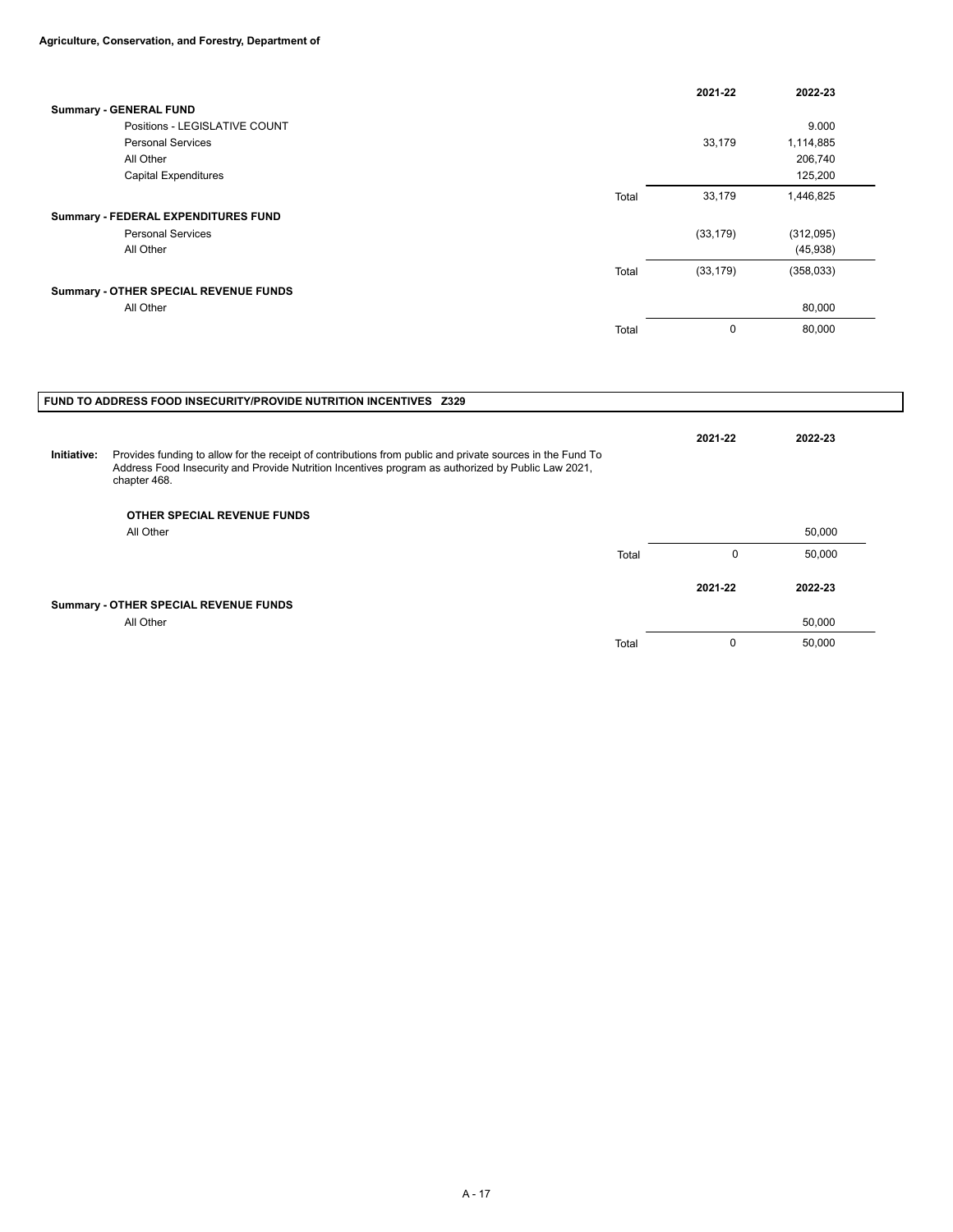**Agriculture, Conservation, and Forestry, Department of**

| | | 2021-22 | 2022-23 |
|---|---|---|---|
| **Summary - GENERAL FUND** | | | |
| Positions - LEGISLATIVE COUNT | | | 9.000 |
| Personal Services | | 33,179 | 1,114,885 |
| All Other | | | 206,740 |
| Capital Expenditures | | | 125,200 |
| | Total | 33,179 | 1,446,825 |
| **Summary - FEDERAL EXPENDITURES FUND** | | | |
| Personal Services | | (33,179) | (312,095) |
| All Other | | | (45,938) |
| | Total | (33,179) | (358,033) |
| **Summary - OTHER SPECIAL REVENUE FUNDS** | | | |
| All Other | | | 80,000 |
| | Total | 0 | 80,000 |

## FUND TO ADDRESS FOOD INSECURITY/PROVIDE NUTRITION INCENTIVES Z329

**Initiative:** Provides funding to allow for the receipt of contributions from public and private sources in the Fund To Address Food Insecurity and Provide Nutrition Incentives program as authorized by Public Law 2021, chapter 468.

| | | 2021-22 | 2022-23 |
|---|---|---|---|
| **OTHER SPECIAL REVENUE FUNDS** | | | |
| All Other | | | 50,000 |
| | Total | 0 | 50,000 |

| | | 2021-22 | 2022-23 |
|---|---|---|---|
| **Summary - OTHER SPECIAL REVENUE FUNDS** | | | |
| All Other | | | 50,000 |
| | Total | 0 | 50,000 |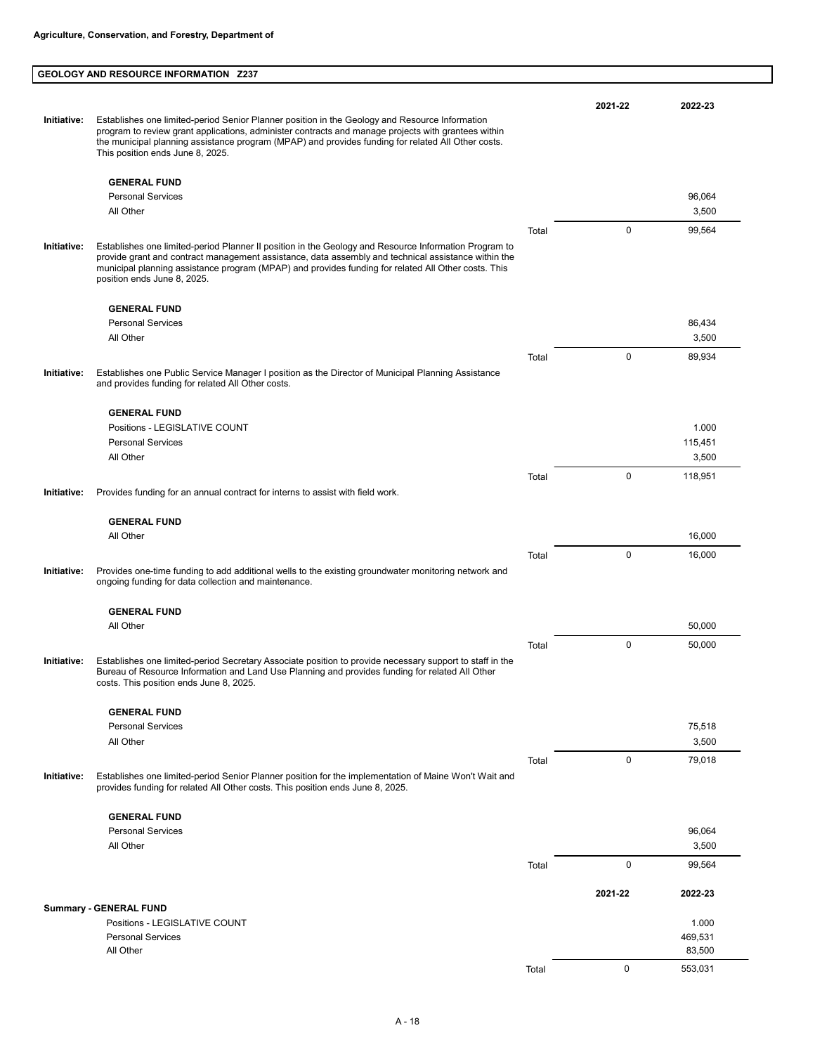**Agriculture, Conservation, and Forestry, Department of**

## GEOLOGY AND RESOURCE INFORMATION Z237

| | | | 2021-22 | 2022-23 |
|---|---|---|---|---|
| **Initiative:** | Establishes one limited-period Senior Planner position in the Geology and Resource Information program to review grant applications, administer contracts and manage projects with grantees within the municipal planning assistance program (MPAP) and provides funding for related All Other costs. This position ends June 8, 2025. | | | |
| | **GENERAL FUND** | | | |
| | Personal Services | | | 96,064 |
| | All Other | | | 3,500 |
| | | Total | 0 | 99,564 |
| **Initiative:** | Establishes one limited-period Planner II position in the Geology and Resource Information Program to provide grant and contract management assistance, data assembly and technical assistance within the municipal planning assistance program (MPAP) and provides funding for related All Other costs. This position ends June 8, 2025. | | | |
| | **GENERAL FUND** | | | |
| | Personal Services | | | 86,434 |
| | All Other | | | 3,500 |
| | | Total | 0 | 89,934 |
| **Initiative:** | Establishes one Public Service Manager I position as the Director of Municipal Planning Assistance and provides funding for related All Other costs. | | | |
| | **GENERAL FUND** | | | |
| | Positions - LEGISLATIVE COUNT | | | 1.000 |
| | Personal Services | | | 115,451 |
| | All Other | | | 3,500 |
| | | Total | 0 | 118,951 |
| **Initiative:** | Provides funding for an annual contract for interns to assist with field work. | | | |
| | **GENERAL FUND** | | | |
| | All Other | | | 16,000 |
| | | Total | 0 | 16,000 |
| **Initiative:** | Provides one-time funding to add additional wells to the existing groundwater monitoring network and ongoing funding for data collection and maintenance. | | | |
| | **GENERAL FUND** | | | |
| | All Other | | | 50,000 |
| | | Total | 0 | 50,000 |
| **Initiative:** | Establishes one limited-period Secretary Associate position to provide necessary support to staff in the Bureau of Resource Information and Land Use Planning and provides funding for related All Other costs. This position ends June 8, 2025. | | | |
| | **GENERAL FUND** | | | |
| | Personal Services | | | 75,518 |
| | All Other | | | 3,500 |
| | | Total | 0 | 79,018 |
| **Initiative:** | Establishes one limited-period Senior Planner position for the implementation of Maine Won't Wait and provides funding for related All Other costs. This position ends June 8, 2025. | | | |
| | **GENERAL FUND** | | | |
| | Personal Services | | | 96,064 |
| | All Other | | | 3,500 |
| | | Total | 0 | 99,564 |

| | | 2021-22 | 2022-23 |
|---|---|---|---|
| **Summary - GENERAL FUND** | | | |
| Positions - LEGISLATIVE COUNT | | | 1.000 |
| Personal Services | | | 469,531 |
| All Other | | | 83,500 |
| | Total | 0 | 553,031 |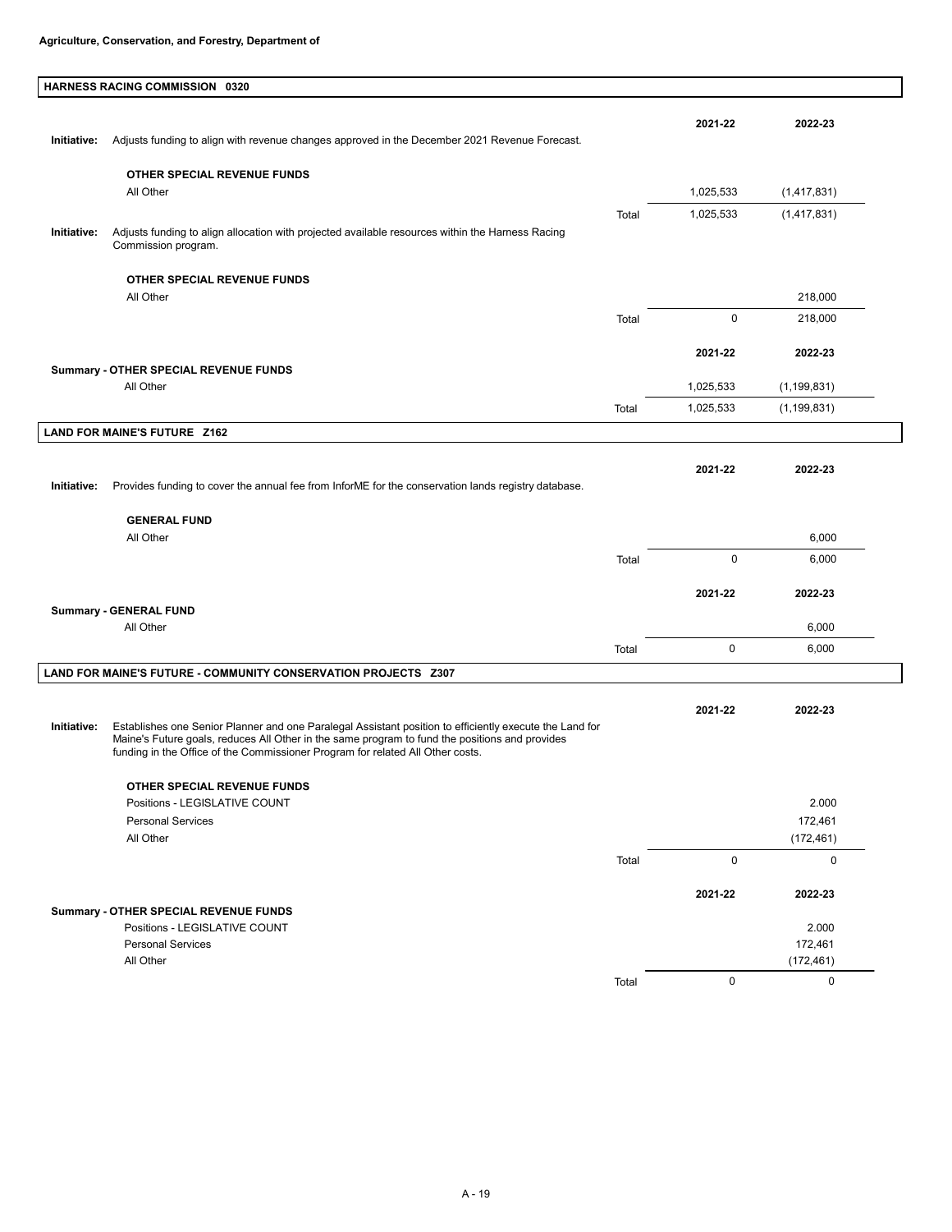**Agriculture, Conservation, and Forestry, Department of**

## HARNESS RACING COMMISSION 0320

| | | | 2021-22 | 2022-23 |
|---|---|---|---|---|
| **Initiative:** | Adjusts funding to align with revenue changes approved in the December 2021 Revenue Forecast. | | | |
| | **OTHER SPECIAL REVENUE FUNDS** | | | |
| | All Other | | 1,025,533 | (1,417,831) |
| | | Total | 1,025,533 | (1,417,831) |
| **Initiative:** | Adjusts funding to align allocation with projected available resources within the Harness Racing Commission program. | | | |
| | **OTHER SPECIAL REVENUE FUNDS** | | | |
| | All Other | | | 218,000 |
| | | Total | 0 | 218,000 |

| | | 2021-22 | 2022-23 |
|---|---|---|---|
| **Summary - OTHER SPECIAL REVENUE FUNDS** | | | |
| All Other | | 1,025,533 | (1,199,831) |
| | Total | 1,025,533 | (1,199,831) |

## LAND FOR MAINE'S FUTURE Z162

| | | | 2021-22 | 2022-23 |
|---|---|---|---|---|
| **Initiative:** | Provides funding to cover the annual fee from InforME for the conservation lands registry database. | | | |
| | **GENERAL FUND** | | | |
| | All Other | | | 6,000 |
| | | Total | 0 | 6,000 |

| | | 2021-22 | 2022-23 |
|---|---|---|---|
| **Summary - GENERAL FUND** | | | |
| All Other | | | 6,000 |
| | Total | 0 | 6,000 |

## LAND FOR MAINE'S FUTURE - COMMUNITY CONSERVATION PROJECTS Z307

| | | | 2021-22 | 2022-23 |
|---|---|---|---|---|
| **Initiative:** | Establishes one Senior Planner and one Paralegal Assistant position to efficiently execute the Land for Maine's Future goals, reduces All Other in the same program to fund the positions and provides funding in the Office of the Commissioner Program for related All Other costs. | | | |
| | **OTHER SPECIAL REVENUE FUNDS** | | | |
| | Positions - LEGISLATIVE COUNT | | | 2.000 |
| | Personal Services | | | 172,461 |
| | All Other | | | (172,461) |
| | | Total | 0 | 0 |

| | | 2021-22 | 2022-23 |
|---|---|---|---|
| **Summary - OTHER SPECIAL REVENUE FUNDS** | | | |
| Positions - LEGISLATIVE COUNT | | | 2.000 |
| Personal Services | | | 172,461 |
| All Other | | | (172,461) |
| | Total | 0 | 0 |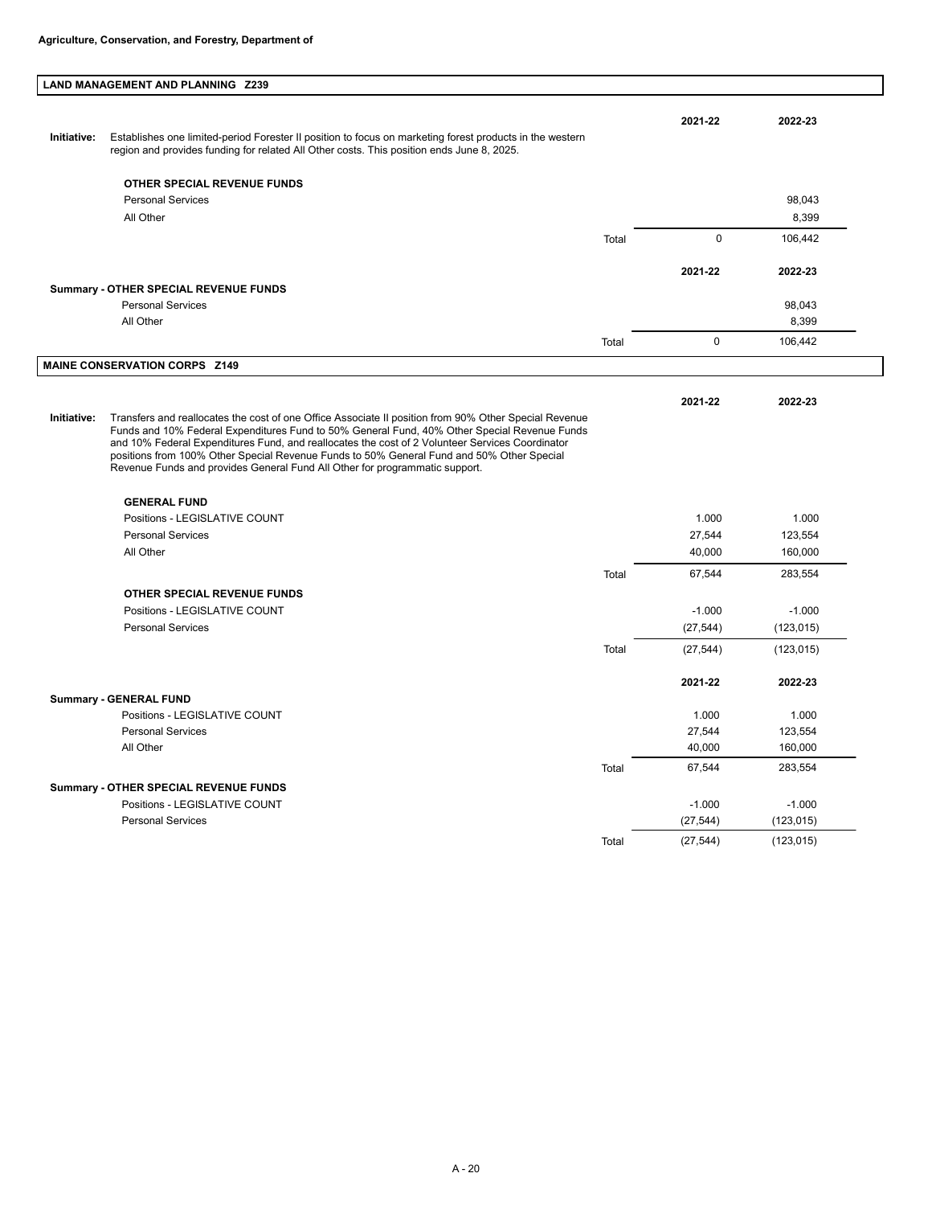**Agriculture, Conservation, and Forestry, Department of**

## LAND MANAGEMENT AND PLANNING Z239

**Initiative:** Establishes one limited-period Forester II position to focus on marketing forest products in the western region and provides funding for related All Other costs. This position ends June 8, 2025.

| | | 2021-22 | 2022-23 |
|---|---|---|---|
| **OTHER SPECIAL REVENUE FUNDS** | | | |
| Personal Services | | | 98,043 |
| All Other | | | 8,399 |
| | Total | 0 | 106,442 |

| | | 2021-22 | 2022-23 |
|---|---|---|---|
| **Summary - OTHER SPECIAL REVENUE FUNDS** | | | |
| Personal Services | | | 98,043 |
| All Other | | | 8,399 |
| | Total | 0 | 106,442 |

## MAINE CONSERVATION CORPS Z149

**Initiative:** Transfers and reallocates the cost of one Office Associate II position from 90% Other Special Revenue Funds and 10% Federal Expenditures Fund to 50% General Fund, 40% Other Special Revenue Funds and 10% Federal Expenditures Fund, and reallocates the cost of 2 Volunteer Services Coordinator positions from 100% Other Special Revenue Funds to 50% General Fund and 50% Other Special Revenue Funds and provides General Fund All Other for programmatic support.

| | | 2021-22 | 2022-23 |
|---|---|---|---|
| **GENERAL FUND** | | | |
| Positions - LEGISLATIVE COUNT | | 1.000 | 1.000 |
| Personal Services | | 27,544 | 123,554 |
| All Other | | 40,000 | 160,000 |
| | Total | 67,544 | 283,554 |
| **OTHER SPECIAL REVENUE FUNDS** | | | |
| Positions - LEGISLATIVE COUNT | | -1.000 | -1.000 |
| Personal Services | | (27,544) | (123,015) |
| | Total | (27,544) | (123,015) |

| | | 2021-22 | 2022-23 |
|---|---|---|---|
| **Summary - GENERAL FUND** | | | |
| Positions - LEGISLATIVE COUNT | | 1.000 | 1.000 |
| Personal Services | | 27,544 | 123,554 |
| All Other | | 40,000 | 160,000 |
| | Total | 67,544 | 283,554 |
| **Summary - OTHER SPECIAL REVENUE FUNDS** | | | |
| Positions - LEGISLATIVE COUNT | | -1.000 | -1.000 |
| Personal Services | | (27,544) | (123,015) |
| | Total | (27,544) | (123,015) |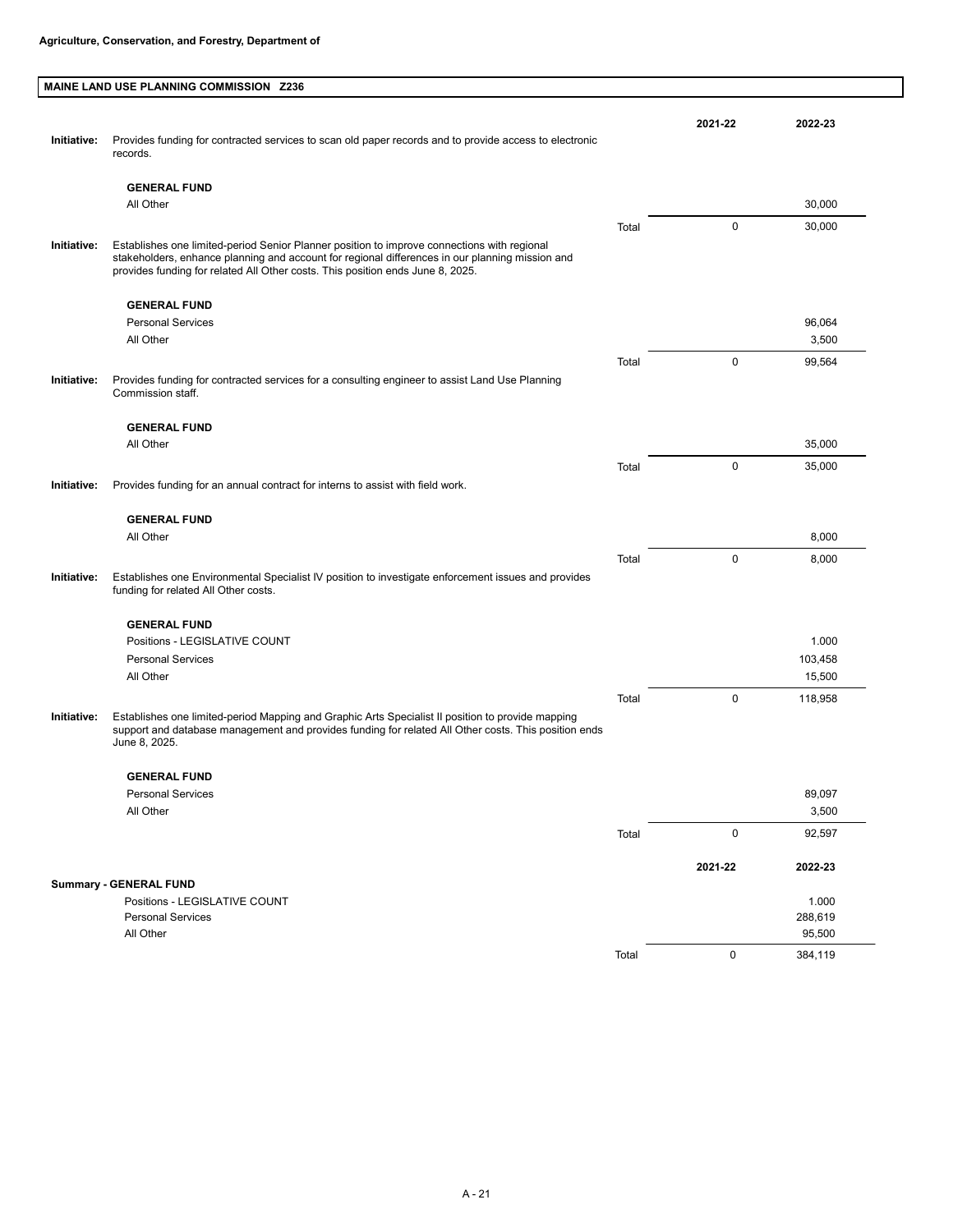**Agriculture, Conservation, and Forestry, Department of**

## MAINE LAND USE PLANNING COMMISSION Z236

| | | | 2021-22 | 2022-23 |
|---|---|---|---|---|
| **Initiative:** | Provides funding for contracted services to scan old paper records and to provide access to electronic records. | | | |
| | **GENERAL FUND** | | | |
| | All Other | | | 30,000 |
| | | Total | 0 | 30,000 |
| **Initiative:** | Establishes one limited-period Senior Planner position to improve connections with regional stakeholders, enhance planning and account for regional differences in our planning mission and provides funding for related All Other costs. This position ends June 8, 2025. | | | |
| | **GENERAL FUND** | | | |
| | Personal Services | | | 96,064 |
| | All Other | | | 3,500 |
| | | Total | 0 | 99,564 |
| **Initiative:** | Provides funding for contracted services for a consulting engineer to assist Land Use Planning Commission staff. | | | |
| | **GENERAL FUND** | | | |
| | All Other | | | 35,000 |
| | | Total | 0 | 35,000 |
| **Initiative:** | Provides funding for an annual contract for interns to assist with field work. | | | |
| | **GENERAL FUND** | | | |
| | All Other | | | 8,000 |
| | | Total | 0 | 8,000 |
| **Initiative:** | Establishes one Environmental Specialist IV position to investigate enforcement issues and provides funding for related All Other costs. | | | |
| | **GENERAL FUND** | | | |
| | Positions - LEGISLATIVE COUNT | | | 1.000 |
| | Personal Services | | | 103,458 |
| | All Other | | | 15,500 |
| | | Total | 0 | 118,958 |
| **Initiative:** | Establishes one limited-period Mapping and Graphic Arts Specialist II position to provide mapping support and database management and provides funding for related All Other costs. This position ends June 8, 2025. | | | |
| | **GENERAL FUND** | | | |
| | Personal Services | | | 89,097 |
| | All Other | | | 3,500 |
| | | Total | 0 | 92,597 |

| **Summary - GENERAL FUND** | | 2021-22 | 2022-23 |
|---|---|---|---|
| Positions - LEGISLATIVE COUNT | | | 1.000 |
| Personal Services | | | 288,619 |
| All Other | | | 95,500 |
| | Total | 0 | 384,119 |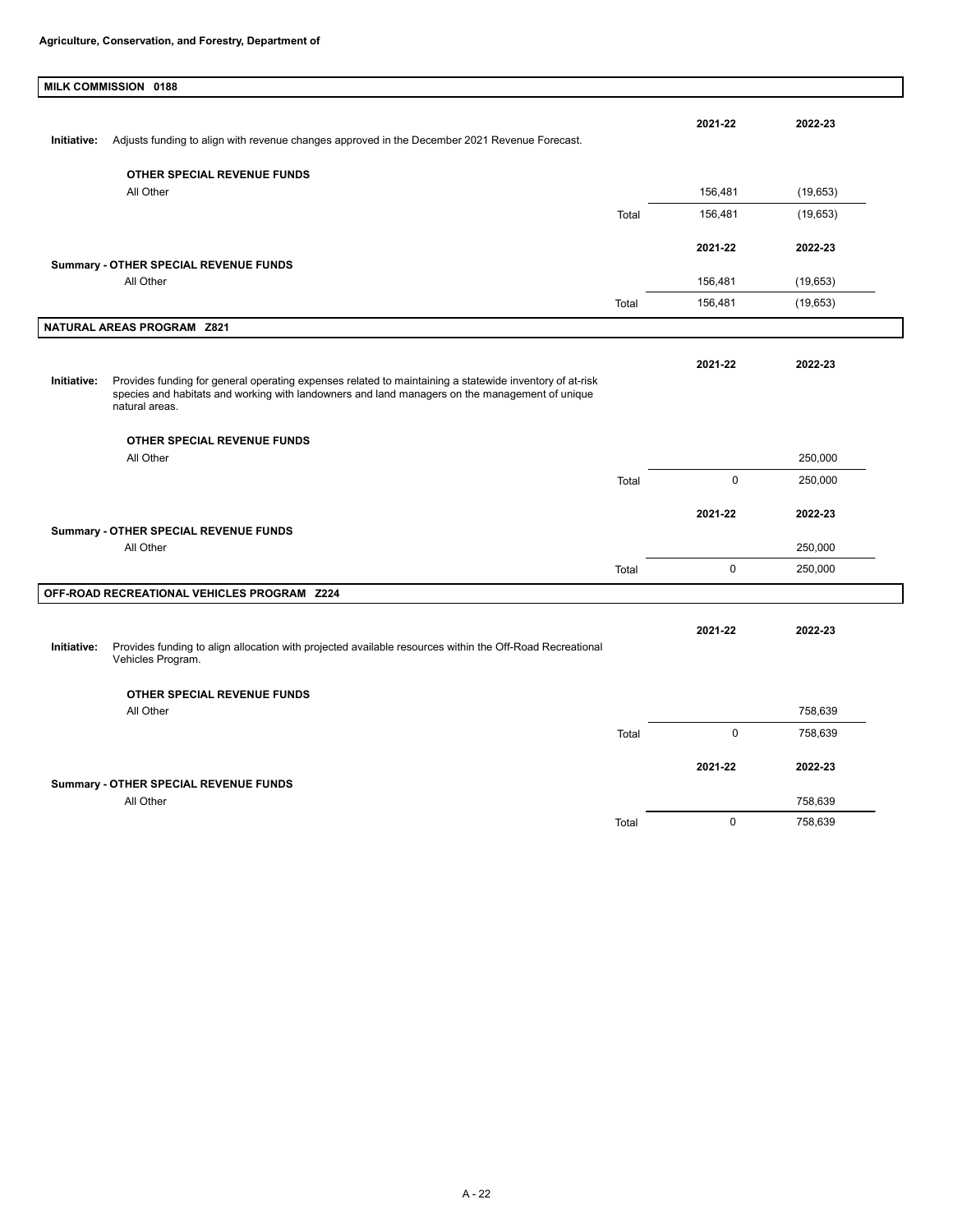**Agriculture, Conservation, and Forestry, Department of**

## MILK COMMISSION 0188

| | | 2021-22 | 2022-23 |
|---|---|---|---|
| **Initiative:** Adjusts funding to align with revenue changes approved in the December 2021 Revenue Forecast. | | | |
| **OTHER SPECIAL REVENUE FUNDS** | | | |
| All Other | | 156,481 | (19,653) |
| | Total | 156,481 | (19,653) |

| | | 2021-22 | 2022-23 |
|---|---|---|---|
| **Summary - OTHER SPECIAL REVENUE FUNDS** | | | |
| All Other | | 156,481 | (19,653) |
| | Total | 156,481 | (19,653) |

## NATURAL AREAS PROGRAM Z821

| | | 2021-22 | 2022-23 |
|---|---|---|---|
| **Initiative:** Provides funding for general operating expenses related to maintaining a statewide inventory of at-risk species and habitats and working with landowners and land managers on the management of unique natural areas. | | | |
| **OTHER SPECIAL REVENUE FUNDS** | | | |
| All Other | | | 250,000 |
| | Total | 0 | 250,000 |

| | | 2021-22 | 2022-23 |
|---|---|---|---|
| **Summary - OTHER SPECIAL REVENUE FUNDS** | | | |
| All Other | | | 250,000 |
| | Total | 0 | 250,000 |

## OFF-ROAD RECREATIONAL VEHICLES PROGRAM Z224

| | | 2021-22 | 2022-23 |
|---|---|---|---|
| **Initiative:** Provides funding to align allocation with projected available resources within the Off-Road Recreational Vehicles Program. | | | |
| **OTHER SPECIAL REVENUE FUNDS** | | | |
| All Other | | | 758,639 |
| | Total | 0 | 758,639 |

| | | 2021-22 | 2022-23 |
|---|---|---|---|
| **Summary - OTHER SPECIAL REVENUE FUNDS** | | | |
| All Other | | | 758,639 |
| | Total | 0 | 758,639 |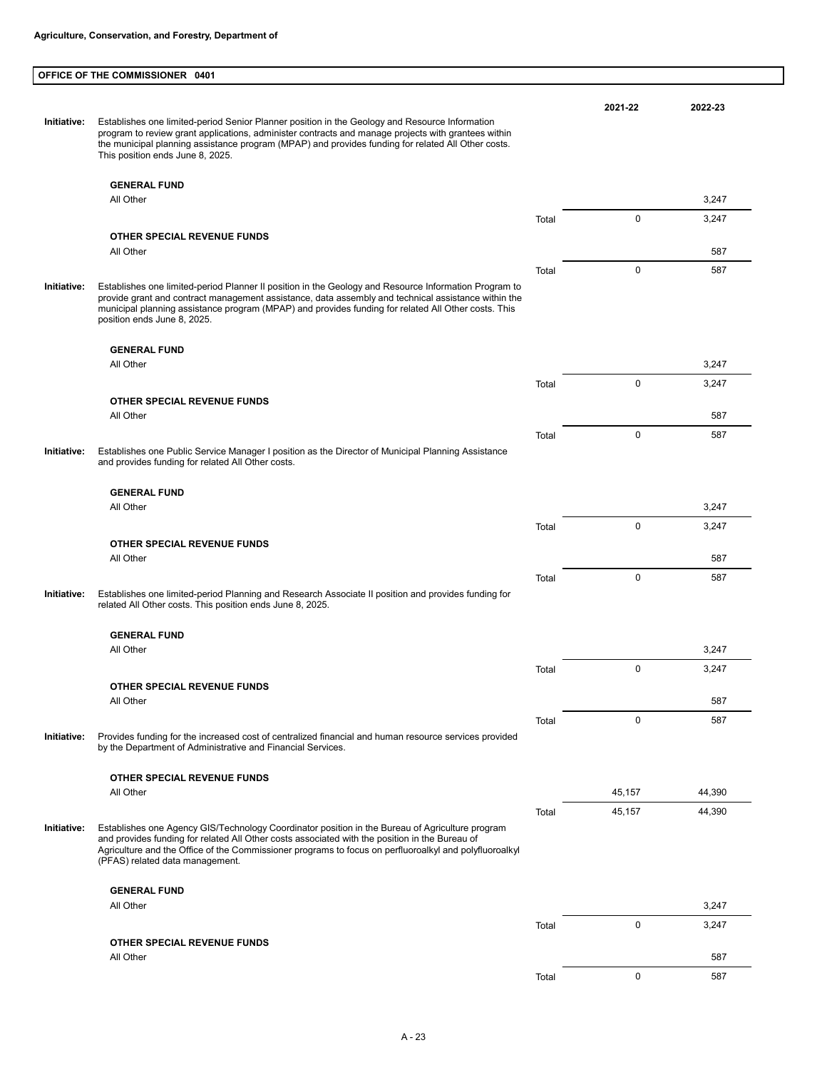**Agriculture, Conservation, and Forestry, Department of**

## OFFICE OF THE COMMISSIONER 0401

| | | | 2021-22 | 2022-23 |
|---|---|---|---|---|
| **Initiative:** | Establishes one limited-period Senior Planner position in the Geology and Resource Information program to review grant applications, administer contracts and manage projects with grantees within the municipal planning assistance program (MPAP) and provides funding for related All Other costs. This position ends June 8, 2025. | | | |
| | **GENERAL FUND** | | | |
| | All Other | | | 3,247 |
| | | Total | 0 | 3,247 |
| | **OTHER SPECIAL REVENUE FUNDS** | | | |
| | All Other | | | 587 |
| | | Total | 0 | 587 |
| **Initiative:** | Establishes one limited-period Planner II position in the Geology and Resource Information Program to provide grant and contract management assistance, data assembly and technical assistance within the municipal planning assistance program (MPAP) and provides funding for related All Other costs. This position ends June 8, 2025. | | | |
| | **GENERAL FUND** | | | |
| | All Other | | | 3,247 |
| | | Total | 0 | 3,247 |
| | **OTHER SPECIAL REVENUE FUNDS** | | | |
| | All Other | | | 587 |
| | | Total | 0 | 587 |
| **Initiative:** | Establishes one Public Service Manager I position as the Director of Municipal Planning Assistance and provides funding for related All Other costs. | | | |
| | **GENERAL FUND** | | | |
| | All Other | | | 3,247 |
| | | Total | 0 | 3,247 |
| | **OTHER SPECIAL REVENUE FUNDS** | | | |
| | All Other | | | 587 |
| | | Total | 0 | 587 |
| **Initiative:** | Establishes one limited-period Planning and Research Associate II position and provides funding for related All Other costs. This position ends June 8, 2025. | | | |
| | **GENERAL FUND** | | | |
| | All Other | | | 3,247 |
| | | Total | 0 | 3,247 |
| | **OTHER SPECIAL REVENUE FUNDS** | | | |
| | All Other | | | 587 |
| | | Total | 0 | 587 |
| **Initiative:** | Provides funding for the increased cost of centralized financial and human resource services provided by the Department of Administrative and Financial Services. | | | |
| | **OTHER SPECIAL REVENUE FUNDS** | | | |
| | All Other | | 45,157 | 44,390 |
| | | Total | 45,157 | 44,390 |
| **Initiative:** | Establishes one Agency GIS/Technology Coordinator position in the Bureau of Agriculture program and provides funding for related All Other costs associated with the position in the Bureau of Agriculture and the Office of the Commissioner programs to focus on perfluoroalkyl and polyfluoroalkyl (PFAS) related data management. | | | |
| | **GENERAL FUND** | | | |
| | All Other | | | 3,247 |
| | | Total | 0 | 3,247 |
| | **OTHER SPECIAL REVENUE FUNDS** | | | |
| | All Other | | | 587 |
| | | Total | 0 | 587 |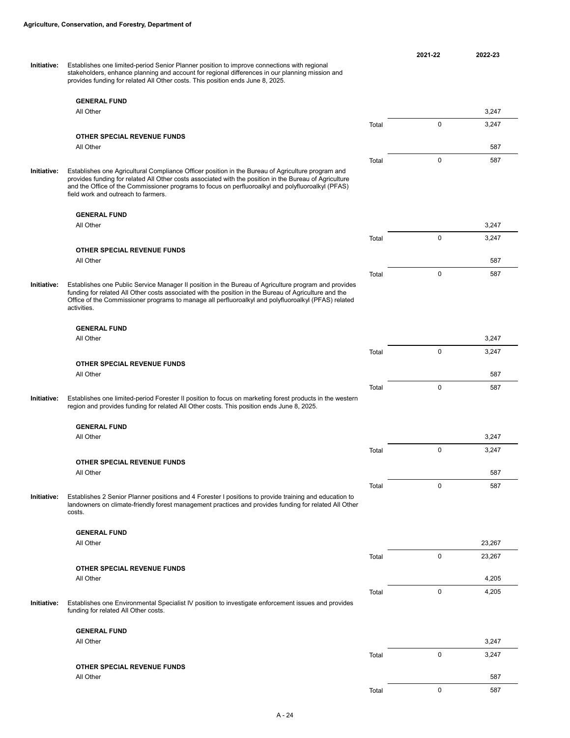**Agriculture, Conservation, and Forestry, Department of**

| | | | 2021-22 | 2022-23 |
|---|---|---|---|---|
| **Initiative:** | Establishes one limited-period Senior Planner position to improve connections with regional stakeholders, enhance planning and account for regional differences in our planning mission and provides funding for related All Other costs. This position ends June 8, 2025. | | | |
| | **GENERAL FUND** | | | |
| | All Other | | | 3,247 |
| | | Total | 0 | 3,247 |
| | **OTHER SPECIAL REVENUE FUNDS** | | | |
| | All Other | | | 587 |
| | | Total | 0 | 587 |
| **Initiative:** | Establishes one Agricultural Compliance Officer position in the Bureau of Agriculture program and provides funding for related All Other costs associated with the position in the Bureau of Agriculture and the Office of the Commissioner programs to focus on perfluoroalkyl and polyfluoroalkyl (PFAS) field work and outreach to farmers. | | | |
| | **GENERAL FUND** | | | |
| | All Other | | | 3,247 |
| | | Total | 0 | 3,247 |
| | **OTHER SPECIAL REVENUE FUNDS** | | | |
| | All Other | | | 587 |
| | | Total | 0 | 587 |
| **Initiative:** | Establishes one Public Service Manager II position in the Bureau of Agriculture program and provides funding for related All Other costs associated with the position in the Bureau of Agriculture and the Office of the Commissioner programs to manage all perfluoroalkyl and polyfluoroalkyl (PFAS) related activities. | | | |
| | **GENERAL FUND** | | | |
| | All Other | | | 3,247 |
| | | Total | 0 | 3,247 |
| | **OTHER SPECIAL REVENUE FUNDS** | | | |
| | All Other | | | 587 |
| | | Total | 0 | 587 |
| **Initiative:** | Establishes one limited-period Forester II position to focus on marketing forest products in the western region and provides funding for related All Other costs. This position ends June 8, 2025. | | | |
| | **GENERAL FUND** | | | |
| | All Other | | | 3,247 |
| | | Total | 0 | 3,247 |
| | **OTHER SPECIAL REVENUE FUNDS** | | | |
| | All Other | | | 587 |
| | | Total | 0 | 587 |
| **Initiative:** | Establishes 2 Senior Planner positions and 4 Forester I positions to provide training and education to landowners on climate-friendly forest management practices and provides funding for related All Other costs. | | | |
| | **GENERAL FUND** | | | |
| | All Other | | | 23,267 |
| | | Total | 0 | 23,267 |
| | **OTHER SPECIAL REVENUE FUNDS** | | | |
| | All Other | | | 4,205 |
| | | Total | 0 | 4,205 |
| **Initiative:** | Establishes one Environmental Specialist IV position to investigate enforcement issues and provides funding for related All Other costs. | | | |
| | **GENERAL FUND** | | | |
| | All Other | | | 3,247 |
| | | Total | 0 | 3,247 |
| | **OTHER SPECIAL REVENUE FUNDS** | | | |
| | All Other | | | 587 |
| | | Total | 0 | 587 |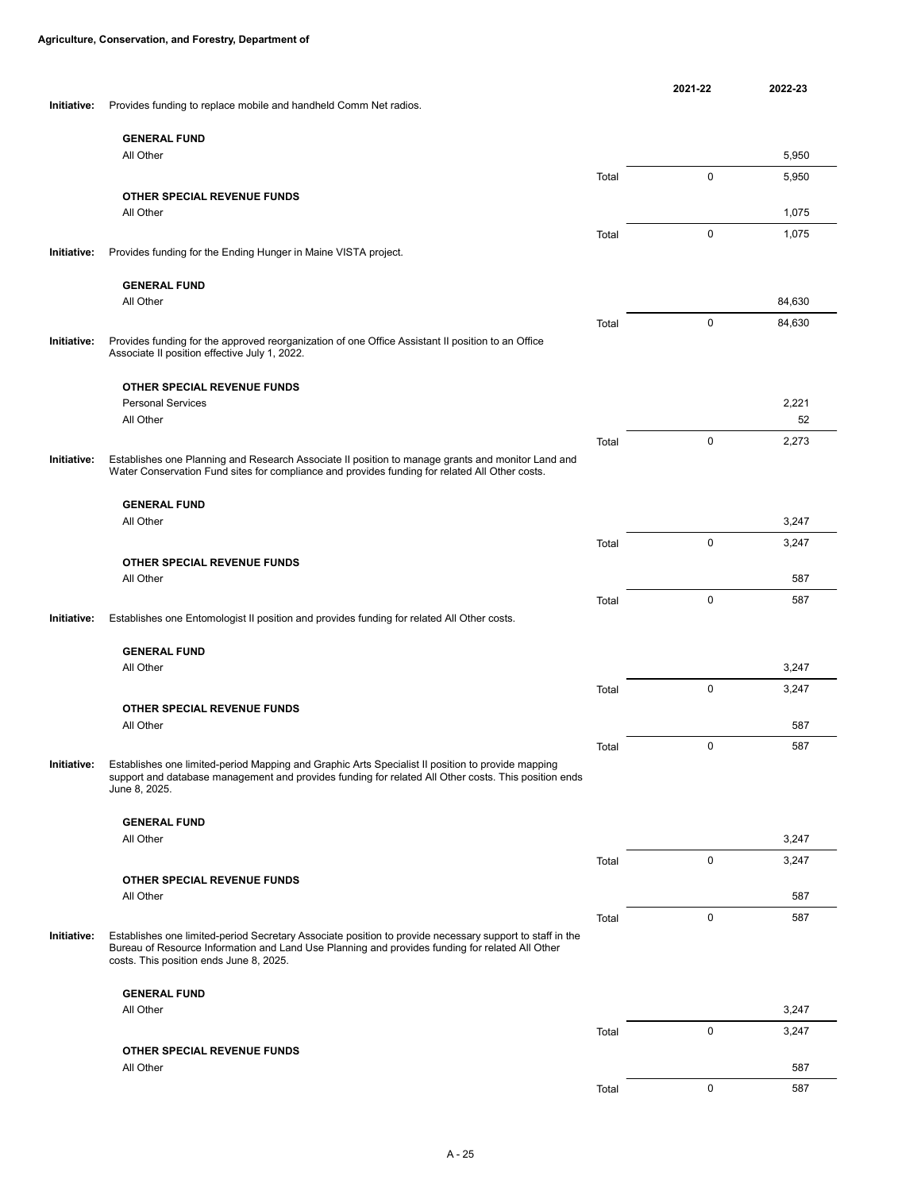**Agriculture, Conservation, and Forestry, Department of**

| | | | 2021-22 | 2022-23 |
|---|---|---|---|---|
| **Initiative:** | Provides funding to replace mobile and handheld Comm Net radios. | | | |
| | **GENERAL FUND** | | | |
| | All Other | | | 5,950 |
| | | Total | 0 | 5,950 |
| | **OTHER SPECIAL REVENUE FUNDS** | | | |
| | All Other | | | 1,075 |
| | | Total | 0 | 1,075 |
| **Initiative:** | Provides funding for the Ending Hunger in Maine VISTA project. | | | |
| | **GENERAL FUND** | | | |
| | All Other | | | 84,630 |
| | | Total | 0 | 84,630 |
| **Initiative:** | Provides funding for the approved reorganization of one Office Assistant II position to an Office Associate II position effective July 1, 2022. | | | |
| | **OTHER SPECIAL REVENUE FUNDS** | | | |
| | Personal Services | | | 2,221 |
| | All Other | | | 52 |
| | | Total | 0 | 2,273 |
| **Initiative:** | Establishes one Planning and Research Associate II position to manage grants and monitor Land and Water Conservation Fund sites for compliance and provides funding for related All Other costs. | | | |
| | **GENERAL FUND** | | | |
| | All Other | | | 3,247 |
| | | Total | 0 | 3,247 |
| | **OTHER SPECIAL REVENUE FUNDS** | | | |
| | All Other | | | 587 |
| | | Total | 0 | 587 |
| **Initiative:** | Establishes one Entomologist II position and provides funding for related All Other costs. | | | |
| | **GENERAL FUND** | | | |
| | All Other | | | 3,247 |
| | | Total | 0 | 3,247 |
| | **OTHER SPECIAL REVENUE FUNDS** | | | |
| | All Other | | | 587 |
| | | Total | 0 | 587 |
| **Initiative:** | Establishes one limited-period Mapping and Graphic Arts Specialist II position to provide mapping support and database management and provides funding for related All Other costs. This position ends June 8, 2025. | | | |
| | **GENERAL FUND** | | | |
| | All Other | | | 3,247 |
| | | Total | 0 | 3,247 |
| | **OTHER SPECIAL REVENUE FUNDS** | | | |
| | All Other | | | 587 |
| | | Total | 0 | 587 |
| **Initiative:** | Establishes one limited-period Secretary Associate position to provide necessary support to staff in the Bureau of Resource Information and Land Use Planning and provides funding for related All Other costs. This position ends June 8, 2025. | | | |
| | **GENERAL FUND** | | | |
| | All Other | | | 3,247 |
| | | Total | 0 | 3,247 |
| | **OTHER SPECIAL REVENUE FUNDS** | | | |
| | All Other | | | 587 |
| | | Total | 0 | 587 |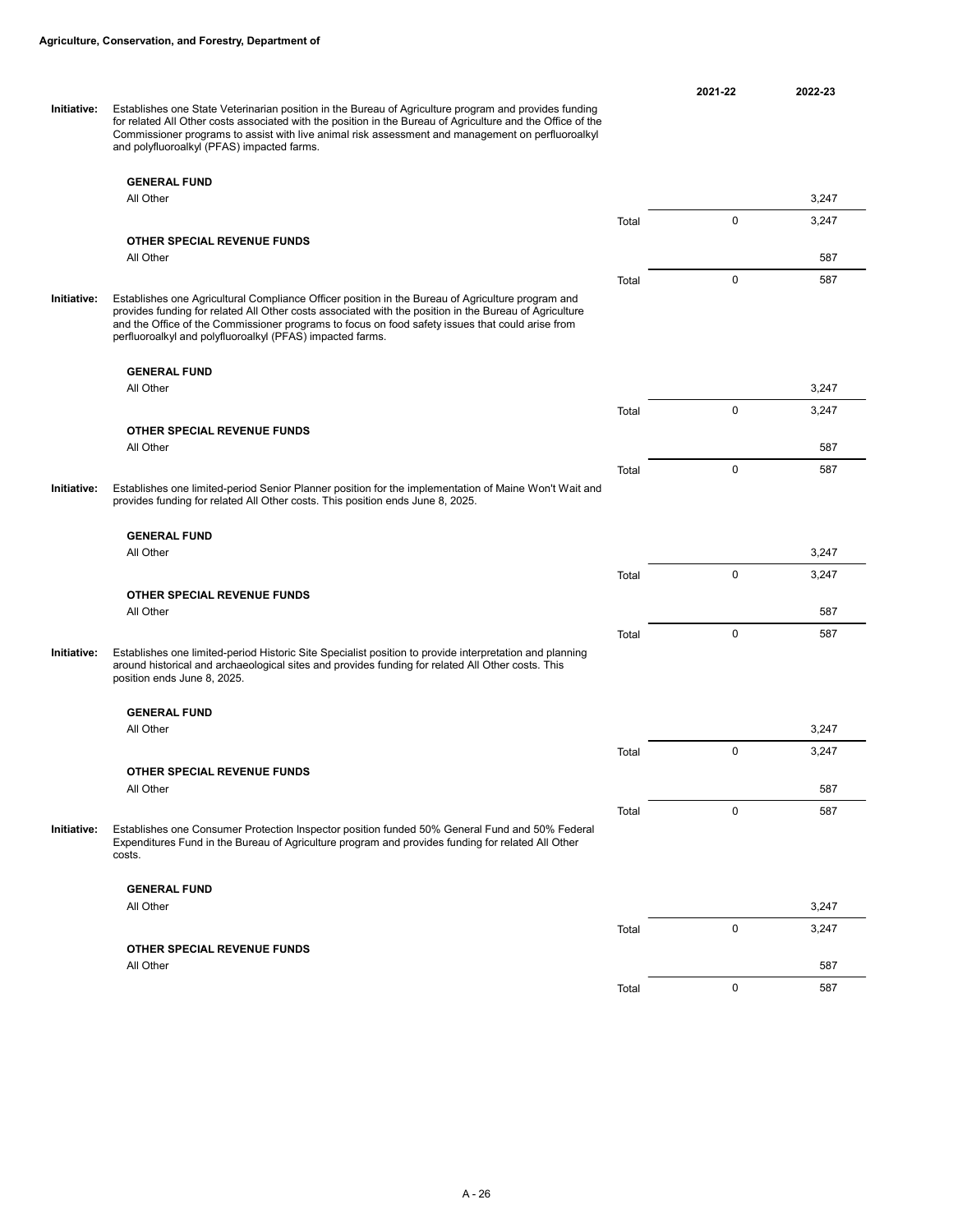## Agriculture, Conservation, and Forestry, Department of

| | | | 2021-22 | 2022-23 |
|---|---|---|---|---|
| **Initiative:** | Establishes one State Veterinarian position in the Bureau of Agriculture program and provides funding for related All Other costs associated with the position in the Bureau of Agriculture and the Office of the Commissioner programs to assist with live animal risk assessment and management on perfluoroalkyl and polyfluoroalkyl (PFAS) impacted farms. | | | |
| | **GENERAL FUND** | | | |
| | All Other | | | 3,247 |
| | | Total | 0 | 3,247 |
| | **OTHER SPECIAL REVENUE FUNDS** | | | |
| | All Other | | | 587 |
| | | Total | 0 | 587 |
| **Initiative:** | Establishes one Agricultural Compliance Officer position in the Bureau of Agriculture program and provides funding for related All Other costs associated with the position in the Bureau of Agriculture and the Office of the Commissioner programs to focus on food safety issues that could arise from perfluoroalkyl and polyfluoroalkyl (PFAS) impacted farms. | | | |
| | **GENERAL FUND** | | | |
| | All Other | | | 3,247 |
| | | Total | 0 | 3,247 |
| | **OTHER SPECIAL REVENUE FUNDS** | | | |
| | All Other | | | 587 |
| | | Total | 0 | 587 |
| **Initiative:** | Establishes one limited-period Senior Planner position for the implementation of Maine Won't Wait and provides funding for related All Other costs. This position ends June 8, 2025. | | | |
| | **GENERAL FUND** | | | |
| | All Other | | | 3,247 |
| | | Total | 0 | 3,247 |
| | **OTHER SPECIAL REVENUE FUNDS** | | | |
| | All Other | | | 587 |
| | | Total | 0 | 587 |
| **Initiative:** | Establishes one limited-period Historic Site Specialist position to provide interpretation and planning around historical and archaeological sites and provides funding for related All Other costs. This position ends June 8, 2025. | | | |
| | **GENERAL FUND** | | | |
| | All Other | | | 3,247 |
| | | Total | 0 | 3,247 |
| | **OTHER SPECIAL REVENUE FUNDS** | | | |
| | All Other | | | 587 |
| | | Total | 0 | 587 |
| **Initiative:** | Establishes one Consumer Protection Inspector position funded 50% General Fund and 50% Federal Expenditures Fund in the Bureau of Agriculture program and provides funding for related All Other costs. | | | |
| | **GENERAL FUND** | | | |
| | All Other | | | 3,247 |
| | | Total | 0 | 3,247 |
| | **OTHER SPECIAL REVENUE FUNDS** | | | |
| | All Other | | | 587 |
| | | Total | 0 | 587 |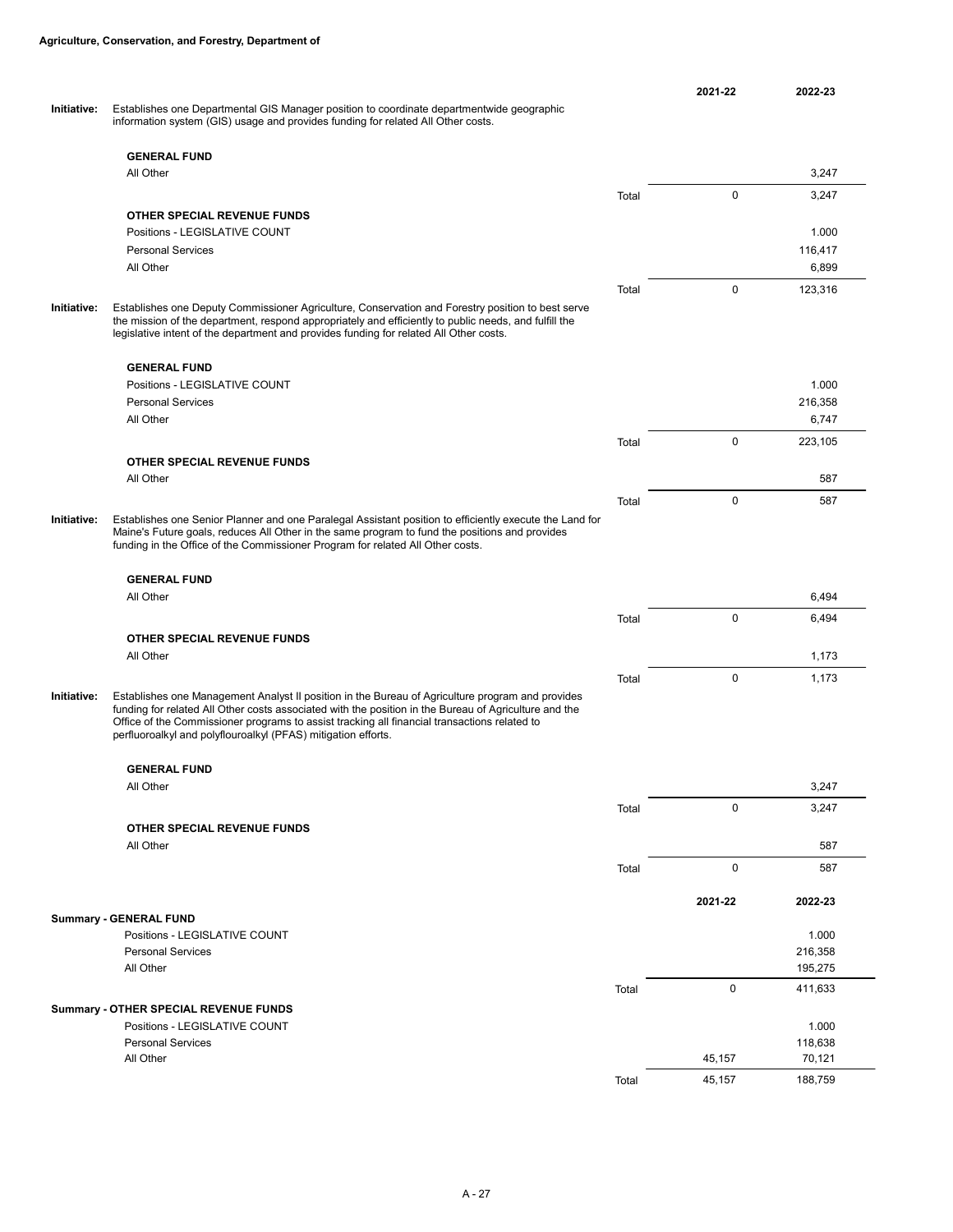**Agriculture, Conservation, and Forestry, Department of**

| | | | 2021-22 | 2022-23 |
|---|---|---|---|---|
| **Initiative:** | Establishes one Departmental GIS Manager position to coordinate departmentwide geographic information system (GIS) usage and provides funding for related All Other costs. | | | |
| | **GENERAL FUND** | | | |
| | All Other | | | 3,247 |
| | | Total | 0 | 3,247 |
| | **OTHER SPECIAL REVENUE FUNDS** | | | |
| | Positions - LEGISLATIVE COUNT | | | 1.000 |
| | Personal Services | | | 116,417 |
| | All Other | | | 6,899 |
| | | Total | 0 | 123,316 |
| **Initiative:** | Establishes one Deputy Commissioner Agriculture, Conservation and Forestry position to best serve the mission of the department, respond appropriately and efficiently to public needs, and fulfill the legislative intent of the department and provides funding for related All Other costs. | | | |
| | **GENERAL FUND** | | | |
| | Positions - LEGISLATIVE COUNT | | | 1.000 |
| | Personal Services | | | 216,358 |
| | All Other | | | 6,747 |
| | | Total | 0 | 223,105 |
| | **OTHER SPECIAL REVENUE FUNDS** | | | |
| | All Other | | | 587 |
| | | Total | 0 | 587 |
| **Initiative:** | Establishes one Senior Planner and one Paralegal Assistant position to efficiently execute the Land for Maine's Future goals, reduces All Other in the same program to fund the positions and provides funding in the Office of the Commissioner Program for related All Other costs. | | | |
| | **GENERAL FUND** | | | |
| | All Other | | | 6,494 |
| | | Total | 0 | 6,494 |
| | **OTHER SPECIAL REVENUE FUNDS** | | | |
| | All Other | | | 1,173 |
| | | Total | 0 | 1,173 |
| **Initiative:** | Establishes one Management Analyst II position in the Bureau of Agriculture program and provides funding for related All Other costs associated with the position in the Bureau of Agriculture and the Office of the Commissioner programs to assist tracking all financial transactions related to perfluoroalkyl and polyflouroalkyl (PFAS) mitigation efforts. | | | |
| | **GENERAL FUND** | | | |
| | All Other | | | 3,247 |
| | | Total | 0 | 3,247 |
| | **OTHER SPECIAL REVENUE FUNDS** | | | |
| | All Other | | | 587 |
| | | Total | 0 | 587 |

| | | 2021-22 | 2022-23 |
|---|---|---|---|
| **Summary - GENERAL FUND** | | | |
| Positions - LEGISLATIVE COUNT | | | 1.000 |
| Personal Services | | | 216,358 |
| All Other | | | 195,275 |
| | Total | 0 | 411,633 |
| **Summary - OTHER SPECIAL REVENUE FUNDS** | | | |
| Positions - LEGISLATIVE COUNT | | | 1.000 |
| Personal Services | | | 118,638 |
| All Other | | 45,157 | 70,121 |
| | Total | 45,157 | 188,759 |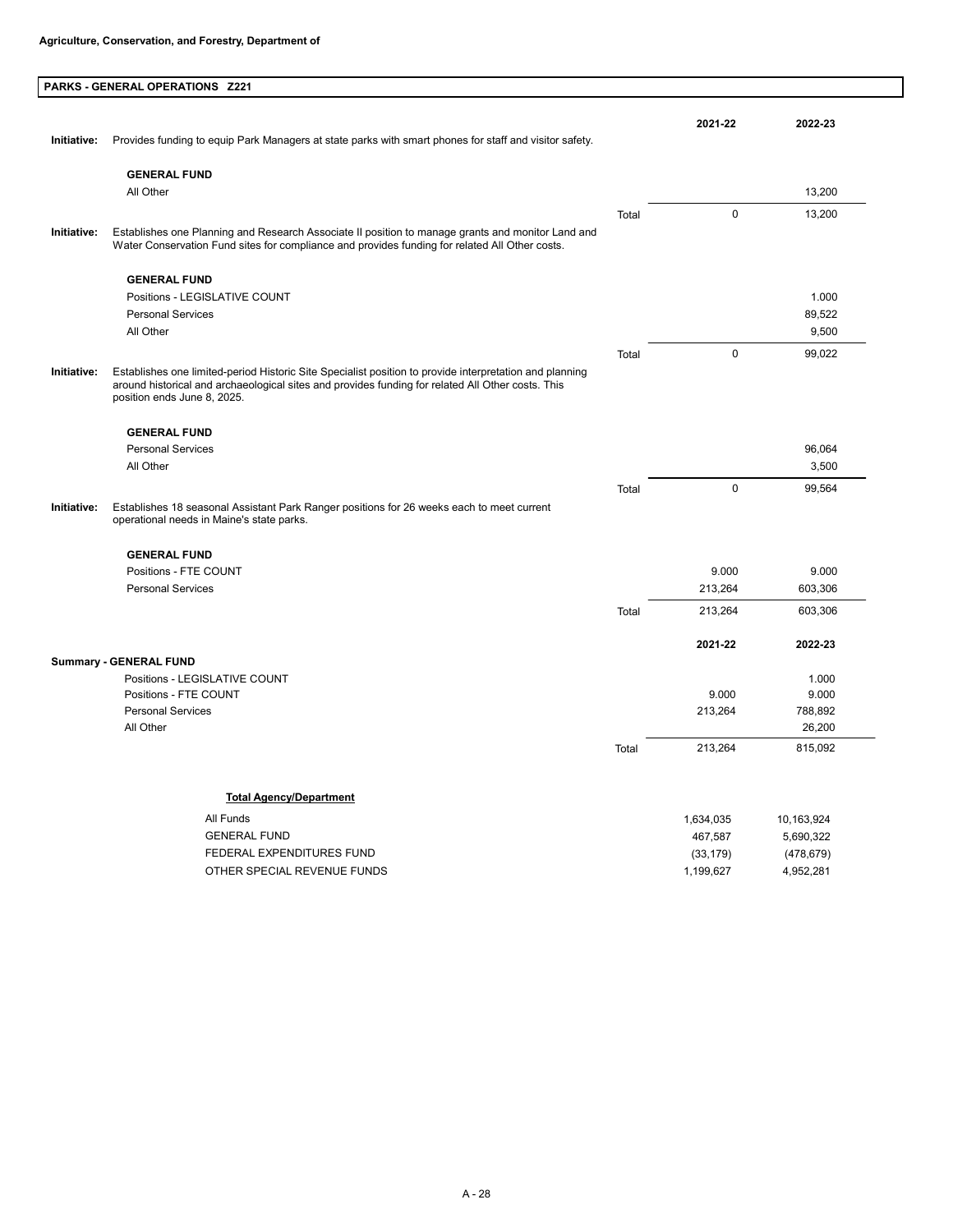**Agriculture, Conservation, and Forestry, Department of**

## PARKS - GENERAL OPERATIONS Z221

| | | | 2021-22 | 2022-23 |
|---|---|---|---|---|
| **Initiative:** | Provides funding to equip Park Managers at state parks with smart phones for staff and visitor safety. | | | |
| | **GENERAL FUND** | | | |
| | All Other | | | 13,200 |
| | | Total | 0 | 13,200 |
| **Initiative:** | Establishes one Planning and Research Associate II position to manage grants and monitor Land and Water Conservation Fund sites for compliance and provides funding for related All Other costs. | | | |
| | **GENERAL FUND** | | | |
| | Positions - LEGISLATIVE COUNT | | | 1.000 |
| | Personal Services | | | 89,522 |
| | All Other | | | 9,500 |
| | | Total | 0 | 99,022 |
| **Initiative:** | Establishes one limited-period Historic Site Specialist position to provide interpretation and planning around historical and archaeological sites and provides funding for related All Other costs. This position ends June 8, 2025. | | | |
| | **GENERAL FUND** | | | |
| | Personal Services | | | 96,064 |
| | All Other | | | 3,500 |
| | | Total | 0 | 99,564 |
| **Initiative:** | Establishes 18 seasonal Assistant Park Ranger positions for 26 weeks each to meet current operational needs in Maine's state parks. | | | |
| | **GENERAL FUND** | | | |
| | Positions - FTE COUNT | | 9.000 | 9.000 |
| | Personal Services | | 213,264 | 603,306 |
| | | Total | 213,264 | 603,306 |

| **Summary - GENERAL FUND** | | 2021-22 | 2022-23 |
|---|---|---|---|
| Positions - LEGISLATIVE COUNT | | | 1.000 |
| Positions - FTE COUNT | | 9.000 | 9.000 |
| Personal Services | | 213,264 | 788,892 |
| All Other | | | 26,200 |
| | Total | 213,264 | 815,092 |

**Total Agency/Department**

| | 2021-22 | 2022-23 |
|---|---|---|
| All Funds | 1,634,035 | 10,163,924 |
| GENERAL FUND | 467,587 | 5,690,322 |
| FEDERAL EXPENDITURES FUND | (33,179) | (478,679) |
| OTHER SPECIAL REVENUE FUNDS | 1,199,627 | 4,952,281 |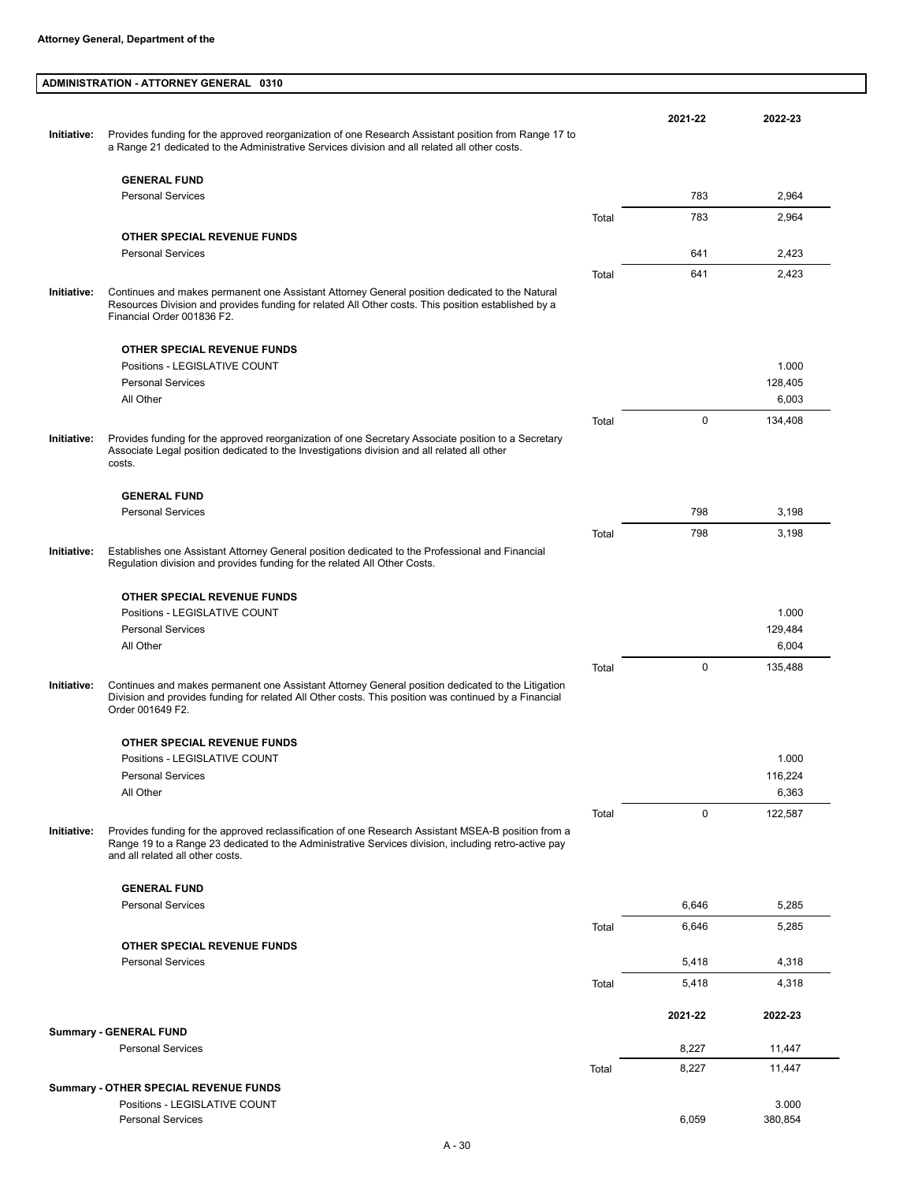**Attorney General, Department of the**

## ADMINISTRATION - ATTORNEY GENERAL 0310

| | | | 2021-22 | 2022-23 |
|---|---|---|---|---|
| **Initiative:** | Provides funding for the approved reorganization of one Research Assistant position from Range 17 to a Range 21 dedicated to the Administrative Services division and all related all other costs. | | | |
| | **GENERAL FUND** | | | |
| | Personal Services | | 783 | 2,964 |
| | | Total | 783 | 2,964 |
| | **OTHER SPECIAL REVENUE FUNDS** | | | |
| | Personal Services | | 641 | 2,423 |
| | | Total | 641 | 2,423 |
| **Initiative:** | Continues and makes permanent one Assistant Attorney General position dedicated to the Natural Resources Division and provides funding for related All Other costs. This position established by a Financial Order 001836 F2. | | | |
| | **OTHER SPECIAL REVENUE FUNDS** | | | |
| | Positions - LEGISLATIVE COUNT | | | 1.000 |
| | Personal Services | | | 128,405 |
| | All Other | | | 6,003 |
| | | Total | 0 | 134,408 |
| **Initiative:** | Provides funding for the approved reorganization of one Secretary Associate position to a Secretary Associate Legal position dedicated to the Investigations division and all related all other costs. | | | |
| | **GENERAL FUND** | | | |
| | Personal Services | | 798 | 3,198 |
| | | Total | 798 | 3,198 |
| **Initiative:** | Establishes one Assistant Attorney General position dedicated to the Professional and Financial Regulation division and provides funding for the related All Other Costs. | | | |
| | **OTHER SPECIAL REVENUE FUNDS** | | | |
| | Positions - LEGISLATIVE COUNT | | | 1.000 |
| | Personal Services | | | 129,484 |
| | All Other | | | 6,004 |
| | | Total | 0 | 135,488 |
| **Initiative:** | Continues and makes permanent one Assistant Attorney General position dedicated to the Litigation Division and provides funding for related All Other costs. This position was continued by a Financial Order 001649 F2. | | | |
| | **OTHER SPECIAL REVENUE FUNDS** | | | |
| | Positions - LEGISLATIVE COUNT | | | 1.000 |
| | Personal Services | | | 116,224 |
| | All Other | | | 6,363 |
| | | Total | 0 | 122,587 |
| **Initiative:** | Provides funding for the approved reclassification of one Research Assistant MSEA-B position from a Range 19 to a Range 23 dedicated to the Administrative Services division, including retro-active pay and all related all other costs. | | | |
| | **GENERAL FUND** | | | |
| | Personal Services | | 6,646 | 5,285 |
| | | Total | 6,646 | 5,285 |
| | **OTHER SPECIAL REVENUE FUNDS** | | | |
| | Personal Services | | 5,418 | 4,318 |
| | | Total | 5,418 | 4,318 |

| | | 2021-22 | 2022-23 |
|---|---|---|---|
| **Summary - GENERAL FUND** | | | |
| Personal Services | | 8,227 | 11,447 |
| | Total | 8,227 | 11,447 |
| **Summary - OTHER SPECIAL REVENUE FUNDS** | | | |
| Positions - LEGISLATIVE COUNT | | | 3.000 |
| Personal Services | | 6,059 | 380,854 |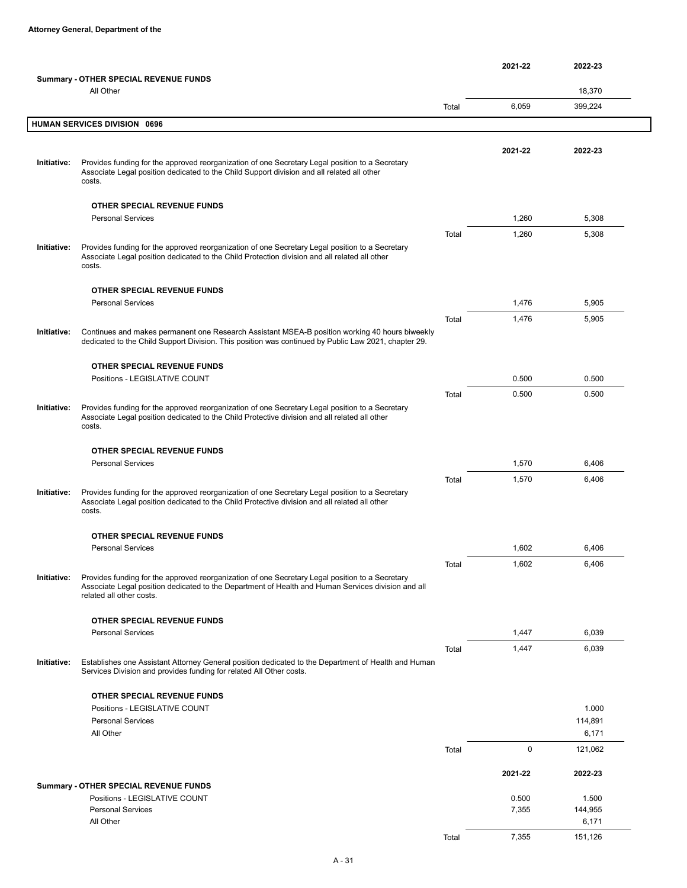|  |  |  | 2021-22 | 2022-23 |
|---|---|---|---|---|
|  | **Summary - OTHER SPECIAL REVENUE FUNDS** |  |  |  |
|  | All Other |  |  | 18,370 |
|  |  | Total | 6,059 | 399,224 |

## HUMAN SERVICES DIVISION 0696

|  |  |  | 2021-22 | 2022-23 |
|---|---|---|---|---|
| **Initiative:** | Provides funding for the approved reorganization of one Secretary Legal position to a Secretary Associate Legal position dedicated to the Child Support division and all related all other costs. |  |  |  |
|  | **OTHER SPECIAL REVENUE FUNDS** |  |  |  |
|  | Personal Services |  | 1,260 | 5,308 |
|  |  | Total | 1,260 | 5,308 |
| **Initiative:** | Provides funding for the approved reorganization of one Secretary Legal position to a Secretary Associate Legal position dedicated to the Child Protection division and all related all other costs. |  |  |  |
|  | **OTHER SPECIAL REVENUE FUNDS** |  |  |  |
|  | Personal Services |  | 1,476 | 5,905 |
|  |  | Total | 1,476 | 5,905 |
| **Initiative:** | Continues and makes permanent one Research Assistant MSEA-B position working 40 hours biweekly dedicated to the Child Support Division. This position was continued by Public Law 2021, chapter 29. |  |  |  |
|  | **OTHER SPECIAL REVENUE FUNDS** |  |  |  |
|  | Positions - LEGISLATIVE COUNT |  | 0.500 | 0.500 |
|  |  | Total | 0.500 | 0.500 |
| **Initiative:** | Provides funding for the approved reorganization of one Secretary Legal position to a Secretary Associate Legal position dedicated to the Child Protective division and all related all other costs. |  |  |  |
|  | **OTHER SPECIAL REVENUE FUNDS** |  |  |  |
|  | Personal Services |  | 1,570 | 6,406 |
|  |  | Total | 1,570 | 6,406 |
| **Initiative:** | Provides funding for the approved reorganization of one Secretary Legal position to a Secretary Associate Legal position dedicated to the Child Protective division and all related all other costs. |  |  |  |
|  | **OTHER SPECIAL REVENUE FUNDS** |  |  |  |
|  | Personal Services |  | 1,602 | 6,406 |
|  |  | Total | 1,602 | 6,406 |
| **Initiative:** | Provides funding for the approved reorganization of one Secretary Legal position to a Secretary Associate Legal position dedicated to the Department of Health and Human Services division and all related all other costs. |  |  |  |
|  | **OTHER SPECIAL REVENUE FUNDS** |  |  |  |
|  | Personal Services |  | 1,447 | 6,039 |
|  |  | Total | 1,447 | 6,039 |
| **Initiative:** | Establishes one Assistant Attorney General position dedicated to the Department of Health and Human Services Division and provides funding for related All Other costs. |  |  |  |
|  | **OTHER SPECIAL REVENUE FUNDS** |  |  |  |
|  | Positions - LEGISLATIVE COUNT |  |  | 1.000 |
|  | Personal Services |  |  | 114,891 |
|  | All Other |  |  | 6,171 |
|  |  | Total | 0 | 121,062 |

|  |  |  | 2021-22 | 2022-23 |
|---|---|---|---|---|
|  | **Summary - OTHER SPECIAL REVENUE FUNDS** |  |  |  |
|  | Positions - LEGISLATIVE COUNT |  | 0.500 | 1.500 |
|  | Personal Services |  | 7,355 | 144,955 |
|  | All Other |  |  | 6,171 |
|  |  | Total | 7,355 | 151,126 |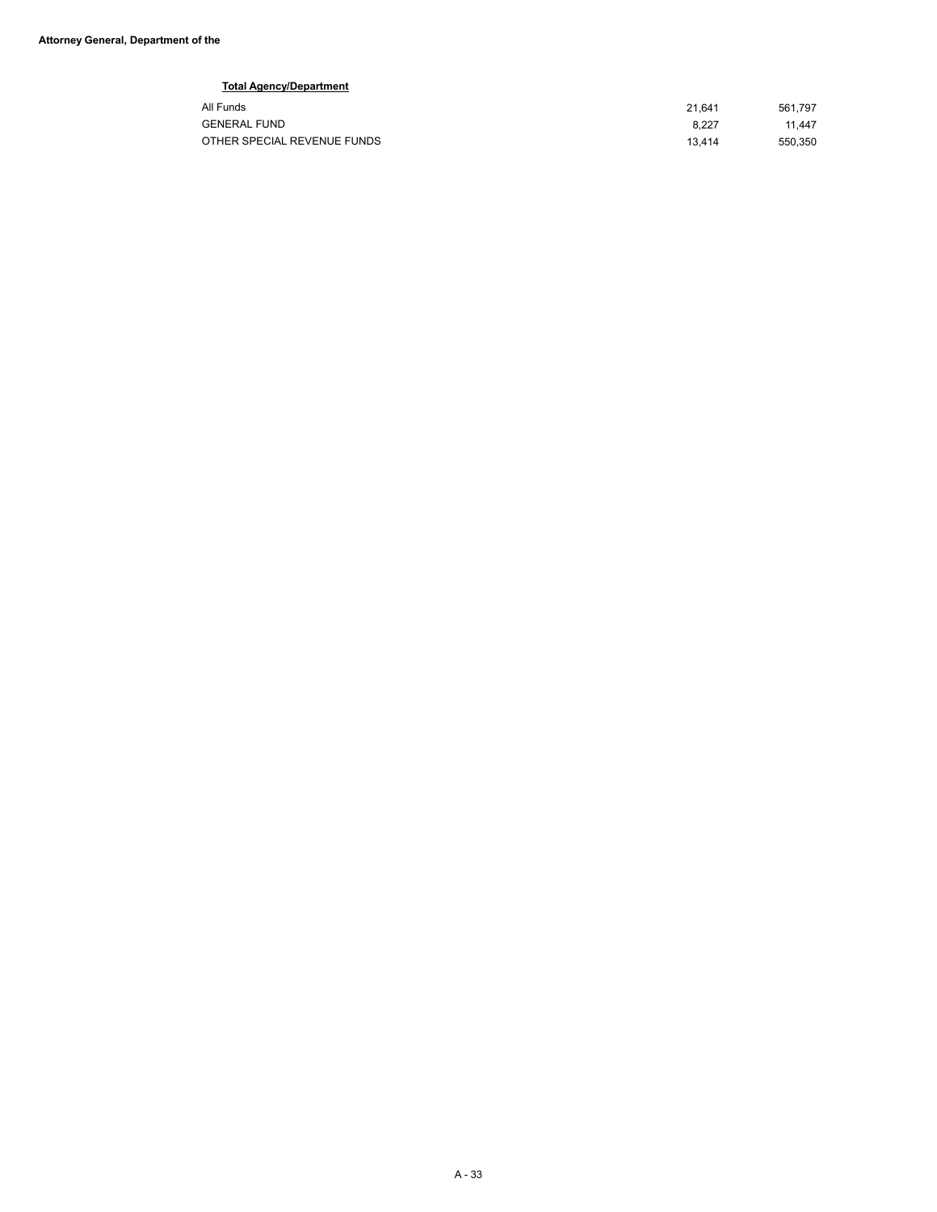**Attorney General, Department of the**

**Total Agency/Department**

| | | |
|---|---|---|
| All Funds | 21,641 | 561,797 |
| GENERAL FUND | 8,227 | 11,447 |
| OTHER SPECIAL REVENUE FUNDS | 13,414 | 550,350 |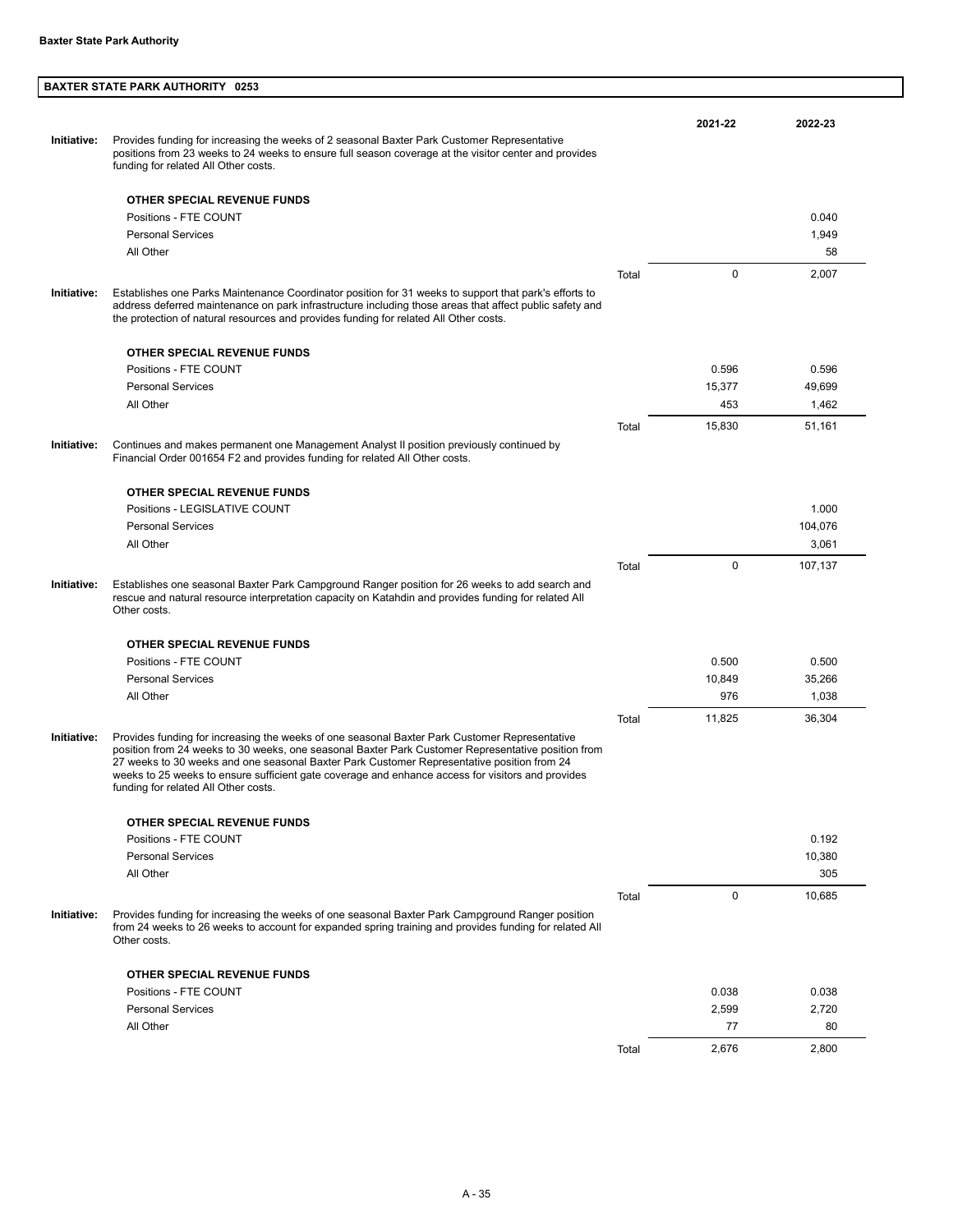**Baxter State Park Authority**

## BAXTER STATE PARK AUTHORITY 0253

| | | 2021-22 | 2022-23 |
|---|---|---|---|
| **Initiative:** Provides funding for increasing the weeks of 2 seasonal Baxter Park Customer Representative positions from 23 weeks to 24 weeks to ensure full season coverage at the visitor center and provides funding for related All Other costs. | | | |
| **OTHER SPECIAL REVENUE FUNDS** | | | |
| Positions - FTE COUNT | | | 0.040 |
| Personal Services | | | 1,949 |
| All Other | | | 58 |
| | Total | 0 | 2,007 |
| **Initiative:** Establishes one Parks Maintenance Coordinator position for 31 weeks to support that park's efforts to address deferred maintenance on park infrastructure including those areas that affect public safety and the protection of natural resources and provides funding for related All Other costs. | | | |
| **OTHER SPECIAL REVENUE FUNDS** | | | |
| Positions - FTE COUNT | | 0.596 | 0.596 |
| Personal Services | | 15,377 | 49,699 |
| All Other | | 453 | 1,462 |
| | Total | 15,830 | 51,161 |
| **Initiative:** Continues and makes permanent one Management Analyst II position previously continued by Financial Order 001654 F2 and provides funding for related All Other costs. | | | |
| **OTHER SPECIAL REVENUE FUNDS** | | | |
| Positions - LEGISLATIVE COUNT | | | 1.000 |
| Personal Services | | | 104,076 |
| All Other | | | 3,061 |
| | Total | 0 | 107,137 |
| **Initiative:** Establishes one seasonal Baxter Park Campground Ranger position for 26 weeks to add search and rescue and natural resource interpretation capacity on Katahdin and provides funding for related All Other costs. | | | |
| **OTHER SPECIAL REVENUE FUNDS** | | | |
| Positions - FTE COUNT | | 0.500 | 0.500 |
| Personal Services | | 10,849 | 35,266 |
| All Other | | 976 | 1,038 |
| | Total | 11,825 | 36,304 |
| **Initiative:** Provides funding for increasing the weeks of one seasonal Baxter Park Customer Representative position from 24 weeks to 30 weeks, one seasonal Baxter Park Customer Representative position from 27 weeks to 30 weeks and one seasonal Baxter Park Customer Representative position from 24 weeks to 25 weeks to ensure sufficient gate coverage and enhance access for visitors and provides funding for related All Other costs. | | | |
| **OTHER SPECIAL REVENUE FUNDS** | | | |
| Positions - FTE COUNT | | | 0.192 |
| Personal Services | | | 10,380 |
| All Other | | | 305 |
| | Total | 0 | 10,685 |
| **Initiative:** Provides funding for increasing the weeks of one seasonal Baxter Park Campground Ranger position from 24 weeks to 26 weeks to account for expanded spring training and provides funding for related All Other costs. | | | |
| **OTHER SPECIAL REVENUE FUNDS** | | | |
| Positions - FTE COUNT | | 0.038 | 0.038 |
| Personal Services | | 2,599 | 2,720 |
| All Other | | 77 | 80 |
| | Total | 2,676 | 2,800 |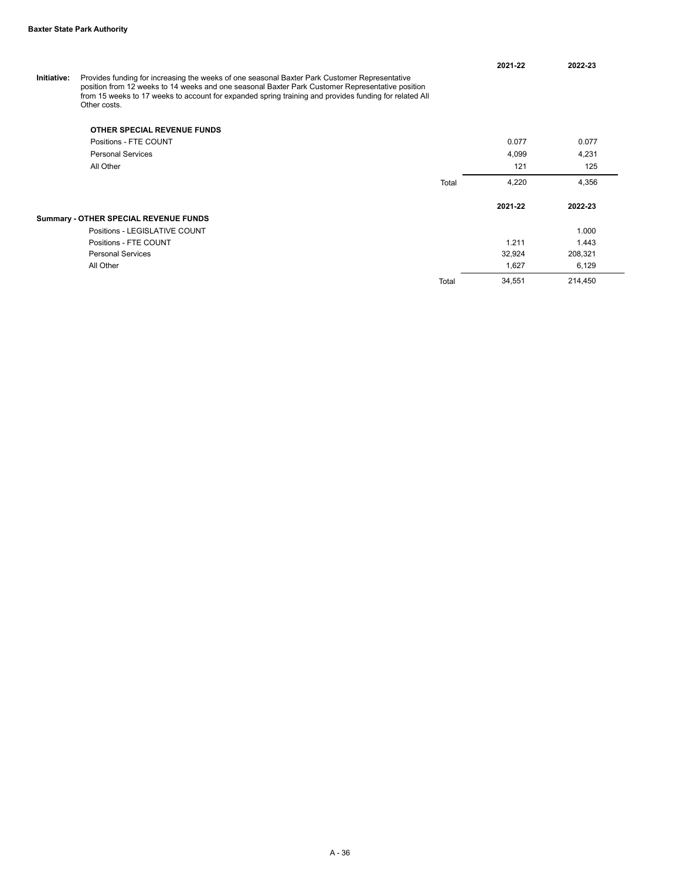**Baxter State Park Authority**

**Initiative:** Provides funding for increasing the weeks of one seasonal Baxter Park Customer Representative position from 12 weeks to 14 weeks and one seasonal Baxter Park Customer Representative position from 15 weeks to 17 weeks to account for expanded spring training and provides funding for related All Other costs.

| OTHER SPECIAL REVENUE FUNDS | | 2021-22 | 2022-23 |
|---|---|---|---|
| Positions - FTE COUNT | | 0.077 | 0.077 |
| Personal Services | | 4,099 | 4,231 |
| All Other | | 121 | 125 |
| | Total | 4,220 | 4,356 |

| Summary - OTHER SPECIAL REVENUE FUNDS | | 2021-22 | 2022-23 |
|---|---|---|---|
| Positions - LEGISLATIVE COUNT | | | 1.000 |
| Positions - FTE COUNT | | 1.211 | 1.443 |
| Personal Services | | 32,924 | 208,321 |
| All Other | | 1,627 | 6,129 |
| | Total | 34,551 | 214,450 |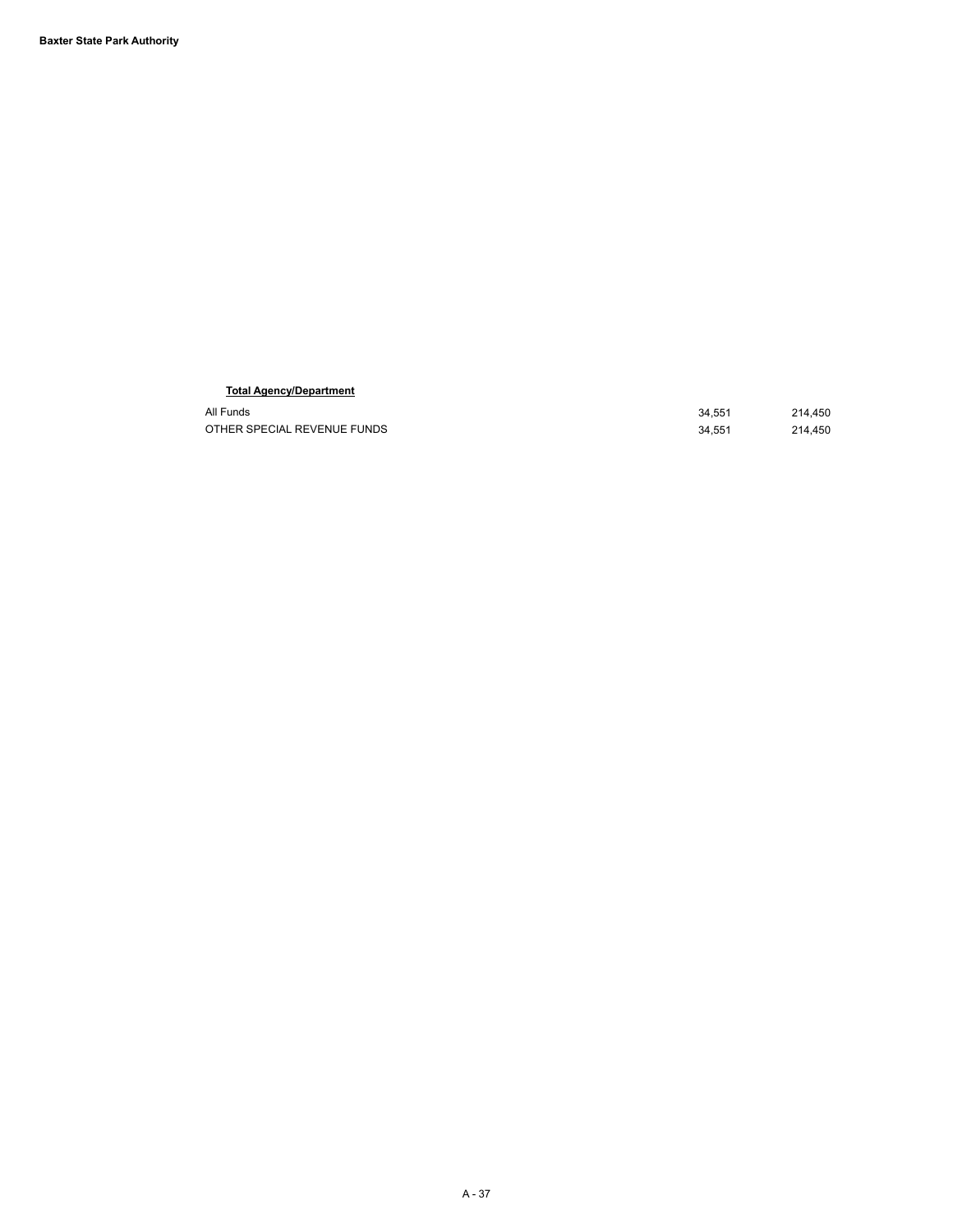**Baxter State Park Authority**

**Total Agency/Department**

| | | |
|---|---|---|
| All Funds | 34,551 | 214,450 |
| OTHER SPECIAL REVENUE FUNDS | 34,551 | 214,450 |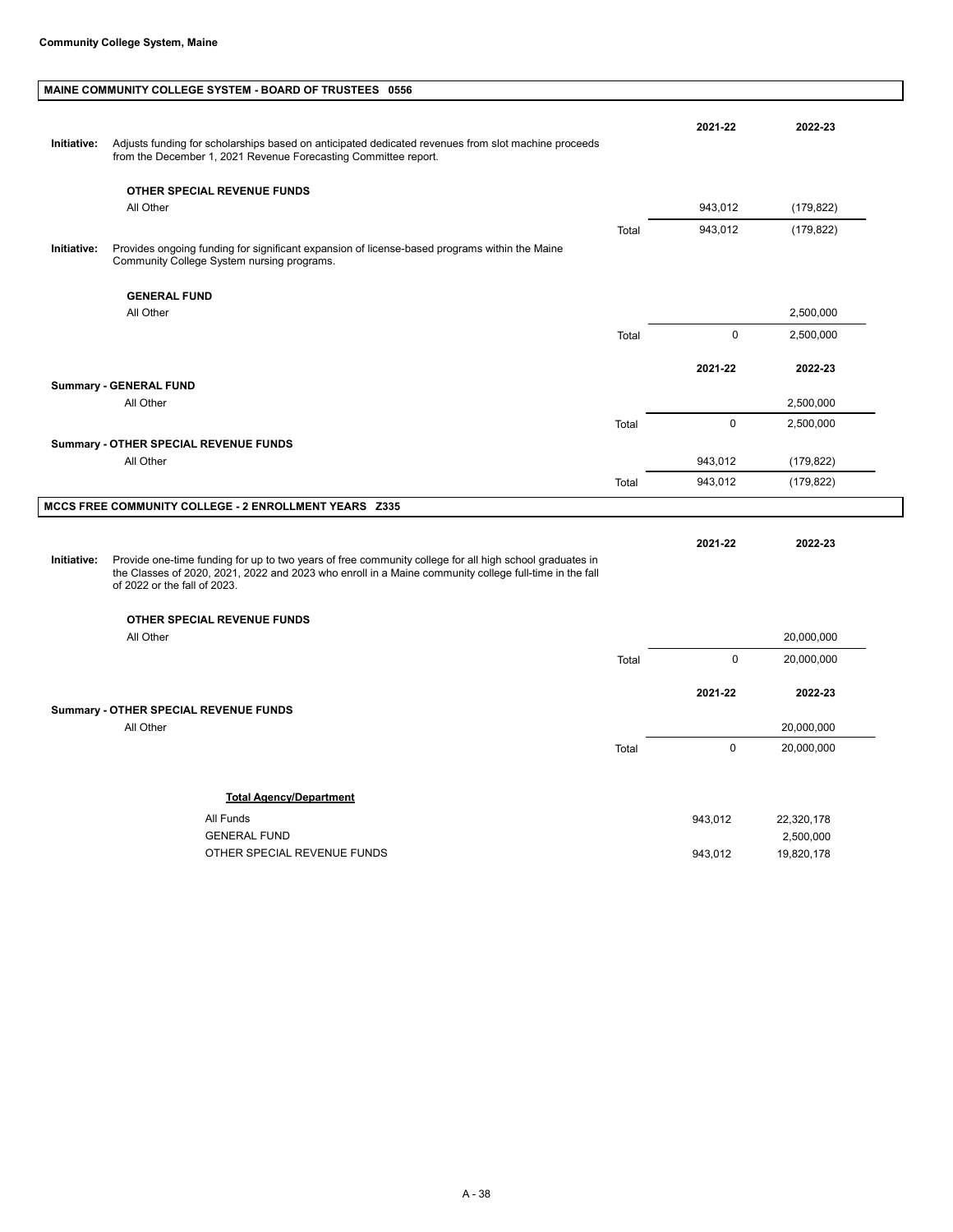**Community College System, Maine**

## MAINE COMMUNITY COLLEGE SYSTEM - BOARD OF TRUSTEES 0556

**Initiative:** Adjusts funding for scholarships based on anticipated dedicated revenues from slot machine proceeds from the December 1, 2021 Revenue Forecasting Committee report.

| | | 2021-22 | 2022-23 |
|---|---|---|---|
| **OTHER SPECIAL REVENUE FUNDS** | | | |
| All Other | | 943,012 | (179,822) |
| | Total | 943,012 | (179,822) |

**Initiative:** Provides ongoing funding for significant expansion of license-based programs within the Maine Community College System nursing programs.

| | | 2021-22 | 2022-23 |
|---|---|---|---|
| **GENERAL FUND** | | | |
| All Other | | | 2,500,000 |
| | Total | 0 | 2,500,000 |

| | | 2021-22 | 2022-23 |
|---|---|---|---|
| **Summary - GENERAL FUND** | | | |
| All Other | | | 2,500,000 |
| | Total | 0 | 2,500,000 |
| **Summary - OTHER SPECIAL REVENUE FUNDS** | | | |
| All Other | | 943,012 | (179,822) |
| | Total | 943,012 | (179,822) |

## MCCS FREE COMMUNITY COLLEGE - 2 ENROLLMENT YEARS Z335

**Initiative:** Provide one-time funding for up to two years of free community college for all high school graduates in the Classes of 2020, 2021, 2022 and 2023 who enroll in a Maine community college full-time in the fall of 2022 or the fall of 2023.

| | | 2021-22 | 2022-23 |
|---|---|---|---|
| **OTHER SPECIAL REVENUE FUNDS** | | | |
| All Other | | | 20,000,000 |
| | Total | 0 | 20,000,000 |

| | | 2021-22 | 2022-23 |
|---|---|---|---|
| **Summary - OTHER SPECIAL REVENUE FUNDS** | | | |
| All Other | | | 20,000,000 |
| | Total | 0 | 20,000,000 |

**Total Agency/Department**

| | 2021-22 | 2022-23 |
|---|---|---|
| All Funds | 943,012 | 22,320,178 |
| GENERAL FUND | | 2,500,000 |
| OTHER SPECIAL REVENUE FUNDS | 943,012 | 19,820,178 |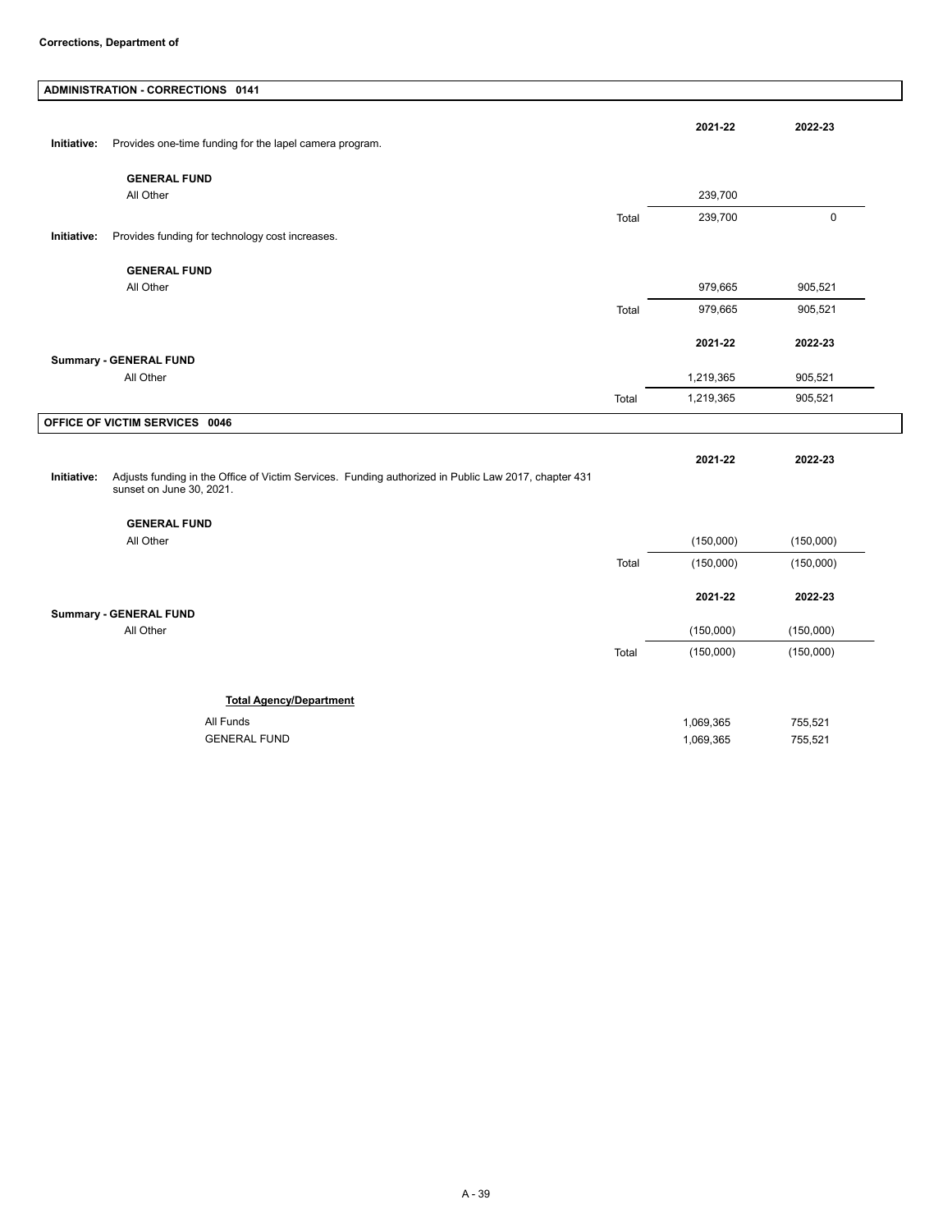**Corrections, Department of**

## ADMINISTRATION - CORRECTIONS 0141

| | | 2021-22 | 2022-23 |
|---|---|---|---|
| **Initiative:** Provides one-time funding for the lapel camera program. | | | |
| **GENERAL FUND** | | | |
| All Other | | 239,700 | |
| | Total | 239,700 | 0 |
| **Initiative:** Provides funding for technology cost increases. | | | |
| **GENERAL FUND** | | | |
| All Other | | 979,665 | 905,521 |
| | Total | 979,665 | 905,521 |

| | | 2021-22 | 2022-23 |
|---|---|---|---|
| **Summary - GENERAL FUND** | | | |
| All Other | | 1,219,365 | 905,521 |
| | Total | 1,219,365 | 905,521 |

## OFFICE OF VICTIM SERVICES 0046

| | | 2021-22 | 2022-23 |
|---|---|---|---|
| **Initiative:** Adjusts funding in the Office of Victim Services. Funding authorized in Public Law 2017, chapter 431 sunset on June 30, 2021. | | | |
| **GENERAL FUND** | | | |
| All Other | | (150,000) | (150,000) |
| | Total | (150,000) | (150,000) |

| | | 2021-22 | 2022-23 |
|---|---|---|---|
| **Summary - GENERAL FUND** | | | |
| All Other | | (150,000) | (150,000) |
| | Total | (150,000) | (150,000) |

| **Total Agency/Department** | 2021-22 | 2022-23 |
|---|---|---|
| All Funds | 1,069,365 | 755,521 |
| GENERAL FUND | 1,069,365 | 755,521 |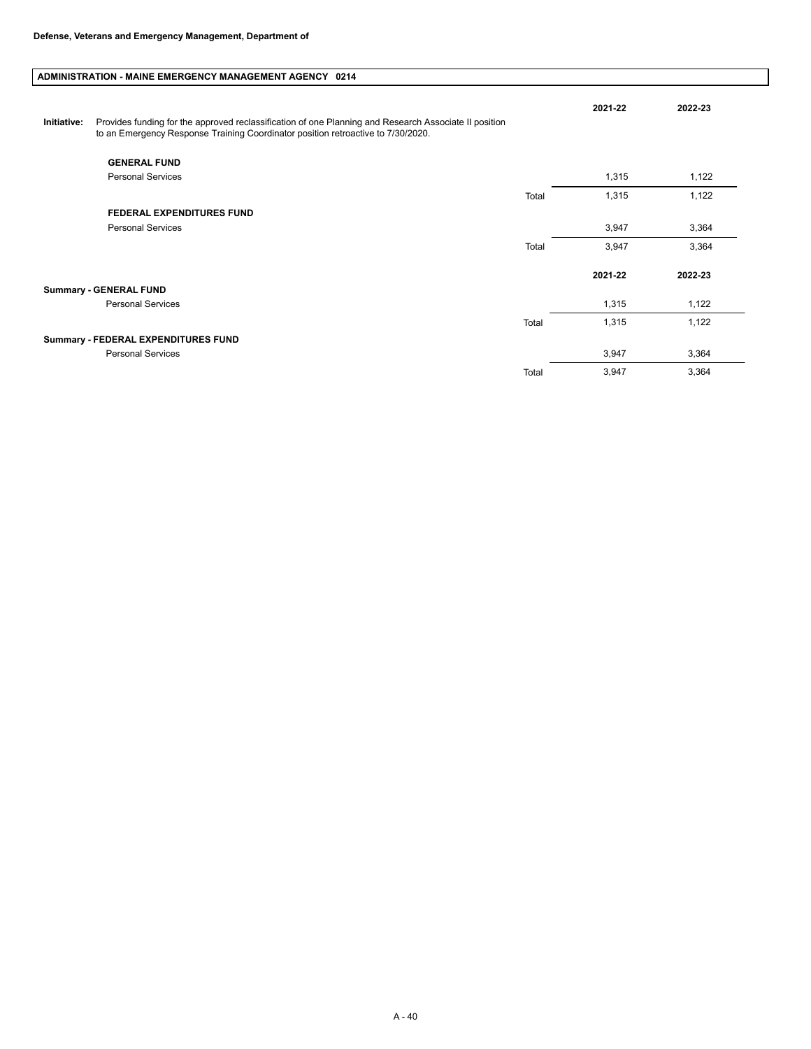**Defense, Veterans and Emergency Management, Department of**

## ADMINISTRATION - MAINE EMERGENCY MANAGEMENT AGENCY 0214

**Initiative:** Provides funding for the approved reclassification of one Planning and Research Associate II position to an Emergency Response Training Coordinator position retroactive to 7/30/2020.

| | | 2021-22 | 2022-23 |
|---|---|---|---|
| **GENERAL FUND** | | | |
| Personal Services | | 1,315 | 1,122 |
| | Total | 1,315 | 1,122 |
| **FEDERAL EXPENDITURES FUND** | | | |
| Personal Services | | 3,947 | 3,364 |
| | Total | 3,947 | 3,364 |

| | | 2021-22 | 2022-23 |
|---|---|---|---|
| **Summary - GENERAL FUND** | | | |
| Personal Services | | 1,315 | 1,122 |
| | Total | 1,315 | 1,122 |
| **Summary - FEDERAL EXPENDITURES FUND** | | | |
| Personal Services | | 3,947 | 3,364 |
| | Total | 3,947 | 3,364 |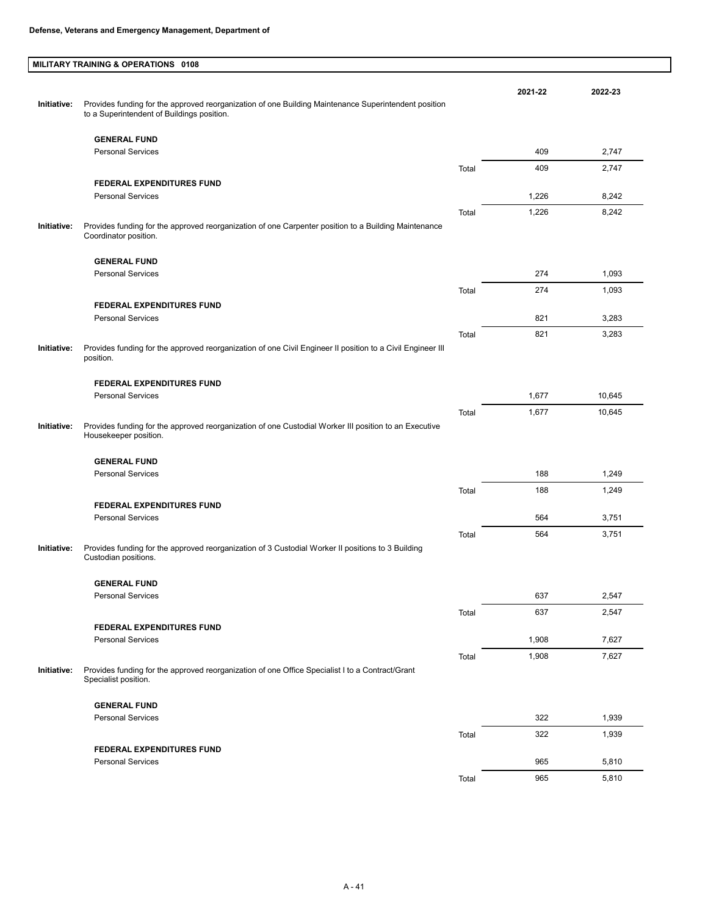**Defense, Veterans and Emergency Management, Department of**

## MILITARY TRAINING & OPERATIONS 0108

| | | 2021-22 | 2022-23 |
|---|---|---|---|
| **Initiative:** Provides funding for the approved reorganization of one Building Maintenance Superintendent position to a Superintendent of Buildings position. | | | |
| **GENERAL FUND** | | | |
| Personal Services | | 409 | 2,747 |
| | Total | 409 | 2,747 |
| **FEDERAL EXPENDITURES FUND** | | | |
| Personal Services | | 1,226 | 8,242 |
| | Total | 1,226 | 8,242 |
| **Initiative:** Provides funding for the approved reorganization of one Carpenter position to a Building Maintenance Coordinator position. | | | |
| **GENERAL FUND** | | | |
| Personal Services | | 274 | 1,093 |
| | Total | 274 | 1,093 |
| **FEDERAL EXPENDITURES FUND** | | | |
| Personal Services | | 821 | 3,283 |
| | Total | 821 | 3,283 |
| **Initiative:** Provides funding for the approved reorganization of one Civil Engineer II position to a Civil Engineer III position. | | | |
| **FEDERAL EXPENDITURES FUND** | | | |
| Personal Services | | 1,677 | 10,645 |
| | Total | 1,677 | 10,645 |
| **Initiative:** Provides funding for the approved reorganization of one Custodial Worker III position to an Executive Housekeeper position. | | | |
| **GENERAL FUND** | | | |
| Personal Services | | 188 | 1,249 |
| | Total | 188 | 1,249 |
| **FEDERAL EXPENDITURES FUND** | | | |
| Personal Services | | 564 | 3,751 |
| | Total | 564 | 3,751 |
| **Initiative:** Provides funding for the approved reorganization of 3 Custodial Worker II positions to 3 Building Custodian positions. | | | |
| **GENERAL FUND** | | | |
| Personal Services | | 637 | 2,547 |
| | Total | 637 | 2,547 |
| **FEDERAL EXPENDITURES FUND** | | | |
| Personal Services | | 1,908 | 7,627 |
| | Total | 1,908 | 7,627 |
| **Initiative:** Provides funding for the approved reorganization of one Office Specialist I to a Contract/Grant Specialist position. | | | |
| **GENERAL FUND** | | | |
| Personal Services | | 322 | 1,939 |
| | Total | 322 | 1,939 |
| **FEDERAL EXPENDITURES FUND** | | | |
| Personal Services | | 965 | 5,810 |
| | Total | 965 | 5,810 |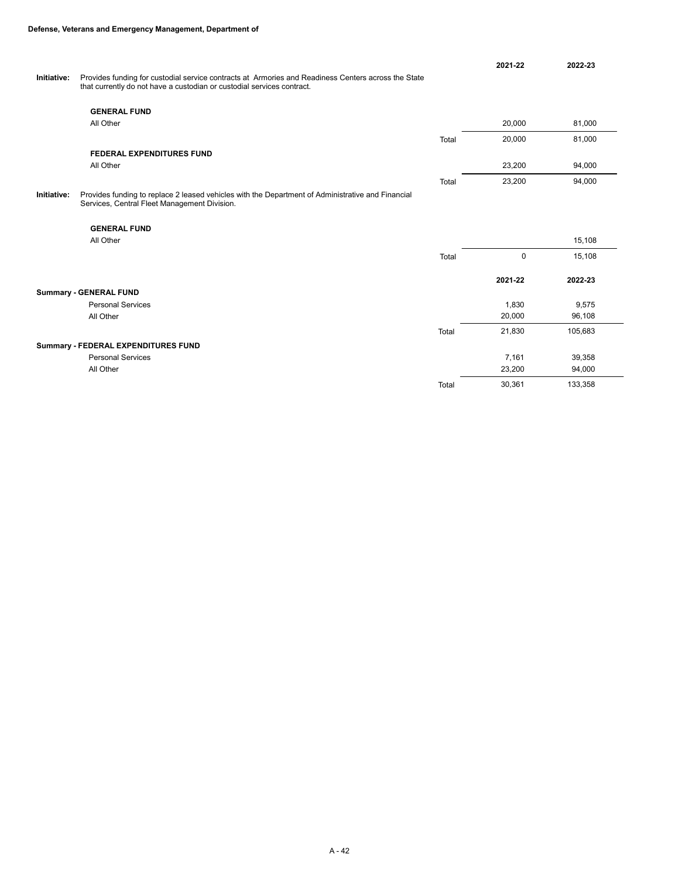**Defense, Veterans and Emergency Management, Department of**

| | | | 2021-22 | 2022-23 |
|---|---|---|---|---|
| **Initiative:** | Provides funding for custodial service contracts at Armories and Readiness Centers across the State that currently do not have a custodian or custodial services contract. | | | |
| | **GENERAL FUND** | | | |
| | All Other | | 20,000 | 81,000 |
| | | Total | 20,000 | 81,000 |
| | **FEDERAL EXPENDITURES FUND** | | | |
| | All Other | | 23,200 | 94,000 |
| | | Total | 23,200 | 94,000 |
| **Initiative:** | Provides funding to replace 2 leased vehicles with the Department of Administrative and Financial Services, Central Fleet Management Division. | | | |
| | **GENERAL FUND** | | | |
| | All Other | | | 15,108 |
| | | Total | 0 | 15,108 |

| | | 2021-22 | 2022-23 |
|---|---|---|---|
| **Summary - GENERAL FUND** | | | |
| Personal Services | | 1,830 | 9,575 |
| All Other | | 20,000 | 96,108 |
| | Total | 21,830 | 105,683 |
| **Summary - FEDERAL EXPENDITURES FUND** | | | |
| Personal Services | | 7,161 | 39,358 |
| All Other | | 23,200 | 94,000 |
| | Total | 30,361 | 133,358 |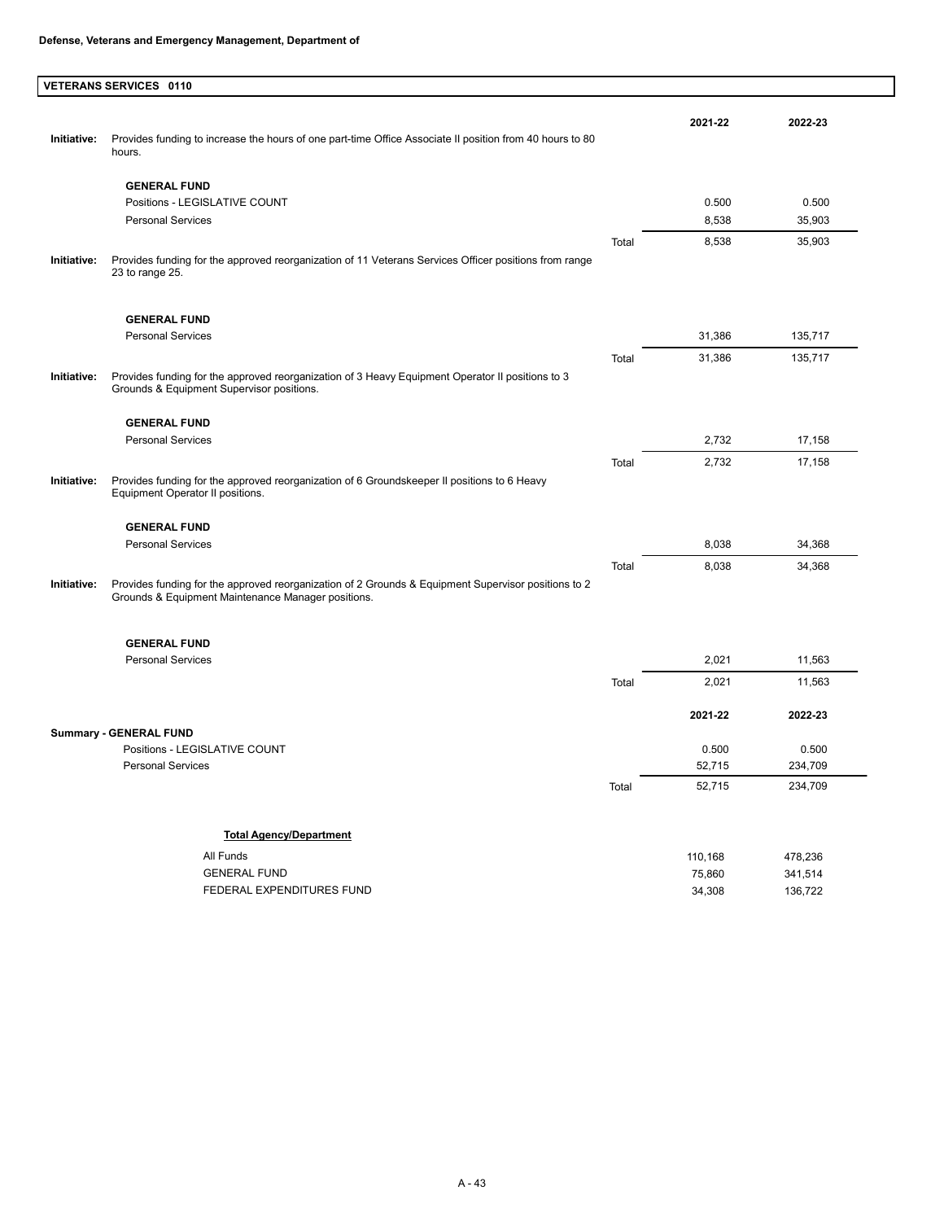**Defense, Veterans and Emergency Management, Department of**

## VETERANS SERVICES 0110

| | | | 2021-22 | 2022-23 |
|---|---|---|---|---|
| **Initiative:** | Provides funding to increase the hours of one part-time Office Associate II position from 40 hours to 80 hours. | | | |
| | **GENERAL FUND** | | | |
| | Positions - LEGISLATIVE COUNT | | 0.500 | 0.500 |
| | Personal Services | | 8,538 | 35,903 |
| | | Total | 8,538 | 35,903 |
| **Initiative:** | Provides funding for the approved reorganization of 11 Veterans Services Officer positions from range 23 to range 25. | | | |
| | **GENERAL FUND** | | | |
| | Personal Services | | 31,386 | 135,717 |
| | | Total | 31,386 | 135,717 |
| **Initiative:** | Provides funding for the approved reorganization of 3 Heavy Equipment Operator II positions to 3 Grounds & Equipment Supervisor positions. | | | |
| | **GENERAL FUND** | | | |
| | Personal Services | | 2,732 | 17,158 |
| | | Total | 2,732 | 17,158 |
| **Initiative:** | Provides funding for the approved reorganization of 6 Groundskeeper II positions to 6 Heavy Equipment Operator II positions. | | | |
| | **GENERAL FUND** | | | |
| | Personal Services | | 8,038 | 34,368 |
| | | Total | 8,038 | 34,368 |
| **Initiative:** | Provides funding for the approved reorganization of 2 Grounds & Equipment Supervisor positions to 2 Grounds & Equipment Maintenance Manager positions. | | | |
| | **GENERAL FUND** | | | |
| | Personal Services | | 2,021 | 11,563 |
| | | Total | 2,021 | 11,563 |

| **Summary - GENERAL FUND** | | 2021-22 | 2022-23 |
|---|---|---|---|
| Positions - LEGISLATIVE COUNT | | 0.500 | 0.500 |
| Personal Services | | 52,715 | 234,709 |
| | Total | 52,715 | 234,709 |

| **Total Agency/Department** | | |
|---|---|---|
| All Funds | 110,168 | 478,236 |
| GENERAL FUND | 75,860 | 341,514 |
| FEDERAL EXPENDITURES FUND | 34,308 | 136,722 |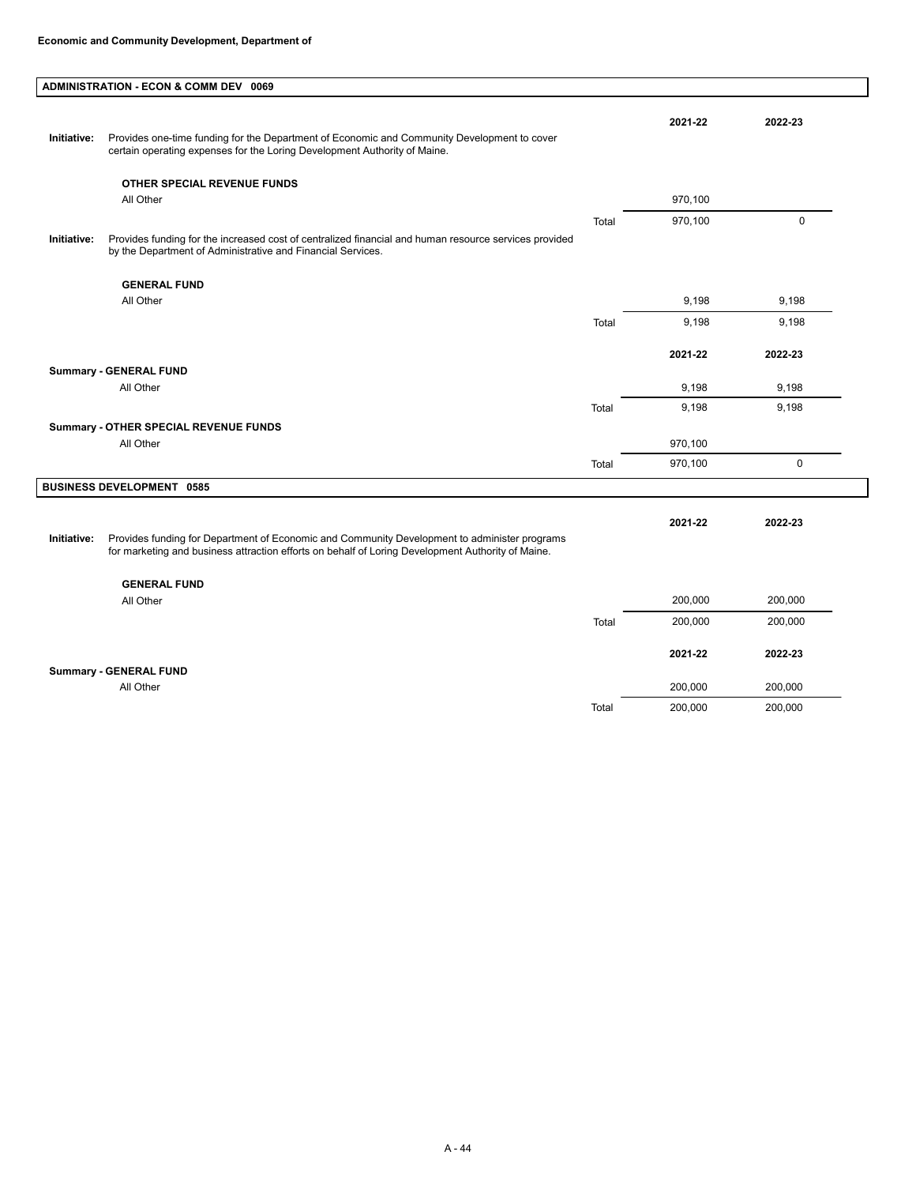**Economic and Community Development, Department of**

## ADMINISTRATION - ECON & COMM DEV 0069

**Initiative:** Provides one-time funding for the Department of Economic and Community Development to cover certain operating expenses for the Loring Development Authority of Maine.

| | | 2021-22 | 2022-23 |
|---|---|---|---|
| **OTHER SPECIAL REVENUE FUNDS** | | | |
| All Other | | 970,100 | |
| | Total | 970,100 | 0 |

**Initiative:** Provides funding for the increased cost of centralized financial and human resource services provided by the Department of Administrative and Financial Services.

| | | 2021-22 | 2022-23 |
|---|---|---|---|
| **GENERAL FUND** | | | |
| All Other | | 9,198 | 9,198 |
| | Total | 9,198 | 9,198 |

| | | 2021-22 | 2022-23 |
|---|---|---|---|
| **Summary - GENERAL FUND** | | | |
| All Other | | 9,198 | 9,198 |
| | Total | 9,198 | 9,198 |
| **Summary - OTHER SPECIAL REVENUE FUNDS** | | | |
| All Other | | 970,100 | |
| | Total | 970,100 | 0 |

## BUSINESS DEVELOPMENT 0585

**Initiative:** Provides funding for Department of Economic and Community Development to administer programs for marketing and business attraction efforts on behalf of Loring Development Authority of Maine.

| | | 2021-22 | 2022-23 |
|---|---|---|---|
| **GENERAL FUND** | | | |
| All Other | | 200,000 | 200,000 |
| | Total | 200,000 | 200,000 |

| | | 2021-22 | 2022-23 |
|---|---|---|---|
| **Summary - GENERAL FUND** | | | |
| All Other | | 200,000 | 200,000 |
| | Total | 200,000 | 200,000 |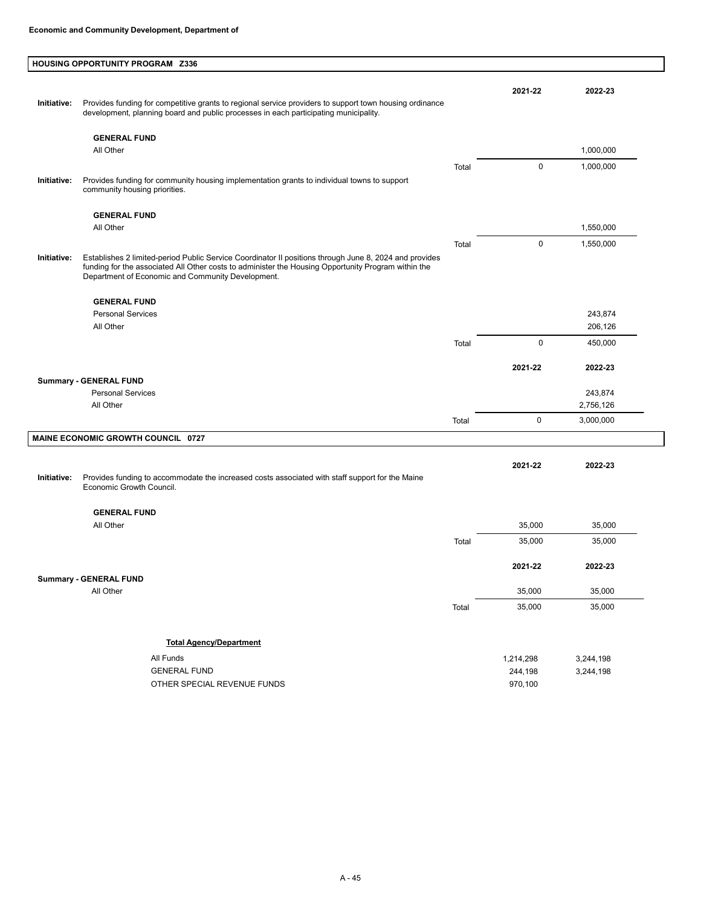**Economic and Community Development, Department of**

## HOUSING OPPORTUNITY PROGRAM Z336

**Initiative:** Provides funding for competitive grants to regional service providers to support town housing ordinance development, planning board and public processes in each participating municipality.

| GENERAL FUND | | 2021-22 | 2022-23 |
|---|---|---|---|
| All Other | | | 1,000,000 |
| | Total | 0 | 1,000,000 |

**Initiative:** Provides funding for community housing implementation grants to individual towns to support community housing priorities.

| GENERAL FUND | | 2021-22 | 2022-23 |
|---|---|---|---|
| All Other | | | 1,550,000 |
| | Total | 0 | 1,550,000 |

**Initiative:** Establishes 2 limited-period Public Service Coordinator II positions through June 8, 2024 and provides funding for the associated All Other costs to administer the Housing Opportunity Program within the Department of Economic and Community Development.

| GENERAL FUND | | 2021-22 | 2022-23 |
|---|---|---|---|
| Personal Services | | | 243,874 |
| All Other | | | 206,126 |
| | Total | 0 | 450,000 |

| Summary - GENERAL FUND | | 2021-22 | 2022-23 |
|---|---|---|---|
| Personal Services | | | 243,874 |
| All Other | | | 2,756,126 |
| | Total | 0 | 3,000,000 |

## MAINE ECONOMIC GROWTH COUNCIL 0727

**Initiative:** Provides funding to accommodate the increased costs associated with staff support for the Maine Economic Growth Council.

| GENERAL FUND | | 2021-22 | 2022-23 |
|---|---|---|---|
| All Other | | 35,000 | 35,000 |
| | Total | 35,000 | 35,000 |

| Summary - GENERAL FUND | | 2021-22 | 2022-23 |
|---|---|---|---|
| All Other | | 35,000 | 35,000 |
| | Total | 35,000 | 35,000 |

**Total Agency/Department**

| | 2021-22 | 2022-23 |
|---|---|---|
| All Funds | 1,214,298 | 3,244,198 |
| GENERAL FUND | 244,198 | 3,244,198 |
| OTHER SPECIAL REVENUE FUNDS | 970,100 | |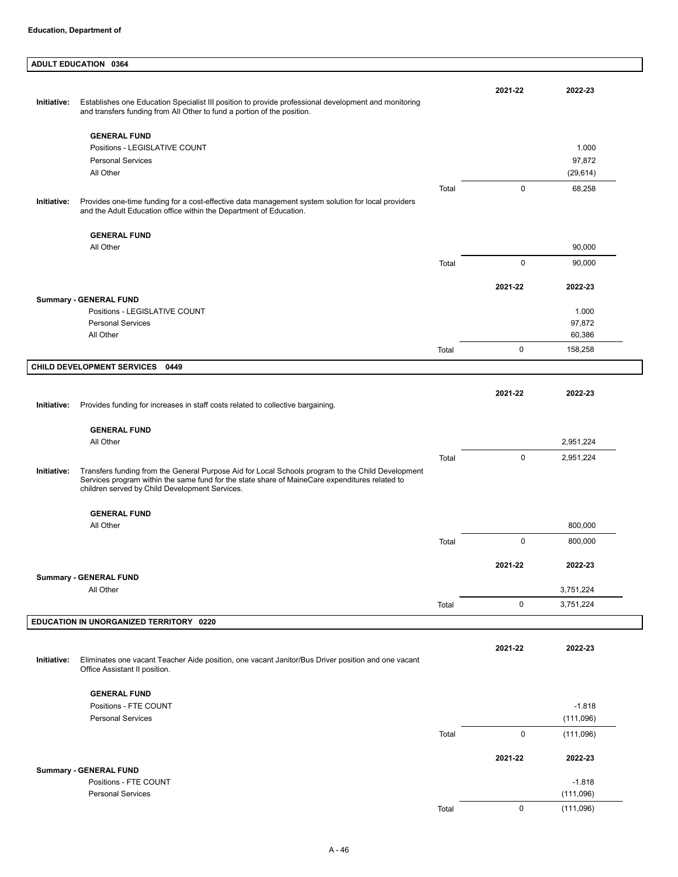**Education, Department of**

## ADULT EDUCATION 0364

| | | | 2021-22 | 2022-23 |
|---|---|---|---|---|
| **Initiative:** | Establishes one Education Specialist III position to provide professional development and monitoring and transfers funding from All Other to fund a portion of the position. | | | |
| | **GENERAL FUND** | | | |
| | Positions - LEGISLATIVE COUNT | | | 1.000 |
| | Personal Services | | | 97,872 |
| | All Other | | | (29,614) |
| | | Total | 0 | 68,258 |
| **Initiative:** | Provides one-time funding for a cost-effective data management system solution for local providers and the Adult Education office within the Department of Education. | | | |
| | **GENERAL FUND** | | | |
| | All Other | | | 90,000 |
| | | Total | 0 | 90,000 |

| | | 2021-22 | 2022-23 |
|---|---|---|---|
| **Summary - GENERAL FUND** | | | |
| Positions - LEGISLATIVE COUNT | | | 1.000 |
| Personal Services | | | 97,872 |
| All Other | | | 60,386 |
| | Total | 0 | 158,258 |

## CHILD DEVELOPMENT SERVICES 0449

| | | | 2021-22 | 2022-23 |
|---|---|---|---|---|
| **Initiative:** | Provides funding for increases in staff costs related to collective bargaining. | | | |
| | **GENERAL FUND** | | | |
| | All Other | | | 2,951,224 |
| | | Total | 0 | 2,951,224 |
| **Initiative:** | Transfers funding from the General Purpose Aid for Local Schools program to the Child Development Services program within the same fund for the state share of MaineCare expenditures related to children served by Child Development Services. | | | |
| | **GENERAL FUND** | | | |
| | All Other | | | 800,000 |
| | | Total | 0 | 800,000 |

| | | 2021-22 | 2022-23 |
|---|---|---|---|
| **Summary - GENERAL FUND** | | | |
| All Other | | | 3,751,224 |
| | Total | 0 | 3,751,224 |

## EDUCATION IN UNORGANIZED TERRITORY 0220

| | | | 2021-22 | 2022-23 |
|---|---|---|---|---|
| **Initiative:** | Eliminates one vacant Teacher Aide position, one vacant Janitor/Bus Driver position and one vacant Office Assistant II position. | | | |
| | **GENERAL FUND** | | | |
| | Positions - FTE COUNT | | | -1.818 |
| | Personal Services | | | (111,096) |
| | | Total | 0 | (111,096) |

| | | 2021-22 | 2022-23 |
|---|---|---|---|
| **Summary - GENERAL FUND** | | | |
| Positions - FTE COUNT | | | -1.818 |
| Personal Services | | | (111,096) |
| | Total | 0 | (111,096) |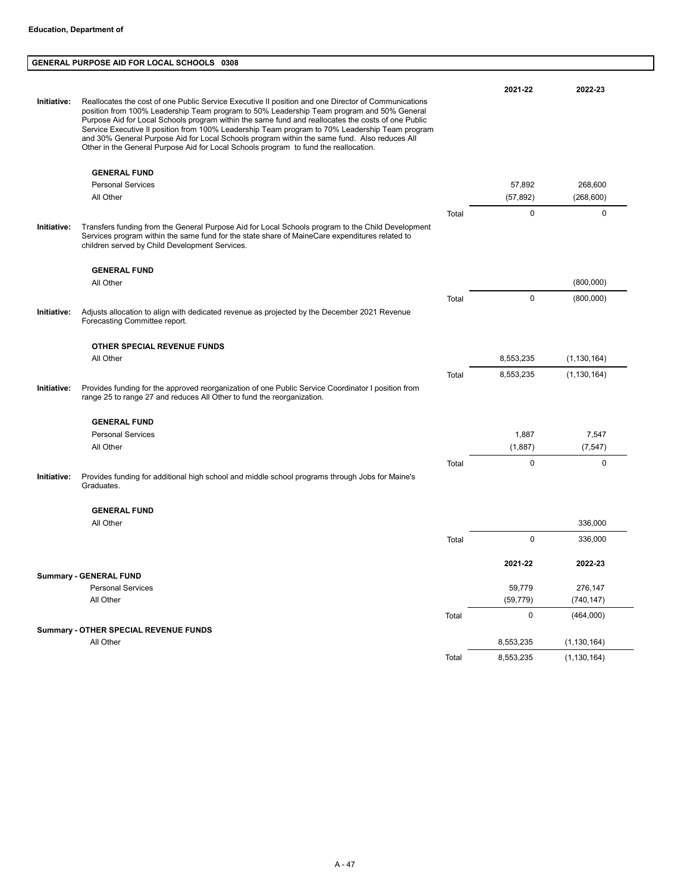**Education, Department of**

## GENERAL PURPOSE AID FOR LOCAL SCHOOLS 0308

| | | | 2021-22 | 2022-23 |
|---|---|---|---|---|
| **Initiative:** | Reallocates the cost of one Public Service Executive II position and one Director of Communications position from 100% Leadership Team program to 50% Leadership Team program and 50% General Purpose Aid for Local Schools program within the same fund and reallocates the costs of one Public Service Executive II position from 100% Leadership Team program to 70% Leadership Team program and 30% General Purpose Aid for Local Schools program within the same fund. Also reduces All Other in the General Purpose Aid for Local Schools program to fund the reallocation. | | | |
| | **GENERAL FUND** | | | |
| | Personal Services | | 57,892 | 268,600 |
| | All Other | | (57,892) | (268,600) |
| | | Total | 0 | 0 |
| **Initiative:** | Transfers funding from the General Purpose Aid for Local Schools program to the Child Development Services program within the same fund for the state share of MaineCare expenditures related to children served by Child Development Services. | | | |
| | **GENERAL FUND** | | | |
| | All Other | | | (800,000) |
| | | Total | 0 | (800,000) |
| **Initiative:** | Adjusts allocation to align with dedicated revenue as projected by the December 2021 Revenue Forecasting Committee report. | | | |
| | **OTHER SPECIAL REVENUE FUNDS** | | | |
| | All Other | | 8,553,235 | (1,130,164) |
| | | Total | 8,553,235 | (1,130,164) |
| **Initiative:** | Provides funding for the approved reorganization of one Public Service Coordinator I position from range 25 to range 27 and reduces All Other to fund the reorganization. | | | |
| | **GENERAL FUND** | | | |
| | Personal Services | | 1,887 | 7,547 |
| | All Other | | (1,887) | (7,547) |
| | | Total | 0 | 0 |
| **Initiative:** | Provides funding for additional high school and middle school programs through Jobs for Maine's Graduates. | | | |
| | **GENERAL FUND** | | | |
| | All Other | | | 336,000 |
| | | Total | 0 | 336,000 |

| | | 2021-22 | 2022-23 |
|---|---|---|---|
| **Summary - GENERAL FUND** | | | |
| Personal Services | | 59,779 | 276,147 |
| All Other | | (59,779) | (740,147) |
| | Total | 0 | (464,000) |
| **Summary - OTHER SPECIAL REVENUE FUNDS** | | | |
| All Other | | 8,553,235 | (1,130,164) |
| | Total | 8,553,235 | (1,130,164) |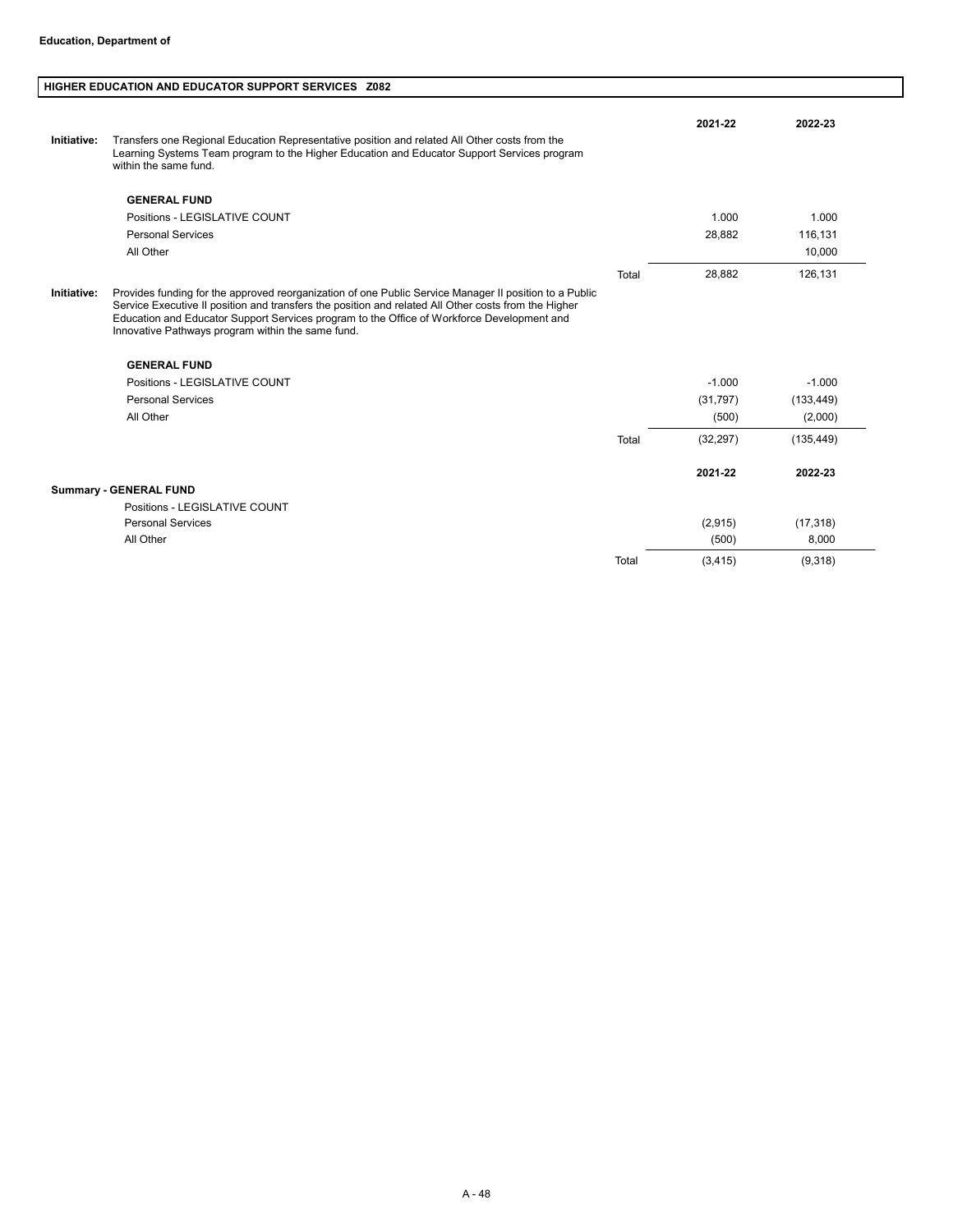**Education, Department of**

## HIGHER EDUCATION AND EDUCATOR SUPPORT SERVICES Z082

**Initiative:** Transfers one Regional Education Representative position and related All Other costs from the Learning Systems Team program to the Higher Education and Educator Support Services program within the same fund.

| **GENERAL FUND** | | **2021-22** | **2022-23** |
|---|---|---|---|
| Positions - LEGISLATIVE COUNT | | 1.000 | 1.000 |
| Personal Services | | 28,882 | 116,131 |
| All Other | | | 10,000 |
| | Total | 28,882 | 126,131 |

**Initiative:** Provides funding for the approved reorganization of one Public Service Manager II position to a Public Service Executive II position and transfers the position and related All Other costs from the Higher Education and Educator Support Services program to the Office of Workforce Development and Innovative Pathways program within the same fund.

| **GENERAL FUND** | | **2021-22** | **2022-23** |
|---|---|---|---|
| Positions - LEGISLATIVE COUNT | | -1.000 | -1.000 |
| Personal Services | | (31,797) | (133,449) |
| All Other | | (500) | (2,000) |
| | Total | (32,297) | (135,449) |

| **Summary - GENERAL FUND** | | **2021-22** | **2022-23** |
|---|---|---|---|
| Positions - LEGISLATIVE COUNT | | | |
| Personal Services | | (2,915) | (17,318) |
| All Other | | (500) | 8,000 |
| | Total | (3,415) | (9,318) |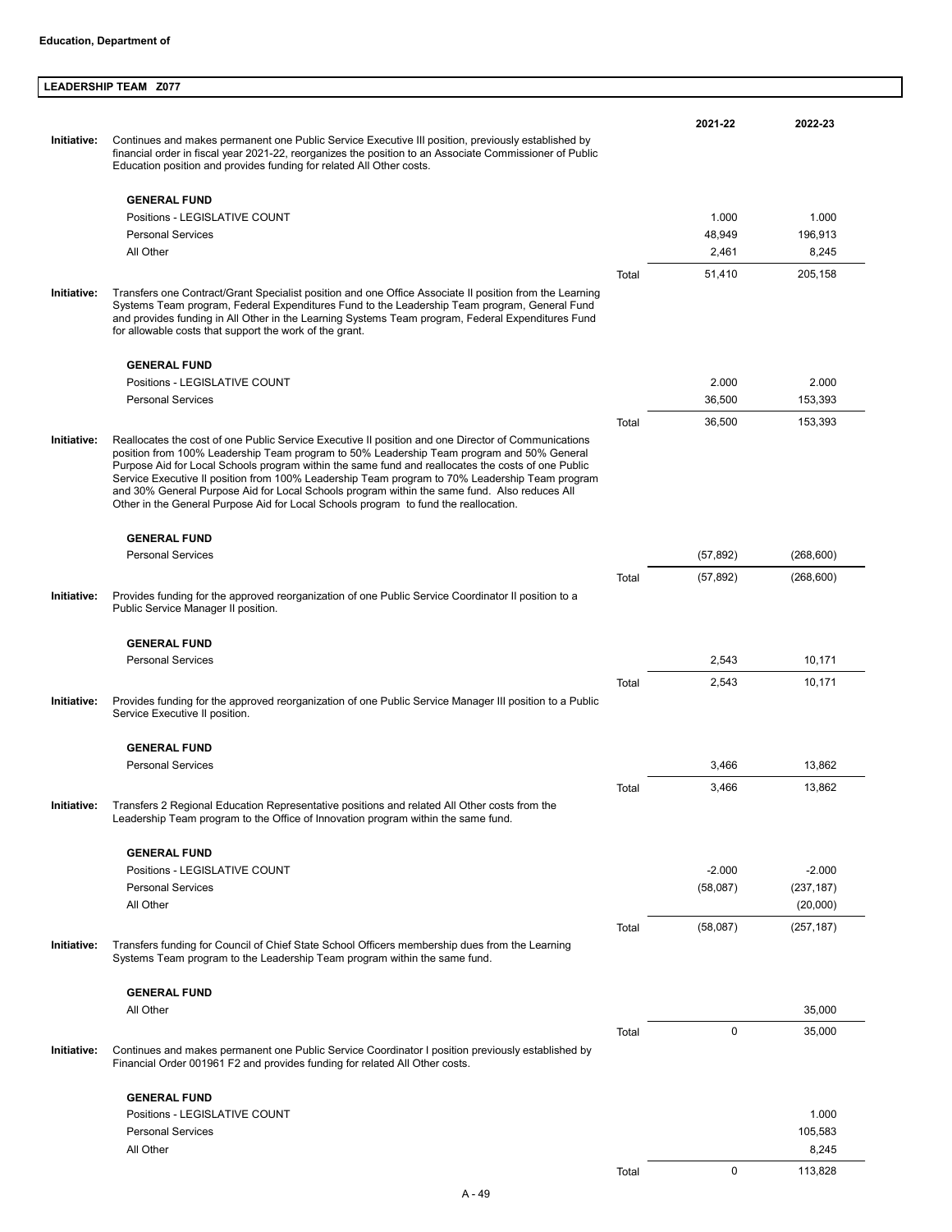**Education, Department of**

## LEADERSHIP TEAM Z077

| | | | 2021-22 | 2022-23 |
|---|---|---|---|---|
| **Initiative:** | Continues and makes permanent one Public Service Executive III position, previously established by financial order in fiscal year 2021-22, reorganizes the position to an Associate Commissioner of Public Education position and provides funding for related All Other costs. | | | |
| | **GENERAL FUND** | | | |
| | Positions - LEGISLATIVE COUNT | | 1.000 | 1.000 |
| | Personal Services | | 48,949 | 196,913 |
| | All Other | | 2,461 | 8,245 |
| | | Total | 51,410 | 205,158 |
| **Initiative:** | Transfers one Contract/Grant Specialist position and one Office Associate II position from the Learning Systems Team program, Federal Expenditures Fund to the Leadership Team program, General Fund and provides funding in All Other in the Learning Systems Team program, Federal Expenditures Fund for allowable costs that support the work of the grant. | | | |
| | **GENERAL FUND** | | | |
| | Positions - LEGISLATIVE COUNT | | 2.000 | 2.000 |
| | Personal Services | | 36,500 | 153,393 |
| | | Total | 36,500 | 153,393 |
| **Initiative:** | Reallocates the cost of one Public Service Executive II position and one Director of Communications position from 100% Leadership Team program to 50% Leadership Team program and 50% General Purpose Aid for Local Schools program within the same fund and reallocates the costs of one Public Service Executive II position from 100% Leadership Team program to 70% Leadership Team program and 30% General Purpose Aid for Local Schools program within the same fund. Also reduces All Other in the General Purpose Aid for Local Schools program to fund the reallocation. | | | |
| | **GENERAL FUND** | | | |
| | Personal Services | | (57,892) | (268,600) |
| | | Total | (57,892) | (268,600) |
| **Initiative:** | Provides funding for the approved reorganization of one Public Service Coordinator II position to a Public Service Manager II position. | | | |
| | **GENERAL FUND** | | | |
| | Personal Services | | 2,543 | 10,171 |
| | | Total | 2,543 | 10,171 |
| **Initiative:** | Provides funding for the approved reorganization of one Public Service Manager III position to a Public Service Executive II position. | | | |
| | **GENERAL FUND** | | | |
| | Personal Services | | 3,466 | 13,862 |
| | | Total | 3,466 | 13,862 |
| **Initiative:** | Transfers 2 Regional Education Representative positions and related All Other costs from the Leadership Team program to the Office of Innovation program within the same fund. | | | |
| | **GENERAL FUND** | | | |
| | Positions - LEGISLATIVE COUNT | | -2.000 | -2.000 |
| | Personal Services | | (58,087) | (237,187) |
| | All Other | | | (20,000) |
| | | Total | (58,087) | (257,187) |
| **Initiative:** | Transfers funding for Council of Chief State School Officers membership dues from the Learning Systems Team program to the Leadership Team program within the same fund. | | | |
| | **GENERAL FUND** | | | |
| | All Other | | | 35,000 |
| | | Total | 0 | 35,000 |
| **Initiative:** | Continues and makes permanent one Public Service Coordinator I position previously established by Financial Order 001961 F2 and provides funding for related All Other costs. | | | |
| | **GENERAL FUND** | | | |
| | Positions - LEGISLATIVE COUNT | | | 1.000 |
| | Personal Services | | | 105,583 |
| | All Other | | | 8,245 |
| | | Total | 0 | 113,828 |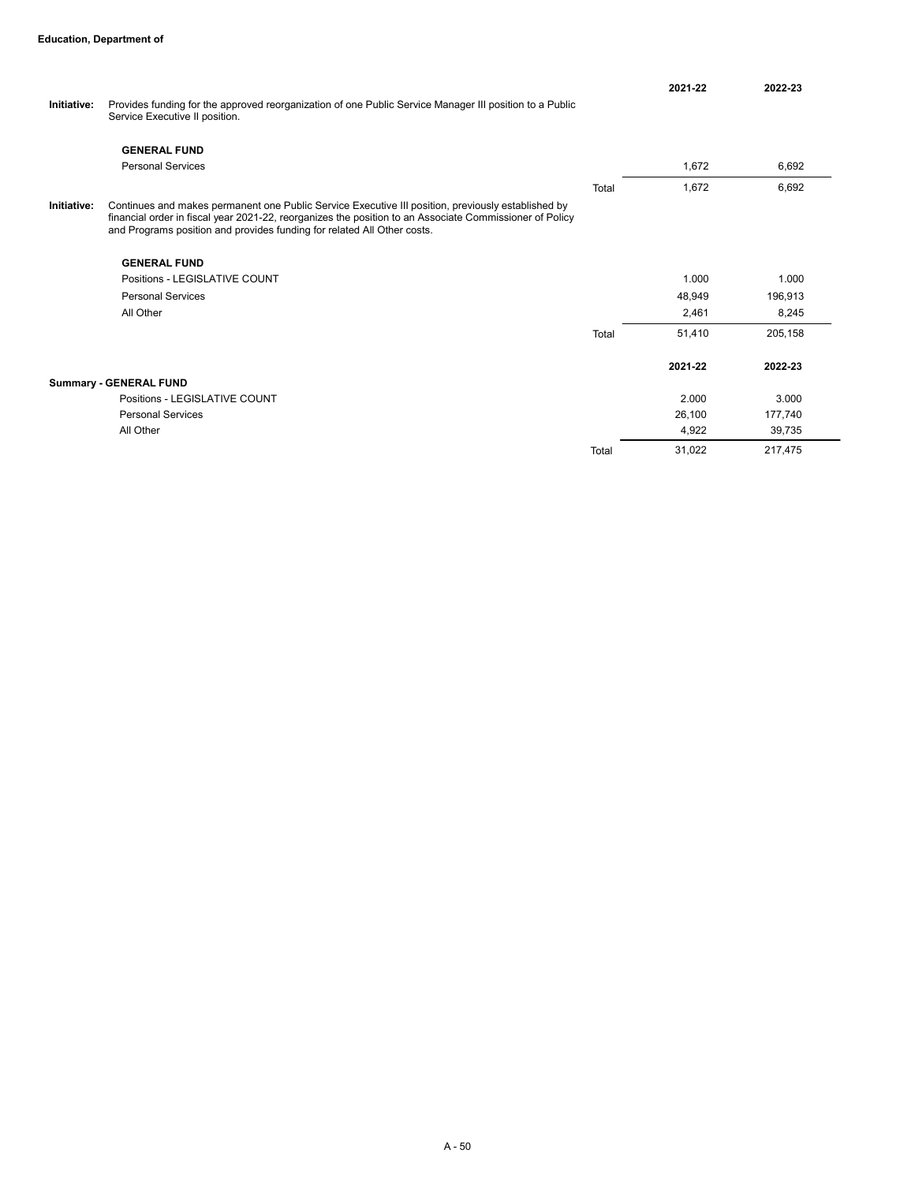**Initiative:** Provides funding for the approved reorganization of one Public Service Manager III position to a Public Service Executive II position.

| | | 2021-22 | 2022-23 |
|---|---|---|---|
| **GENERAL FUND** | | | |
| Personal Services | | 1,672 | 6,692 |
| | Total | 1,672 | 6,692 |

**Initiative:** Continues and makes permanent one Public Service Executive III position, previously established by financial order in fiscal year 2021-22, reorganizes the position to an Associate Commissioner of Policy and Programs position and provides funding for related All Other costs.

| | | 2021-22 | 2022-23 |
|---|---|---|---|
| **GENERAL FUND** | | | |
| Positions - LEGISLATIVE COUNT | | 1.000 | 1.000 |
| Personal Services | | 48,949 | 196,913 |
| All Other | | 2,461 | 8,245 |
| | Total | 51,410 | 205,158 |

| **Summary - GENERAL FUND** | | 2021-22 | 2022-23 |
|---|---|---|---|
| Positions - LEGISLATIVE COUNT | | 2.000 | 3.000 |
| Personal Services | | 26,100 | 177,740 |
| All Other | | 4,922 | 39,735 |
| | Total | 31,022 | 217,475 |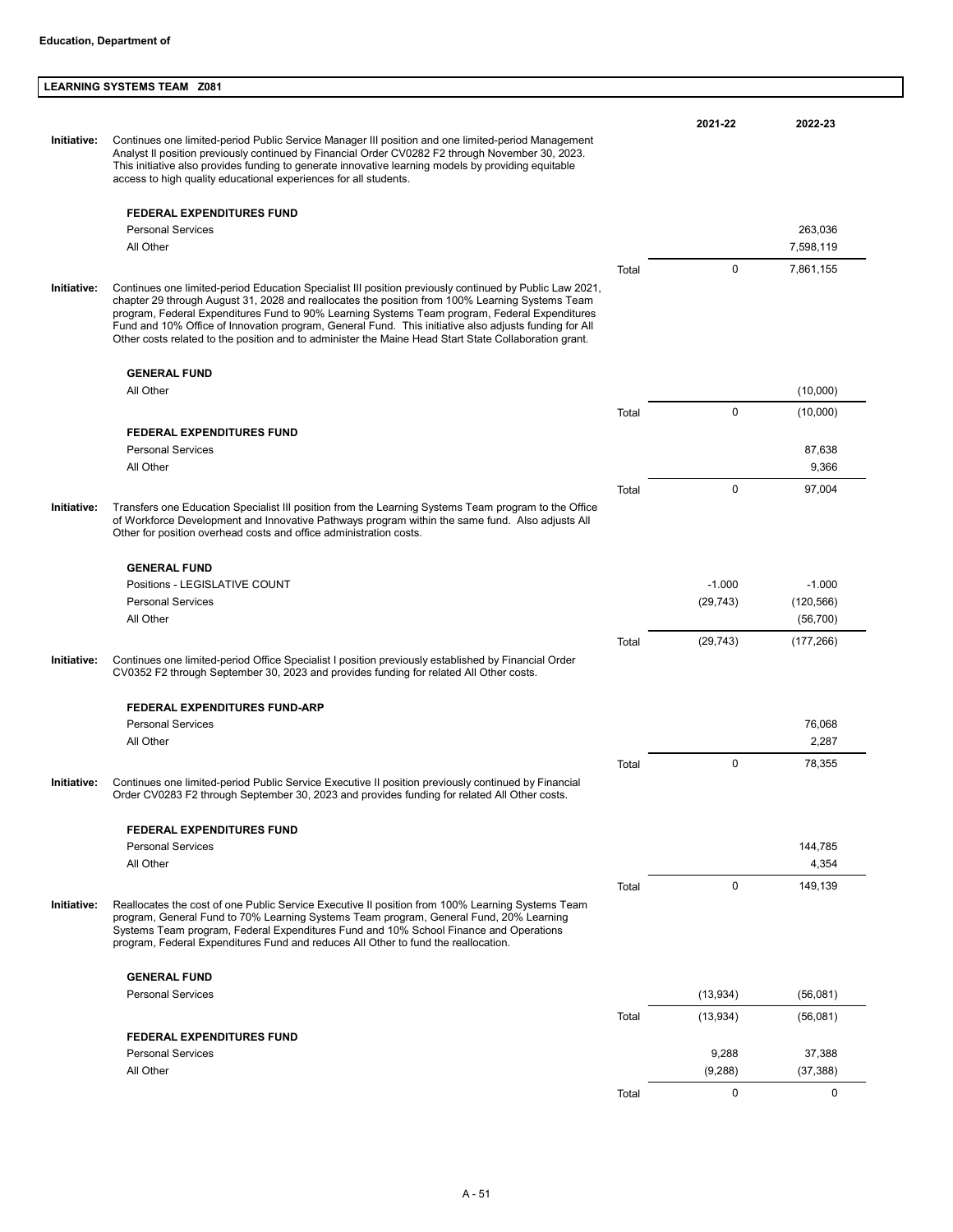**Education, Department of**

## LEARNING SYSTEMS TEAM Z081

| | | | 2021-22 | 2022-23 |
|---|---|---|---|---|
| **Initiative:** | Continues one limited-period Public Service Manager III position and one limited-period Management Analyst II position previously continued by Financial Order CV0282 F2 through November 30, 2023. This initiative also provides funding to generate innovative learning models by providing equitable access to high quality educational experiences for all students. | | | |
| | **FEDERAL EXPENDITURES FUND** | | | |
| | Personal Services | | | 263,036 |
| | All Other | | | 7,598,119 |
| | | Total | 0 | 7,861,155 |
| **Initiative:** | Continues one limited-period Education Specialist III position previously continued by Public Law 2021, chapter 29 through August 31, 2028 and reallocates the position from 100% Learning Systems Team program, Federal Expenditures Fund to 90% Learning Systems Team program, Federal Expenditures Fund and 10% Office of Innovation program, General Fund. This initiative also adjusts funding for All Other costs related to the position and to administer the Maine Head Start State Collaboration grant. | | | |
| | **GENERAL FUND** | | | |
| | All Other | | | (10,000) |
| | | Total | 0 | (10,000) |
| | **FEDERAL EXPENDITURES FUND** | | | |
| | Personal Services | | | 87,638 |
| | All Other | | | 9,366 |
| | | Total | 0 | 97,004 |
| **Initiative:** | Transfers one Education Specialist III position from the Learning Systems Team program to the Office of Workforce Development and Innovative Pathways program within the same fund. Also adjusts All Other for position overhead costs and office administration costs. | | | |
| | **GENERAL FUND** | | | |
| | Positions - LEGISLATIVE COUNT | | -1.000 | -1.000 |
| | Personal Services | | (29,743) | (120,566) |
| | All Other | | | (56,700) |
| | | Total | (29,743) | (177,266) |
| **Initiative:** | Continues one limited-period Office Specialist I position previously established by Financial Order CV0352 F2 through September 30, 2023 and provides funding for related All Other costs. | | | |
| | **FEDERAL EXPENDITURES FUND-ARP** | | | |
| | Personal Services | | | 76,068 |
| | All Other | | | 2,287 |
| | | Total | 0 | 78,355 |
| **Initiative:** | Continues one limited-period Public Service Executive II position previously continued by Financial Order CV0283 F2 through September 30, 2023 and provides funding for related All Other costs. | | | |
| | **FEDERAL EXPENDITURES FUND** | | | |
| | Personal Services | | | 144,785 |
| | All Other | | | 4,354 |
| | | Total | 0 | 149,139 |
| **Initiative:** | Reallocates the cost of one Public Service Executive II position from 100% Learning Systems Team program, General Fund to 70% Learning Systems Team program, General Fund, 20% Learning Systems Team program, Federal Expenditures Fund and 10% School Finance and Operations program, Federal Expenditures Fund and reduces All Other to fund the reallocation. | | | |
| | **GENERAL FUND** | | | |
| | Personal Services | | (13,934) | (56,081) |
| | | Total | (13,934) | (56,081) |
| | **FEDERAL EXPENDITURES FUND** | | | |
| | Personal Services | | 9,288 | 37,388 |
| | All Other | | (9,288) | (37,388) |
| | | Total | 0 | 0 |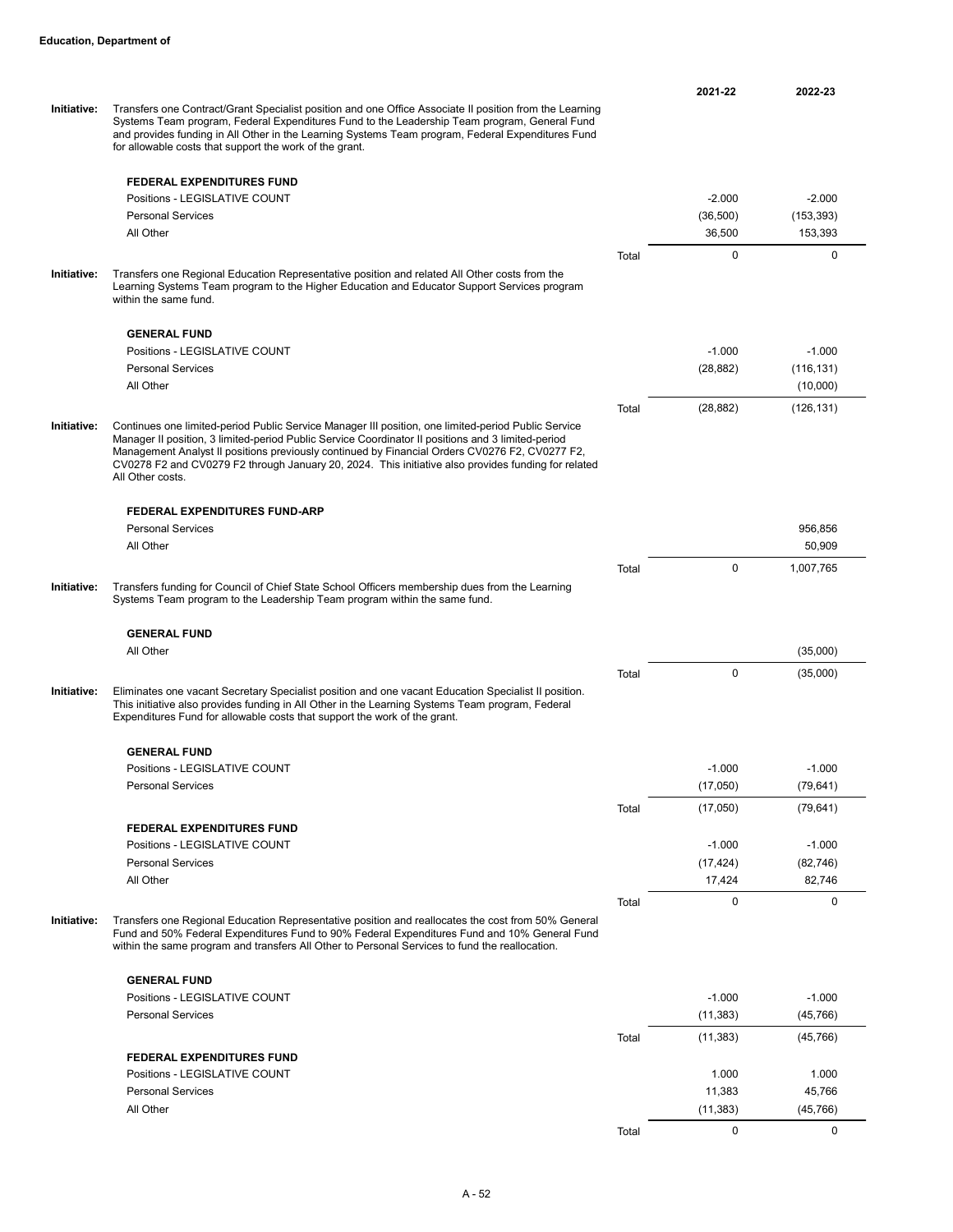**Education, Department of**

| | | | 2021-22 | 2022-23 |
|---|---|---|---|---|
| **Initiative:** | Transfers one Contract/Grant Specialist position and one Office Associate II position from the Learning Systems Team program, Federal Expenditures Fund to the Leadership Team program, General Fund and provides funding in All Other in the Learning Systems Team program, Federal Expenditures Fund for allowable costs that support the work of the grant. | | | |
| | **FEDERAL EXPENDITURES FUND** | | | |
| | Positions - LEGISLATIVE COUNT | | -2.000 | -2.000 |
| | Personal Services | | (36,500) | (153,393) |
| | All Other | | 36,500 | 153,393 |
| | | Total | 0 | 0 |
| **Initiative:** | Transfers one Regional Education Representative position and related All Other costs from the Learning Systems Team program to the Higher Education and Educator Support Services program within the same fund. | | | |
| | **GENERAL FUND** | | | |
| | Positions - LEGISLATIVE COUNT | | -1.000 | -1.000 |
| | Personal Services | | (28,882) | (116,131) |
| | All Other | | | (10,000) |
| | | Total | (28,882) | (126,131) |
| **Initiative:** | Continues one limited-period Public Service Manager III position, one limited-period Public Service Manager II position, 3 limited-period Public Service Coordinator II positions and 3 limited-period Management Analyst II positions previously continued by Financial Orders CV0276 F2, CV0277 F2, CV0278 F2 and CV0279 F2 through January 20, 2024. This initiative also provides funding for related All Other costs. | | | |
| | **FEDERAL EXPENDITURES FUND-ARP** | | | |
| | Personal Services | | | 956,856 |
| | All Other | | | 50,909 |
| | | Total | 0 | 1,007,765 |
| **Initiative:** | Transfers funding for Council of Chief State School Officers membership dues from the Learning Systems Team program to the Leadership Team program within the same fund. | | | |
| | **GENERAL FUND** | | | |
| | All Other | | | (35,000) |
| | | Total | 0 | (35,000) |
| **Initiative:** | Eliminates one vacant Secretary Specialist position and one vacant Education Specialist II position. This initiative also provides funding in All Other in the Learning Systems Team program, Federal Expenditures Fund for allowable costs that support the work of the grant. | | | |
| | **GENERAL FUND** | | | |
| | Positions - LEGISLATIVE COUNT | | -1.000 | -1.000 |
| | Personal Services | | (17,050) | (79,641) |
| | | Total | (17,050) | (79,641) |
| | **FEDERAL EXPENDITURES FUND** | | | |
| | Positions - LEGISLATIVE COUNT | | -1.000 | -1.000 |
| | Personal Services | | (17,424) | (82,746) |
| | All Other | | 17,424 | 82,746 |
| | | Total | 0 | 0 |
| **Initiative:** | Transfers one Regional Education Representative position and reallocates the cost from 50% General Fund and 50% Federal Expenditures Fund to 90% Federal Expenditures Fund and 10% General Fund within the same program and transfers All Other to Personal Services to fund the reallocation. | | | |
| | **GENERAL FUND** | | | |
| | Positions - LEGISLATIVE COUNT | | -1.000 | -1.000 |
| | Personal Services | | (11,383) | (45,766) |
| | | Total | (11,383) | (45,766) |
| | **FEDERAL EXPENDITURES FUND** | | | |
| | Positions - LEGISLATIVE COUNT | | 1.000 | 1.000 |
| | Personal Services | | 11,383 | 45,766 |
| | All Other | | (11,383) | (45,766) |
| | | Total | 0 | 0 |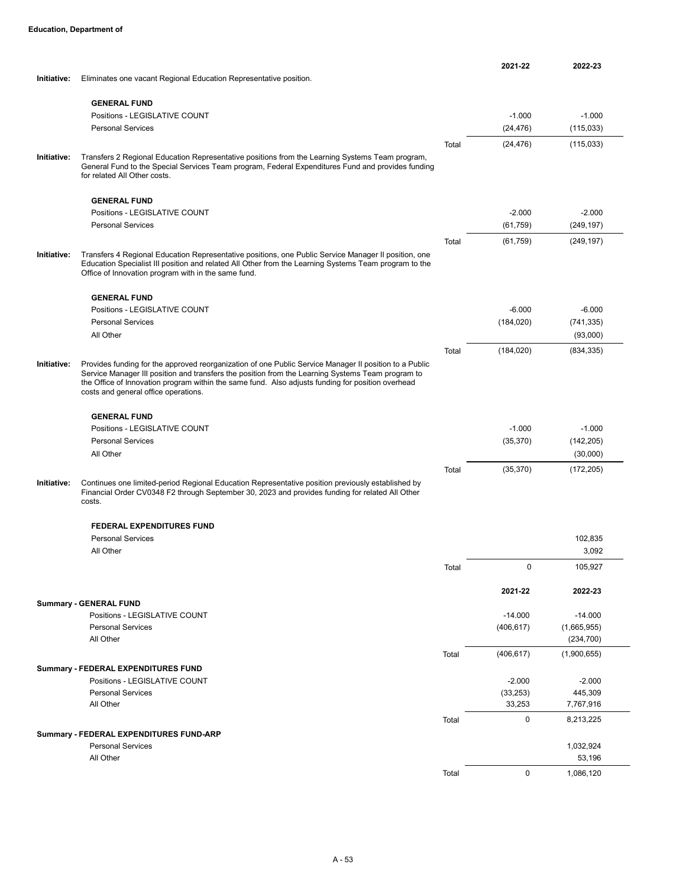**Education, Department of**

| | | 2021-22 | 2022-23 |
|---|---|---|---|
| **Initiative:** Eliminates one vacant Regional Education Representative position. | | | |
| **GENERAL FUND** | | | |
| Positions - LEGISLATIVE COUNT | | -1.000 | -1.000 |
| Personal Services | | (24,476) | (115,033) |
| | Total | (24,476) | (115,033) |
| **Initiative:** Transfers 2 Regional Education Representative positions from the Learning Systems Team program, General Fund to the Special Services Team program, Federal Expenditures Fund and provides funding for related All Other costs. | | | |
| **GENERAL FUND** | | | |
| Positions - LEGISLATIVE COUNT | | -2.000 | -2.000 |
| Personal Services | | (61,759) | (249,197) |
| | Total | (61,759) | (249,197) |
| **Initiative:** Transfers 4 Regional Education Representative positions, one Public Service Manager II position, one Education Specialist III position and related All Other from the Learning Systems Team program to the Office of Innovation program with in the same fund. | | | |
| **GENERAL FUND** | | | |
| Positions - LEGISLATIVE COUNT | | -6.000 | -6.000 |
| Personal Services | | (184,020) | (741,335) |
| All Other | | | (93,000) |
| | Total | (184,020) | (834,335) |
| **Initiative:** Provides funding for the approved reorganization of one Public Service Manager II position to a Public Service Manager III position and transfers the position from the Learning Systems Team program to the Office of Innovation program within the same fund. Also adjusts funding for position overhead costs and general office operations. | | | |
| **GENERAL FUND** | | | |
| Positions - LEGISLATIVE COUNT | | -1.000 | -1.000 |
| Personal Services | | (35,370) | (142,205) |
| All Other | | | (30,000) |
| | Total | (35,370) | (172,205) |
| **Initiative:** Continues one limited-period Regional Education Representative position previously established by Financial Order CV0348 F2 through September 30, 2023 and provides funding for related All Other costs. | | | |
| **FEDERAL EXPENDITURES FUND** | | | |
| Personal Services | | | 102,835 |
| All Other | | | 3,092 |
| | Total | 0 | 105,927 |

| | | 2021-22 | 2022-23 |
|---|---|---|---|
| **Summary - GENERAL FUND** | | | |
| Positions - LEGISLATIVE COUNT | | -14.000 | -14.000 |
| Personal Services | | (406,617) | (1,665,955) |
| All Other | | | (234,700) |
| | Total | (406,617) | (1,900,655) |
| **Summary - FEDERAL EXPENDITURES FUND** | | | |
| Positions - LEGISLATIVE COUNT | | -2.000 | -2.000 |
| Personal Services | | (33,253) | 445,309 |
| All Other | | 33,253 | 7,767,916 |
| | Total | 0 | 8,213,225 |
| **Summary - FEDERAL EXPENDITURES FUND-ARP** | | | |
| Personal Services | | | 1,032,924 |
| All Other | | | 53,196 |
| | Total | 0 | 1,086,120 |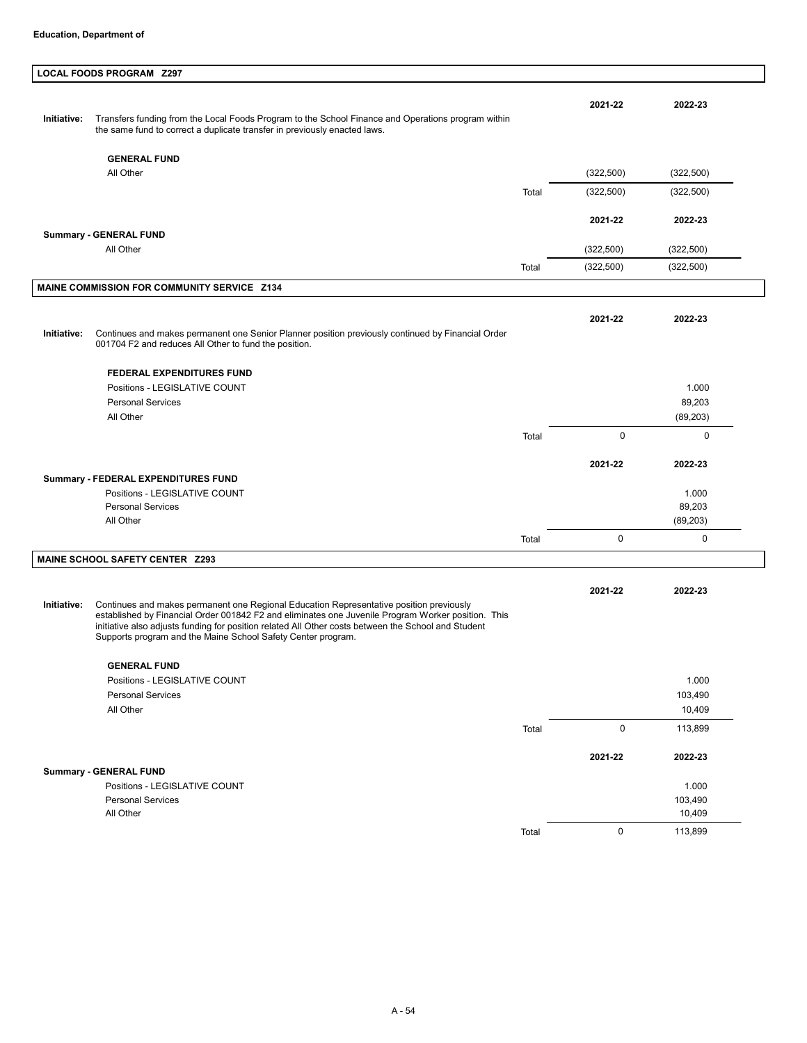**Education, Department of**

## LOCAL FOODS PROGRAM Z297

**Initiative:** Transfers funding from the Local Foods Program to the School Finance and Operations program within the same fund to correct a duplicate transfer in previously enacted laws.

| | | 2021-22 | 2022-23 |
|---|---|---|---|
| **GENERAL FUND** | | | |
| All Other | | (322,500) | (322,500) |
| | Total | (322,500) | (322,500) |

| | | 2021-22 | 2022-23 |
|---|---|---|---|
| **Summary - GENERAL FUND** | | | |
| All Other | | (322,500) | (322,500) |
| | Total | (322,500) | (322,500) |

## MAINE COMMISSION FOR COMMUNITY SERVICE Z134

**Initiative:** Continues and makes permanent one Senior Planner position previously continued by Financial Order 001704 F2 and reduces All Other to fund the position.

| | | 2021-22 | 2022-23 |
|---|---|---|---|
| **FEDERAL EXPENDITURES FUND** | | | |
| Positions - LEGISLATIVE COUNT | | | 1.000 |
| Personal Services | | | 89,203 |
| All Other | | | (89,203) |
| | Total | 0 | 0 |

| | | 2021-22 | 2022-23 |
|---|---|---|---|
| **Summary - FEDERAL EXPENDITURES FUND** | | | |
| Positions - LEGISLATIVE COUNT | | | 1.000 |
| Personal Services | | | 89,203 |
| All Other | | | (89,203) |
| | Total | 0 | 0 |

## MAINE SCHOOL SAFETY CENTER Z293

**Initiative:** Continues and makes permanent one Regional Education Representative position previously established by Financial Order 001842 F2 and eliminates one Juvenile Program Worker position. This initiative also adjusts funding for position related All Other costs between the School and Student Supports program and the Maine School Safety Center program.

| | | 2021-22 | 2022-23 |
|---|---|---|---|
| **GENERAL FUND** | | | |
| Positions - LEGISLATIVE COUNT | | | 1.000 |
| Personal Services | | | 103,490 |
| All Other | | | 10,409 |
| | Total | 0 | 113,899 |

| | | 2021-22 | 2022-23 |
|---|---|---|---|
| **Summary - GENERAL FUND** | | | |
| Positions - LEGISLATIVE COUNT | | | 1.000 |
| Personal Services | | | 103,490 |
| All Other | | | 10,409 |
| | Total | 0 | 113,899 |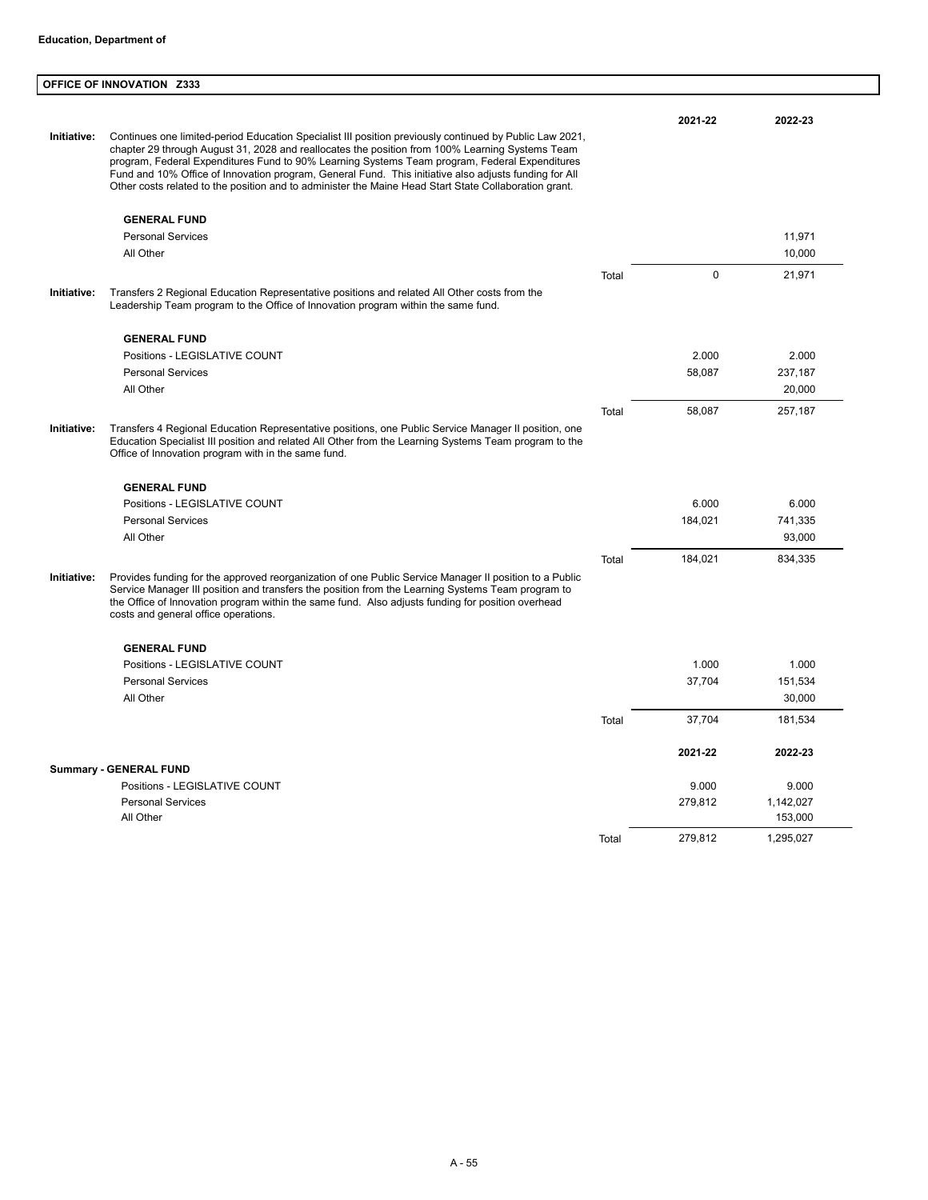**Education, Department of**

## OFFICE OF INNOVATION Z333

| | | 2021-22 | 2022-23 |
|---|---|---|---|
| **Initiative:** Continues one limited-period Education Specialist III position previously continued by Public Law 2021, chapter 29 through August 31, 2028 and reallocates the position from 100% Learning Systems Team program, Federal Expenditures Fund to 90% Learning Systems Team program, Federal Expenditures Fund and 10% Office of Innovation program, General Fund. This initiative also adjusts funding for All Other costs related to the position and to administer the Maine Head Start State Collaboration grant. | | | |
| **GENERAL FUND** | | | |
| Personal Services | | | 11,971 |
| All Other | | | 10,000 |
| | Total | 0 | 21,971 |
| **Initiative:** Transfers 2 Regional Education Representative positions and related All Other costs from the Leadership Team program to the Office of Innovation program within the same fund. | | | |
| **GENERAL FUND** | | | |
| Positions - LEGISLATIVE COUNT | | 2.000 | 2.000 |
| Personal Services | | 58,087 | 237,187 |
| All Other | | | 20,000 |
| | Total | 58,087 | 257,187 |
| **Initiative:** Transfers 4 Regional Education Representative positions, one Public Service Manager II position, one Education Specialist III position and related All Other from the Learning Systems Team program to the Office of Innovation program with in the same fund. | | | |
| **GENERAL FUND** | | | |
| Positions - LEGISLATIVE COUNT | | 6.000 | 6.000 |
| Personal Services | | 184,021 | 741,335 |
| All Other | | | 93,000 |
| | Total | 184,021 | 834,335 |
| **Initiative:** Provides funding for the approved reorganization of one Public Service Manager II position to a Public Service Manager III position and transfers the position from the Learning Systems Team program to the Office of Innovation program within the same fund. Also adjusts funding for position overhead costs and general office operations. | | | |
| **GENERAL FUND** | | | |
| Positions - LEGISLATIVE COUNT | | 1.000 | 1.000 |
| Personal Services | | 37,704 | 151,534 |
| All Other | | | 30,000 |
| | Total | 37,704 | 181,534 |

| **Summary - GENERAL FUND** | | 2021-22 | 2022-23 |
|---|---|---|---|
| Positions - LEGISLATIVE COUNT | | 9.000 | 9.000 |
| Personal Services | | 279,812 | 1,142,027 |
| All Other | | | 153,000 |
| | Total | 279,812 | 1,295,027 |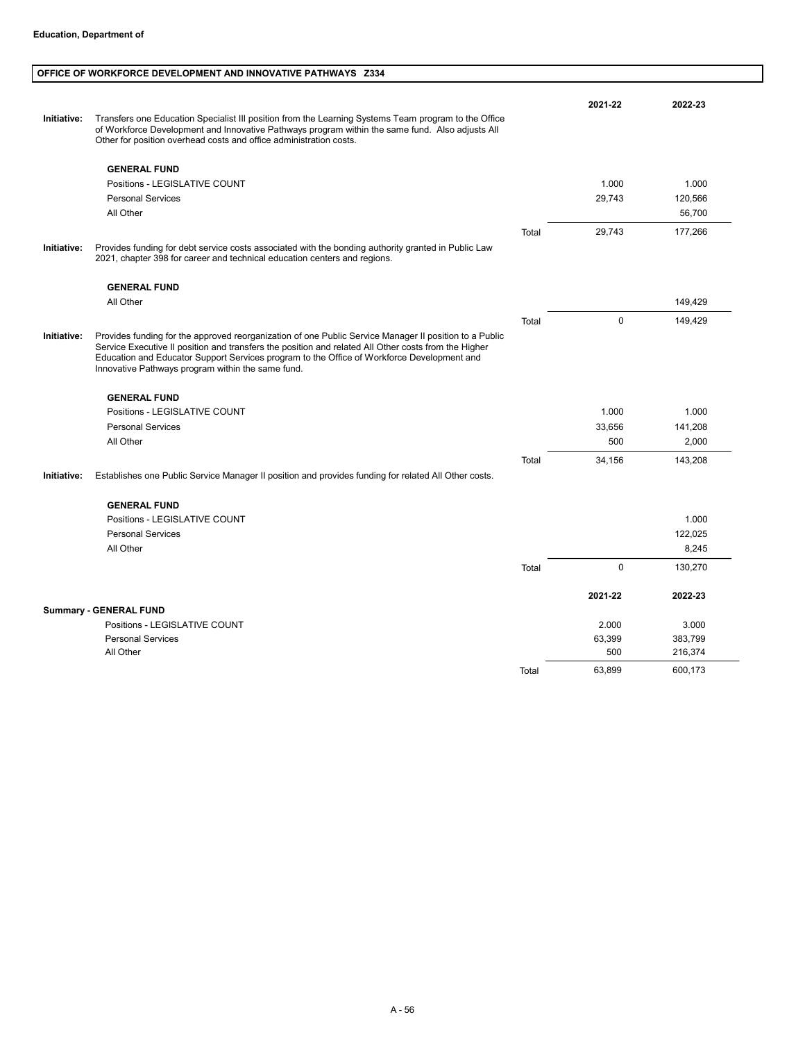**Education, Department of**

## OFFICE OF WORKFORCE DEVELOPMENT AND INNOVATIVE PATHWAYS Z334

| | | | 2021-22 | 2022-23 |
|---|---|---|---|---|
| **Initiative:** | Transfers one Education Specialist III position from the Learning Systems Team program to the Office of Workforce Development and Innovative Pathways program within the same fund. Also adjusts All Other for position overhead costs and office administration costs. | | | |
| | **GENERAL FUND** | | | |
| | Positions - LEGISLATIVE COUNT | | 1.000 | 1.000 |
| | Personal Services | | 29,743 | 120,566 |
| | All Other | | | 56,700 |
| | | Total | 29,743 | 177,266 |
| **Initiative:** | Provides funding for debt service costs associated with the bonding authority granted in Public Law 2021, chapter 398 for career and technical education centers and regions. | | | |
| | **GENERAL FUND** | | | |
| | All Other | | | 149,429 |
| | | Total | 0 | 149,429 |
| **Initiative:** | Provides funding for the approved reorganization of one Public Service Manager II position to a Public Service Executive II position and transfers the position and related All Other costs from the Higher Education and Educator Support Services program to the Office of Workforce Development and Innovative Pathways program within the same fund. | | | |
| | **GENERAL FUND** | | | |
| | Positions - LEGISLATIVE COUNT | | 1.000 | 1.000 |
| | Personal Services | | 33,656 | 141,208 |
| | All Other | | 500 | 2,000 |
| | | Total | 34,156 | 143,208 |
| **Initiative:** | Establishes one Public Service Manager II position and provides funding for related All Other costs. | | | |
| | **GENERAL FUND** | | | |
| | Positions - LEGISLATIVE COUNT | | | 1.000 |
| | Personal Services | | | 122,025 |
| | All Other | | | 8,245 |
| | | Total | 0 | 130,270 |

| **Summary - GENERAL FUND** | | 2021-22 | 2022-23 |
|---|---|---|---|
| Positions - LEGISLATIVE COUNT | | 2.000 | 3.000 |
| Personal Services | | 63,399 | 383,799 |
| All Other | | 500 | 216,374 |
| | Total | 63,899 | 600,173 |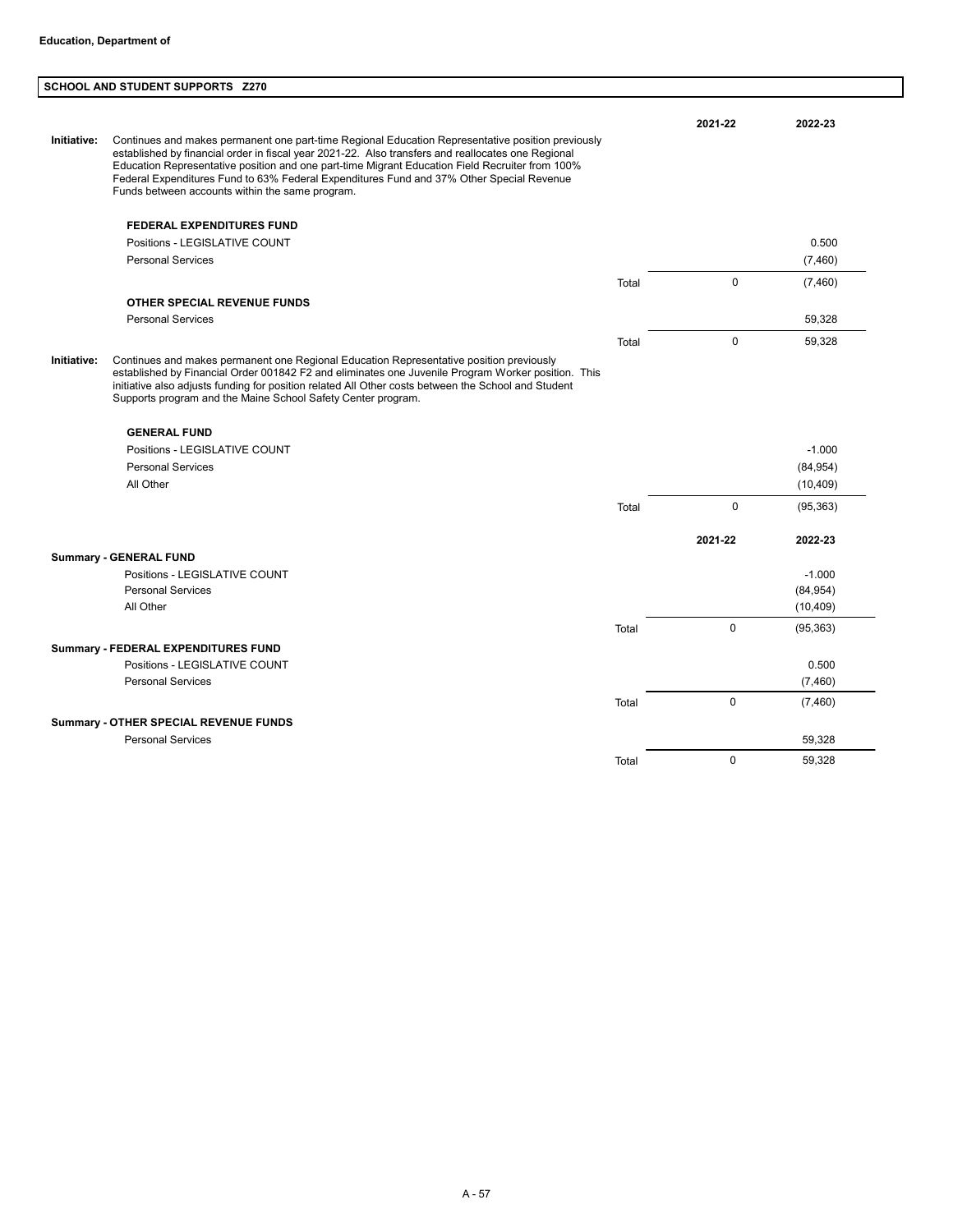**Education, Department of**

## SCHOOL AND STUDENT SUPPORTS Z270

**Initiative:** Continues and makes permanent one part-time Regional Education Representative position previously established by financial order in fiscal year 2021-22. Also transfers and reallocates one Regional Education Representative position and one part-time Migrant Education Field Recruiter from 100% Federal Expenditures Fund to 63% Federal Expenditures Fund and 37% Other Special Revenue Funds between accounts within the same program.

| | | 2021-22 | 2022-23 |
|---|---|---|---|
| **FEDERAL EXPENDITURES FUND** | | | |
| Positions - LEGISLATIVE COUNT | | | 0.500 |
| Personal Services | | | (7,460) |
| | Total | 0 | (7,460) |
| **OTHER SPECIAL REVENUE FUNDS** | | | |
| Personal Services | | | 59,328 |
| | Total | 0 | 59,328 |

**Initiative:** Continues and makes permanent one Regional Education Representative position previously established by Financial Order 001842 F2 and eliminates one Juvenile Program Worker position. This initiative also adjusts funding for position related All Other costs between the School and Student Supports program and the Maine School Safety Center program.

| | | 2021-22 | 2022-23 |
|---|---|---|---|
| **GENERAL FUND** | | | |
| Positions - LEGISLATIVE COUNT | | | -1.000 |
| Personal Services | | | (84,954) |
| All Other | | | (10,409) |
| | Total | 0 | (95,363) |

| | | 2021-22 | 2022-23 |
|---|---|---|---|
| **Summary - GENERAL FUND** | | | |
| Positions - LEGISLATIVE COUNT | | | -1.000 |
| Personal Services | | | (84,954) |
| All Other | | | (10,409) |
| | Total | 0 | (95,363) |
| **Summary - FEDERAL EXPENDITURES FUND** | | | |
| Positions - LEGISLATIVE COUNT | | | 0.500 |
| Personal Services | | | (7,460) |
| | Total | 0 | (7,460) |
| **Summary - OTHER SPECIAL REVENUE FUNDS** | | | |
| Personal Services | | | 59,328 |
| | Total | 0 | 59,328 |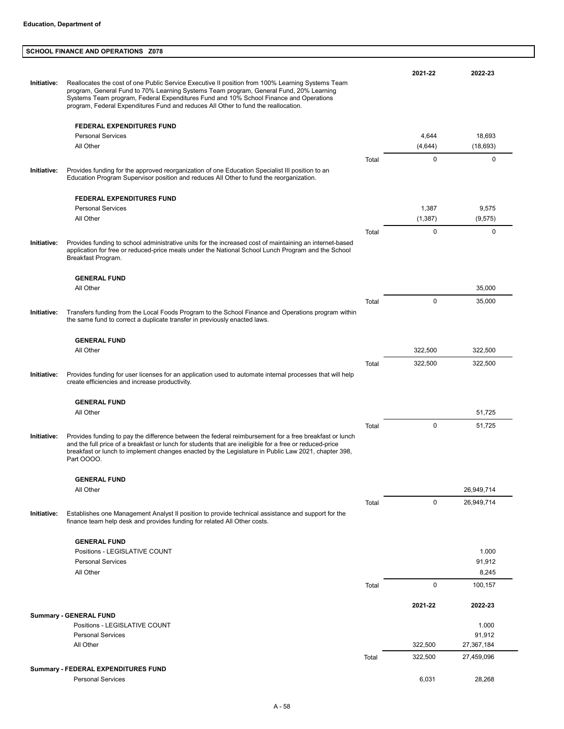**Education, Department of**

## SCHOOL FINANCE AND OPERATIONS Z078

| | | | 2021-22 | 2022-23 |
|---|---|---|---|---|
| **Initiative:** | Reallocates the cost of one Public Service Executive II position from 100% Learning Systems Team program, General Fund to 70% Learning Systems Team program, General Fund, 20% Learning Systems Team program, Federal Expenditures Fund and 10% School Finance and Operations program, Federal Expenditures Fund and reduces All Other to fund the reallocation. | | | |
| | **FEDERAL EXPENDITURES FUND** | | | |
| | Personal Services | | 4,644 | 18,693 |
| | All Other | | (4,644) | (18,693) |
| | | Total | 0 | 0 |
| **Initiative:** | Provides funding for the approved reorganization of one Education Specialist III position to an Education Program Supervisor position and reduces All Other to fund the reorganization. | | | |
| | **FEDERAL EXPENDITURES FUND** | | | |
| | Personal Services | | 1,387 | 9,575 |
| | All Other | | (1,387) | (9,575) |
| | | Total | 0 | 0 |
| **Initiative:** | Provides funding to school administrative units for the increased cost of maintaining an internet-based application for free or reduced-price meals under the National School Lunch Program and the School Breakfast Program. | | | |
| | **GENERAL FUND** | | | |
| | All Other | | | 35,000 |
| | | Total | 0 | 35,000 |
| **Initiative:** | Transfers funding from the Local Foods Program to the School Finance and Operations program within the same fund to correct a duplicate transfer in previously enacted laws. | | | |
| | **GENERAL FUND** | | | |
| | All Other | | 322,500 | 322,500 |
| | | Total | 322,500 | 322,500 |
| **Initiative:** | Provides funding for user licenses for an application used to automate internal processes that will help create efficiencies and increase productivity. | | | |
| | **GENERAL FUND** | | | |
| | All Other | | | 51,725 |
| | | Total | 0 | 51,725 |
| **Initiative:** | Provides funding to pay the difference between the federal reimbursement for a free breakfast or lunch and the full price of a breakfast or lunch for students that are ineligible for a free or reduced-price breakfast or lunch to implement changes enacted by the Legislature in Public Law 2021, chapter 398, Part OOOO. | | | |
| | **GENERAL FUND** | | | |
| | All Other | | | 26,949,714 |
| | | Total | 0 | 26,949,714 |
| **Initiative:** | Establishes one Management Analyst II position to provide technical assistance and support for the finance team help desk and provides funding for related All Other costs. | | | |
| | **GENERAL FUND** | | | |
| | Positions - LEGISLATIVE COUNT | | | 1.000 |
| | Personal Services | | | 91,912 |
| | All Other | | | 8,245 |
| | | Total | 0 | 100,157 |

| | | 2021-22 | 2022-23 |
|---|---|---|---|
| **Summary - GENERAL FUND** | | | |
| Positions - LEGISLATIVE COUNT | | | 1.000 |
| Personal Services | | | 91,912 |
| All Other | | 322,500 | 27,367,184 |
| | Total | 322,500 | 27,459,096 |
| **Summary - FEDERAL EXPENDITURES FUND** | | | |
| Personal Services | | 6,031 | 28,268 |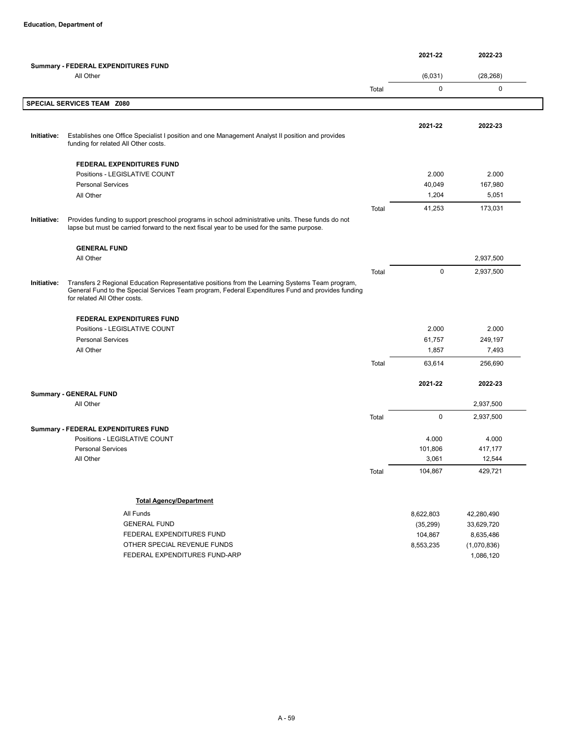**Education, Department of**

| | | 2021-22 | 2022-23 |
|---|---|---|---|
| **Summary - FEDERAL EXPENDITURES FUND** | | | |
| All Other | | (6,031) | (28,268) |
| | Total | 0 | 0 |

## SPECIAL SERVICES TEAM Z080

| | | 2021-22 | 2022-23 |
|---|---|---|---|
| **Initiative:** Establishes one Office Specialist I position and one Management Analyst II position and provides funding for related All Other costs. | | | |
| **FEDERAL EXPENDITURES FUND** | | | |
| Positions - LEGISLATIVE COUNT | | 2.000 | 2.000 |
| Personal Services | | 40,049 | 167,980 |
| All Other | | 1,204 | 5,051 |
| | Total | 41,253 | 173,031 |
| **Initiative:** Provides funding to support preschool programs in school administrative units. These funds do not lapse but must be carried forward to the next fiscal year to be used for the same purpose. | | | |
| **GENERAL FUND** | | | |
| All Other | | | 2,937,500 |
| | Total | 0 | 2,937,500 |
| **Initiative:** Transfers 2 Regional Education Representative positions from the Learning Systems Team program, General Fund to the Special Services Team program, Federal Expenditures Fund and provides funding for related All Other costs. | | | |
| **FEDERAL EXPENDITURES FUND** | | | |
| Positions - LEGISLATIVE COUNT | | 2.000 | 2.000 |
| Personal Services | | 61,757 | 249,197 |
| All Other | | 1,857 | 7,493 |
| | Total | 63,614 | 256,690 |

| | | 2021-22 | 2022-23 |
|---|---|---|---|
| **Summary - GENERAL FUND** | | | |
| All Other | | | 2,937,500 |
| | Total | 0 | 2,937,500 |
| **Summary - FEDERAL EXPENDITURES FUND** | | | |
| Positions - LEGISLATIVE COUNT | | 4.000 | 4.000 |
| Personal Services | | 101,806 | 417,177 |
| All Other | | 3,061 | 12,544 |
| | Total | 104,867 | 429,721 |

**Total Agency/Department**

| | 2021-22 | 2022-23 |
|---|---|---|
| All Funds | 8,622,803 | 42,280,490 |
| GENERAL FUND | (35,299) | 33,629,720 |
| FEDERAL EXPENDITURES FUND | 104,867 | 8,635,486 |
| OTHER SPECIAL REVENUE FUNDS | 8,553,235 | (1,070,836) |
| FEDERAL EXPENDITURES FUND-ARP | | 1,086,120 |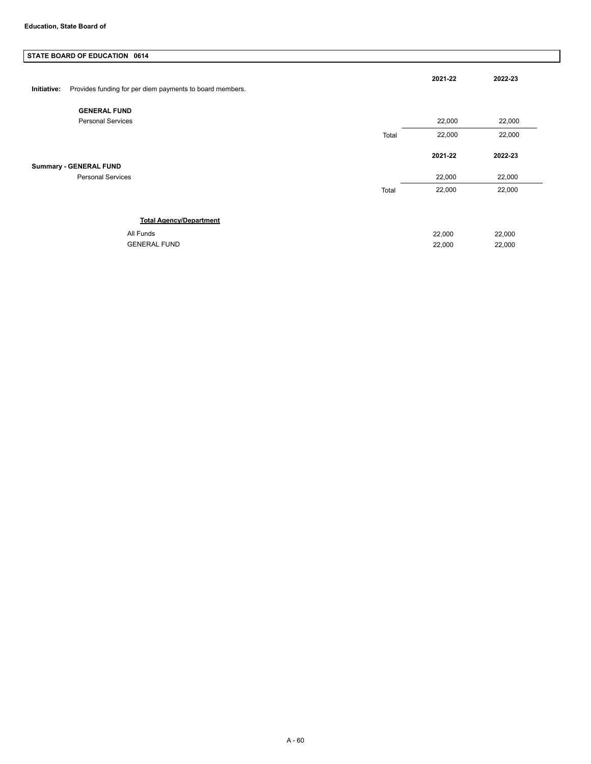**Education, State Board of**

## STATE BOARD OF EDUCATION 0614

**Initiative:** Provides funding for per diem payments to board members.

| | | 2021-22 | 2022-23 |
|---|---|---|---|
| **GENERAL FUND** | | | |
| Personal Services | | 22,000 | 22,000 |
| | Total | 22,000 | 22,000 |

| | | 2021-22 | 2022-23 |
|---|---|---|---|
| **Summary - GENERAL FUND** | | | |
| Personal Services | | 22,000 | 22,000 |
| | Total | 22,000 | 22,000 |

**Total Agency/Department**

| | 2021-22 | 2022-23 |
|---|---|---|
| All Funds | 22,000 | 22,000 |
| GENERAL FUND | 22,000 | 22,000 |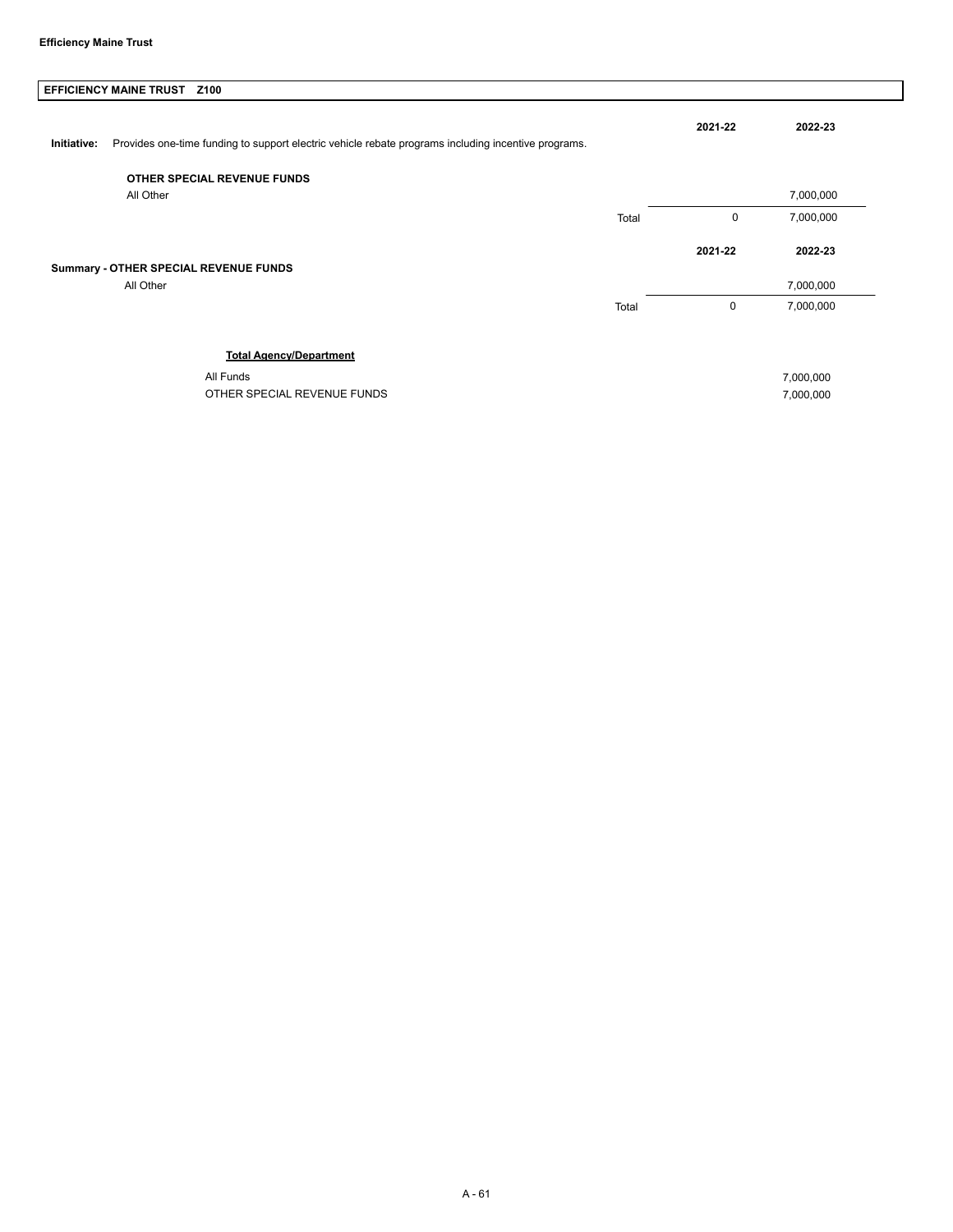**EFFICIENCY MAINE TRUST Z100**

| | | 2021-22 | 2022-23 |
|---|---|---|---|
| **Initiative:** Provides one-time funding to support electric vehicle rebate programs including incentive programs. | | | |
| **OTHER SPECIAL REVENUE FUNDS** | | | |
| All Other | | | 7,000,000 |
| | Total | 0 | 7,000,000 |

| | | 2021-22 | 2022-23 |
|---|---|---|---|
| **Summary - OTHER SPECIAL REVENUE FUNDS** | | | |
| All Other | | | 7,000,000 |
| | Total | 0 | 7,000,000 |

**Total Agency/Department**

| | |
|---|---|
| All Funds | 7,000,000 |
| OTHER SPECIAL REVENUE FUNDS | 7,000,000 |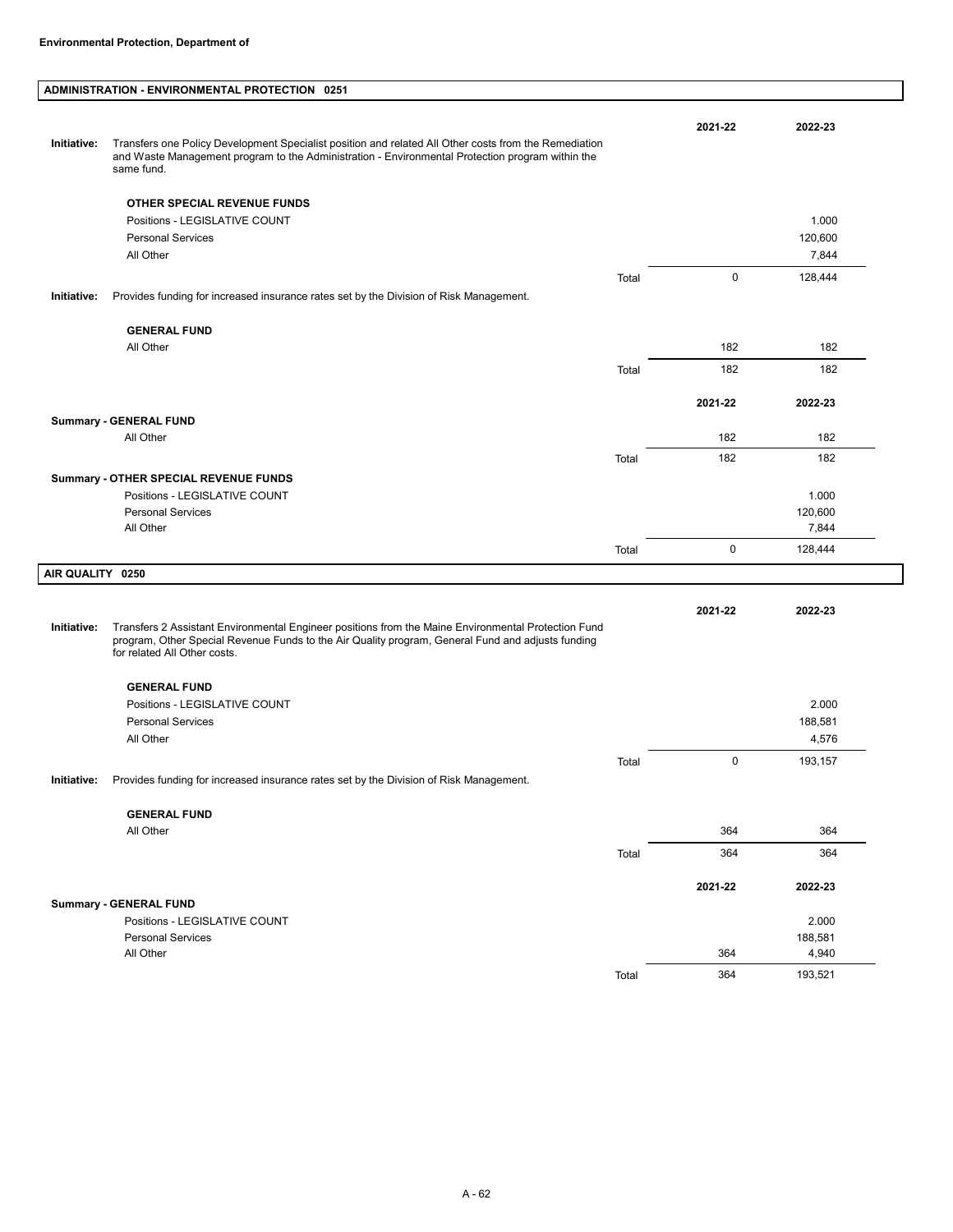**Environmental Protection, Department of**

## ADMINISTRATION - ENVIRONMENTAL PROTECTION 0251

**Initiative:** Transfers one Policy Development Specialist position and related All Other costs from the Remediation and Waste Management program to the Administration - Environmental Protection program within the same fund.

| OTHER SPECIAL REVENUE FUNDS | | 2021-22 | 2022-23 |
|---|---|---|---|
| Positions - LEGISLATIVE COUNT | | | 1.000 |
| Personal Services | | | 120,600 |
| All Other | | | 7,844 |
| | Total | 0 | 128,444 |

**Initiative:** Provides funding for increased insurance rates set by the Division of Risk Management.

| GENERAL FUND | | 2021-22 | 2022-23 |
|---|---|---|---|
| All Other | | 182 | 182 |
| | Total | 182 | 182 |

| Summary - GENERAL FUND | | 2021-22 | 2022-23 |
|---|---|---|---|
| All Other | | 182 | 182 |
| | Total | 182 | 182 |

| Summary - OTHER SPECIAL REVENUE FUNDS | | 2021-22 | 2022-23 |
|---|---|---|---|
| Positions - LEGISLATIVE COUNT | | | 1.000 |
| Personal Services | | | 120,600 |
| All Other | | | 7,844 |
| | Total | 0 | 128,444 |

## AIR QUALITY 0250

**Initiative:** Transfers 2 Assistant Environmental Engineer positions from the Maine Environmental Protection Fund program, Other Special Revenue Funds to the Air Quality program, General Fund and adjusts funding for related All Other costs.

| GENERAL FUND | | 2021-22 | 2022-23 |
|---|---|---|---|
| Positions - LEGISLATIVE COUNT | | | 2.000 |
| Personal Services | | | 188,581 |
| All Other | | | 4,576 |
| | Total | 0 | 193,157 |

**Initiative:** Provides funding for increased insurance rates set by the Division of Risk Management.

| GENERAL FUND | | 2021-22 | 2022-23 |
|---|---|---|---|
| All Other | | 364 | 364 |
| | Total | 364 | 364 |

| Summary - GENERAL FUND | | 2021-22 | 2022-23 |
|---|---|---|---|
| Positions - LEGISLATIVE COUNT | | | 2.000 |
| Personal Services | | | 188,581 |
| All Other | | 364 | 4,940 |
| | Total | 364 | 193,521 |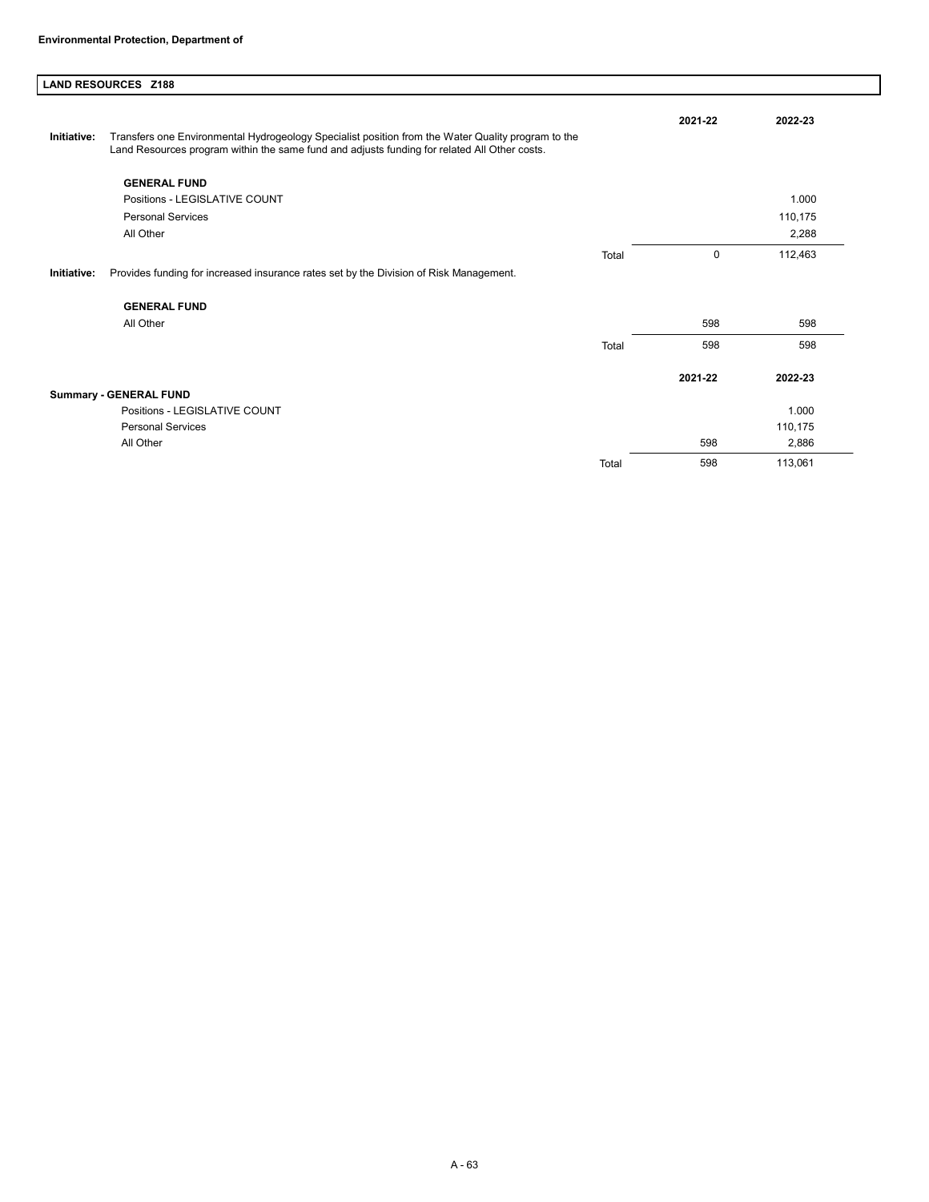**Environmental Protection, Department of**

## LAND RESOURCES Z188

**Initiative:** Transfers one Environmental Hydrogeology Specialist position from the Water Quality program to the Land Resources program within the same fund and adjusts funding for related All Other costs.

| | | 2021-22 | 2022-23 |
|---|---|---|---|
| **GENERAL FUND** | | | |
| Positions - LEGISLATIVE COUNT | | | 1.000 |
| Personal Services | | | 110,175 |
| All Other | | | 2,288 |
| | Total | 0 | 112,463 |

**Initiative:** Provides funding for increased insurance rates set by the Division of Risk Management.

| | | 2021-22 | 2022-23 |
|---|---|---|---|
| **GENERAL FUND** | | | |
| All Other | | 598 | 598 |
| | Total | 598 | 598 |

| | | 2021-22 | 2022-23 |
|---|---|---|---|
| **Summary - GENERAL FUND** | | | |
| Positions - LEGISLATIVE COUNT | | | 1.000 |
| Personal Services | | | 110,175 |
| All Other | | 598 | 2,886 |
| | Total | 598 | 113,061 |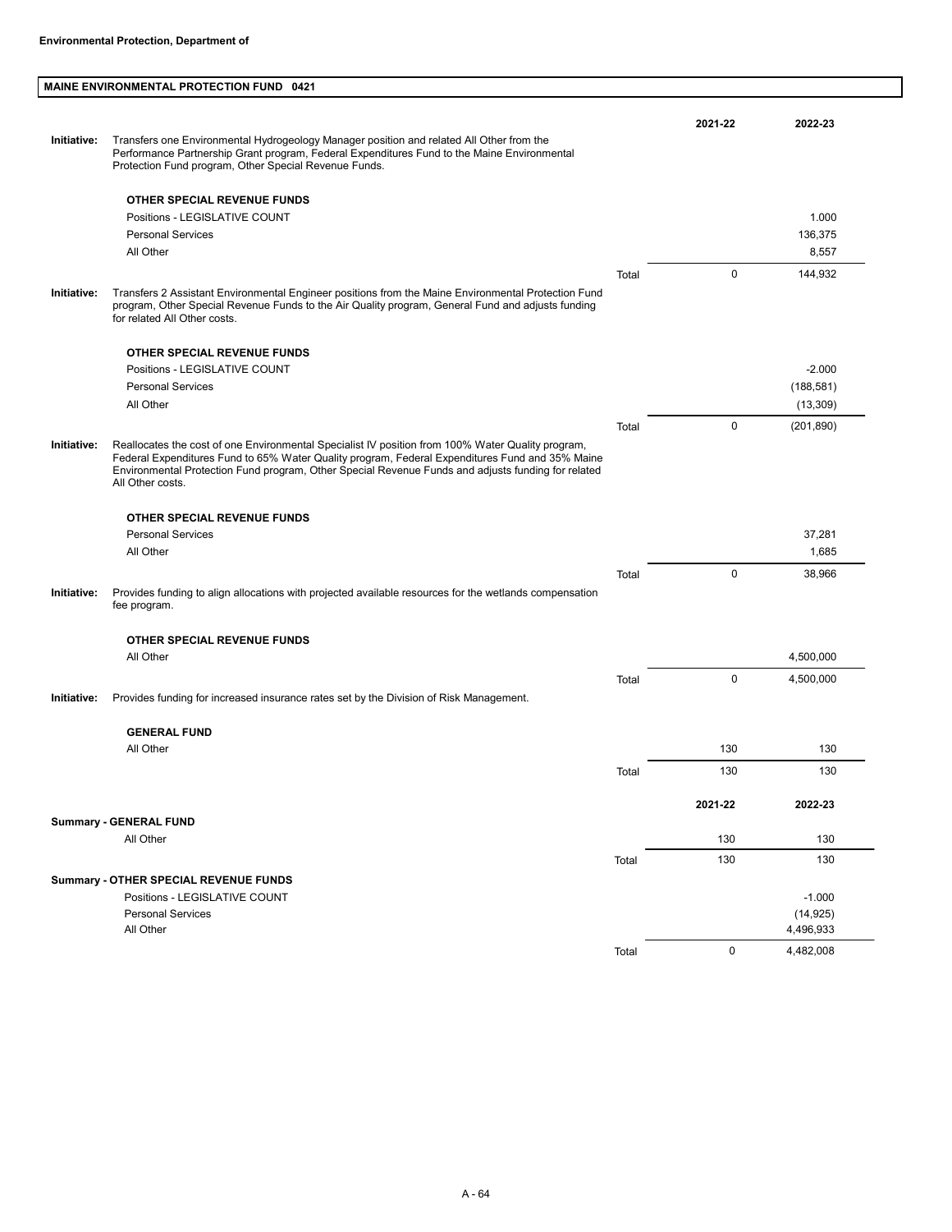**Environmental Protection, Department of**

## MAINE ENVIRONMENTAL PROTECTION FUND 0421

**Initiative:** Transfers one Environmental Hydrogeology Manager position and related All Other from the Performance Partnership Grant program, Federal Expenditures Fund to the Maine Environmental Protection Fund program, Other Special Revenue Funds.

| OTHER SPECIAL REVENUE FUNDS | | 2021-22 | 2022-23 |
|---|---|---|---|
| Positions - LEGISLATIVE COUNT | | | 1.000 |
| Personal Services | | | 136,375 |
| All Other | | | 8,557 |
| | Total | 0 | 144,932 |

**Initiative:** Transfers 2 Assistant Environmental Engineer positions from the Maine Environmental Protection Fund program, Other Special Revenue Funds to the Air Quality program, General Fund and adjusts funding for related All Other costs.

| OTHER SPECIAL REVENUE FUNDS | | 2021-22 | 2022-23 |
|---|---|---|---|
| Positions - LEGISLATIVE COUNT | | | -2.000 |
| Personal Services | | | (188,581) |
| All Other | | | (13,309) |
| | Total | 0 | (201,890) |

**Initiative:** Reallocates the cost of one Environmental Specialist IV position from 100% Water Quality program, Federal Expenditures Fund to 65% Water Quality program, Federal Expenditures Fund and 35% Maine Environmental Protection Fund program, Other Special Revenue Funds and adjusts funding for related All Other costs.

| OTHER SPECIAL REVENUE FUNDS | | 2021-22 | 2022-23 |
|---|---|---|---|
| Personal Services | | | 37,281 |
| All Other | | | 1,685 |
| | Total | 0 | 38,966 |

**Initiative:** Provides funding to align allocations with projected available resources for the wetlands compensation fee program.

| OTHER SPECIAL REVENUE FUNDS | | 2021-22 | 2022-23 |
|---|---|---|---|
| All Other | | | 4,500,000 |
| | Total | 0 | 4,500,000 |

**Initiative:** Provides funding for increased insurance rates set by the Division of Risk Management.

| GENERAL FUND | | 2021-22 | 2022-23 |
|---|---|---|---|
| All Other | | 130 | 130 |
| | Total | 130 | 130 |

| | | 2021-22 | 2022-23 |
|---|---|---|---|
| **Summary - GENERAL FUND** | | | |
| All Other | | 130 | 130 |
| | Total | 130 | 130 |
| **Summary - OTHER SPECIAL REVENUE FUNDS** | | | |
| Positions - LEGISLATIVE COUNT | | | -1.000 |
| Personal Services | | | (14,925) |
| All Other | | | 4,496,933 |
| | Total | 0 | 4,482,008 |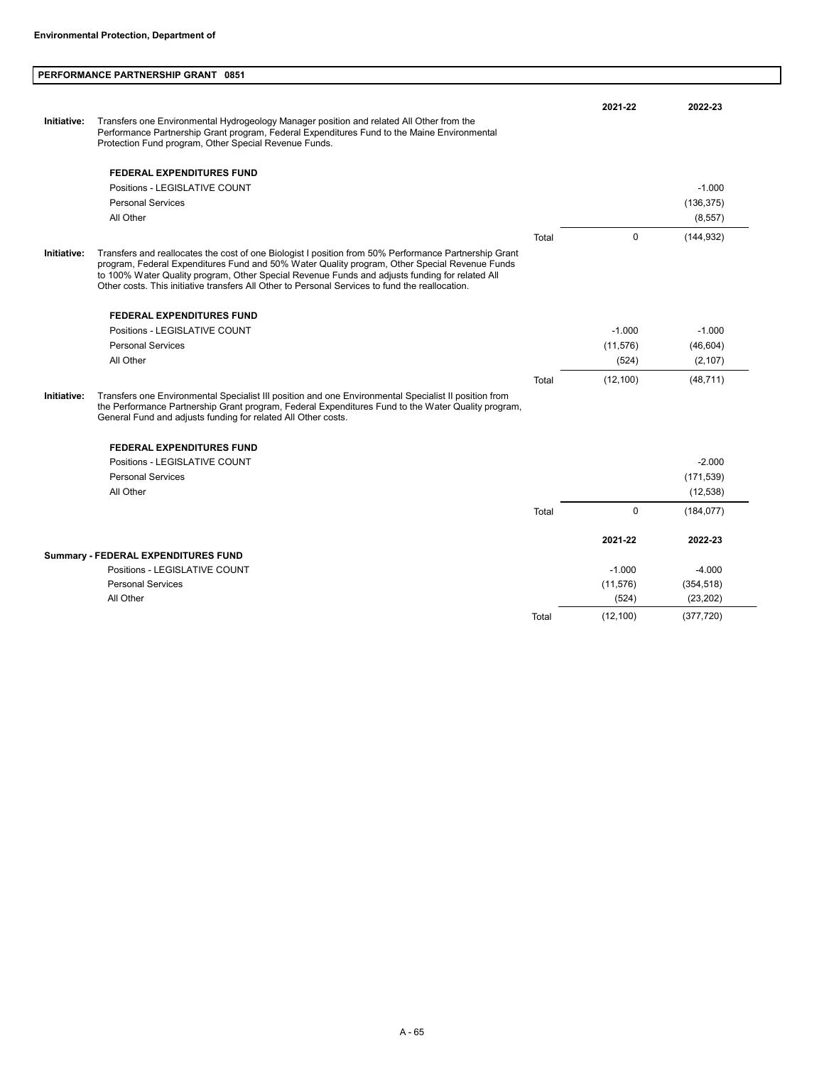**Environmental Protection, Department of**

## PERFORMANCE PARTNERSHIP GRANT 0851

| | | | 2021-22 | 2022-23 |
|---|---|---|---|---|
| **Initiative:** | Transfers one Environmental Hydrogeology Manager position and related All Other from the Performance Partnership Grant program, Federal Expenditures Fund to the Maine Environmental Protection Fund program, Other Special Revenue Funds. | | | |
| | **FEDERAL EXPENDITURES FUND** | | | |
| | Positions - LEGISLATIVE COUNT | | | -1.000 |
| | Personal Services | | | (136,375) |
| | All Other | | | (8,557) |
| | | Total | 0 | (144,932) |
| **Initiative:** | Transfers and reallocates the cost of one Biologist I position from 50% Performance Partnership Grant program, Federal Expenditures Fund and 50% Water Quality program, Other Special Revenue Funds to 100% Water Quality program, Other Special Revenue Funds and adjusts funding for related All Other costs. This initiative transfers All Other to Personal Services to fund the reallocation. | | | |
| | **FEDERAL EXPENDITURES FUND** | | | |
| | Positions - LEGISLATIVE COUNT | | -1.000 | -1.000 |
| | Personal Services | | (11,576) | (46,604) |
| | All Other | | (524) | (2,107) |
| | | Total | (12,100) | (48,711) |
| **Initiative:** | Transfers one Environmental Specialist III position and one Environmental Specialist II position from the Performance Partnership Grant program, Federal Expenditures Fund to the Water Quality program, General Fund and adjusts funding for related All Other costs. | | | |
| | **FEDERAL EXPENDITURES FUND** | | | |
| | Positions - LEGISLATIVE COUNT | | | -2.000 |
| | Personal Services | | | (171,539) |
| | All Other | | | (12,538) |
| | | Total | 0 | (184,077) |

| | | 2021-22 | 2022-23 |
|---|---|---|---|
| **Summary - FEDERAL EXPENDITURES FUND** | | | |
| Positions - LEGISLATIVE COUNT | | -1.000 | -4.000 |
| Personal Services | | (11,576) | (354,518) |
| All Other | | (524) | (23,202) |
| | Total | (12,100) | (377,720) |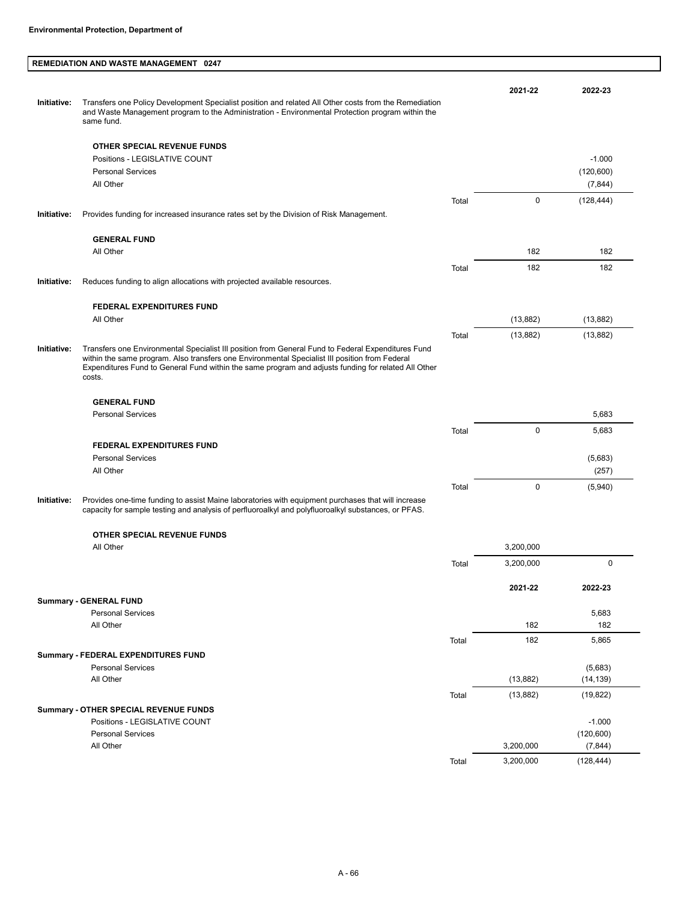**Environmental Protection, Department of**

## REMEDIATION AND WASTE MANAGEMENT 0247

| | | | 2021-22 | 2022-23 |
|---|---|---|---|---|
| **Initiative:** | Transfers one Policy Development Specialist position and related All Other costs from the Remediation and Waste Management program to the Administration - Environmental Protection program within the same fund. | | | |
| | **OTHER SPECIAL REVENUE FUNDS** | | | |
| | Positions - LEGISLATIVE COUNT | | | -1.000 |
| | Personal Services | | | (120,600) |
| | All Other | | | (7,844) |
| | | Total | 0 | (128,444) |
| **Initiative:** | Provides funding for increased insurance rates set by the Division of Risk Management. | | | |
| | **GENERAL FUND** | | | |
| | All Other | | 182 | 182 |
| | | Total | 182 | 182 |
| **Initiative:** | Reduces funding to align allocations with projected available resources. | | | |
| | **FEDERAL EXPENDITURES FUND** | | | |
| | All Other | | (13,882) | (13,882) |
| | | Total | (13,882) | (13,882) |
| **Initiative:** | Transfers one Environmental Specialist III position from General Fund to Federal Expenditures Fund within the same program. Also transfers one Environmental Specialist III position from Federal Expenditures Fund to General Fund within the same program and adjusts funding for related All Other costs. | | | |
| | **GENERAL FUND** | | | |
| | Personal Services | | | 5,683 |
| | | Total | 0 | 5,683 |
| | **FEDERAL EXPENDITURES FUND** | | | |
| | Personal Services | | | (5,683) |
| | All Other | | | (257) |
| | | Total | 0 | (5,940) |
| **Initiative:** | Provides one-time funding to assist Maine laboratories with equipment purchases that will increase capacity for sample testing and analysis of perfluoroalkyl and polyfluoroalkyl substances, or PFAS. | | | |
| | **OTHER SPECIAL REVENUE FUNDS** | | | |
| | All Other | | 3,200,000 | |
| | | Total | 3,200,000 | 0 |

| | | 2021-22 | 2022-23 |
|---|---|---|---|
| **Summary - GENERAL FUND** | | | |
| Personal Services | | | 5,683 |
| All Other | | 182 | 182 |
| | Total | 182 | 5,865 |
| **Summary - FEDERAL EXPENDITURES FUND** | | | |
| Personal Services | | | (5,683) |
| All Other | | (13,882) | (14,139) |
| | Total | (13,882) | (19,822) |
| **Summary - OTHER SPECIAL REVENUE FUNDS** | | | |
| Positions - LEGISLATIVE COUNT | | | -1.000 |
| Personal Services | | | (120,600) |
| All Other | | 3,200,000 | (7,844) |
| | Total | 3,200,000 | (128,444) |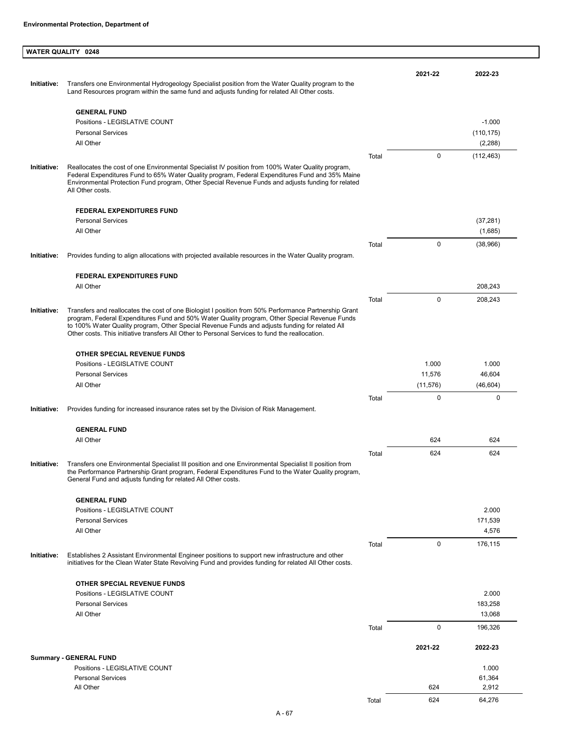**Environmental Protection, Department of**

## WATER QUALITY 0248

**Initiative:** Transfers one Environmental Hydrogeology Specialist position from the Water Quality program to the Land Resources program within the same fund and adjusts funding for related All Other costs.

| GENERAL FUND | | 2021-22 | 2022-23 |
|---|---|---|---|
| Positions - LEGISLATIVE COUNT | | | -1.000 |
| Personal Services | | | (110,175) |
| All Other | | | (2,288) |
| | Total | 0 | (112,463) |

**Initiative:** Reallocates the cost of one Environmental Specialist IV position from 100% Water Quality program, Federal Expenditures Fund to 65% Water Quality program, Federal Expenditures Fund and 35% Maine Environmental Protection Fund program, Other Special Revenue Funds and adjusts funding for related All Other costs.

| FEDERAL EXPENDITURES FUND | | 2021-22 | 2022-23 |
|---|---|---|---|
| Personal Services | | | (37,281) |
| All Other | | | (1,685) |
| | Total | 0 | (38,966) |

**Initiative:** Provides funding to align allocations with projected available resources in the Water Quality program.

| FEDERAL EXPENDITURES FUND | | 2021-22 | 2022-23 |
|---|---|---|---|
| All Other | | | 208,243 |
| | Total | 0 | 208,243 |

**Initiative:** Transfers and reallocates the cost of one Biologist I position from 50% Performance Partnership Grant program, Federal Expenditures Fund and 50% Water Quality program, Other Special Revenue Funds to 100% Water Quality program, Other Special Revenue Funds and adjusts funding for related All Other costs. This initiative transfers All Other to Personal Services to fund the reallocation.

| OTHER SPECIAL REVENUE FUNDS | | 2021-22 | 2022-23 |
|---|---|---|---|
| Positions - LEGISLATIVE COUNT | | 1.000 | 1.000 |
| Personal Services | | 11,576 | 46,604 |
| All Other | | (11,576) | (46,604) |
| | Total | 0 | 0 |

**Initiative:** Provides funding for increased insurance rates set by the Division of Risk Management.

| GENERAL FUND | | 2021-22 | 2022-23 |
|---|---|---|---|
| All Other | | 624 | 624 |
| | Total | 624 | 624 |

**Initiative:** Transfers one Environmental Specialist III position and one Environmental Specialist II position from the Performance Partnership Grant program, Federal Expenditures Fund to the Water Quality program, General Fund and adjusts funding for related All Other costs.

| GENERAL FUND | | 2021-22 | 2022-23 |
|---|---|---|---|
| Positions - LEGISLATIVE COUNT | | | 2.000 |
| Personal Services | | | 171,539 |
| All Other | | | 4,576 |
| | Total | 0 | 176,115 |

**Initiative:** Establishes 2 Assistant Environmental Engineer positions to support new infrastructure and other initiatives for the Clean Water State Revolving Fund and provides funding for related All Other costs.

| OTHER SPECIAL REVENUE FUNDS | | 2021-22 | 2022-23 |
|---|---|---|---|
| Positions - LEGISLATIVE COUNT | | | 2.000 |
| Personal Services | | | 183,258 |
| All Other | | | 13,068 |
| | Total | 0 | 196,326 |

| Summary - GENERAL FUND | | 2021-22 | 2022-23 |
|---|---|---|---|
| Positions - LEGISLATIVE COUNT | | | 1.000 |
| Personal Services | | | 61,364 |
| All Other | | 624 | 2,912 |
| | Total | 624 | 64,276 |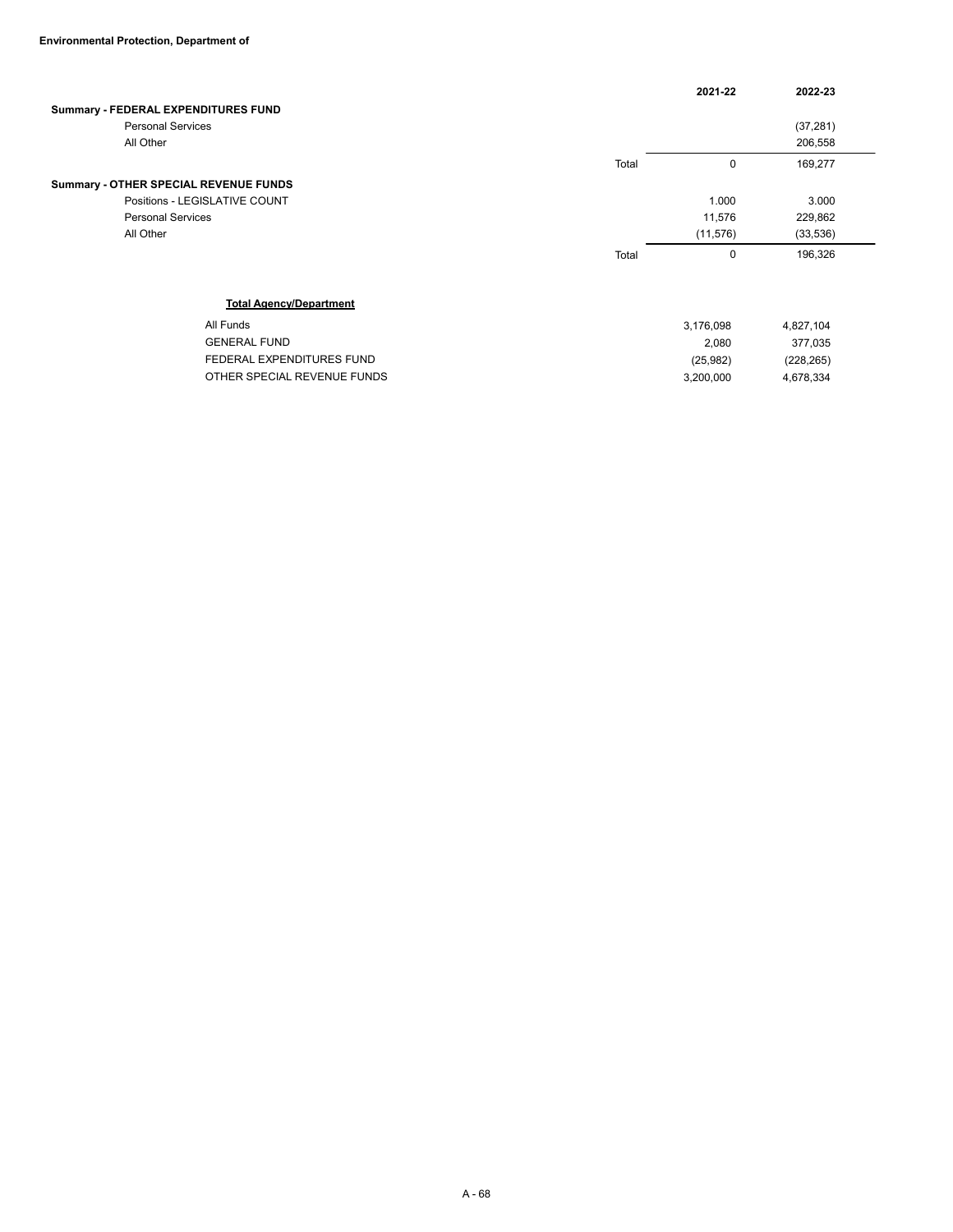**Environmental Protection, Department of**

| | | 2021-22 | 2022-23 |
|---|---|---|---|
| **Summary - FEDERAL EXPENDITURES FUND** | | | |
| Personal Services | | | (37,281) |
| All Other | | | 206,558 |
| | Total | 0 | 169,277 |
| **Summary - OTHER SPECIAL REVENUE FUNDS** | | | |
| Positions - LEGISLATIVE COUNT | | 1.000 | 3.000 |
| Personal Services | | 11,576 | 229,862 |
| All Other | | (11,576) | (33,536) |
| | Total | 0 | 196,326 |

**Total Agency/Department**

| | 2021-22 | 2022-23 |
|---|---|---|
| All Funds | 3,176,098 | 4,827,104 |
| GENERAL FUND | 2,080 | 377,035 |
| FEDERAL EXPENDITURES FUND | (25,982) | (228,265) |
| OTHER SPECIAL REVENUE FUNDS | 3,200,000 | 4,678,334 |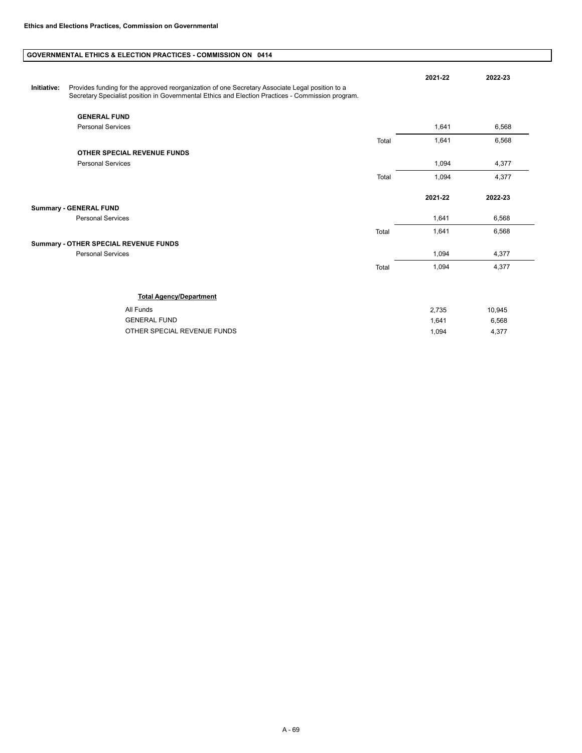**Ethics and Elections Practices, Commission on Governmental**

## GOVERNMENTAL ETHICS & ELECTION PRACTICES - COMMISSION ON 0414

**Initiative:** Provides funding for the approved reorganization of one Secretary Associate Legal position to a Secretary Specialist position in Governmental Ethics and Election Practices - Commission program.

| | | 2021-22 | 2022-23 |
|---|---|---|---|
| **GENERAL FUND** | | | |
| Personal Services | | 1,641 | 6,568 |
| | Total | 1,641 | 6,568 |
| **OTHER SPECIAL REVENUE FUNDS** | | | |
| Personal Services | | 1,094 | 4,377 |
| | Total | 1,094 | 4,377 |

| | | 2021-22 | 2022-23 |
|---|---|---|---|
| **Summary - GENERAL FUND** | | | |
| Personal Services | | 1,641 | 6,568 |
| | Total | 1,641 | 6,568 |
| **Summary - OTHER SPECIAL REVENUE FUNDS** | | | |
| Personal Services | | 1,094 | 4,377 |
| | Total | 1,094 | 4,377 |

**Total Agency/Department**

| | 2021-22 | 2022-23 |
|---|---|---|
| All Funds | 2,735 | 10,945 |
| GENERAL FUND | 1,641 | 6,568 |
| OTHER SPECIAL REVENUE FUNDS | 1,094 | 4,377 |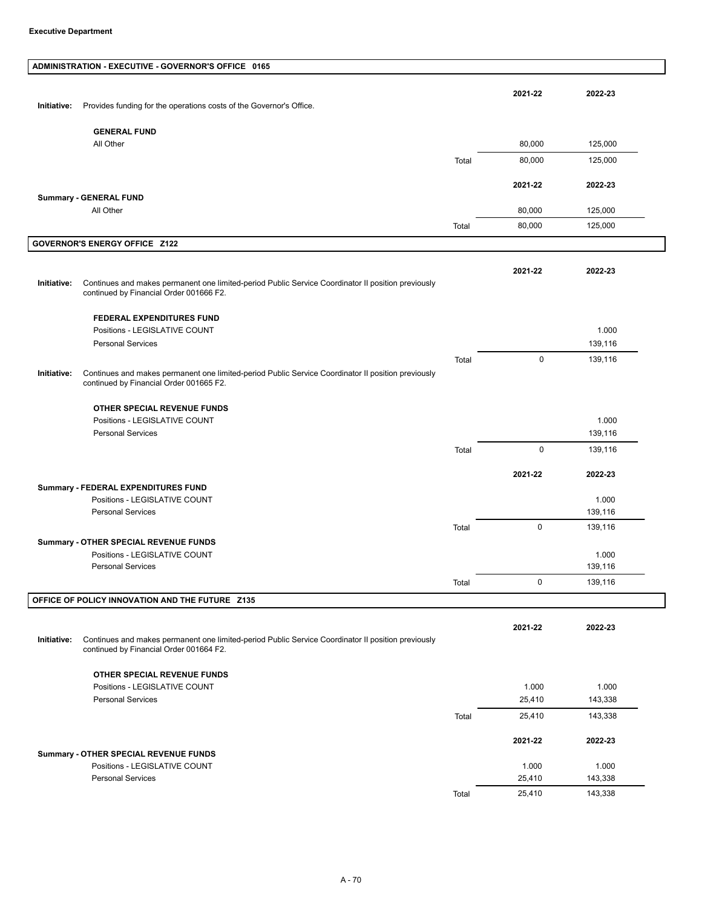**Executive Department**

## ADMINISTRATION - EXECUTIVE - GOVERNOR'S OFFICE 0165

**Initiative:** Provides funding for the operations costs of the Governor's Office.

| | | 2021-22 | 2022-23 |
|---|---|---|---|
| **GENERAL FUND** | | | |
| All Other | | 80,000 | 125,000 |
| | Total | 80,000 | 125,000 |

| | | 2021-22 | 2022-23 |
|---|---|---|---|
| **Summary - GENERAL FUND** | | | |
| All Other | | 80,000 | 125,000 |
| | Total | 80,000 | 125,000 |

## GOVERNOR'S ENERGY OFFICE Z122

**Initiative:** Continues and makes permanent one limited-period Public Service Coordinator II position previously continued by Financial Order 001666 F2.

| | | 2021-22 | 2022-23 |
|---|---|---|---|
| **FEDERAL EXPENDITURES FUND** | | | |
| Positions - LEGISLATIVE COUNT | | | 1.000 |
| Personal Services | | | 139,116 |
| | Total | 0 | 139,116 |

**Initiative:** Continues and makes permanent one limited-period Public Service Coordinator II position previously continued by Financial Order 001665 F2.

| | | 2021-22 | 2022-23 |
|---|---|---|---|
| **OTHER SPECIAL REVENUE FUNDS** | | | |
| Positions - LEGISLATIVE COUNT | | | 1.000 |
| Personal Services | | | 139,116 |
| | Total | 0 | 139,116 |

| | | 2021-22 | 2022-23 |
|---|---|---|---|
| **Summary - FEDERAL EXPENDITURES FUND** | | | |
| Positions - LEGISLATIVE COUNT | | | 1.000 |
| Personal Services | | | 139,116 |
| | Total | 0 | 139,116 |
| **Summary - OTHER SPECIAL REVENUE FUNDS** | | | |
| Positions - LEGISLATIVE COUNT | | | 1.000 |
| Personal Services | | | 139,116 |
| | Total | 0 | 139,116 |

## OFFICE OF POLICY INNOVATION AND THE FUTURE Z135

**Initiative:** Continues and makes permanent one limited-period Public Service Coordinator II position previously continued by Financial Order 001664 F2.

| | | 2021-22 | 2022-23 |
|---|---|---|---|
| **OTHER SPECIAL REVENUE FUNDS** | | | |
| Positions - LEGISLATIVE COUNT | | 1.000 | 1.000 |
| Personal Services | | 25,410 | 143,338 |
| | Total | 25,410 | 143,338 |

| | | 2021-22 | 2022-23 |
|---|---|---|---|
| **Summary - OTHER SPECIAL REVENUE FUNDS** | | | |
| Positions - LEGISLATIVE COUNT | | 1.000 | 1.000 |
| Personal Services | | 25,410 | 143,338 |
| | Total | 25,410 | 143,338 |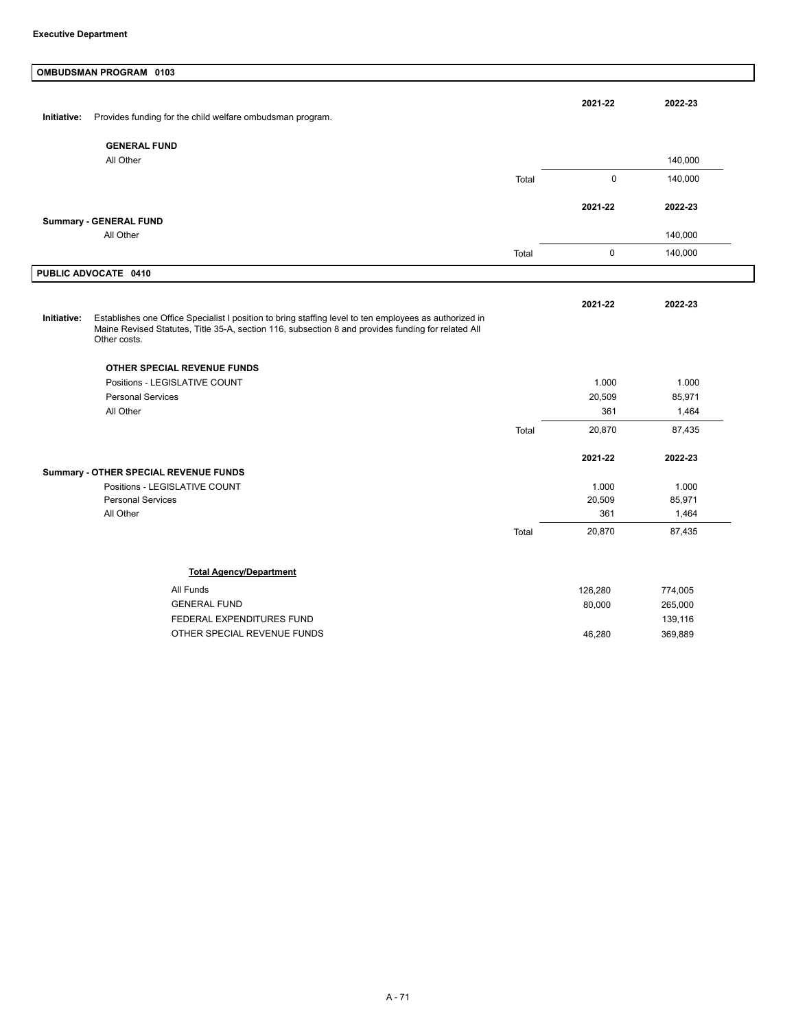**Executive Department**

## OMBUDSMAN PROGRAM 0103

**Initiative:** Provides funding for the child welfare ombudsman program.

| | | 2021-22 | 2022-23 |
|---|---|---|---|
| **GENERAL FUND** | | | |
| All Other | | | 140,000 |
| | Total | 0 | 140,000 |

| | | 2021-22 | 2022-23 |
|---|---|---|---|
| **Summary - GENERAL FUND** | | | |
| All Other | | | 140,000 |
| | Total | 0 | 140,000 |

## PUBLIC ADVOCATE 0410

**Initiative:** Establishes one Office Specialist I position to bring staffing level to ten employees as authorized in Maine Revised Statutes, Title 35-A, section 116, subsection 8 and provides funding for related All Other costs.

| | | 2021-22 | 2022-23 |
|---|---|---|---|
| **OTHER SPECIAL REVENUE FUNDS** | | | |
| Positions - LEGISLATIVE COUNT | | 1.000 | 1.000 |
| Personal Services | | 20,509 | 85,971 |
| All Other | | 361 | 1,464 |
| | Total | 20,870 | 87,435 |

| | | 2021-22 | 2022-23 |
|---|---|---|---|
| **Summary - OTHER SPECIAL REVENUE FUNDS** | | | |
| Positions - LEGISLATIVE COUNT | | 1.000 | 1.000 |
| Personal Services | | 20,509 | 85,971 |
| All Other | | 361 | 1,464 |
| | Total | 20,870 | 87,435 |

| **Total Agency/Department** | | |
|---|---|---|
| All Funds | 126,280 | 774,005 |
| GENERAL FUND | 80,000 | 265,000 |
| FEDERAL EXPENDITURES FUND | | 139,116 |
| OTHER SPECIAL REVENUE FUNDS | 46,280 | 369,889 |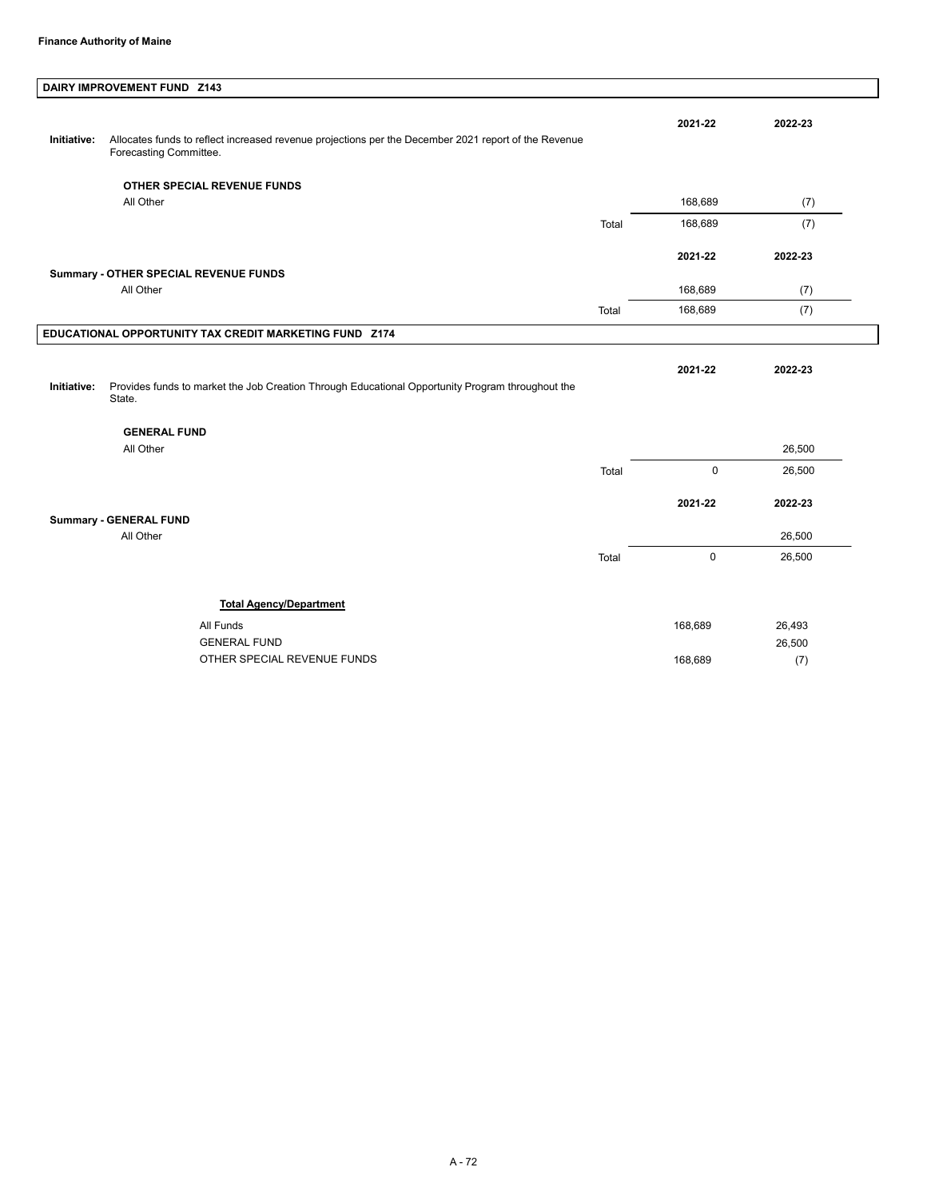**Finance Authority of Maine**

## DAIRY IMPROVEMENT FUND Z143

**Initiative:** Allocates funds to reflect increased revenue projections per the December 2021 report of the Revenue Forecasting Committee.

| | | 2021-22 | 2022-23 |
|---|---|---|---|
| **OTHER SPECIAL REVENUE FUNDS** | | | |
| All Other | | 168,689 | (7) |
| | Total | 168,689 | (7) |

| | | 2021-22 | 2022-23 |
|---|---|---|---|
| **Summary - OTHER SPECIAL REVENUE FUNDS** | | | |
| All Other | | 168,689 | (7) |
| | Total | 168,689 | (7) |

## EDUCATIONAL OPPORTUNITY TAX CREDIT MARKETING FUND Z174

**Initiative:** Provides funds to market the Job Creation Through Educational Opportunity Program throughout the State.

| | | 2021-22 | 2022-23 |
|---|---|---|---|
| **GENERAL FUND** | | | |
| All Other | | | 26,500 |
| | Total | 0 | 26,500 |

| | | 2021-22 | 2022-23 |
|---|---|---|---|
| **Summary - GENERAL FUND** | | | |
| All Other | | | 26,500 |
| | Total | 0 | 26,500 |

**Total Agency/Department**

| | 2021-22 | 2022-23 |
|---|---|---|
| All Funds | 168,689 | 26,493 |
| GENERAL FUND | | 26,500 |
| OTHER SPECIAL REVENUE FUNDS | 168,689 | (7) |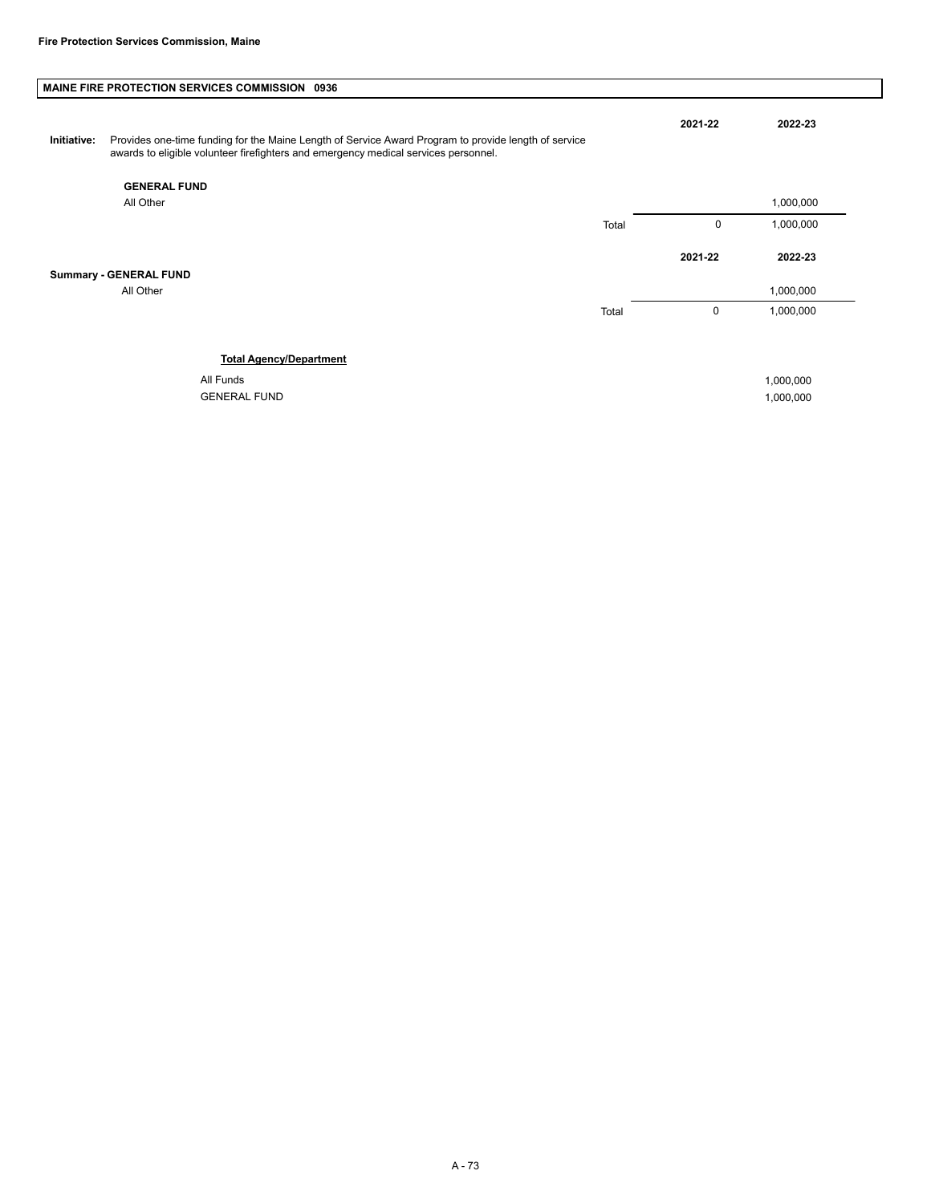**Fire Protection Services Commission, Maine**

## MAINE FIRE PROTECTION SERVICES COMMISSION 0936

**Initiative:** Provides one-time funding for the Maine Length of Service Award Program to provide length of service awards to eligible volunteer firefighters and emergency medical services personnel.

| **GENERAL FUND** | | **2021-22** | **2022-23** |
|---|---|---|---|
| All Other | | | 1,000,000 |
| | Total | 0 | 1,000,000 |

| **Summary - GENERAL FUND** | | **2021-22** | **2022-23** |
|---|---|---|---|
| All Other | | | 1,000,000 |
| | Total | 0 | 1,000,000 |

**Total Agency/Department**

| | |
|---|---|
| All Funds | 1,000,000 |
| GENERAL FUND | 1,000,000 |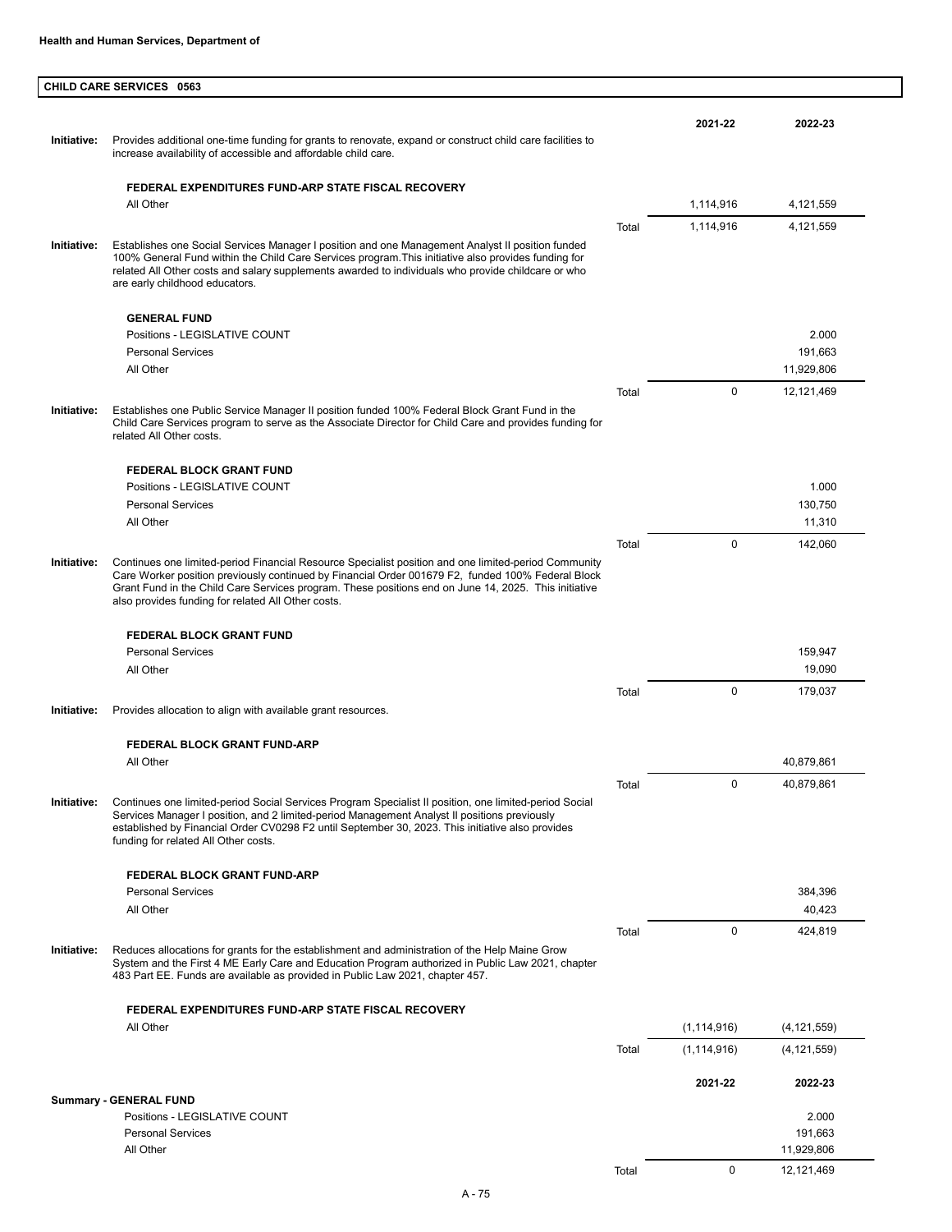**Health and Human Services, Department of**

## CHILD CARE SERVICES 0563

| | | | 2021-22 | 2022-23 |
|---|---|---|---|---|
| **Initiative:** | Provides additional one-time funding for grants to renovate, expand or construct child care facilities to increase availability of accessible and affordable child care. | | | |
| | **FEDERAL EXPENDITURES FUND-ARP STATE FISCAL RECOVERY** | | | |
| | All Other | | 1,114,916 | 4,121,559 |
| | | Total | 1,114,916 | 4,121,559 |
| **Initiative:** | Establishes one Social Services Manager I position and one Management Analyst II position funded 100% General Fund within the Child Care Services program.This initiative also provides funding for related All Other costs and salary supplements awarded to individuals who provide childcare or who are early childhood educators. | | | |
| | **GENERAL FUND** | | | |
| | Positions - LEGISLATIVE COUNT | | | 2.000 |
| | Personal Services | | | 191,663 |
| | All Other | | | 11,929,806 |
| | | Total | 0 | 12,121,469 |
| **Initiative:** | Establishes one Public Service Manager II position funded 100% Federal Block Grant Fund in the Child Care Services program to serve as the Associate Director for Child Care and provides funding for related All Other costs. | | | |
| | **FEDERAL BLOCK GRANT FUND** | | | |
| | Positions - LEGISLATIVE COUNT | | | 1.000 |
| | Personal Services | | | 130,750 |
| | All Other | | | 11,310 |
| | | Total | 0 | 142,060 |
| **Initiative:** | Continues one limited-period Financial Resource Specialist position and one limited-period Community Care Worker position previously continued by Financial Order 001679 F2, funded 100% Federal Block Grant Fund in the Child Care Services program. These positions end on June 14, 2025. This initiative also provides funding for related All Other costs. | | | |
| | **FEDERAL BLOCK GRANT FUND** | | | |
| | Personal Services | | | 159,947 |
| | All Other | | | 19,090 |
| | | Total | 0 | 179,037 |
| **Initiative:** | Provides allocation to align with available grant resources. | | | |
| | **FEDERAL BLOCK GRANT FUND-ARP** | | | |
| | All Other | | | 40,879,861 |
| | | Total | 0 | 40,879,861 |
| **Initiative:** | Continues one limited-period Social Services Program Specialist II position, one limited-period Social Services Manager I position, and 2 limited-period Management Analyst II positions previously established by Financial Order CV0298 F2 until September 30, 2023. This initiative also provides funding for related All Other costs. | | | |
| | **FEDERAL BLOCK GRANT FUND-ARP** | | | |
| | Personal Services | | | 384,396 |
| | All Other | | | 40,423 |
| | | Total | 0 | 424,819 |
| **Initiative:** | Reduces allocations for grants for the establishment and administration of the Help Maine Grow System and the First 4 ME Early Care and Education Program authorized in Public Law 2021, chapter 483 Part EE. Funds are available as provided in Public Law 2021, chapter 457. | | | |
| | **FEDERAL EXPENDITURES FUND-ARP STATE FISCAL RECOVERY** | | | |
| | All Other | | (1,114,916) | (4,121,559) |
| | | Total | (1,114,916) | (4,121,559) |

| | | 2021-22 | 2022-23 |
|---|---|---|---|
| **Summary - GENERAL FUND** | | | |
| Positions - LEGISLATIVE COUNT | | | 2.000 |
| Personal Services | | | 191,663 |
| All Other | | | 11,929,806 |
| | Total | 0 | 12,121,469 |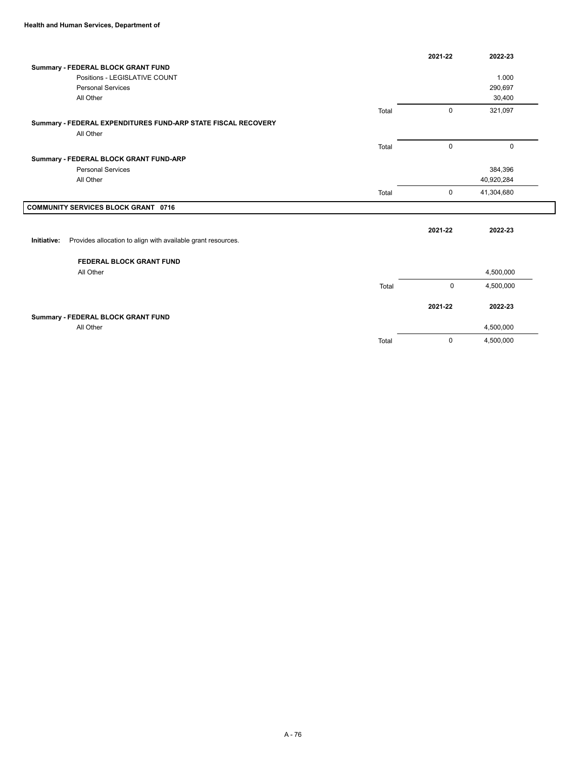| | | 2021-22 | 2022-23 |
|---|---|---|---|
| **Summary - FEDERAL BLOCK GRANT FUND** | | | |
| Positions - LEGISLATIVE COUNT | | | 1.000 |
| Personal Services | | | 290,697 |
| All Other | | | 30,400 |
| | Total | 0 | 321,097 |
| **Summary - FEDERAL EXPENDITURES FUND-ARP STATE FISCAL RECOVERY** | | | |
| All Other | | | |
| | Total | 0 | 0 |
| **Summary - FEDERAL BLOCK GRANT FUND-ARP** | | | |
| Personal Services | | | 384,396 |
| All Other | | | 40,920,284 |
| | Total | 0 | 41,304,680 |

## COMMUNITY SERVICES BLOCK GRANT 0716

**Initiative:** Provides allocation to align with available grant resources.

| | | 2021-22 | 2022-23 |
|---|---|---|---|
| **FEDERAL BLOCK GRANT FUND** | | | |
| All Other | | | 4,500,000 |
| | Total | 0 | 4,500,000 |

| | | 2021-22 | 2022-23 |
|---|---|---|---|
| **Summary - FEDERAL BLOCK GRANT FUND** | | | |
| All Other | | | 4,500,000 |
| | Total | 0 | 4,500,000 |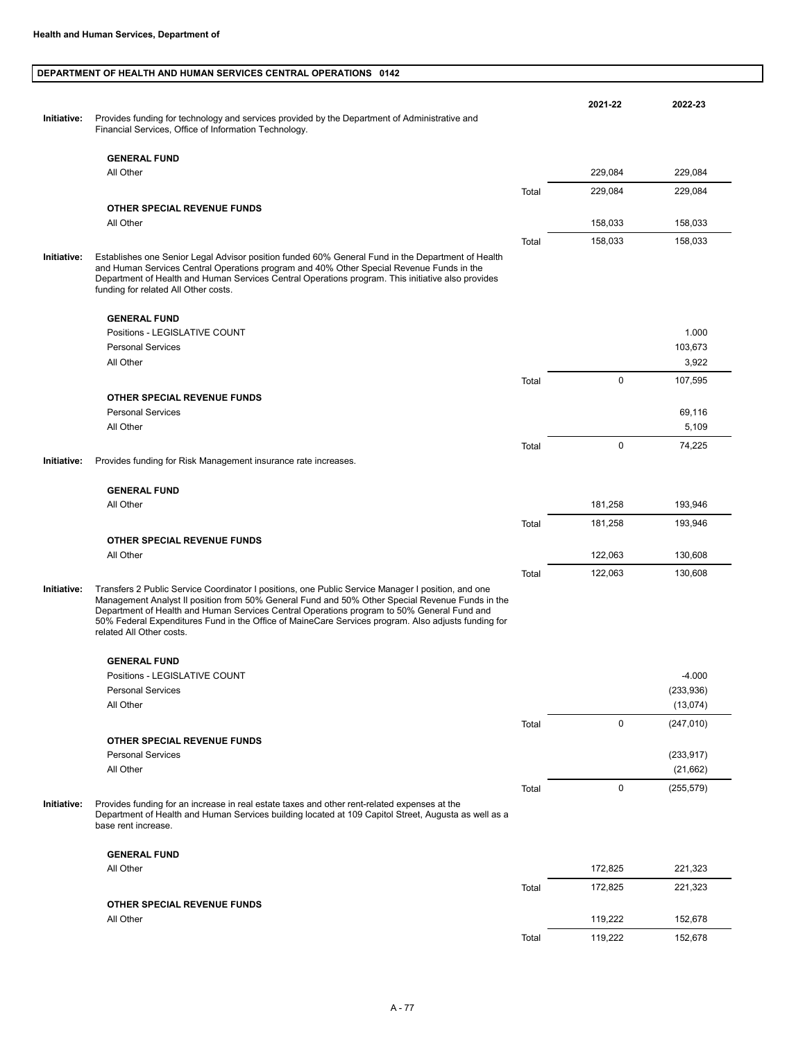**Health and Human Services, Department of**

## DEPARTMENT OF HEALTH AND HUMAN SERVICES CENTRAL OPERATIONS 0142

**Initiative:** Provides funding for technology and services provided by the Department of Administrative and Financial Services, Office of Information Technology.

| | | 2021-22 | 2022-23 |
|---|---|---|---|
| **GENERAL FUND** | | | |
| All Other | | 229,084 | 229,084 |
| | Total | 229,084 | 229,084 |
| **OTHER SPECIAL REVENUE FUNDS** | | | |
| All Other | | 158,033 | 158,033 |
| | Total | 158,033 | 158,033 |

**Initiative:** Establishes one Senior Legal Advisor position funded 60% General Fund in the Department of Health and Human Services Central Operations program and 40% Other Special Revenue Funds in the Department of Health and Human Services Central Operations program. This initiative also provides funding for related All Other costs.

| | | 2021-22 | 2022-23 |
|---|---|---|---|
| **GENERAL FUND** | | | |
| Positions - LEGISLATIVE COUNT | | | 1.000 |
| Personal Services | | | 103,673 |
| All Other | | | 3,922 |
| | Total | 0 | 107,595 |
| **OTHER SPECIAL REVENUE FUNDS** | | | |
| Personal Services | | | 69,116 |
| All Other | | | 5,109 |
| | Total | 0 | 74,225 |

**Initiative:** Provides funding for Risk Management insurance rate increases.

| | | 2021-22 | 2022-23 |
|---|---|---|---|
| **GENERAL FUND** | | | |
| All Other | | 181,258 | 193,946 |
| | Total | 181,258 | 193,946 |
| **OTHER SPECIAL REVENUE FUNDS** | | | |
| All Other | | 122,063 | 130,608 |
| | Total | 122,063 | 130,608 |

**Initiative:** Transfers 2 Public Service Coordinator I positions, one Public Service Manager I position, and one Management Analyst II position from 50% General Fund and 50% Other Special Revenue Funds in the Department of Health and Human Services Central Operations program to 50% General Fund and 50% Federal Expenditures Fund in the Office of MaineCare Services program. Also adjusts funding for related All Other costs.

| | | 2021-22 | 2022-23 |
|---|---|---|---|
| **GENERAL FUND** | | | |
| Positions - LEGISLATIVE COUNT | | | -4.000 |
| Personal Services | | | (233,936) |
| All Other | | | (13,074) |
| | Total | 0 | (247,010) |
| **OTHER SPECIAL REVENUE FUNDS** | | | |
| Personal Services | | | (233,917) |
| All Other | | | (21,662) |
| | Total | 0 | (255,579) |

**Initiative:** Provides funding for an increase in real estate taxes and other rent-related expenses at the Department of Health and Human Services building located at 109 Capitol Street, Augusta as well as a base rent increase.

| | | 2021-22 | 2022-23 |
|---|---|---|---|
| **GENERAL FUND** | | | |
| All Other | | 172,825 | 221,323 |
| | Total | 172,825 | 221,323 |
| **OTHER SPECIAL REVENUE FUNDS** | | | |
| All Other | | 119,222 | 152,678 |
| | Total | 119,222 | 152,678 |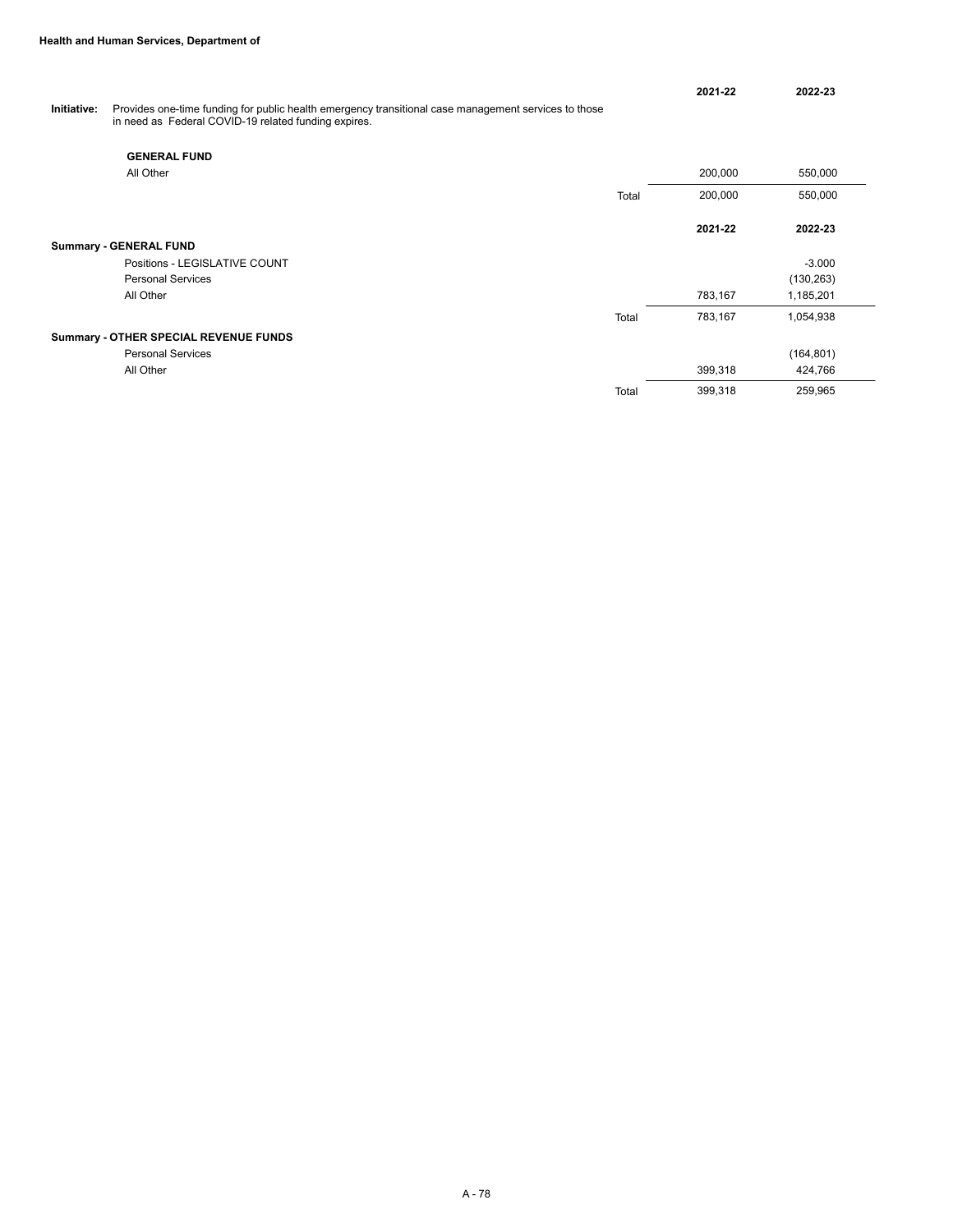**Initiative:** Provides one-time funding for public health emergency transitional case management services to those in need as Federal COVID-19 related funding expires.

| | | 2021-22 | 2022-23 |
|---|---|---|---|
| **GENERAL FUND** | | | |
| All Other | | 200,000 | 550,000 |
| | Total | 200,000 | 550,000 |

| | | 2021-22 | 2022-23 |
|---|---|---|---|
| **Summary - GENERAL FUND** | | | |
| Positions - LEGISLATIVE COUNT | | | -3.000 |
| Personal Services | | | (130,263) |
| All Other | | 783,167 | 1,185,201 |
| | Total | 783,167 | 1,054,938 |
| **Summary - OTHER SPECIAL REVENUE FUNDS** | | | |
| Personal Services | | | (164,801) |
| All Other | | 399,318 | 424,766 |
| | Total | 399,318 | 259,965 |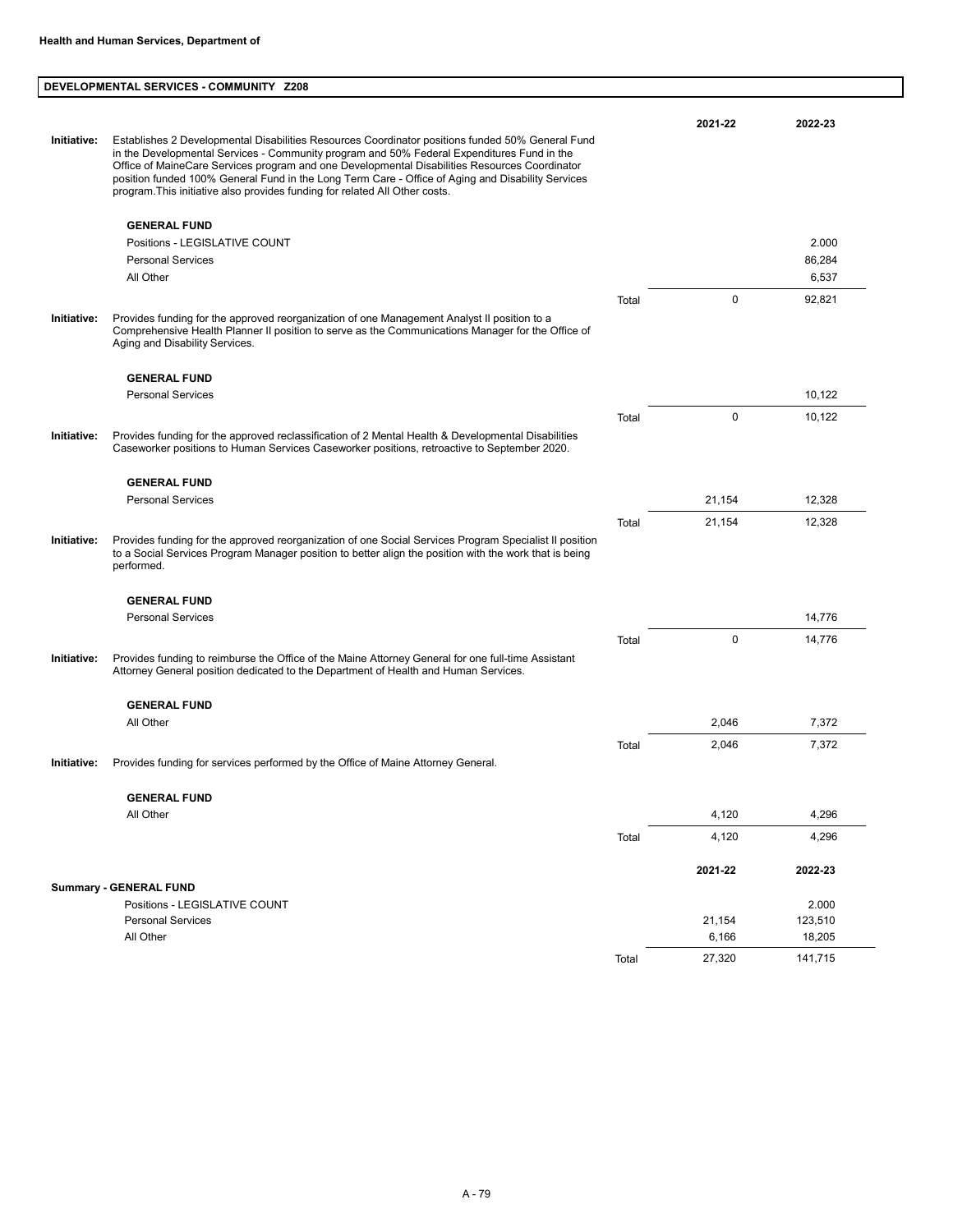**Health and Human Services, Department of**

## DEVELOPMENTAL SERVICES - COMMUNITY Z208

| | | | 2021-22 | 2022-23 |
|---|---|---|---|---|
| **Initiative:** | Establishes 2 Developmental Disabilities Resources Coordinator positions funded 50% General Fund in the Developmental Services - Community program and 50% Federal Expenditures Fund in the Office of MaineCare Services program and one Developmental Disabilities Resources Coordinator position funded 100% General Fund in the Long Term Care - Office of Aging and Disability Services program.This initiative also provides funding for related All Other costs. | | | |
| | **GENERAL FUND** | | | |
| | Positions - LEGISLATIVE COUNT | | | 2.000 |
| | Personal Services | | | 86,284 |
| | All Other | | | 6,537 |
| | | Total | 0 | 92,821 |
| **Initiative:** | Provides funding for the approved reorganization of one Management Analyst II position to a Comprehensive Health Planner II position to serve as the Communications Manager for the Office of Aging and Disability Services. | | | |
| | **GENERAL FUND** | | | |
| | Personal Services | | | 10,122 |
| | | Total | 0 | 10,122 |
| **Initiative:** | Provides funding for the approved reclassification of 2 Mental Health & Developmental Disabilities Caseworker positions to Human Services Caseworker positions, retroactive to September 2020. | | | |
| | **GENERAL FUND** | | | |
| | Personal Services | | 21,154 | 12,328 |
| | | Total | 21,154 | 12,328 |
| **Initiative:** | Provides funding for the approved reorganization of one Social Services Program Specialist II position to a Social Services Program Manager position to better align the position with the work that is being performed. | | | |
| | **GENERAL FUND** | | | |
| | Personal Services | | | 14,776 |
| | | Total | 0 | 14,776 |
| **Initiative:** | Provides funding to reimburse the Office of the Maine Attorney General for one full-time Assistant Attorney General position dedicated to the Department of Health and Human Services. | | | |
| | **GENERAL FUND** | | | |
| | All Other | | 2,046 | 7,372 |
| | | Total | 2,046 | 7,372 |
| **Initiative:** | Provides funding for services performed by the Office of Maine Attorney General. | | | |
| | **GENERAL FUND** | | | |
| | All Other | | 4,120 | 4,296 |
| | | Total | 4,120 | 4,296 |

| **Summary - GENERAL FUND** | | 2021-22 | 2022-23 |
|---|---|---|---|
| Positions - LEGISLATIVE COUNT | | | 2.000 |
| Personal Services | | 21,154 | 123,510 |
| All Other | | 6,166 | 18,205 |
| | Total | 27,320 | 141,715 |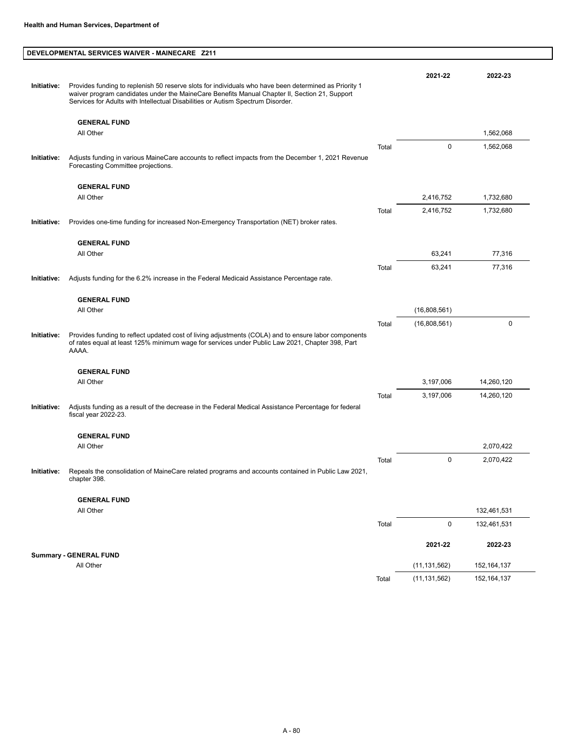**Health and Human Services, Department of**

## DEVELOPMENTAL SERVICES WAIVER - MAINECARE Z211

| | | | 2021-22 | 2022-23 |
|---|---|---|---|---|
| **Initiative:** | Provides funding to replenish 50 reserve slots for individuals who have been determined as Priority 1 waiver program candidates under the MaineCare Benefits Manual Chapter II, Section 21, Support Services for Adults with Intellectual Disabilities or Autism Spectrum Disorder. | | | |
| | **GENERAL FUND** | | | |
| | All Other | | | 1,562,068 |
| | | Total | 0 | 1,562,068 |
| **Initiative:** | Adjusts funding in various MaineCare accounts to reflect impacts from the December 1, 2021 Revenue Forecasting Committee projections. | | | |
| | **GENERAL FUND** | | | |
| | All Other | | 2,416,752 | 1,732,680 |
| | | Total | 2,416,752 | 1,732,680 |
| **Initiative:** | Provides one-time funding for increased Non-Emergency Transportation (NET) broker rates. | | | |
| | **GENERAL FUND** | | | |
| | All Other | | 63,241 | 77,316 |
| | | Total | 63,241 | 77,316 |
| **Initiative:** | Adjusts funding for the 6.2% increase in the Federal Medicaid Assistance Percentage rate. | | | |
| | **GENERAL FUND** | | | |
| | All Other | | (16,808,561) | |
| | | Total | (16,808,561) | 0 |
| **Initiative:** | Provides funding to reflect updated cost of living adjustments (COLA) and to ensure labor components of rates equal at least 125% minimum wage for services under Public Law 2021, Chapter 398, Part AAAA. | | | |
| | **GENERAL FUND** | | | |
| | All Other | | 3,197,006 | 14,260,120 |
| | | Total | 3,197,006 | 14,260,120 |
| **Initiative:** | Adjusts funding as a result of the decrease in the Federal Medical Assistance Percentage for federal fiscal year 2022-23. | | | |
| | **GENERAL FUND** | | | |
| | All Other | | | 2,070,422 |
| | | Total | 0 | 2,070,422 |
| **Initiative:** | Repeals the consolidation of MaineCare related programs and accounts contained in Public Law 2021, chapter 398. | | | |
| | **GENERAL FUND** | | | |
| | All Other | | | 132,461,531 |
| | | Total | 0 | 132,461,531 |

| | | 2021-22 | 2022-23 |
|---|---|---|---|
| **Summary - GENERAL FUND** | | | |
| All Other | | (11,131,562) | 152,164,137 |
| | Total | (11,131,562) | 152,164,137 |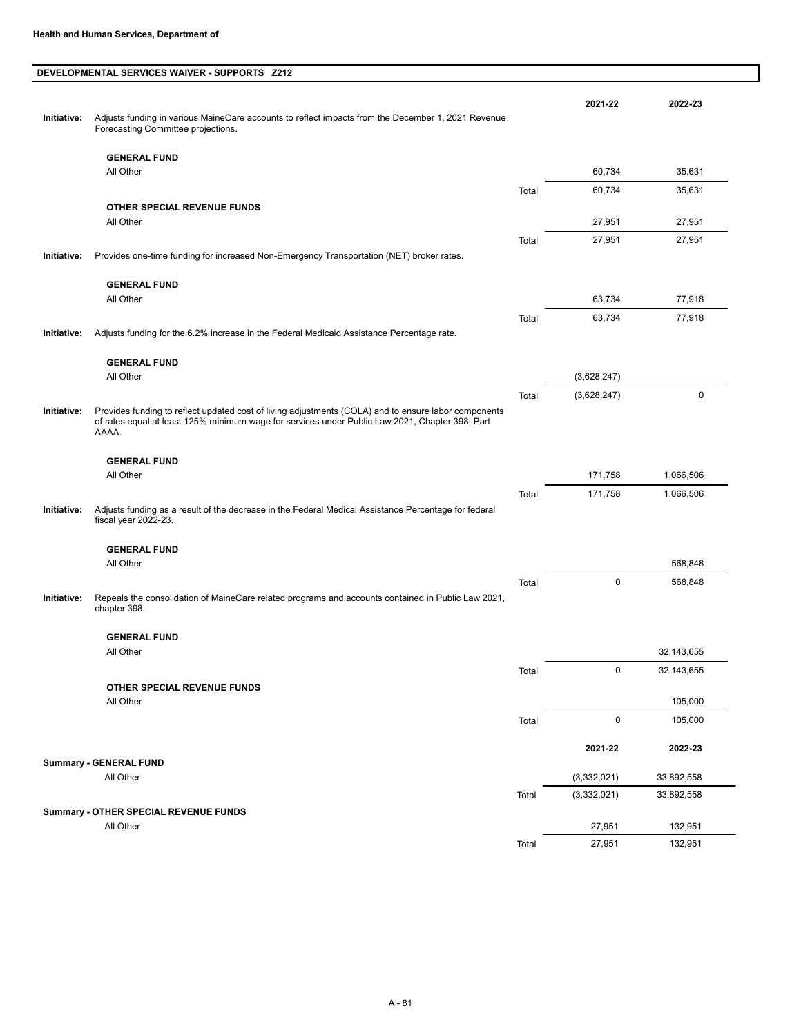**Health and Human Services, Department of**

## DEVELOPMENTAL SERVICES WAIVER - SUPPORTS Z212

| | | | 2021-22 | 2022-23 |
|---|---|---|---|---|
| **Initiative:** | Adjusts funding in various MaineCare accounts to reflect impacts from the December 1, 2021 Revenue Forecasting Committee projections. | | | |
| | **GENERAL FUND** | | | |
| | All Other | | 60,734 | 35,631 |
| | | Total | 60,734 | 35,631 |
| | **OTHER SPECIAL REVENUE FUNDS** | | | |
| | All Other | | 27,951 | 27,951 |
| | | Total | 27,951 | 27,951 |
| **Initiative:** | Provides one-time funding for increased Non-Emergency Transportation (NET) broker rates. | | | |
| | **GENERAL FUND** | | | |
| | All Other | | 63,734 | 77,918 |
| | | Total | 63,734 | 77,918 |
| **Initiative:** | Adjusts funding for the 6.2% increase in the Federal Medicaid Assistance Percentage rate. | | | |
| | **GENERAL FUND** | | | |
| | All Other | | (3,628,247) | |
| | | Total | (3,628,247) | 0 |
| **Initiative:** | Provides funding to reflect updated cost of living adjustments (COLA) and to ensure labor components of rates equal at least 125% minimum wage for services under Public Law 2021, Chapter 398, Part AAAA. | | | |
| | **GENERAL FUND** | | | |
| | All Other | | 171,758 | 1,066,506 |
| | | Total | 171,758 | 1,066,506 |
| **Initiative:** | Adjusts funding as a result of the decrease in the Federal Medical Assistance Percentage for federal fiscal year 2022-23. | | | |
| | **GENERAL FUND** | | | |
| | All Other | | | 568,848 |
| | | Total | 0 | 568,848 |
| **Initiative:** | Repeals the consolidation of MaineCare related programs and accounts contained in Public Law 2021, chapter 398. | | | |
| | **GENERAL FUND** | | | |
| | All Other | | | 32,143,655 |
| | | Total | 0 | 32,143,655 |
| | **OTHER SPECIAL REVENUE FUNDS** | | | |
| | All Other | | | 105,000 |
| | | Total | 0 | 105,000 |

| | | 2021-22 | 2022-23 |
|---|---|---|---|
| **Summary - GENERAL FUND** | | | |
| All Other | | (3,332,021) | 33,892,558 |
| | Total | (3,332,021) | 33,892,558 |
| **Summary - OTHER SPECIAL REVENUE FUNDS** | | | |
| All Other | | 27,951 | 132,951 |
| | Total | 27,951 | 132,951 |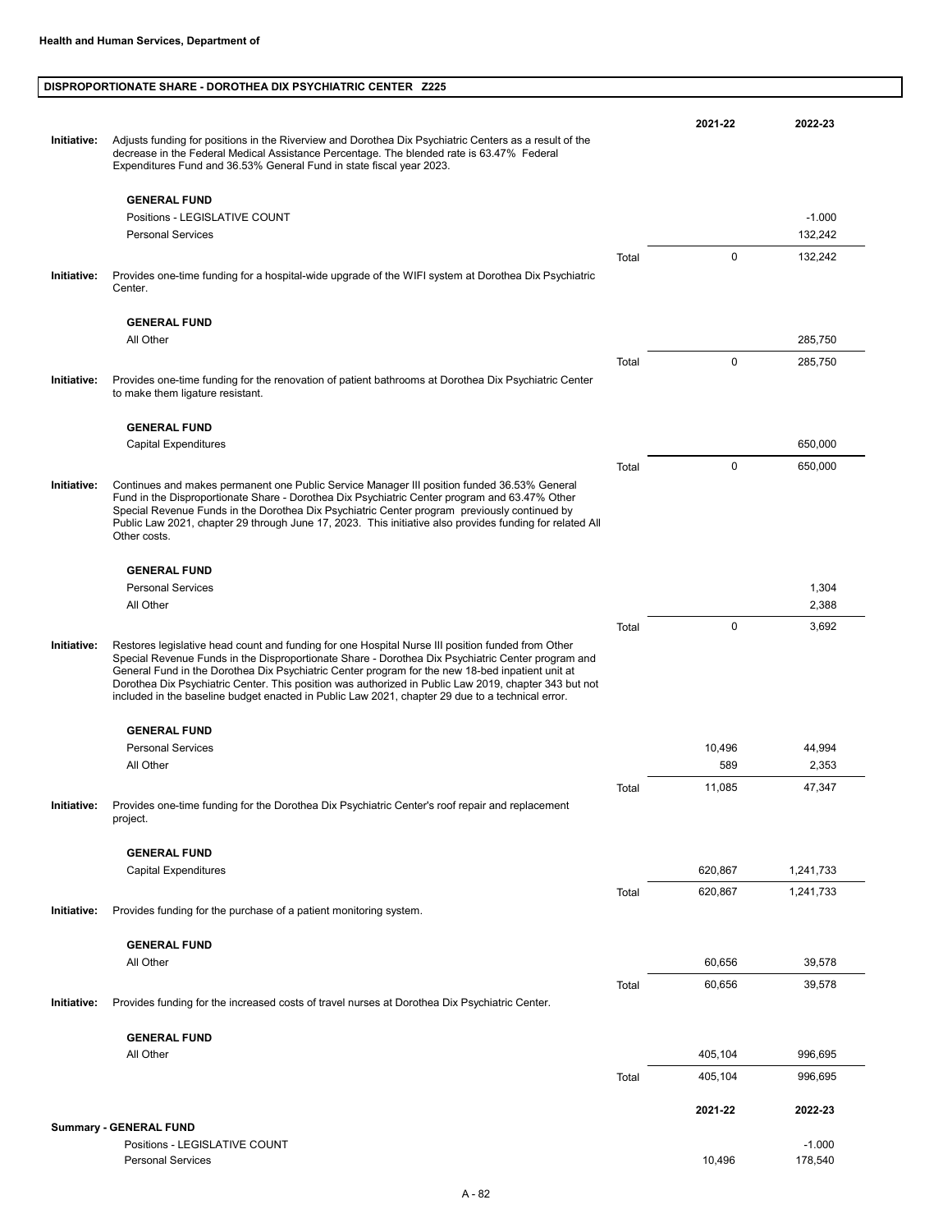**Health and Human Services, Department of**

## DISPROPORTIONATE SHARE - DOROTHEA DIX PSYCHIATRIC CENTER Z225

| | | | 2021-22 | 2022-23 |
|---|---|---|---|---|
| **Initiative:** | Adjusts funding for positions in the Riverview and Dorothea Dix Psychiatric Centers as a result of the decrease in the Federal Medical Assistance Percentage. The blended rate is 63.47% Federal Expenditures Fund and 36.53% General Fund in state fiscal year 2023. | | | |
| | **GENERAL FUND** | | | |
| | Positions - LEGISLATIVE COUNT | | | -1.000 |
| | Personal Services | | | 132,242 |
| | | Total | 0 | 132,242 |
| **Initiative:** | Provides one-time funding for a hospital-wide upgrade of the WIFI system at Dorothea Dix Psychiatric Center. | | | |
| | **GENERAL FUND** | | | |
| | All Other | | | 285,750 |
| | | Total | 0 | 285,750 |
| **Initiative:** | Provides one-time funding for the renovation of patient bathrooms at Dorothea Dix Psychiatric Center to make them ligature resistant. | | | |
| | **GENERAL FUND** | | | |
| | Capital Expenditures | | | 650,000 |
| | | Total | 0 | 650,000 |
| **Initiative:** | Continues and makes permanent one Public Service Manager III position funded 36.53% General Fund in the Disproportionate Share - Dorothea Dix Psychiatric Center program and 63.47% Other Special Revenue Funds in the Dorothea Dix Psychiatric Center program previously continued by Public Law 2021, chapter 29 through June 17, 2023. This initiative also provides funding for related All Other costs. | | | |
| | **GENERAL FUND** | | | |
| | Personal Services | | | 1,304 |
| | All Other | | | 2,388 |
| | | Total | 0 | 3,692 |
| **Initiative:** | Restores legislative head count and funding for one Hospital Nurse III position funded from Other Special Revenue Funds in the Disproportionate Share - Dorothea Dix Psychiatric Center program and General Fund in the Dorothea Dix Psychiatric Center program for the new 18-bed inpatient unit at Dorothea Dix Psychiatric Center. This position was authorized in Public Law 2019, chapter 343 but not included in the baseline budget enacted in Public Law 2021, chapter 29 due to a technical error. | | | |
| | **GENERAL FUND** | | | |
| | Personal Services | | 10,496 | 44,994 |
| | All Other | | 589 | 2,353 |
| | | Total | 11,085 | 47,347 |
| **Initiative:** | Provides one-time funding for the Dorothea Dix Psychiatric Center's roof repair and replacement project. | | | |
| | **GENERAL FUND** | | | |
| | Capital Expenditures | | 620,867 | 1,241,733 |
| | | Total | 620,867 | 1,241,733 |
| **Initiative:** | Provides funding for the purchase of a patient monitoring system. | | | |
| | **GENERAL FUND** | | | |
| | All Other | | 60,656 | 39,578 |
| | | Total | 60,656 | 39,578 |
| **Initiative:** | Provides funding for the increased costs of travel nurses at Dorothea Dix Psychiatric Center. | | | |
| | **GENERAL FUND** | | | |
| | All Other | | 405,104 | 996,695 |
| | | Total | 405,104 | 996,695 |

| **Summary - GENERAL FUND** | 2021-22 | 2022-23 |
|---|---|---|
| Positions - LEGISLATIVE COUNT | | -1.000 |
| Personal Services | 10,496 | 178,540 |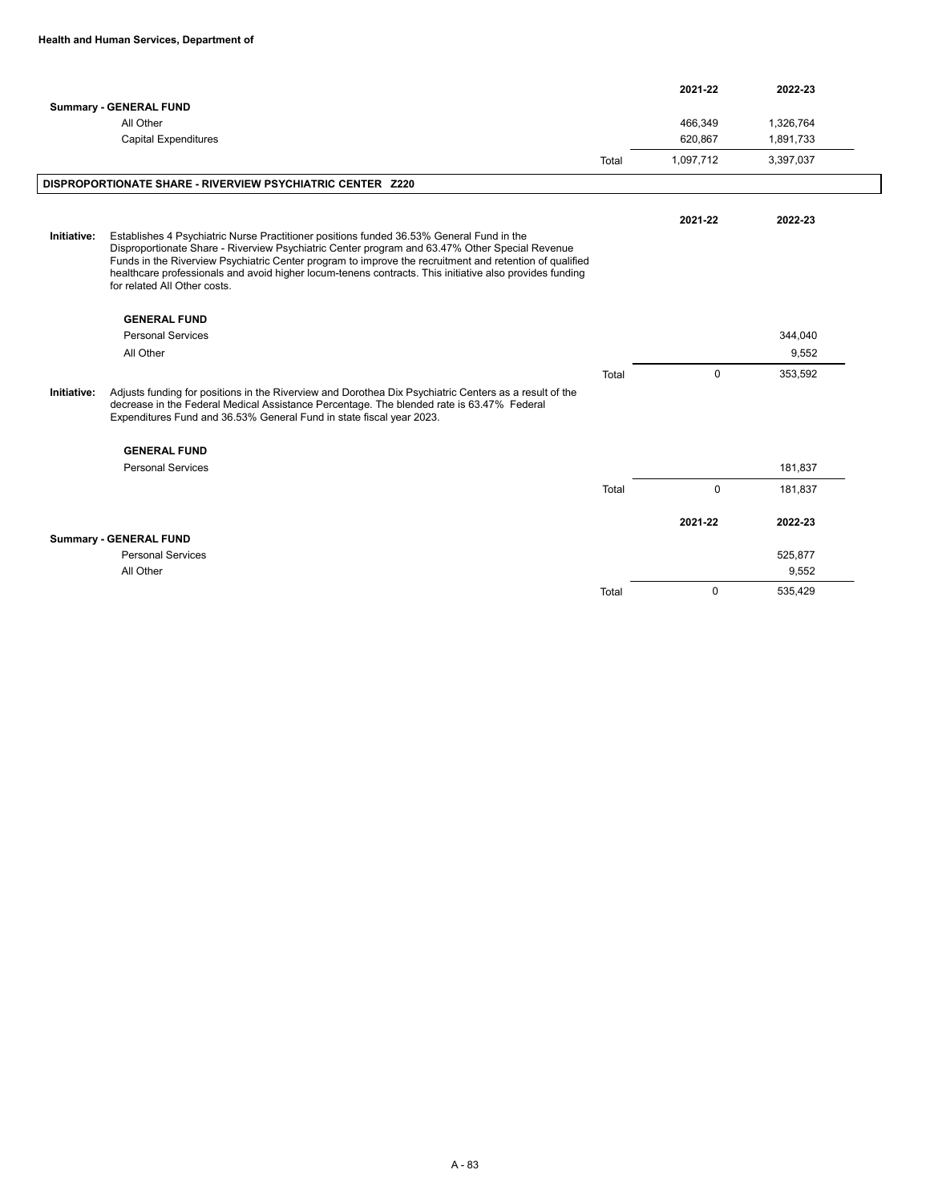**Health and Human Services, Department of**

| | | 2021-22 | 2022-23 |
|---|---|---|---|
| **Summary - GENERAL FUND** | | | |
| All Other | | 466,349 | 1,326,764 |
| Capital Expenditures | | 620,867 | 1,891,733 |
| | Total | 1,097,712 | 3,397,037 |

## DISPROPORTIONATE SHARE - RIVERVIEW PSYCHIATRIC CENTER Z220

**Initiative:** Establishes 4 Psychiatric Nurse Practitioner positions funded 36.53% General Fund in the Disproportionate Share - Riverview Psychiatric Center program and 63.47% Other Special Revenue Funds in the Riverview Psychiatric Center program to improve the recruitment and retention of qualified healthcare professionals and avoid higher locum-tenens contracts. This initiative also provides funding for related All Other costs.

| | | 2021-22 | 2022-23 |
|---|---|---|---|
| **GENERAL FUND** | | | |
| Personal Services | | | 344,040 |
| All Other | | | 9,552 |
| | Total | 0 | 353,592 |

**Initiative:** Adjusts funding for positions in the Riverview and Dorothea Dix Psychiatric Centers as a result of the decrease in the Federal Medical Assistance Percentage. The blended rate is 63.47% Federal Expenditures Fund and 36.53% General Fund in state fiscal year 2023.

| | | 2021-22 | 2022-23 |
|---|---|---|---|
| **GENERAL FUND** | | | |
| Personal Services | | | 181,837 |
| | Total | 0 | 181,837 |

| | | 2021-22 | 2022-23 |
|---|---|---|---|
| **Summary - GENERAL FUND** | | | |
| Personal Services | | | 525,877 |
| All Other | | | 9,552 |
| | Total | 0 | 535,429 |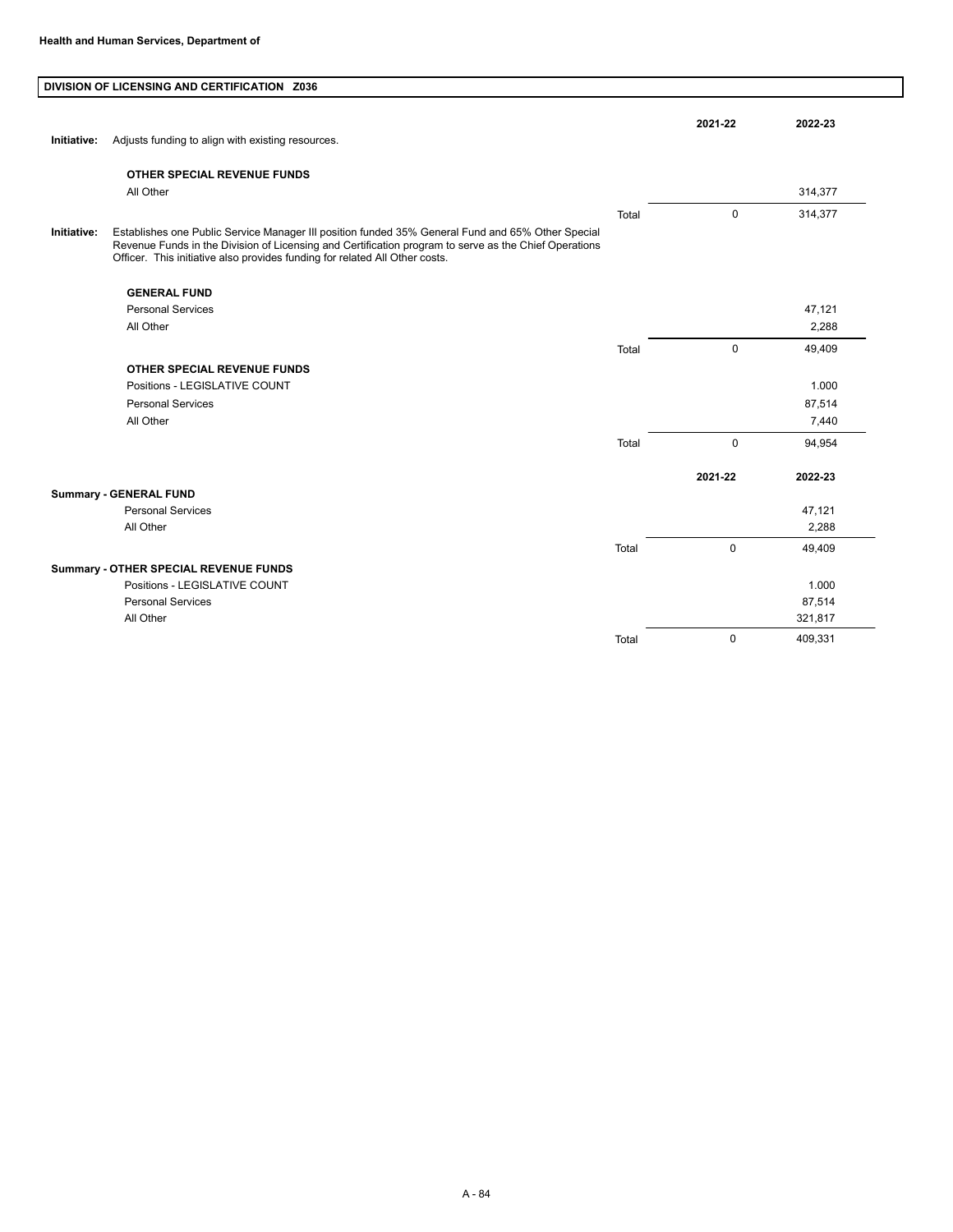**Health and Human Services, Department of**

## DIVISION OF LICENSING AND CERTIFICATION Z036

**Initiative:** Adjusts funding to align with existing resources.

| | | 2021-22 | 2022-23 |
|---|---|---|---|
| **OTHER SPECIAL REVENUE FUNDS** | | | |
| All Other | | | 314,377 |
| | Total | 0 | 314,377 |

**Initiative:** Establishes one Public Service Manager III position funded 35% General Fund and 65% Other Special Revenue Funds in the Division of Licensing and Certification program to serve as the Chief Operations Officer. This initiative also provides funding for related All Other costs.

| | | 2021-22 | 2022-23 |
|---|---|---|---|
| **GENERAL FUND** | | | |
| Personal Services | | | 47,121 |
| All Other | | | 2,288 |
| | Total | 0 | 49,409 |
| **OTHER SPECIAL REVENUE FUNDS** | | | |
| Positions - LEGISLATIVE COUNT | | | 1.000 |
| Personal Services | | | 87,514 |
| All Other | | | 7,440 |
| | Total | 0 | 94,954 |

| | | 2021-22 | 2022-23 |
|---|---|---|---|
| **Summary - GENERAL FUND** | | | |
| Personal Services | | | 47,121 |
| All Other | | | 2,288 |
| | Total | 0 | 49,409 |
| **Summary - OTHER SPECIAL REVENUE FUNDS** | | | |
| Positions - LEGISLATIVE COUNT | | | 1.000 |
| Personal Services | | | 87,514 |
| All Other | | | 321,817 |
| | Total | 0 | 409,331 |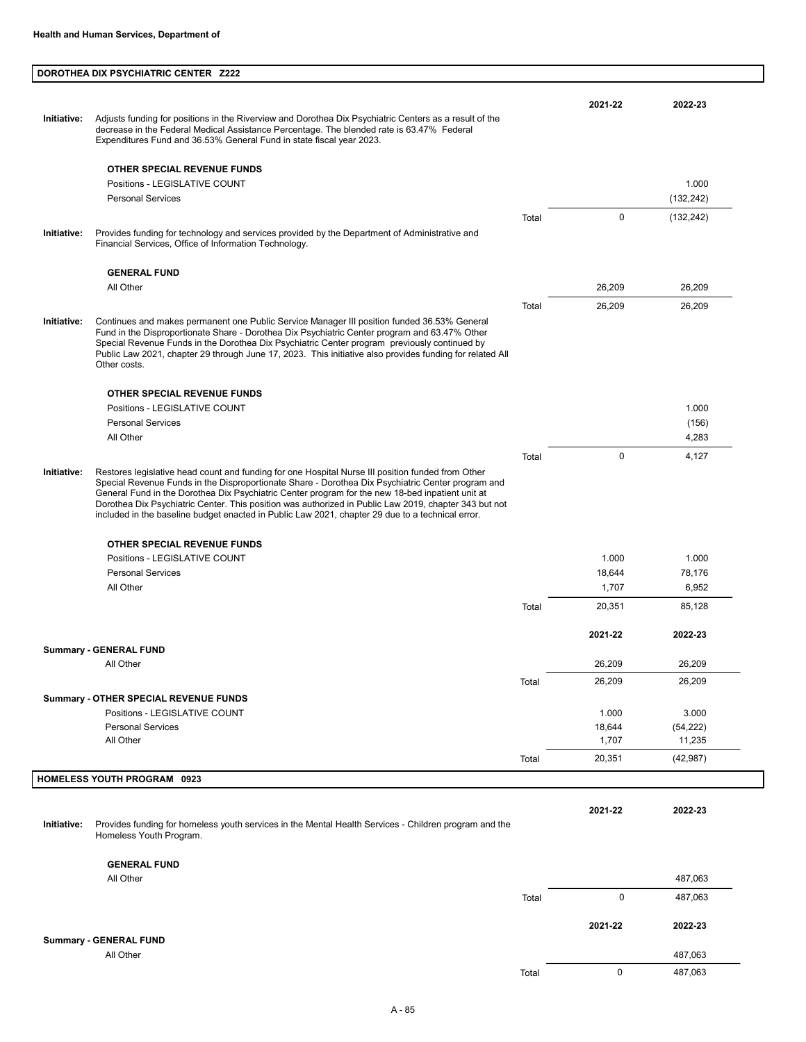**Health and Human Services, Department of**

## DOROTHEA DIX PSYCHIATRIC CENTER Z222

**Initiative:** Adjusts funding for positions in the Riverview and Dorothea Dix Psychiatric Centers as a result of the decrease in the Federal Medical Assistance Percentage. The blended rate is 63.47% Federal Expenditures Fund and 36.53% General Fund in state fiscal year 2023.

| | | 2021-22 | 2022-23 |
|---|---|---|---|
| **OTHER SPECIAL REVENUE FUNDS** | | | |
| Positions - LEGISLATIVE COUNT | | | 1.000 |
| Personal Services | | | (132,242) |
| | Total | 0 | (132,242) |

**Initiative:** Provides funding for technology and services provided by the Department of Administrative and Financial Services, Office of Information Technology.

| | | 2021-22 | 2022-23 |
|---|---|---|---|
| **GENERAL FUND** | | | |
| All Other | | 26,209 | 26,209 |
| | Total | 26,209 | 26,209 |

**Initiative:** Continues and makes permanent one Public Service Manager III position funded 36.53% General Fund in the Disproportionate Share - Dorothea Dix Psychiatric Center program and 63.47% Other Special Revenue Funds in the Dorothea Dix Psychiatric Center program previously continued by Public Law 2021, chapter 29 through June 17, 2023. This initiative also provides funding for related All Other costs.

| | | 2021-22 | 2022-23 |
|---|---|---|---|
| **OTHER SPECIAL REVENUE FUNDS** | | | |
| Positions - LEGISLATIVE COUNT | | | 1.000 |
| Personal Services | | | (156) |
| All Other | | | 4,283 |
| | Total | 0 | 4,127 |

**Initiative:** Restores legislative head count and funding for one Hospital Nurse III position funded from Other Special Revenue Funds in the Disproportionate Share - Dorothea Dix Psychiatric Center program and General Fund in the Dorothea Dix Psychiatric Center program for the new 18-bed inpatient unit at Dorothea Dix Psychiatric Center. This position was authorized in Public Law 2019, chapter 343 but not included in the baseline budget enacted in Public Law 2021, chapter 29 due to a technical error.

| | | 2021-22 | 2022-23 |
|---|---|---|---|
| **OTHER SPECIAL REVENUE FUNDS** | | | |
| Positions - LEGISLATIVE COUNT | | 1.000 | 1.000 |
| Personal Services | | 18,644 | 78,176 |
| All Other | | 1,707 | 6,952 |
| | Total | 20,351 | 85,128 |

| | | 2021-22 | 2022-23 |
|---|---|---|---|
| **Summary - GENERAL FUND** | | | |
| All Other | | 26,209 | 26,209 |
| | Total | 26,209 | 26,209 |
| **Summary - OTHER SPECIAL REVENUE FUNDS** | | | |
| Positions - LEGISLATIVE COUNT | | 1.000 | 3.000 |
| Personal Services | | 18,644 | (54,222) |
| All Other | | 1,707 | 11,235 |
| | Total | 20,351 | (42,987) |

## HOMELESS YOUTH PROGRAM 0923

**Initiative:** Provides funding for homeless youth services in the Mental Health Services - Children program and the Homeless Youth Program.

| | | 2021-22 | 2022-23 |
|---|---|---|---|
| **GENERAL FUND** | | | |
| All Other | | | 487,063 |
| | Total | 0 | 487,063 |

| | | 2021-22 | 2022-23 |
|---|---|---|---|
| **Summary - GENERAL FUND** | | | |
| All Other | | | 487,063 |
| | Total | 0 | 487,063 |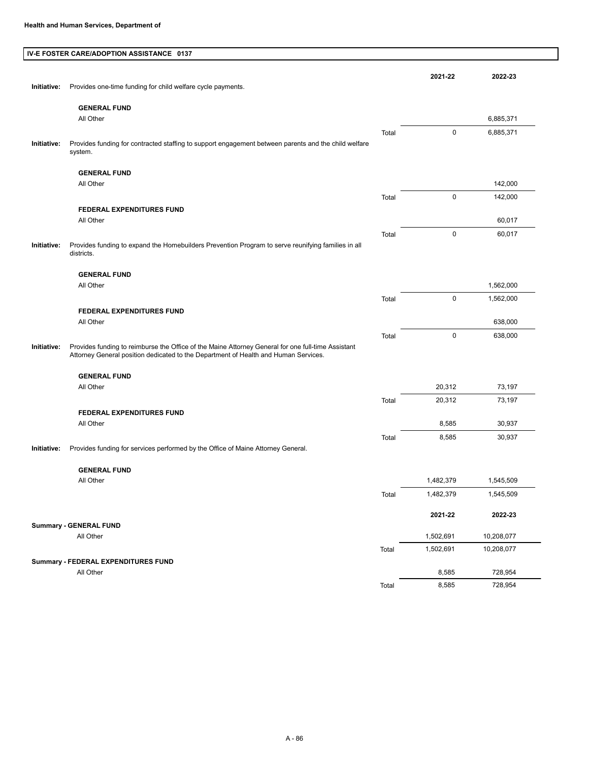**Health and Human Services, Department of**

## IV-E FOSTER CARE/ADOPTION ASSISTANCE 0137

| | | | 2021-22 | 2022-23 |
|---|---|---|---|---|
| **Initiative:** | Provides one-time funding for child welfare cycle payments. | | | |
| | **GENERAL FUND** | | | |
| | All Other | | | 6,885,371 |
| | | Total | 0 | 6,885,371 |
| **Initiative:** | Provides funding for contracted staffing to support engagement between parents and the child welfare system. | | | |
| | **GENERAL FUND** | | | |
| | All Other | | | 142,000 |
| | | Total | 0 | 142,000 |
| | **FEDERAL EXPENDITURES FUND** | | | |
| | All Other | | | 60,017 |
| | | Total | 0 | 60,017 |
| **Initiative:** | Provides funding to expand the Homebuilders Prevention Program to serve reunifying families in all districts. | | | |
| | **GENERAL FUND** | | | |
| | All Other | | | 1,562,000 |
| | | Total | 0 | 1,562,000 |
| | **FEDERAL EXPENDITURES FUND** | | | |
| | All Other | | | 638,000 |
| | | Total | 0 | 638,000 |
| **Initiative:** | Provides funding to reimburse the Office of the Maine Attorney General for one full-time Assistant Attorney General position dedicated to the Department of Health and Human Services. | | | |
| | **GENERAL FUND** | | | |
| | All Other | | 20,312 | 73,197 |
| | | Total | 20,312 | 73,197 |
| | **FEDERAL EXPENDITURES FUND** | | | |
| | All Other | | 8,585 | 30,937 |
| | | Total | 8,585 | 30,937 |
| **Initiative:** | Provides funding for services performed by the Office of Maine Attorney General. | | | |
| | **GENERAL FUND** | | | |
| | All Other | | 1,482,379 | 1,545,509 |
| | | Total | 1,482,379 | 1,545,509 |

| | | 2021-22 | 2022-23 |
|---|---|---|---|
| **Summary - GENERAL FUND** | | | |
| All Other | | 1,502,691 | 10,208,077 |
| | Total | 1,502,691 | 10,208,077 |
| **Summary - FEDERAL EXPENDITURES FUND** | | | |
| All Other | | 8,585 | 728,954 |
| | Total | 8,585 | 728,954 |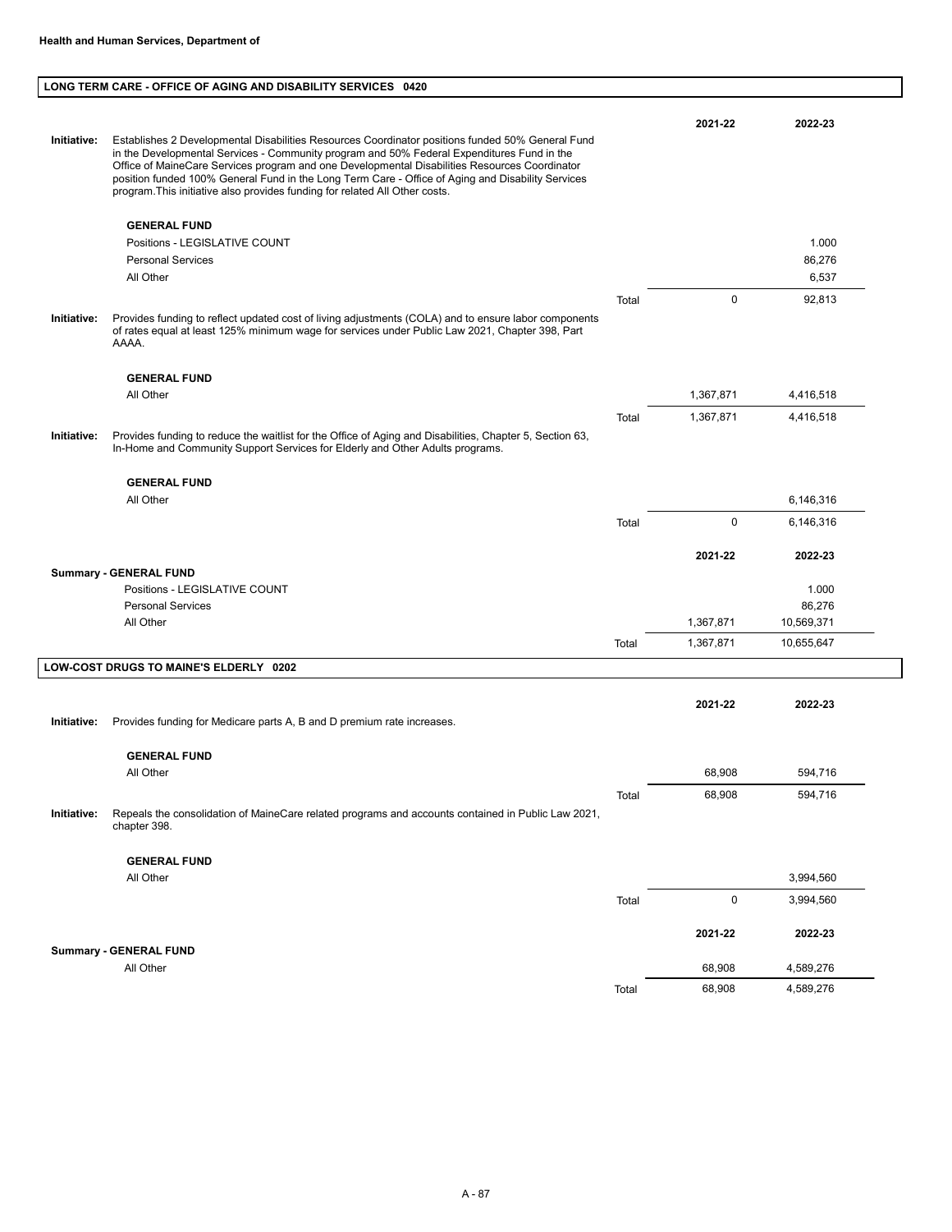**Health and Human Services, Department of**

## LONG TERM CARE - OFFICE OF AGING AND DISABILITY SERVICES 0420

| | | | 2021-22 | 2022-23 |
|---|---|---|---|---|
| **Initiative:** | Establishes 2 Developmental Disabilities Resources Coordinator positions funded 50% General Fund in the Developmental Services - Community program and 50% Federal Expenditures Fund in the Office of MaineCare Services program and one Developmental Disabilities Resources Coordinator position funded 100% General Fund in the Long Term Care - Office of Aging and Disability Services program.This initiative also provides funding for related All Other costs. | | | |
| | **GENERAL FUND** | | | |
| | Positions - LEGISLATIVE COUNT | | | 1.000 |
| | Personal Services | | | 86,276 |
| | All Other | | | 6,537 |
| | | Total | 0 | 92,813 |
| **Initiative:** | Provides funding to reflect updated cost of living adjustments (COLA) and to ensure labor components of rates equal at least 125% minimum wage for services under Public Law 2021, Chapter 398, Part AAAA. | | | |
| | **GENERAL FUND** | | | |
| | All Other | | 1,367,871 | 4,416,518 |
| | | Total | 1,367,871 | 4,416,518 |
| **Initiative:** | Provides funding to reduce the waitlist for the Office of Aging and Disabilities, Chapter 5, Section 63, In-Home and Community Support Services for Elderly and Other Adults programs. | | | |
| | **GENERAL FUND** | | | |
| | All Other | | | 6,146,316 |
| | | Total | 0 | 6,146,316 |

| | | 2021-22 | 2022-23 |
|---|---|---|---|
| **Summary - GENERAL FUND** | | | |
| Positions - LEGISLATIVE COUNT | | | 1.000 |
| Personal Services | | | 86,276 |
| All Other | | 1,367,871 | 10,569,371 |
| | Total | 1,367,871 | 10,655,647 |

## LOW-COST DRUGS TO MAINE'S ELDERLY 0202

| | | | 2021-22 | 2022-23 |
|---|---|---|---|---|
| **Initiative:** | Provides funding for Medicare parts A, B and D premium rate increases. | | | |
| | **GENERAL FUND** | | | |
| | All Other | | 68,908 | 594,716 |
| | | Total | 68,908 | 594,716 |
| **Initiative:** | Repeals the consolidation of MaineCare related programs and accounts contained in Public Law 2021, chapter 398. | | | |
| | **GENERAL FUND** | | | |
| | All Other | | | 3,994,560 |
| | | Total | 0 | 3,994,560 |

| | | 2021-22 | 2022-23 |
|---|---|---|---|
| **Summary - GENERAL FUND** | | | |
| All Other | | 68,908 | 4,589,276 |
| | Total | 68,908 | 4,589,276 |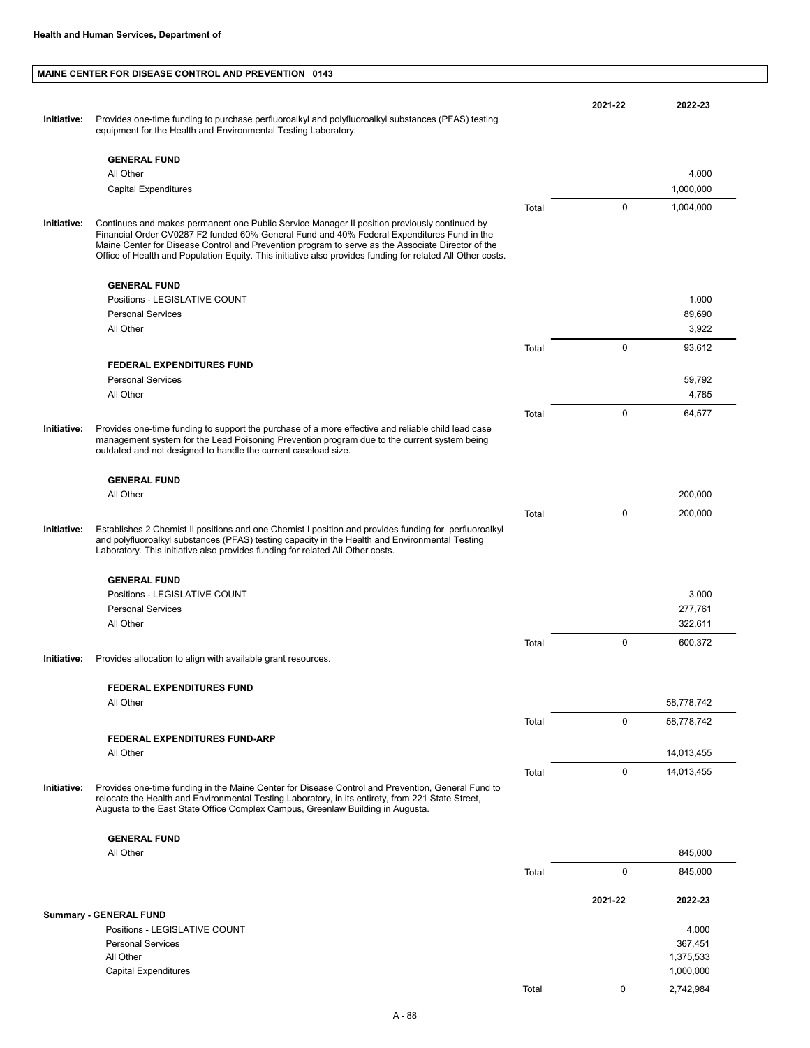**Health and Human Services, Department of**

## MAINE CENTER FOR DISEASE CONTROL AND PREVENTION 0143

| | | | 2021-22 | 2022-23 |
|---|---|---|---|---|
| **Initiative:** | Provides one-time funding to purchase perfluoroalkyl and polyfluoroalkyl substances (PFAS) testing equipment for the Health and Environmental Testing Laboratory. | | | |
| | **GENERAL FUND** | | | |
| | All Other | | | 4,000 |
| | Capital Expenditures | | | 1,000,000 |
| | | Total | 0 | 1,004,000 |
| **Initiative:** | Continues and makes permanent one Public Service Manager II position previously continued by Financial Order CV0287 F2 funded 60% General Fund and 40% Federal Expenditures Fund in the Maine Center for Disease Control and Prevention program to serve as the Associate Director of the Office of Health and Population Equity. This initiative also provides funding for related All Other costs. | | | |
| | **GENERAL FUND** | | | |
| | Positions - LEGISLATIVE COUNT | | | 1.000 |
| | Personal Services | | | 89,690 |
| | All Other | | | 3,922 |
| | | Total | 0 | 93,612 |
| | **FEDERAL EXPENDITURES FUND** | | | |
| | Personal Services | | | 59,792 |
| | All Other | | | 4,785 |
| | | Total | 0 | 64,577 |
| **Initiative:** | Provides one-time funding to support the purchase of a more effective and reliable child lead case management system for the Lead Poisoning Prevention program due to the current system being outdated and not designed to handle the current caseload size. | | | |
| | **GENERAL FUND** | | | |
| | All Other | | | 200,000 |
| | | Total | 0 | 200,000 |
| **Initiative:** | Establishes 2 Chemist II positions and one Chemist I position and provides funding for perfluoroalkyl and polyfluoroalkyl substances (PFAS) testing capacity in the Health and Environmental Testing Laboratory. This initiative also provides funding for related All Other costs. | | | |
| | **GENERAL FUND** | | | |
| | Positions - LEGISLATIVE COUNT | | | 3.000 |
| | Personal Services | | | 277,761 |
| | All Other | | | 322,611 |
| | | Total | 0 | 600,372 |
| **Initiative:** | Provides allocation to align with available grant resources. | | | |
| | **FEDERAL EXPENDITURES FUND** | | | |
| | All Other | | | 58,778,742 |
| | | Total | 0 | 58,778,742 |
| | **FEDERAL EXPENDITURES FUND-ARP** | | | |
| | All Other | | | 14,013,455 |
| | | Total | 0 | 14,013,455 |
| **Initiative:** | Provides one-time funding in the Maine Center for Disease Control and Prevention, General Fund to relocate the Health and Environmental Testing Laboratory, in its entirety, from 221 State Street, Augusta to the East State Office Complex Campus, Greenlaw Building in Augusta. | | | |
| | **GENERAL FUND** | | | |
| | All Other | | | 845,000 |
| | | Total | 0 | 845,000 |

| | | 2021-22 | 2022-23 |
|---|---|---|---|
| **Summary - GENERAL FUND** | | | |
| Positions - LEGISLATIVE COUNT | | | 4.000 |
| Personal Services | | | 367,451 |
| All Other | | | 1,375,533 |
| Capital Expenditures | | | 1,000,000 |
| | Total | 0 | 2,742,984 |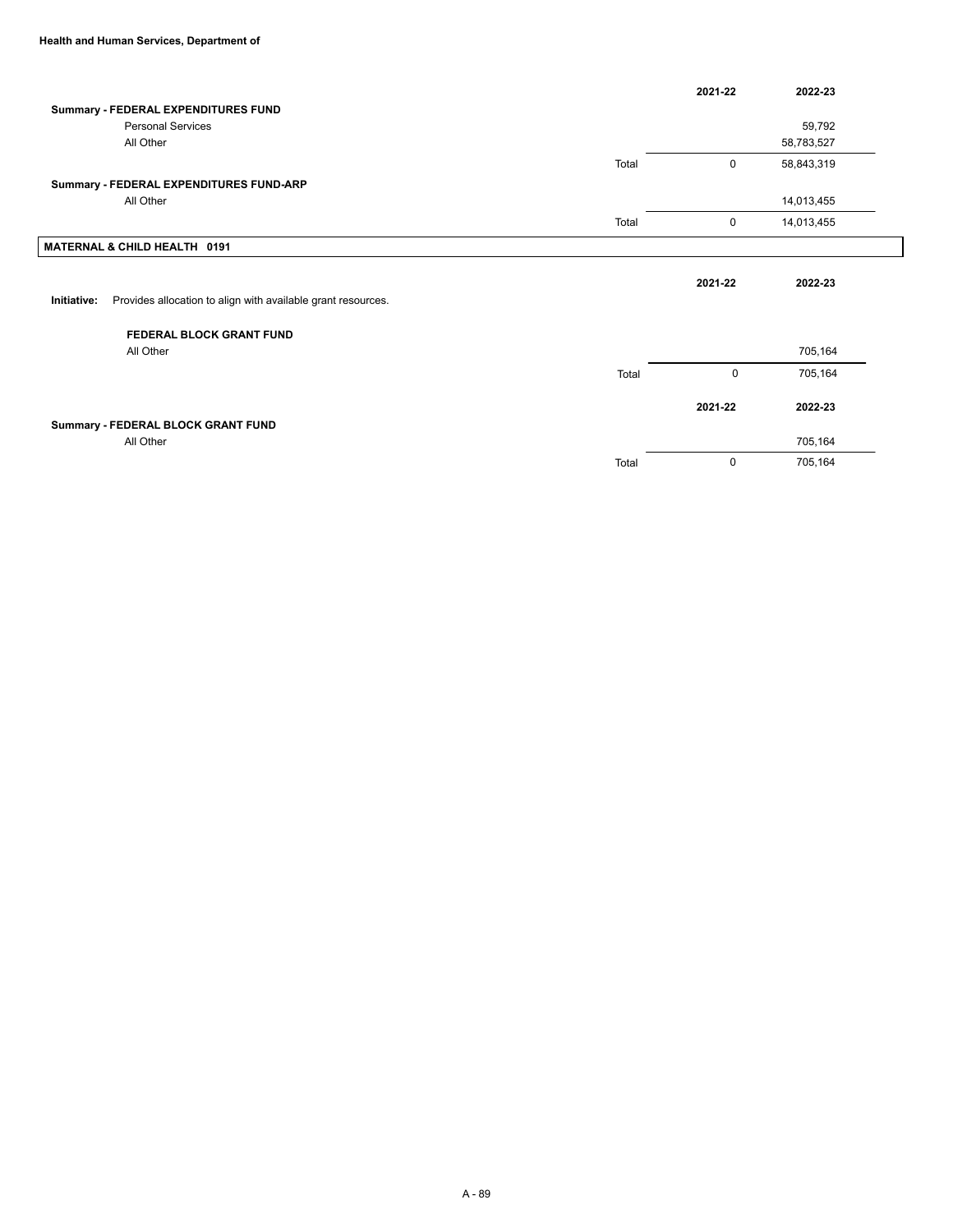| | | 2021-22 | 2022-23 |
|---|---|---|---|
| **Summary - FEDERAL EXPENDITURES FUND** | | | |
| Personal Services | | | 59,792 |
| All Other | | | 58,783,527 |
| | Total | 0 | 58,843,319 |
| **Summary - FEDERAL EXPENDITURES FUND-ARP** | | | |
| All Other | | | 14,013,455 |
| | Total | 0 | 14,013,455 |

## MATERNAL & CHILD HEALTH 0191

| | | 2021-22 | 2022-23 |
|---|---|---|---|
| **Initiative:** Provides allocation to align with available grant resources. | | | |
| **FEDERAL BLOCK GRANT FUND** | | | |
| All Other | | | 705,164 |
| | Total | 0 | 705,164 |

| | | 2021-22 | 2022-23 |
|---|---|---|---|
| **Summary - FEDERAL BLOCK GRANT FUND** | | | |
| All Other | | | 705,164 |
| | Total | 0 | 705,164 |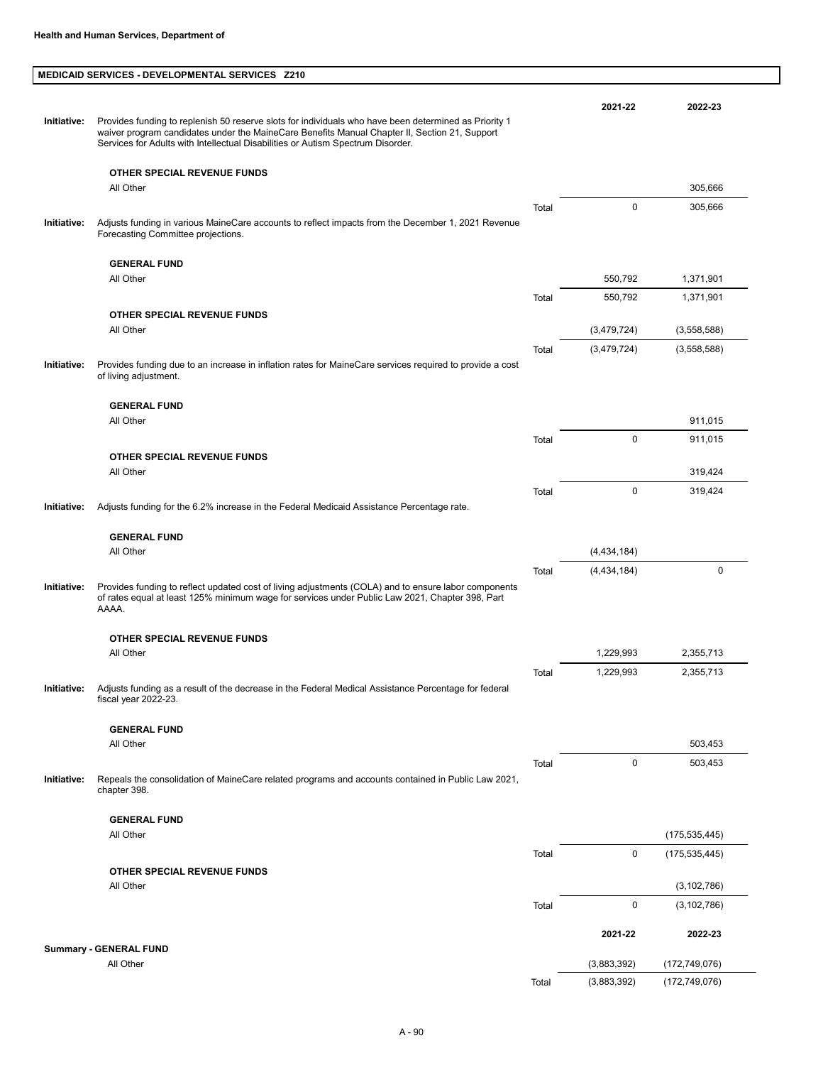**Health and Human Services, Department of**

## MEDICAID SERVICES - DEVELOPMENTAL SERVICES Z210

| | | | 2021-22 | 2022-23 |
|---|---|---|---|---|
| **Initiative:** | Provides funding to replenish 50 reserve slots for individuals who have been determined as Priority 1 waiver program candidates under the MaineCare Benefits Manual Chapter II, Section 21, Support Services for Adults with Intellectual Disabilities or Autism Spectrum Disorder. | | | |
| | **OTHER SPECIAL REVENUE FUNDS** | | | |
| | All Other | | | 305,666 |
| | | Total | 0 | 305,666 |
| **Initiative:** | Adjusts funding in various MaineCare accounts to reflect impacts from the December 1, 2021 Revenue Forecasting Committee projections. | | | |
| | **GENERAL FUND** | | | |
| | All Other | | 550,792 | 1,371,901 |
| | | Total | 550,792 | 1,371,901 |
| | **OTHER SPECIAL REVENUE FUNDS** | | | |
| | All Other | | (3,479,724) | (3,558,588) |
| | | Total | (3,479,724) | (3,558,588) |
| **Initiative:** | Provides funding due to an increase in inflation rates for MaineCare services required to provide a cost of living adjustment. | | | |
| | **GENERAL FUND** | | | |
| | All Other | | | 911,015 |
| | | Total | 0 | 911,015 |
| | **OTHER SPECIAL REVENUE FUNDS** | | | |
| | All Other | | | 319,424 |
| | | Total | 0 | 319,424 |
| **Initiative:** | Adjusts funding for the 6.2% increase in the Federal Medicaid Assistance Percentage rate. | | | |
| | **GENERAL FUND** | | | |
| | All Other | | (4,434,184) | |
| | | Total | (4,434,184) | 0 |
| **Initiative:** | Provides funding to reflect updated cost of living adjustments (COLA) and to ensure labor components of rates equal at least 125% minimum wage for services under Public Law 2021, Chapter 398, Part AAAA. | | | |
| | **OTHER SPECIAL REVENUE FUNDS** | | | |
| | All Other | | 1,229,993 | 2,355,713 |
| | | Total | 1,229,993 | 2,355,713 |
| **Initiative:** | Adjusts funding as a result of the decrease in the Federal Medical Assistance Percentage for federal fiscal year 2022-23. | | | |
| | **GENERAL FUND** | | | |
| | All Other | | | 503,453 |
| | | Total | 0 | 503,453 |
| **Initiative:** | Repeals the consolidation of MaineCare related programs and accounts contained in Public Law 2021, chapter 398. | | | |
| | **GENERAL FUND** | | | |
| | All Other | | | (175,535,445) |
| | | Total | 0 | (175,535,445) |
| | **OTHER SPECIAL REVENUE FUNDS** | | | |
| | All Other | | | (3,102,786) |
| | | Total | 0 | (3,102,786) |

| Summary - GENERAL FUND | | 2021-22 | 2022-23 |
|---|---|---|---|
| All Other | | (3,883,392) | (172,749,076) |
| | Total | (3,883,392) | (172,749,076) |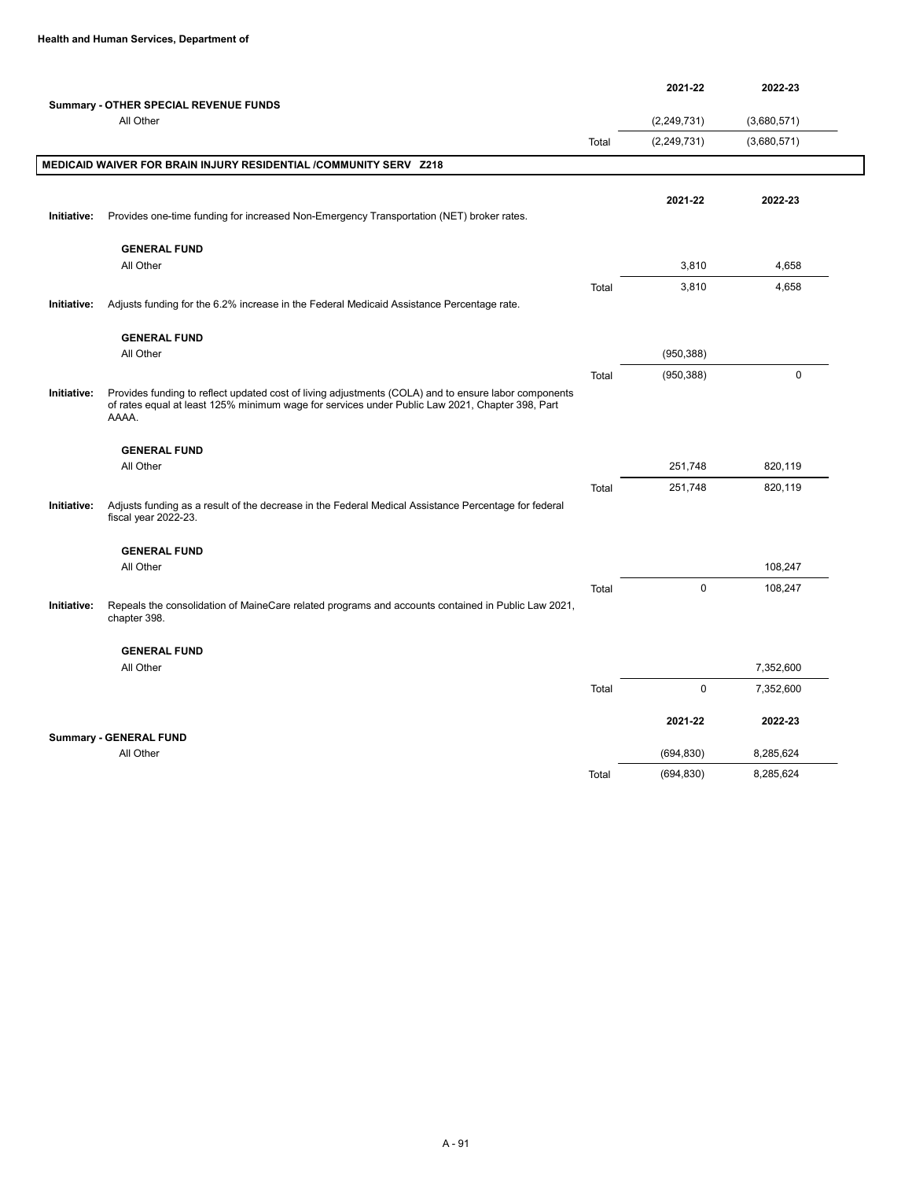| | | 2021-22 | 2022-23 |
|---|---|---|---|
| **Summary - OTHER SPECIAL REVENUE FUNDS** | | | |
| All Other | | (2,249,731) | (3,680,571) |
| | Total | (2,249,731) | (3,680,571) |

## MEDICAID WAIVER FOR BRAIN INJURY RESIDENTIAL /COMMUNITY SERV Z218

| | | | 2021-22 | 2022-23 |
|---|---|---|---|---|
| **Initiative:** | Provides one-time funding for increased Non-Emergency Transportation (NET) broker rates. | | | |
| | **GENERAL FUND** | | | |
| | All Other | | 3,810 | 4,658 |
| | | Total | 3,810 | 4,658 |
| **Initiative:** | Adjusts funding for the 6.2% increase in the Federal Medicaid Assistance Percentage rate. | | | |
| | **GENERAL FUND** | | | |
| | All Other | | (950,388) | |
| | | Total | (950,388) | 0 |
| **Initiative:** | Provides funding to reflect updated cost of living adjustments (COLA) and to ensure labor components of rates equal at least 125% minimum wage for services under Public Law 2021, Chapter 398, Part AAAA. | | | |
| | **GENERAL FUND** | | | |
| | All Other | | 251,748 | 820,119 |
| | | Total | 251,748 | 820,119 |
| **Initiative:** | Adjusts funding as a result of the decrease in the Federal Medical Assistance Percentage for federal fiscal year 2022-23. | | | |
| | **GENERAL FUND** | | | |
| | All Other | | | 108,247 |
| | | Total | 0 | 108,247 |
| **Initiative:** | Repeals the consolidation of MaineCare related programs and accounts contained in Public Law 2021, chapter 398. | | | |
| | **GENERAL FUND** | | | |
| | All Other | | | 7,352,600 |
| | | Total | 0 | 7,352,600 |

| | | 2021-22 | 2022-23 |
|---|---|---|---|
| **Summary - GENERAL FUND** | | | |
| All Other | | (694,830) | 8,285,624 |
| | Total | (694,830) | 8,285,624 |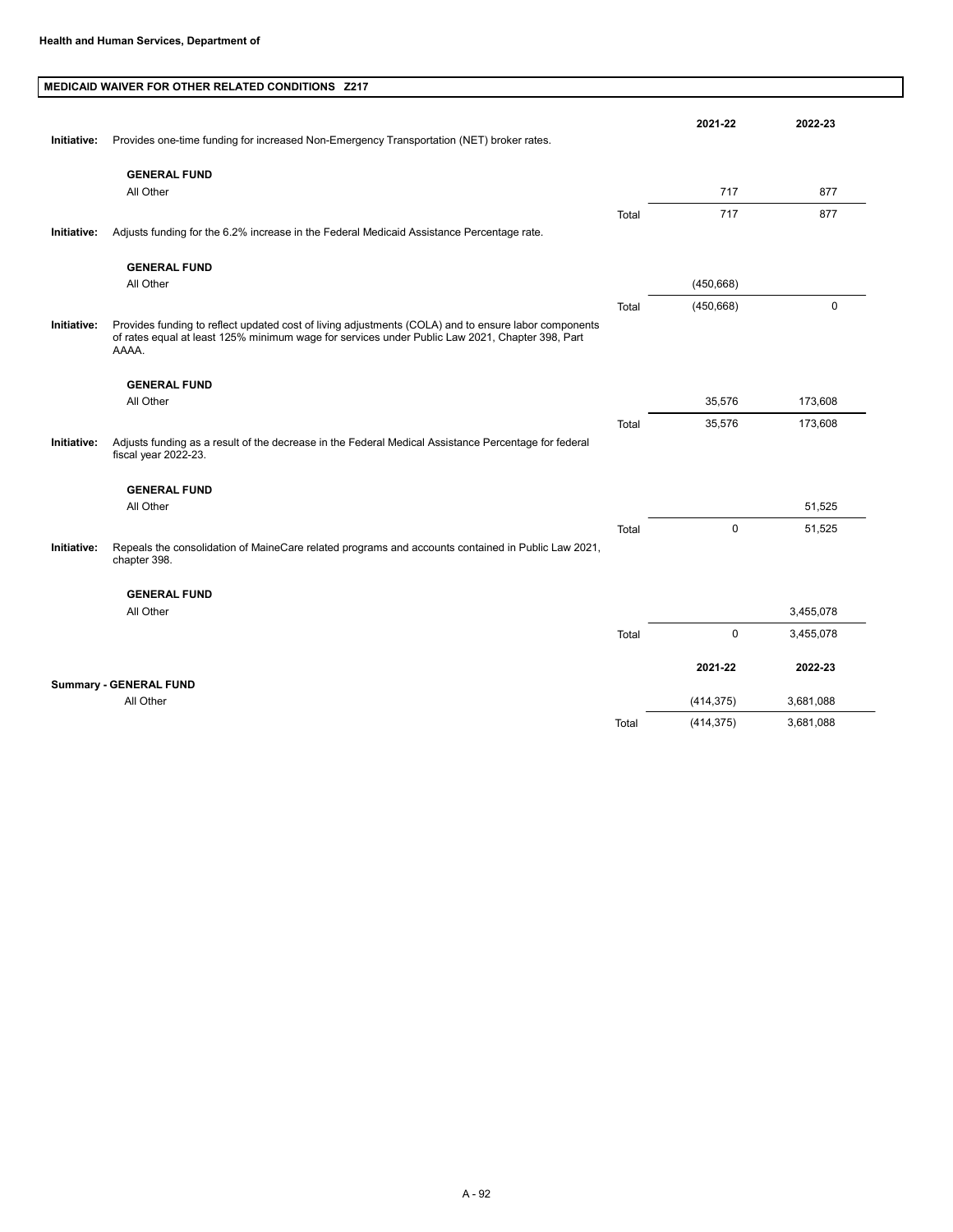**Health and Human Services, Department of**

## MEDICAID WAIVER FOR OTHER RELATED CONDITIONS Z217

| | | | 2021-22 | 2022-23 |
|---|---|---|---|---|
| **Initiative:** | Provides one-time funding for increased Non-Emergency Transportation (NET) broker rates. | | | |
| | **GENERAL FUND** | | | |
| | All Other | | 717 | 877 |
| | | Total | 717 | 877 |
| **Initiative:** | Adjusts funding for the 6.2% increase in the Federal Medicaid Assistance Percentage rate. | | | |
| | **GENERAL FUND** | | | |
| | All Other | | (450,668) | |
| | | Total | (450,668) | 0 |
| **Initiative:** | Provides funding to reflect updated cost of living adjustments (COLA) and to ensure labor components of rates equal at least 125% minimum wage for services under Public Law 2021, Chapter 398, Part AAAA. | | | |
| | **GENERAL FUND** | | | |
| | All Other | | 35,576 | 173,608 |
| | | Total | 35,576 | 173,608 |
| **Initiative:** | Adjusts funding as a result of the decrease in the Federal Medical Assistance Percentage for federal fiscal year 2022-23. | | | |
| | **GENERAL FUND** | | | |
| | All Other | | | 51,525 |
| | | Total | 0 | 51,525 |
| **Initiative:** | Repeals the consolidation of MaineCare related programs and accounts contained in Public Law 2021, chapter 398. | | | |
| | **GENERAL FUND** | | | |
| | All Other | | | 3,455,078 |
| | | Total | 0 | 3,455,078 |

| | | 2021-22 | 2022-23 |
|---|---|---|---|
| **Summary - GENERAL FUND** | | | |
| All Other | | (414,375) | 3,681,088 |
| | Total | (414,375) | 3,681,088 |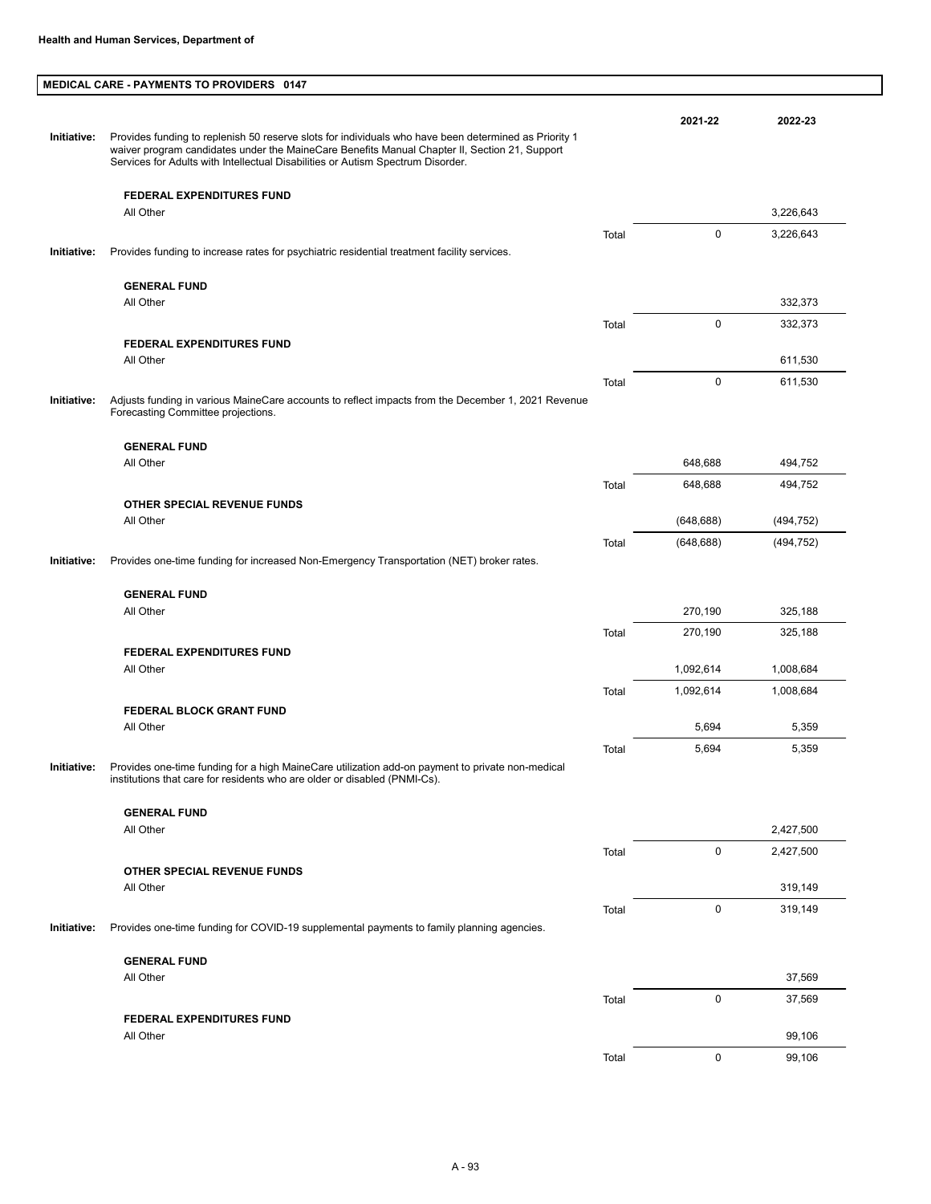**Health and Human Services, Department of**

## MEDICAL CARE - PAYMENTS TO PROVIDERS 0147

| | | | 2021-22 | 2022-23 |
|---|---|---|---|---|
| **Initiative:** | Provides funding to replenish 50 reserve slots for individuals who have been determined as Priority 1 waiver program candidates under the MaineCare Benefits Manual Chapter II, Section 21, Support Services for Adults with Intellectual Disabilities or Autism Spectrum Disorder. | | | |
| | **FEDERAL EXPENDITURES FUND** | | | |
| | All Other | | | 3,226,643 |
| | | Total | 0 | 3,226,643 |
| **Initiative:** | Provides funding to increase rates for psychiatric residential treatment facility services. | | | |
| | **GENERAL FUND** | | | |
| | All Other | | | 332,373 |
| | | Total | 0 | 332,373 |
| | **FEDERAL EXPENDITURES FUND** | | | |
| | All Other | | | 611,530 |
| | | Total | 0 | 611,530 |
| **Initiative:** | Adjusts funding in various MaineCare accounts to reflect impacts from the December 1, 2021 Revenue Forecasting Committee projections. | | | |
| | **GENERAL FUND** | | | |
| | All Other | | 648,688 | 494,752 |
| | | Total | 648,688 | 494,752 |
| | **OTHER SPECIAL REVENUE FUNDS** | | | |
| | All Other | | (648,688) | (494,752) |
| | | Total | (648,688) | (494,752) |
| **Initiative:** | Provides one-time funding for increased Non-Emergency Transportation (NET) broker rates. | | | |
| | **GENERAL FUND** | | | |
| | All Other | | 270,190 | 325,188 |
| | | Total | 270,190 | 325,188 |
| | **FEDERAL EXPENDITURES FUND** | | | |
| | All Other | | 1,092,614 | 1,008,684 |
| | | Total | 1,092,614 | 1,008,684 |
| | **FEDERAL BLOCK GRANT FUND** | | | |
| | All Other | | 5,694 | 5,359 |
| | | Total | 5,694 | 5,359 |
| **Initiative:** | Provides one-time funding for a high MaineCare utilization add-on payment to private non-medical institutions that care for residents who are older or disabled (PNMI-Cs). | | | |
| | **GENERAL FUND** | | | |
| | All Other | | | 2,427,500 |
| | | Total | 0 | 2,427,500 |
| | **OTHER SPECIAL REVENUE FUNDS** | | | |
| | All Other | | | 319,149 |
| | | Total | 0 | 319,149 |
| **Initiative:** | Provides one-time funding for COVID-19 supplemental payments to family planning agencies. | | | |
| | **GENERAL FUND** | | | |
| | All Other | | | 37,569 |
| | | Total | 0 | 37,569 |
| | **FEDERAL EXPENDITURES FUND** | | | |
| | All Other | | | 99,106 |
| | | Total | 0 | 99,106 |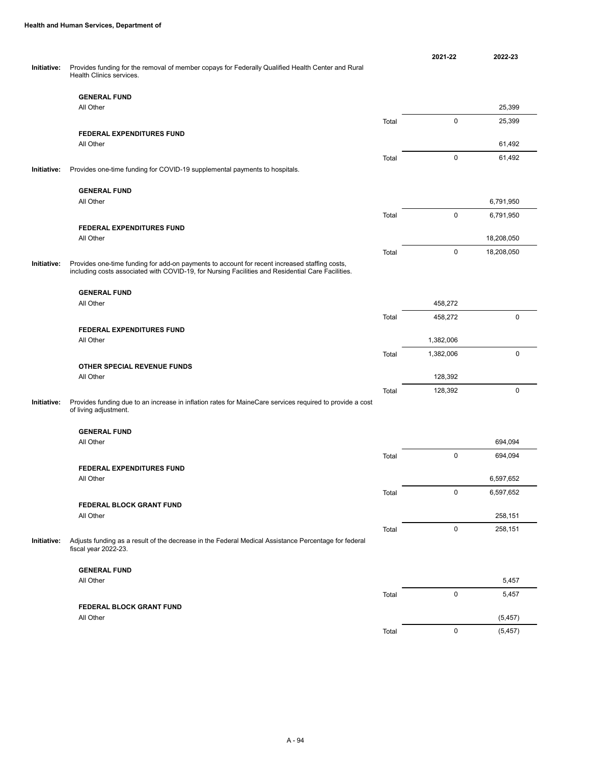**Health and Human Services, Department of**

| | | | 2021-22 | 2022-23 |
|---|---|---|---|---|
| **Initiative:** | Provides funding for the removal of member copays for Federally Qualified Health Center and Rural Health Clinics services. | | | |
| | **GENERAL FUND** | | | |
| | All Other | | | 25,399 |
| | | Total | 0 | 25,399 |
| | **FEDERAL EXPENDITURES FUND** | | | |
| | All Other | | | 61,492 |
| | | Total | 0 | 61,492 |
| **Initiative:** | Provides one-time funding for COVID-19 supplemental payments to hospitals. | | | |
| | **GENERAL FUND** | | | |
| | All Other | | | 6,791,950 |
| | | Total | 0 | 6,791,950 |
| | **FEDERAL EXPENDITURES FUND** | | | |
| | All Other | | | 18,208,050 |
| | | Total | 0 | 18,208,050 |
| **Initiative:** | Provides one-time funding for add-on payments to account for recent increased staffing costs, including costs associated with COVID-19, for Nursing Facilities and Residential Care Facilities. | | | |
| | **GENERAL FUND** | | | |
| | All Other | | 458,272 | |
| | | Total | 458,272 | 0 |
| | **FEDERAL EXPENDITURES FUND** | | | |
| | All Other | | 1,382,006 | |
| | | Total | 1,382,006 | 0 |
| | **OTHER SPECIAL REVENUE FUNDS** | | | |
| | All Other | | 128,392 | |
| | | Total | 128,392 | 0 |
| **Initiative:** | Provides funding due to an increase in inflation rates for MaineCare services required to provide a cost of living adjustment. | | | |
| | **GENERAL FUND** | | | |
| | All Other | | | 694,094 |
| | | Total | 0 | 694,094 |
| | **FEDERAL EXPENDITURES FUND** | | | |
| | All Other | | | 6,597,652 |
| | | Total | 0 | 6,597,652 |
| | **FEDERAL BLOCK GRANT FUND** | | | |
| | All Other | | | 258,151 |
| | | Total | 0 | 258,151 |
| **Initiative:** | Adjusts funding as a result of the decrease in the Federal Medical Assistance Percentage for federal fiscal year 2022-23. | | | |
| | **GENERAL FUND** | | | |
| | All Other | | | 5,457 |
| | | Total | 0 | 5,457 |
| | **FEDERAL BLOCK GRANT FUND** | | | |
| | All Other | | | (5,457) |
| | | Total | 0 | (5,457) |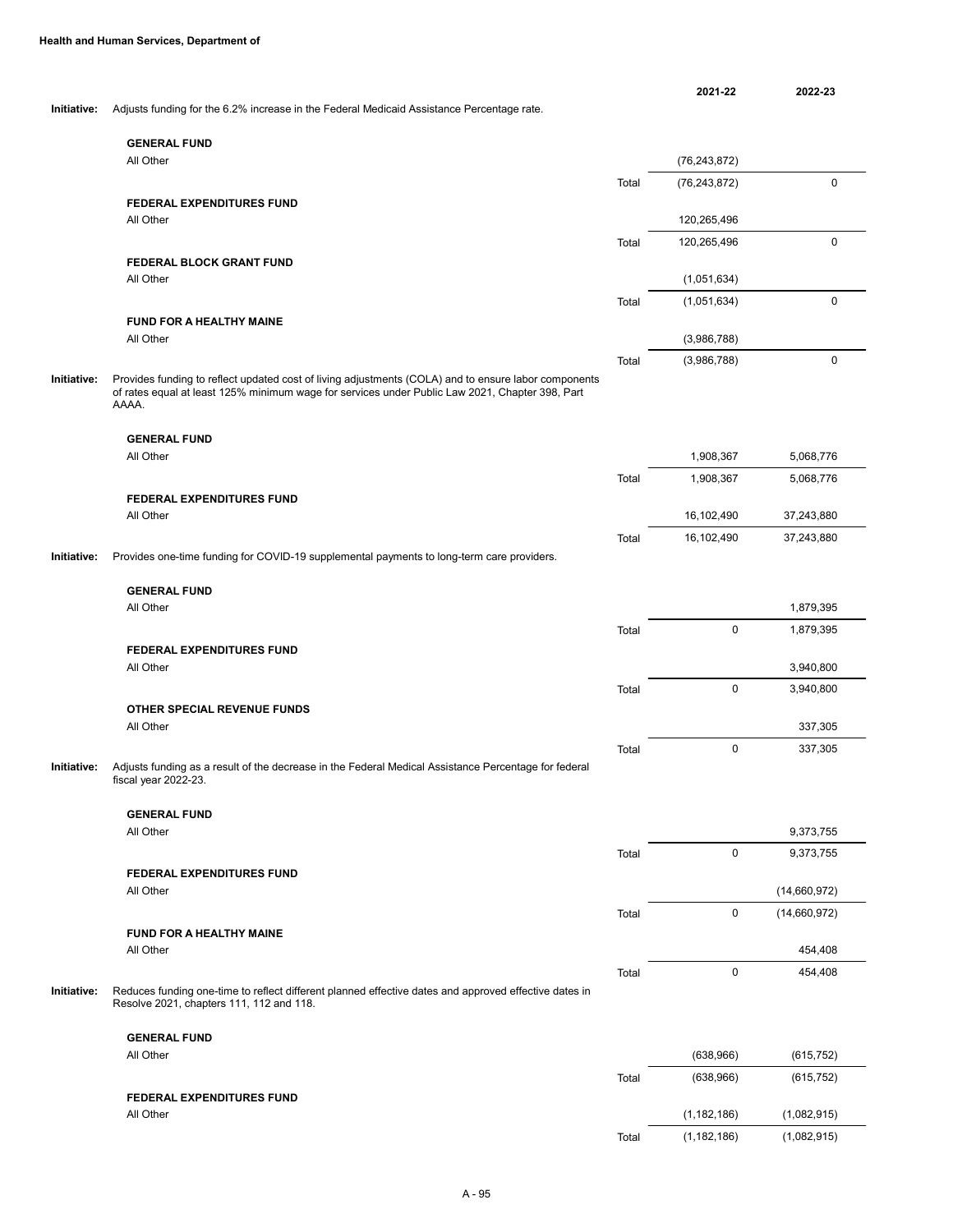**Health and Human Services, Department of**

| | | | 2021-22 | 2022-23 |
|---|---|---|---|---|
| **Initiative:** | Adjusts funding for the 6.2% increase in the Federal Medicaid Assistance Percentage rate. | | | |
| | **GENERAL FUND** | | | |
| | All Other | | (76,243,872) | |
| | | Total | (76,243,872) | 0 |
| | **FEDERAL EXPENDITURES FUND** | | | |
| | All Other | | 120,265,496 | |
| | | Total | 120,265,496 | 0 |
| | **FEDERAL BLOCK GRANT FUND** | | | |
| | All Other | | (1,051,634) | |
| | | Total | (1,051,634) | 0 |
| | **FUND FOR A HEALTHY MAINE** | | | |
| | All Other | | (3,986,788) | |
| | | Total | (3,986,788) | 0 |
| **Initiative:** | Provides funding to reflect updated cost of living adjustments (COLA) and to ensure labor components of rates equal at least 125% minimum wage for services under Public Law 2021, Chapter 398, Part AAAA. | | | |
| | **GENERAL FUND** | | | |
| | All Other | | 1,908,367 | 5,068,776 |
| | | Total | 1,908,367 | 5,068,776 |
| | **FEDERAL EXPENDITURES FUND** | | | |
| | All Other | | 16,102,490 | 37,243,880 |
| | | Total | 16,102,490 | 37,243,880 |
| **Initiative:** | Provides one-time funding for COVID-19 supplemental payments to long-term care providers. | | | |
| | **GENERAL FUND** | | | |
| | All Other | | | 1,879,395 |
| | | Total | 0 | 1,879,395 |
| | **FEDERAL EXPENDITURES FUND** | | | |
| | All Other | | | 3,940,800 |
| | | Total | 0 | 3,940,800 |
| | **OTHER SPECIAL REVENUE FUNDS** | | | |
| | All Other | | | 337,305 |
| | | Total | 0 | 337,305 |
| **Initiative:** | Adjusts funding as a result of the decrease in the Federal Medical Assistance Percentage for federal fiscal year 2022-23. | | | |
| | **GENERAL FUND** | | | |
| | All Other | | | 9,373,755 |
| | | Total | 0 | 9,373,755 |
| | **FEDERAL EXPENDITURES FUND** | | | |
| | All Other | | | (14,660,972) |
| | | Total | 0 | (14,660,972) |
| | **FUND FOR A HEALTHY MAINE** | | | |
| | All Other | | | 454,408 |
| | | Total | 0 | 454,408 |
| **Initiative:** | Reduces funding one-time to reflect different planned effective dates and approved effective dates in Resolve 2021, chapters 111, 112 and 118. | | | |
| | **GENERAL FUND** | | | |
| | All Other | | (638,966) | (615,752) |
| | | Total | (638,966) | (615,752) |
| | **FEDERAL EXPENDITURES FUND** | | | |
| | All Other | | (1,182,186) | (1,082,915) |
| | | Total | (1,182,186) | (1,082,915) |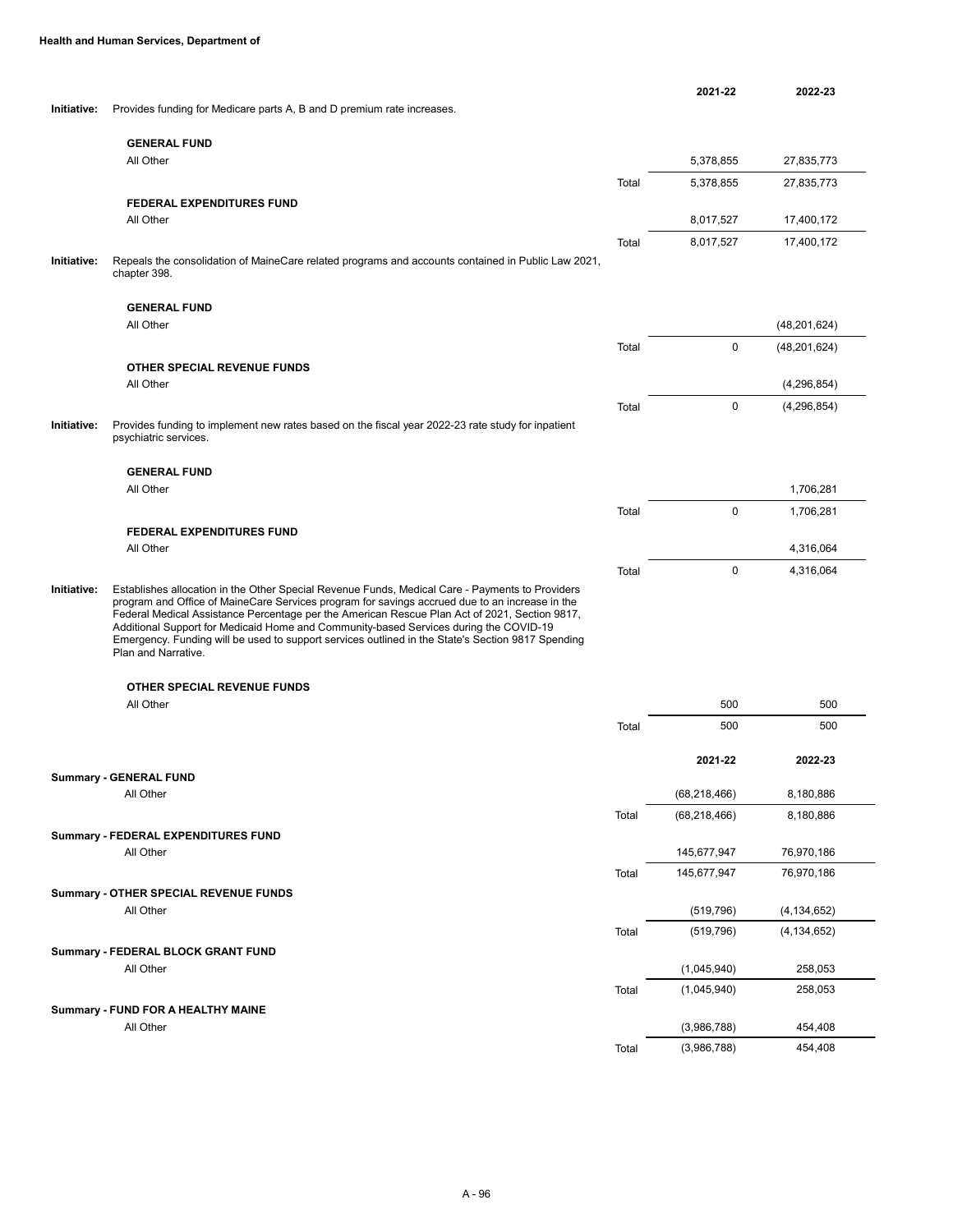**Health and Human Services, Department of**

| | | | 2021-22 | 2022-23 |
|---|---|---|---|---|
| **Initiative:** | Provides funding for Medicare parts A, B and D premium rate increases. | | | |
| | **GENERAL FUND** | | | |
| | All Other | | 5,378,855 | 27,835,773 |
| | | Total | 5,378,855 | 27,835,773 |
| | **FEDERAL EXPENDITURES FUND** | | | |
| | All Other | | 8,017,527 | 17,400,172 |
| | | Total | 8,017,527 | 17,400,172 |
| **Initiative:** | Repeals the consolidation of MaineCare related programs and accounts contained in Public Law 2021, chapter 398. | | | |
| | **GENERAL FUND** | | | |
| | All Other | | | (48,201,624) |
| | | Total | 0 | (48,201,624) |
| | **OTHER SPECIAL REVENUE FUNDS** | | | |
| | All Other | | | (4,296,854) |
| | | Total | 0 | (4,296,854) |
| **Initiative:** | Provides funding to implement new rates based on the fiscal year 2022-23 rate study for inpatient psychiatric services. | | | |
| | **GENERAL FUND** | | | |
| | All Other | | | 1,706,281 |
| | | Total | 0 | 1,706,281 |
| | **FEDERAL EXPENDITURES FUND** | | | |
| | All Other | | | 4,316,064 |
| | | Total | 0 | 4,316,064 |
| **Initiative:** | Establishes allocation in the Other Special Revenue Funds, Medical Care - Payments to Providers program and Office of MaineCare Services program for savings accrued due to an increase in the Federal Medical Assistance Percentage per the American Rescue Plan Act of 2021, Section 9817, Additional Support for Medicaid Home and Community-based Services during the COVID-19 Emergency. Funding will be used to support services outlined in the State's Section 9817 Spending Plan and Narrative. | | | |
| | **OTHER SPECIAL REVENUE FUNDS** | | | |
| | All Other | | 500 | 500 |
| | | Total | 500 | 500 |

| | | 2021-22 | 2022-23 |
|---|---|---|---|
| **Summary - GENERAL FUND** | | | |
| All Other | | (68,218,466) | 8,180,886 |
| | Total | (68,218,466) | 8,180,886 |
| **Summary - FEDERAL EXPENDITURES FUND** | | | |
| All Other | | 145,677,947 | 76,970,186 |
| | Total | 145,677,947 | 76,970,186 |
| **Summary - OTHER SPECIAL REVENUE FUNDS** | | | |
| All Other | | (519,796) | (4,134,652) |
| | Total | (519,796) | (4,134,652) |
| **Summary - FEDERAL BLOCK GRANT FUND** | | | |
| All Other | | (1,045,940) | 258,053 |
| | Total | (1,045,940) | 258,053 |
| **Summary - FUND FOR A HEALTHY MAINE** | | | |
| All Other | | (3,986,788) | 454,408 |
| | Total | (3,986,788) | 454,408 |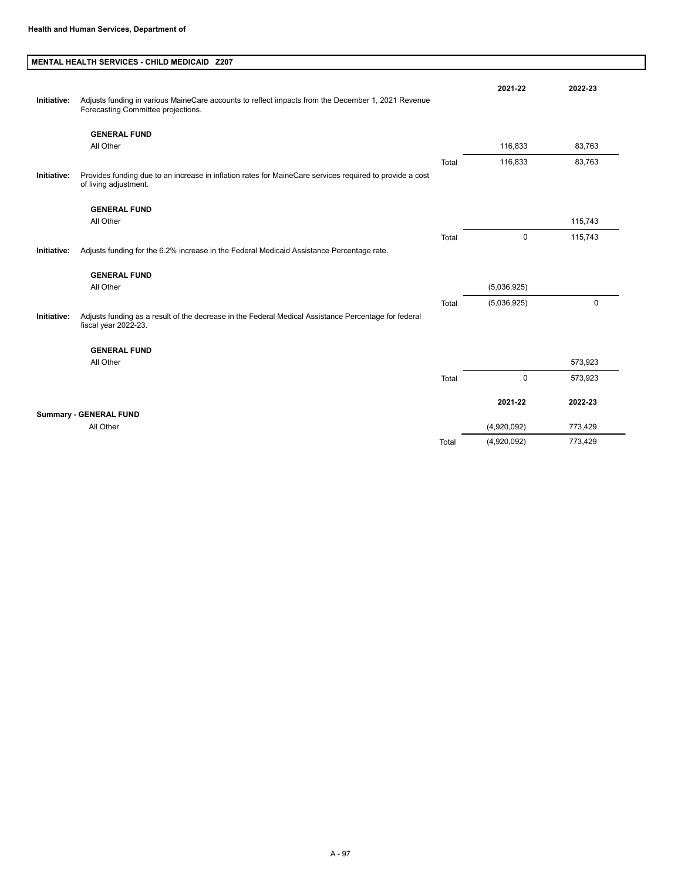**Health and Human Services, Department of**

**MENTAL HEALTH SERVICES - CHILD MEDICAID Z207**

| | | | 2021-22 | 2022-23 |
|---|---|---|---|---|
| **Initiative:** | Adjusts funding in various MaineCare accounts to reflect impacts from the December 1, 2021 Revenue Forecasting Committee projections. | | | |
| | **GENERAL FUND** | | | |
| | All Other | | 116,833 | 83,763 |
| | | Total | 116,833 | 83,763 |
| **Initiative:** | Provides funding due to an increase in inflation rates for MaineCare services required to provide a cost of living adjustment. | | | |
| | **GENERAL FUND** | | | |
| | All Other | | | 115,743 |
| | | Total | 0 | 115,743 |
| **Initiative:** | Adjusts funding for the 6.2% increase in the Federal Medicaid Assistance Percentage rate. | | | |
| | **GENERAL FUND** | | | |
| | All Other | | (5,036,925) | |
| | | Total | (5,036,925) | 0 |
| **Initiative:** | Adjusts funding as a result of the decrease in the Federal Medical Assistance Percentage for federal fiscal year 2022-23. | | | |
| | **GENERAL FUND** | | | |
| | All Other | | | 573,923 |
| | | Total | 0 | 573,923 |

| **Summary - GENERAL FUND** | | 2021-22 | 2022-23 |
|---|---|---|---|
| All Other | | (4,920,092) | 773,429 |
| | Total | (4,920,092) | 773,429 |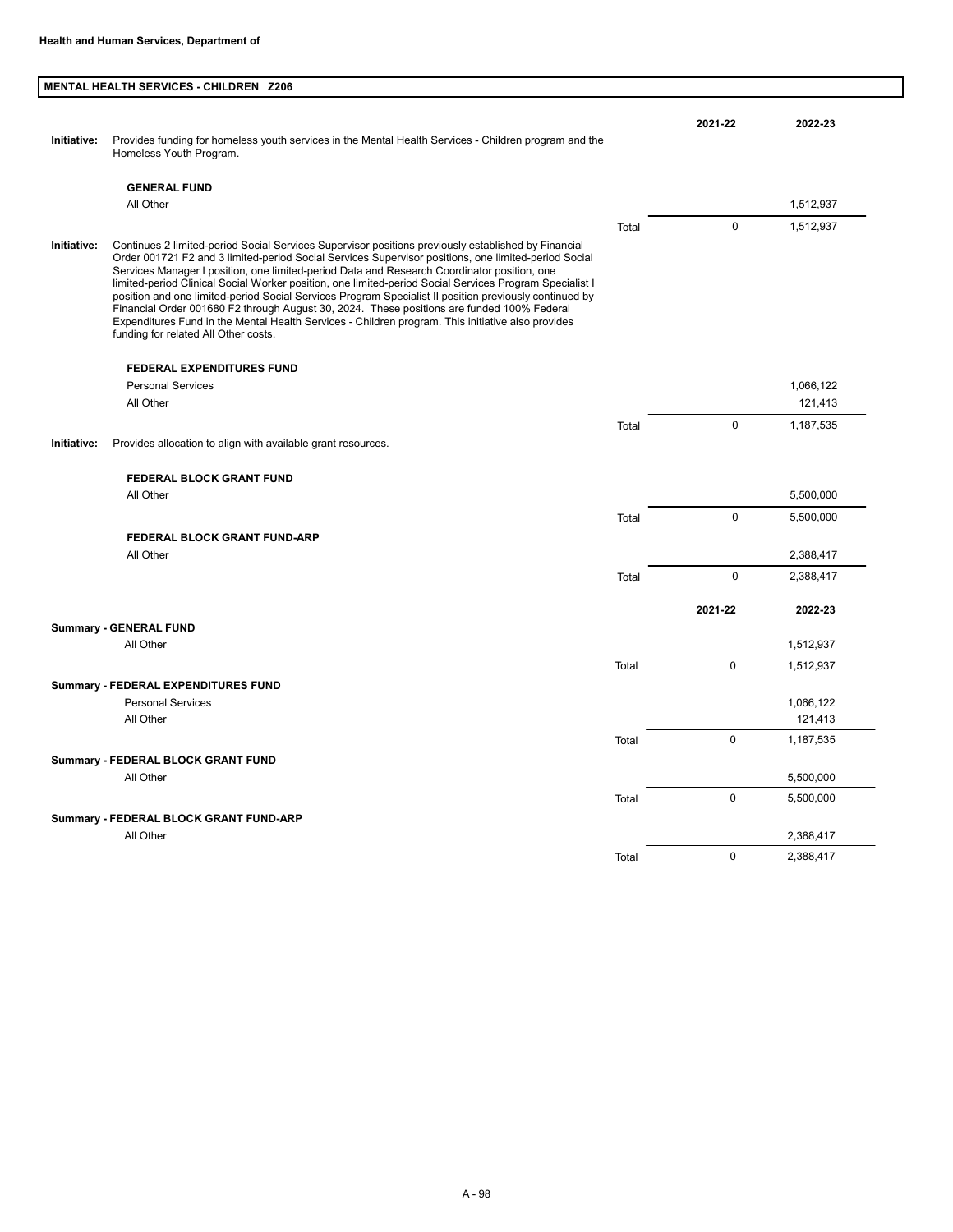## MENTAL HEALTH SERVICES - CHILDREN Z206

| | | | 2021-22 | 2022-23 |
|---|---|---|---|---|
| **Initiative:** | Provides funding for homeless youth services in the Mental Health Services - Children program and the Homeless Youth Program. | | | |
| | **GENERAL FUND** | | | |
| | All Other | | | 1,512,937 |
| | | Total | 0 | 1,512,937 |
| **Initiative:** | Continues 2 limited-period Social Services Supervisor positions previously established by Financial Order 001721 F2 and 3 limited-period Social Services Supervisor positions, one limited-period Social Services Manager I position, one limited-period Data and Research Coordinator position, one limited-period Clinical Social Worker position, one limited-period Social Services Program Specialist I position and one limited-period Social Services Program Specialist II position previously continued by Financial Order 001680 F2 through August 30, 2024. These positions are funded 100% Federal Expenditures Fund in the Mental Health Services - Children program. This initiative also provides funding for related All Other costs. | | | |
| | **FEDERAL EXPENDITURES FUND** | | | |
| | Personal Services | | | 1,066,122 |
| | All Other | | | 121,413 |
| | | Total | 0 | 1,187,535 |
| **Initiative:** | Provides allocation to align with available grant resources. | | | |
| | **FEDERAL BLOCK GRANT FUND** | | | |
| | All Other | | | 5,500,000 |
| | | Total | 0 | 5,500,000 |
| | **FEDERAL BLOCK GRANT FUND-ARP** | | | |
| | All Other | | | 2,388,417 |
| | | Total | 0 | 2,388,417 |

| | | 2021-22 | 2022-23 |
|---|---|---|---|
| **Summary - GENERAL FUND** | | | |
| All Other | | | 1,512,937 |
| | Total | 0 | 1,512,937 |
| **Summary - FEDERAL EXPENDITURES FUND** | | | |
| Personal Services | | | 1,066,122 |
| All Other | | | 121,413 |
| | Total | 0 | 1,187,535 |
| **Summary - FEDERAL BLOCK GRANT FUND** | | | |
| All Other | | | 5,500,000 |
| | Total | 0 | 5,500,000 |
| **Summary - FEDERAL BLOCK GRANT FUND-ARP** | | | |
| All Other | | | 2,388,417 |
| | Total | 0 | 2,388,417 |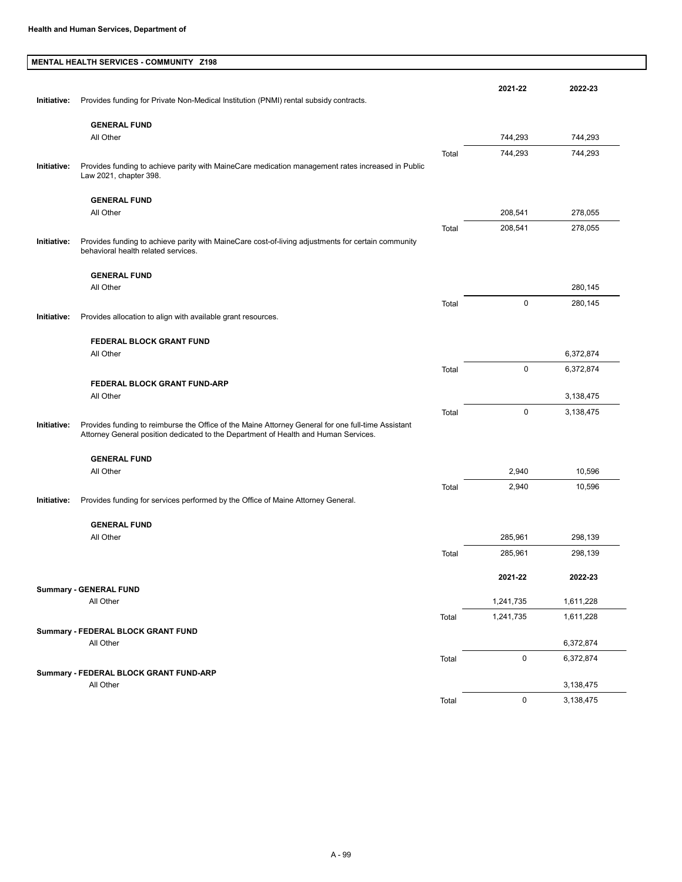**Health and Human Services, Department of**

## MENTAL HEALTH SERVICES - COMMUNITY Z198

| | | | 2021-22 | 2022-23 |
|---|---|---|---|---|
| **Initiative:** | Provides funding for Private Non-Medical Institution (PNMI) rental subsidy contracts. | | | |
| | **GENERAL FUND** | | | |
| | All Other | | 744,293 | 744,293 |
| | | Total | 744,293 | 744,293 |
| **Initiative:** | Provides funding to achieve parity with MaineCare medication management rates increased in Public Law 2021, chapter 398. | | | |
| | **GENERAL FUND** | | | |
| | All Other | | 208,541 | 278,055 |
| | | Total | 208,541 | 278,055 |
| **Initiative:** | Provides funding to achieve parity with MaineCare cost-of-living adjustments for certain community behavioral health related services. | | | |
| | **GENERAL FUND** | | | |
| | All Other | | | 280,145 |
| | | Total | 0 | 280,145 |
| **Initiative:** | Provides allocation to align with available grant resources. | | | |
| | **FEDERAL BLOCK GRANT FUND** | | | |
| | All Other | | | 6,372,874 |
| | | Total | 0 | 6,372,874 |
| | **FEDERAL BLOCK GRANT FUND-ARP** | | | |
| | All Other | | | 3,138,475 |
| | | Total | 0 | 3,138,475 |
| **Initiative:** | Provides funding to reimburse the Office of the Maine Attorney General for one full-time Assistant Attorney General position dedicated to the Department of Health and Human Services. | | | |
| | **GENERAL FUND** | | | |
| | All Other | | 2,940 | 10,596 |
| | | Total | 2,940 | 10,596 |
| **Initiative:** | Provides funding for services performed by the Office of Maine Attorney General. | | | |
| | **GENERAL FUND** | | | |
| | All Other | | 285,961 | 298,139 |
| | | Total | 285,961 | 298,139 |

| | | 2021-22 | 2022-23 |
|---|---|---|---|
| **Summary - GENERAL FUND** | | | |
| All Other | | 1,241,735 | 1,611,228 |
| | Total | 1,241,735 | 1,611,228 |
| **Summary - FEDERAL BLOCK GRANT FUND** | | | |
| All Other | | | 6,372,874 |
| | Total | 0 | 6,372,874 |
| **Summary - FEDERAL BLOCK GRANT FUND-ARP** | | | |
| All Other | | | 3,138,475 |
| | Total | 0 | 3,138,475 |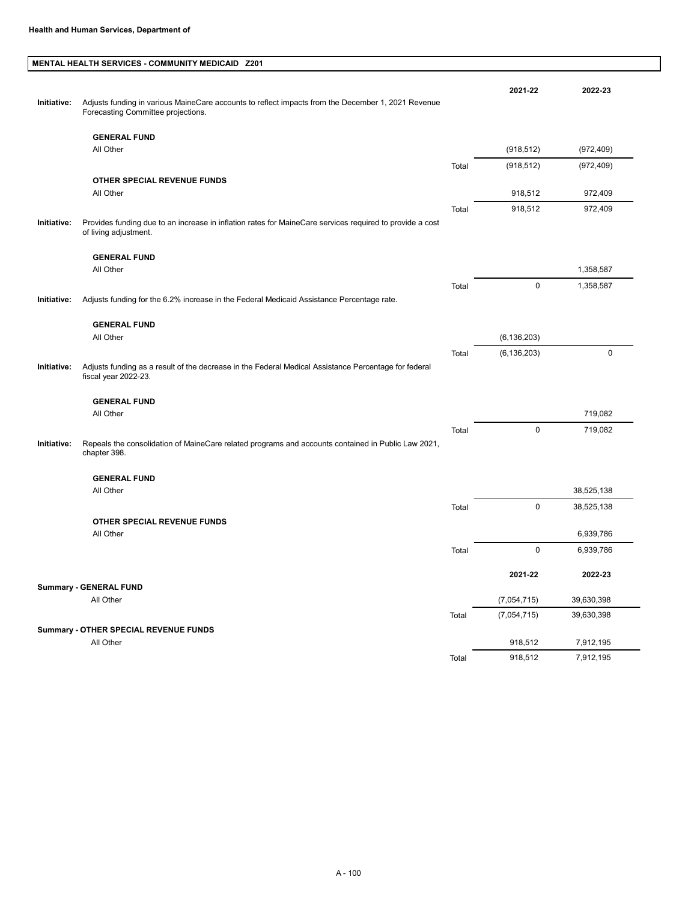**Health and Human Services, Department of**

**MENTAL HEALTH SERVICES - COMMUNITY MEDICAID Z201**

| | | | 2021-22 | 2022-23 |
|---|---|---|---|---|
| **Initiative:** | Adjusts funding in various MaineCare accounts to reflect impacts from the December 1, 2021 Revenue Forecasting Committee projections. | | | |
| | **GENERAL FUND** | | | |
| | All Other | | (918,512) | (972,409) |
| | | Total | (918,512) | (972,409) |
| | **OTHER SPECIAL REVENUE FUNDS** | | | |
| | All Other | | 918,512 | 972,409 |
| | | Total | 918,512 | 972,409 |
| **Initiative:** | Provides funding due to an increase in inflation rates for MaineCare services required to provide a cost of living adjustment. | | | |
| | **GENERAL FUND** | | | |
| | All Other | | | 1,358,587 |
| | | Total | 0 | 1,358,587 |
| **Initiative:** | Adjusts funding for the 6.2% increase in the Federal Medicaid Assistance Percentage rate. | | | |
| | **GENERAL FUND** | | | |
| | All Other | | (6,136,203) | |
| | | Total | (6,136,203) | 0 |
| **Initiative:** | Adjusts funding as a result of the decrease in the Federal Medical Assistance Percentage for federal fiscal year 2022-23. | | | |
| | **GENERAL FUND** | | | |
| | All Other | | | 719,082 |
| | | Total | 0 | 719,082 |
| **Initiative:** | Repeals the consolidation of MaineCare related programs and accounts contained in Public Law 2021, chapter 398. | | | |
| | **GENERAL FUND** | | | |
| | All Other | | | 38,525,138 |
| | | Total | 0 | 38,525,138 |
| | **OTHER SPECIAL REVENUE FUNDS** | | | |
| | All Other | | | 6,939,786 |
| | | Total | 0 | 6,939,786 |

| | | 2021-22 | 2022-23 |
|---|---|---|---|
| **Summary - GENERAL FUND** | | | |
| All Other | | (7,054,715) | 39,630,398 |
| | Total | (7,054,715) | 39,630,398 |
| **Summary - OTHER SPECIAL REVENUE FUNDS** | | | |
| All Other | | 918,512 | 7,912,195 |
| | Total | 918,512 | 7,912,195 |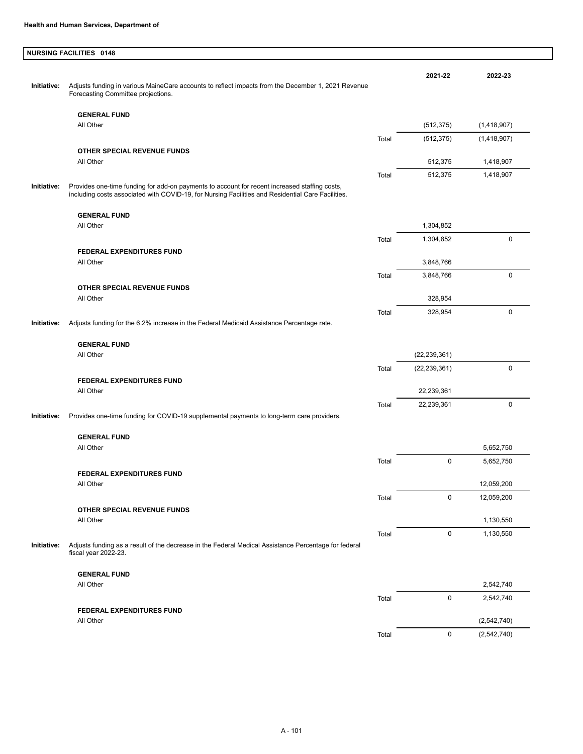**Health and Human Services, Department of**

## NURSING FACILITIES 0148

| | | | 2021-22 | 2022-23 |
|---|---|---|---|---|
| **Initiative:** | Adjusts funding in various MaineCare accounts to reflect impacts from the December 1, 2021 Revenue Forecasting Committee projections. | | | |
| | **GENERAL FUND** | | | |
| | All Other | | (512,375) | (1,418,907) |
| | | Total | (512,375) | (1,418,907) |
| | **OTHER SPECIAL REVENUE FUNDS** | | | |
| | All Other | | 512,375 | 1,418,907 |
| | | Total | 512,375 | 1,418,907 |
| **Initiative:** | Provides one-time funding for add-on payments to account for recent increased staffing costs, including costs associated with COVID-19, for Nursing Facilities and Residential Care Facilities. | | | |
| | **GENERAL FUND** | | | |
| | All Other | | 1,304,852 | |
| | | Total | 1,304,852 | 0 |
| | **FEDERAL EXPENDITURES FUND** | | | |
| | All Other | | 3,848,766 | |
| | | Total | 3,848,766 | 0 |
| | **OTHER SPECIAL REVENUE FUNDS** | | | |
| | All Other | | 328,954 | |
| | | Total | 328,954 | 0 |
| **Initiative:** | Adjusts funding for the 6.2% increase in the Federal Medicaid Assistance Percentage rate. | | | |
| | **GENERAL FUND** | | | |
| | All Other | | (22,239,361) | |
| | | Total | (22,239,361) | 0 |
| | **FEDERAL EXPENDITURES FUND** | | | |
| | All Other | | 22,239,361 | |
| | | Total | 22,239,361 | 0 |
| **Initiative:** | Provides one-time funding for COVID-19 supplemental payments to long-term care providers. | | | |
| | **GENERAL FUND** | | | |
| | All Other | | | 5,652,750 |
| | | Total | 0 | 5,652,750 |
| | **FEDERAL EXPENDITURES FUND** | | | |
| | All Other | | | 12,059,200 |
| | | Total | 0 | 12,059,200 |
| | **OTHER SPECIAL REVENUE FUNDS** | | | |
| | All Other | | | 1,130,550 |
| | | Total | 0 | 1,130,550 |
| **Initiative:** | Adjusts funding as a result of the decrease in the Federal Medical Assistance Percentage for federal fiscal year 2022-23. | | | |
| | **GENERAL FUND** | | | |
| | All Other | | | 2,542,740 |
| | | Total | 0 | 2,542,740 |
| | **FEDERAL EXPENDITURES FUND** | | | |
| | All Other | | | (2,542,740) |
| | | Total | 0 | (2,542,740) |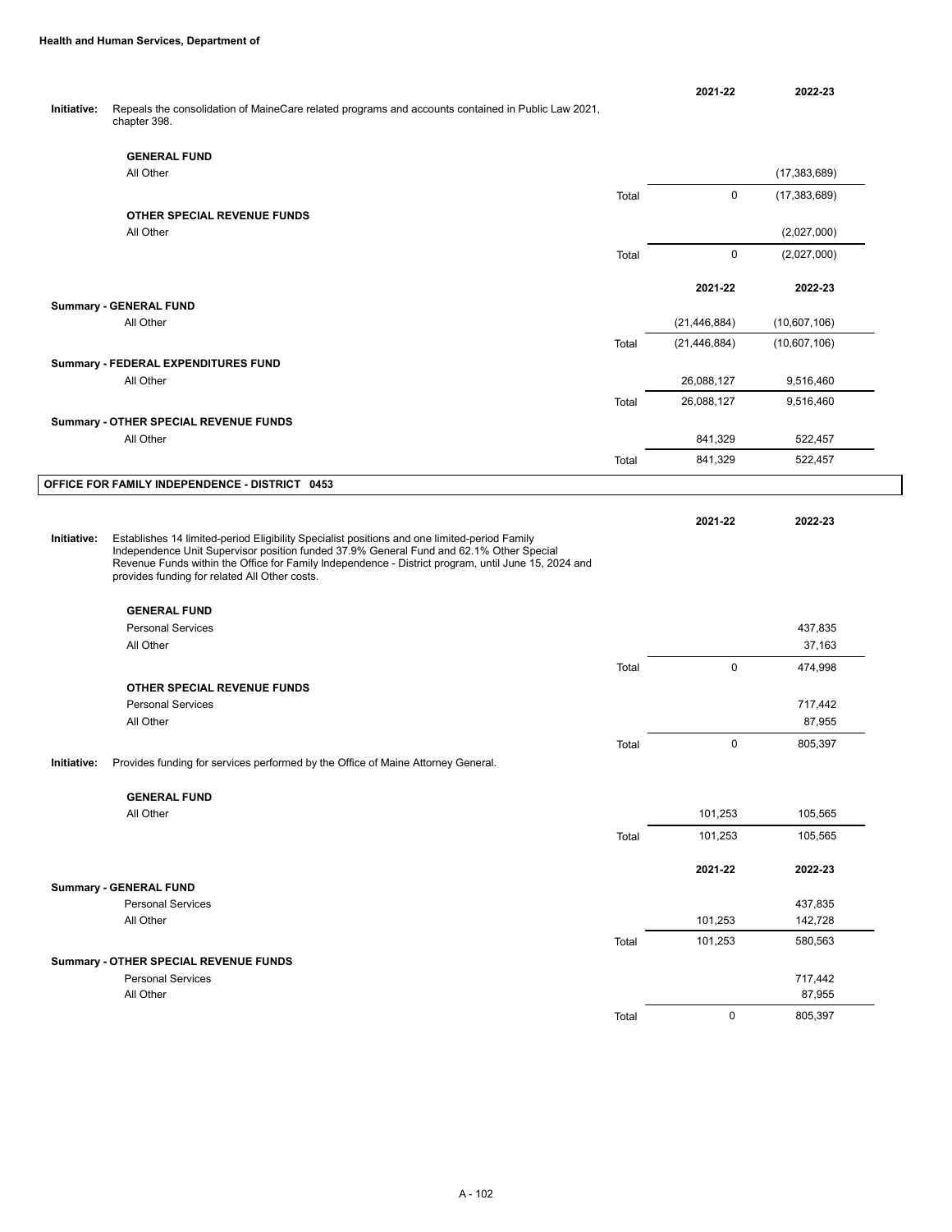**Initiative:** Repeals the consolidation of MaineCare related programs and accounts contained in Public Law 2021, chapter 398.

| | | 2021-22 | 2022-23 |
|---|---|---|---|
| **GENERAL FUND** | | | |
| All Other | | | (17,383,689) |
| | Total | 0 | (17,383,689) |
| **OTHER SPECIAL REVENUE FUNDS** | | | |
| All Other | | | (2,027,000) |
| | Total | 0 | (2,027,000) |

| | | 2021-22 | 2022-23 |
|---|---|---|---|
| **Summary - GENERAL FUND** | | | |
| All Other | | (21,446,884) | (10,607,106) |
| | Total | (21,446,884) | (10,607,106) |
| **Summary - FEDERAL EXPENDITURES FUND** | | | |
| All Other | | 26,088,127 | 9,516,460 |
| | Total | 26,088,127 | 9,516,460 |
| **Summary - OTHER SPECIAL REVENUE FUNDS** | | | |
| All Other | | 841,329 | 522,457 |
| | Total | 841,329 | 522,457 |

## OFFICE FOR FAMILY INDEPENDENCE - DISTRICT 0453

**Initiative:** Establishes 14 limited-period Eligibility Specialist positions and one limited-period Family Independence Unit Supervisor position funded 37.9% General Fund and 62.1% Other Special Revenue Funds within the Office for Family Independence - District program, until June 15, 2024 and provides funding for related All Other costs.

| | | 2021-22 | 2022-23 |
|---|---|---|---|
| **GENERAL FUND** | | | |
| Personal Services | | | 437,835 |
| All Other | | | 37,163 |
| | Total | 0 | 474,998 |
| **OTHER SPECIAL REVENUE FUNDS** | | | |
| Personal Services | | | 717,442 |
| All Other | | | 87,955 |
| | Total | 0 | 805,397 |

**Initiative:** Provides funding for services performed by the Office of Maine Attorney General.

| | | 2021-22 | 2022-23 |
|---|---|---|---|
| **GENERAL FUND** | | | |
| All Other | | 101,253 | 105,565 |
| | Total | 101,253 | 105,565 |

| | | 2021-22 | 2022-23 |
|---|---|---|---|
| **Summary - GENERAL FUND** | | | |
| Personal Services | | | 437,835 |
| All Other | | 101,253 | 142,728 |
| | Total | 101,253 | 580,563 |
| **Summary - OTHER SPECIAL REVENUE FUNDS** | | | |
| Personal Services | | | 717,442 |
| All Other | | | 87,955 |
| | Total | 0 | 805,397 |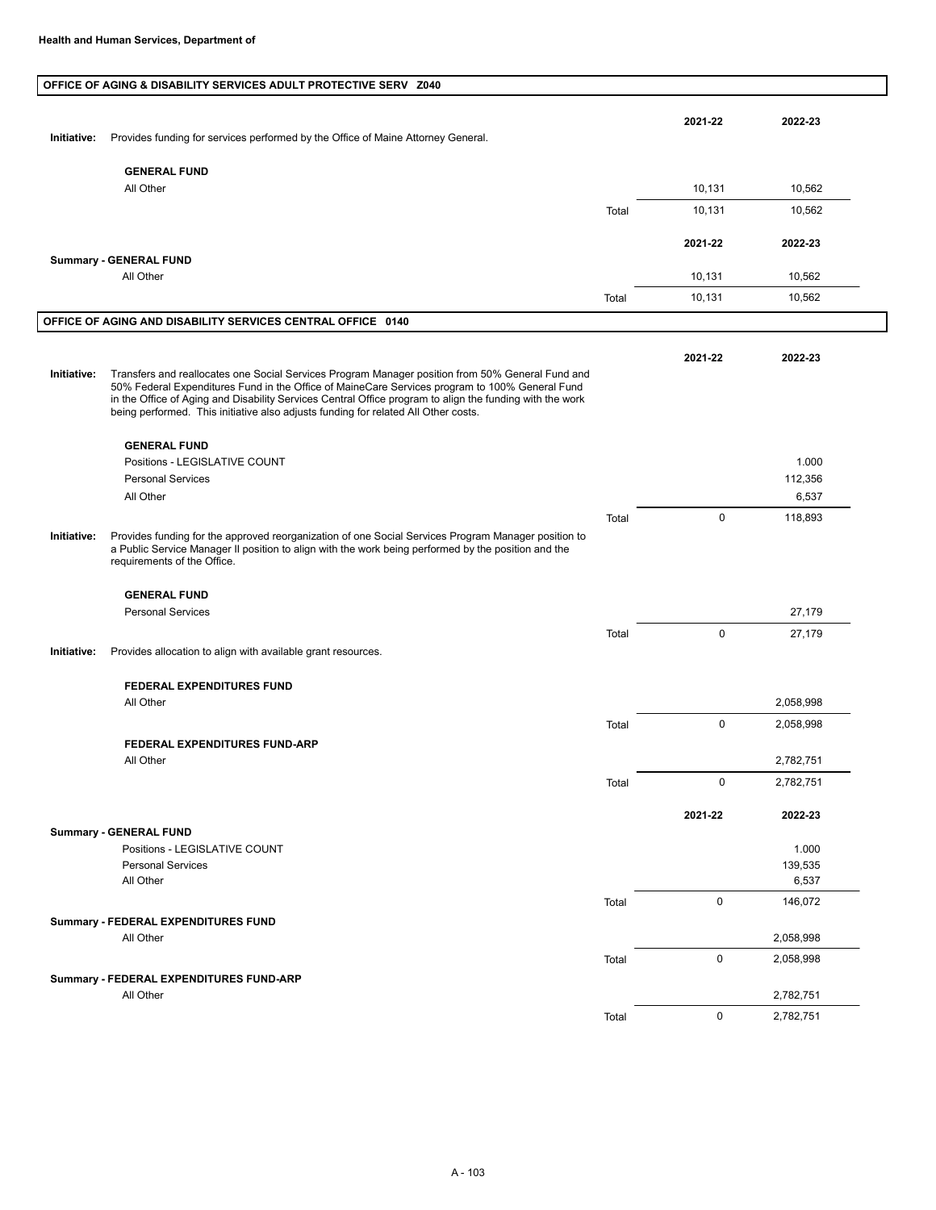**Health and Human Services, Department of**

## OFFICE OF AGING & DISABILITY SERVICES ADULT PROTECTIVE SERV Z040

**Initiative:** Provides funding for services performed by the Office of Maine Attorney General.

| | | 2021-22 | 2022-23 |
|---|---|---|---|
| **GENERAL FUND** | | | |
| All Other | | 10,131 | 10,562 |
| | Total | 10,131 | 10,562 |

| | | 2021-22 | 2022-23 |
|---|---|---|---|
| **Summary - GENERAL FUND** | | | |
| All Other | | 10,131 | 10,562 |
| | Total | 10,131 | 10,562 |

## OFFICE OF AGING AND DISABILITY SERVICES CENTRAL OFFICE 0140

**Initiative:** Transfers and reallocates one Social Services Program Manager position from 50% General Fund and 50% Federal Expenditures Fund in the Office of MaineCare Services program to 100% General Fund in the Office of Aging and Disability Services Central Office program to align the funding with the work being performed. This initiative also adjusts funding for related All Other costs.

| | | 2021-22 | 2022-23 |
|---|---|---|---|
| **GENERAL FUND** | | | |
| Positions - LEGISLATIVE COUNT | | | 1.000 |
| Personal Services | | | 112,356 |
| All Other | | | 6,537 |
| | Total | 0 | 118,893 |

**Initiative:** Provides funding for the approved reorganization of one Social Services Program Manager position to a Public Service Manager II position to align with the work being performed by the position and the requirements of the Office.

| | | 2021-22 | 2022-23 |
|---|---|---|---|
| **GENERAL FUND** | | | |
| Personal Services | | | 27,179 |
| | Total | 0 | 27,179 |

**Initiative:** Provides allocation to align with available grant resources.

| | | 2021-22 | 2022-23 |
|---|---|---|---|
| **FEDERAL EXPENDITURES FUND** | | | |
| All Other | | | 2,058,998 |
| | Total | 0 | 2,058,998 |
| **FEDERAL EXPENDITURES FUND-ARP** | | | |
| All Other | | | 2,782,751 |
| | Total | 0 | 2,782,751 |

| | | 2021-22 | 2022-23 |
|---|---|---|---|
| **Summary - GENERAL FUND** | | | |
| Positions - LEGISLATIVE COUNT | | | 1.000 |
| Personal Services | | | 139,535 |
| All Other | | | 6,537 |
| | Total | 0 | 146,072 |
| **Summary - FEDERAL EXPENDITURES FUND** | | | |
| All Other | | | 2,058,998 |
| | Total | 0 | 2,058,998 |
| **Summary - FEDERAL EXPENDITURES FUND-ARP** | | | |
| All Other | | | 2,782,751 |
| | Total | 0 | 2,782,751 |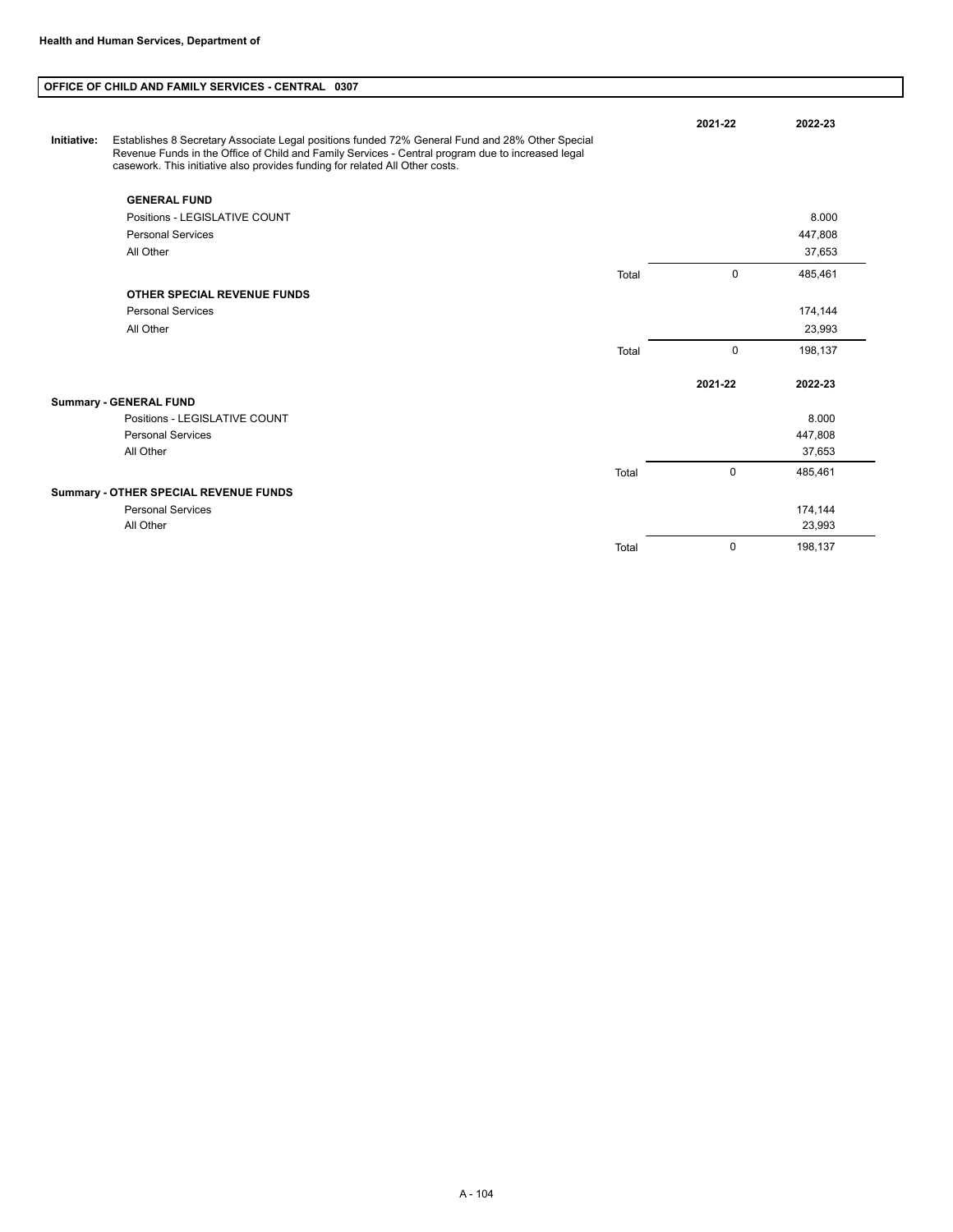**Health and Human Services, Department of**

## OFFICE OF CHILD AND FAMILY SERVICES - CENTRAL 0307

**Initiative:** Establishes 8 Secretary Associate Legal positions funded 72% General Fund and 28% Other Special Revenue Funds in the Office of Child and Family Services - Central program due to increased legal casework. This initiative also provides funding for related All Other costs.

| | | 2021-22 | 2022-23 |
|---|---|---|---|
| **GENERAL FUND** | | | |
| Positions - LEGISLATIVE COUNT | | | 8.000 |
| Personal Services | | | 447,808 |
| All Other | | | 37,653 |
| | Total | 0 | 485,461 |
| **OTHER SPECIAL REVENUE FUNDS** | | | |
| Personal Services | | | 174,144 |
| All Other | | | 23,993 |
| | Total | 0 | 198,137 |

| | | 2021-22 | 2022-23 |
|---|---|---|---|
| **Summary - GENERAL FUND** | | | |
| Positions - LEGISLATIVE COUNT | | | 8.000 |
| Personal Services | | | 447,808 |
| All Other | | | 37,653 |
| | Total | 0 | 485,461 |
| **Summary - OTHER SPECIAL REVENUE FUNDS** | | | |
| Personal Services | | | 174,144 |
| All Other | | | 23,993 |
| | Total | 0 | 198,137 |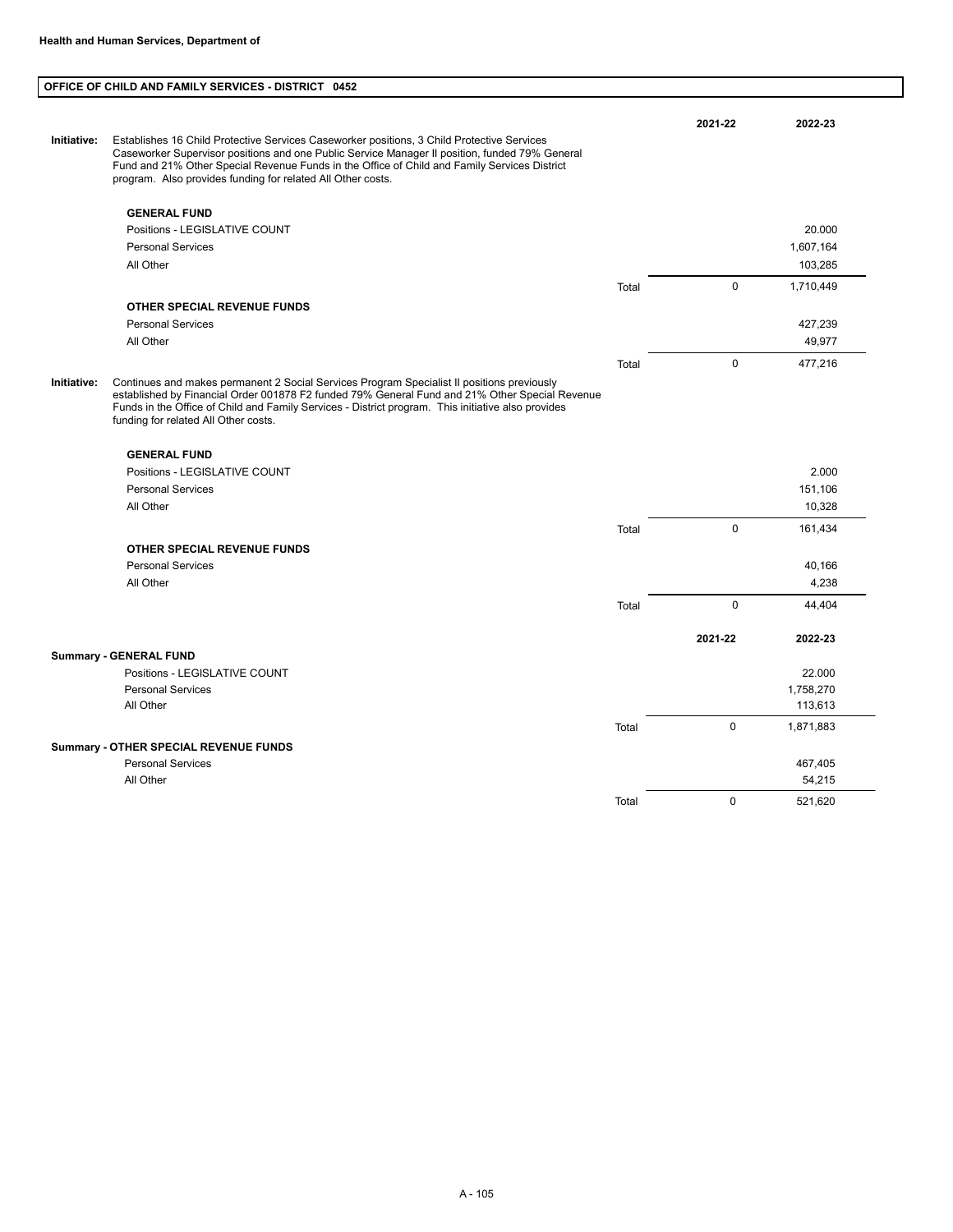**Health and Human Services, Department of**

## OFFICE OF CHILD AND FAMILY SERVICES - DISTRICT 0452

| | | | 2021-22 | 2022-23 |
|---|---|---|---|---|
| **Initiative:** | Establishes 16 Child Protective Services Caseworker positions, 3 Child Protective Services Caseworker Supervisor positions and one Public Service Manager II position, funded 79% General Fund and 21% Other Special Revenue Funds in the Office of Child and Family Services District program. Also provides funding for related All Other costs. | | | |
| | **GENERAL FUND** | | | |
| | Positions - LEGISLATIVE COUNT | | | 20.000 |
| | Personal Services | | | 1,607,164 |
| | All Other | | | 103,285 |
| | | Total | 0 | 1,710,449 |
| | **OTHER SPECIAL REVENUE FUNDS** | | | |
| | Personal Services | | | 427,239 |
| | All Other | | | 49,977 |
| | | Total | 0 | 477,216 |
| **Initiative:** | Continues and makes permanent 2 Social Services Program Specialist II positions previously established by Financial Order 001878 F2 funded 79% General Fund and 21% Other Special Revenue Funds in the Office of Child and Family Services - District program. This initiative also provides funding for related All Other costs. | | | |
| | **GENERAL FUND** | | | |
| | Positions - LEGISLATIVE COUNT | | | 2.000 |
| | Personal Services | | | 151,106 |
| | All Other | | | 10,328 |
| | | Total | 0 | 161,434 |
| | **OTHER SPECIAL REVENUE FUNDS** | | | |
| | Personal Services | | | 40,166 |
| | All Other | | | 4,238 |
| | | Total | 0 | 44,404 |

| | | 2021-22 | 2022-23 |
|---|---|---|---|
| **Summary - GENERAL FUND** | | | |
| Positions - LEGISLATIVE COUNT | | | 22.000 |
| Personal Services | | | 1,758,270 |
| All Other | | | 113,613 |
| | Total | 0 | 1,871,883 |
| **Summary - OTHER SPECIAL REVENUE FUNDS** | | | |
| Personal Services | | | 467,405 |
| All Other | | | 54,215 |
| | Total | 0 | 521,620 |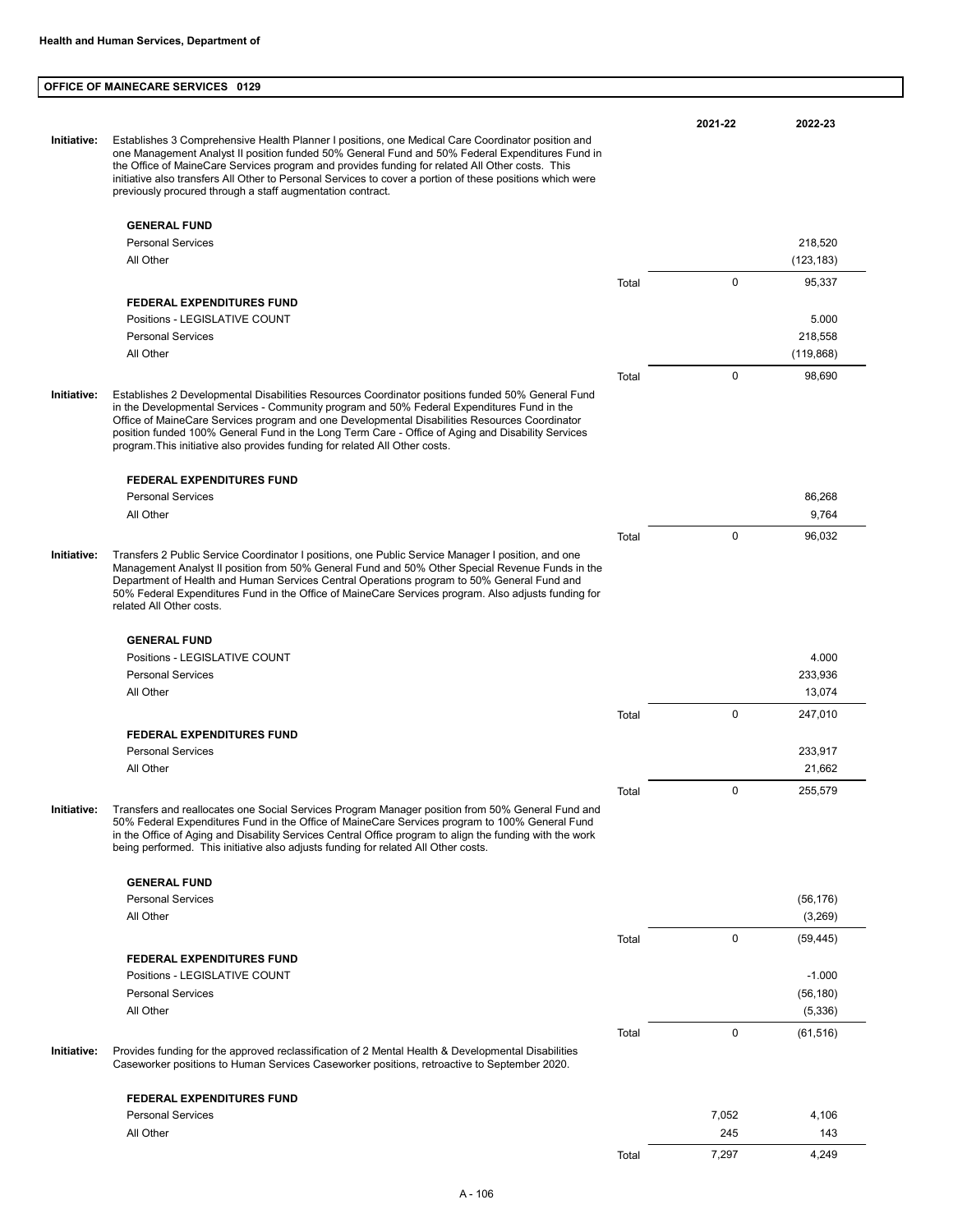**Health and Human Services, Department of**

## OFFICE OF MAINECARE SERVICES 0129

| | | | 2021-22 | 2022-23 |
|---|---|---|---|---|
| **Initiative:** | Establishes 3 Comprehensive Health Planner I positions, one Medical Care Coordinator position and one Management Analyst II position funded 50% General Fund and 50% Federal Expenditures Fund in the Office of MaineCare Services program and provides funding for related All Other costs. This initiative also transfers All Other to Personal Services to cover a portion of these positions which were previously procured through a staff augmentation contract. | | | |
| | **GENERAL FUND** | | | |
| | Personal Services | | | 218,520 |
| | All Other | | | (123,183) |
| | | Total | 0 | 95,337 |
| | **FEDERAL EXPENDITURES FUND** | | | |
| | Positions - LEGISLATIVE COUNT | | | 5.000 |
| | Personal Services | | | 218,558 |
| | All Other | | | (119,868) |
| | | Total | 0 | 98,690 |
| **Initiative:** | Establishes 2 Developmental Disabilities Resources Coordinator positions funded 50% General Fund in the Developmental Services - Community program and 50% Federal Expenditures Fund in the Office of MaineCare Services program and one Developmental Disabilities Resources Coordinator position funded 100% General Fund in the Long Term Care - Office of Aging and Disability Services program.This initiative also provides funding for related All Other costs. | | | |
| | **FEDERAL EXPENDITURES FUND** | | | |
| | Personal Services | | | 86,268 |
| | All Other | | | 9,764 |
| | | Total | 0 | 96,032 |
| **Initiative:** | Transfers 2 Public Service Coordinator I positions, one Public Service Manager I position, and one Management Analyst II position from 50% General Fund and 50% Other Special Revenue Funds in the Department of Health and Human Services Central Operations program to 50% General Fund and 50% Federal Expenditures Fund in the Office of MaineCare Services program. Also adjusts funding for related All Other costs. | | | |
| | **GENERAL FUND** | | | |
| | Positions - LEGISLATIVE COUNT | | | 4.000 |
| | Personal Services | | | 233,936 |
| | All Other | | | 13,074 |
| | | Total | 0 | 247,010 |
| | **FEDERAL EXPENDITURES FUND** | | | |
| | Personal Services | | | 233,917 |
| | All Other | | | 21,662 |
| | | Total | 0 | 255,579 |
| **Initiative:** | Transfers and reallocates one Social Services Program Manager position from 50% General Fund and 50% Federal Expenditures Fund in the Office of MaineCare Services program to 100% General Fund in the Office of Aging and Disability Services Central Office program to align the funding with the work being performed. This initiative also adjusts funding for related All Other costs. | | | |
| | **GENERAL FUND** | | | |
| | Personal Services | | | (56,176) |
| | All Other | | | (3,269) |
| | | Total | 0 | (59,445) |
| | **FEDERAL EXPENDITURES FUND** | | | |
| | Positions - LEGISLATIVE COUNT | | | -1.000 |
| | Personal Services | | | (56,180) |
| | All Other | | | (5,336) |
| | | Total | 0 | (61,516) |
| **Initiative:** | Provides funding for the approved reclassification of 2 Mental Health & Developmental Disabilities Caseworker positions to Human Services Caseworker positions, retroactive to September 2020. | | | |
| | **FEDERAL EXPENDITURES FUND** | | | |
| | Personal Services | | 7,052 | 4,106 |
| | All Other | | 245 | 143 |
| | | Total | 7,297 | 4,249 |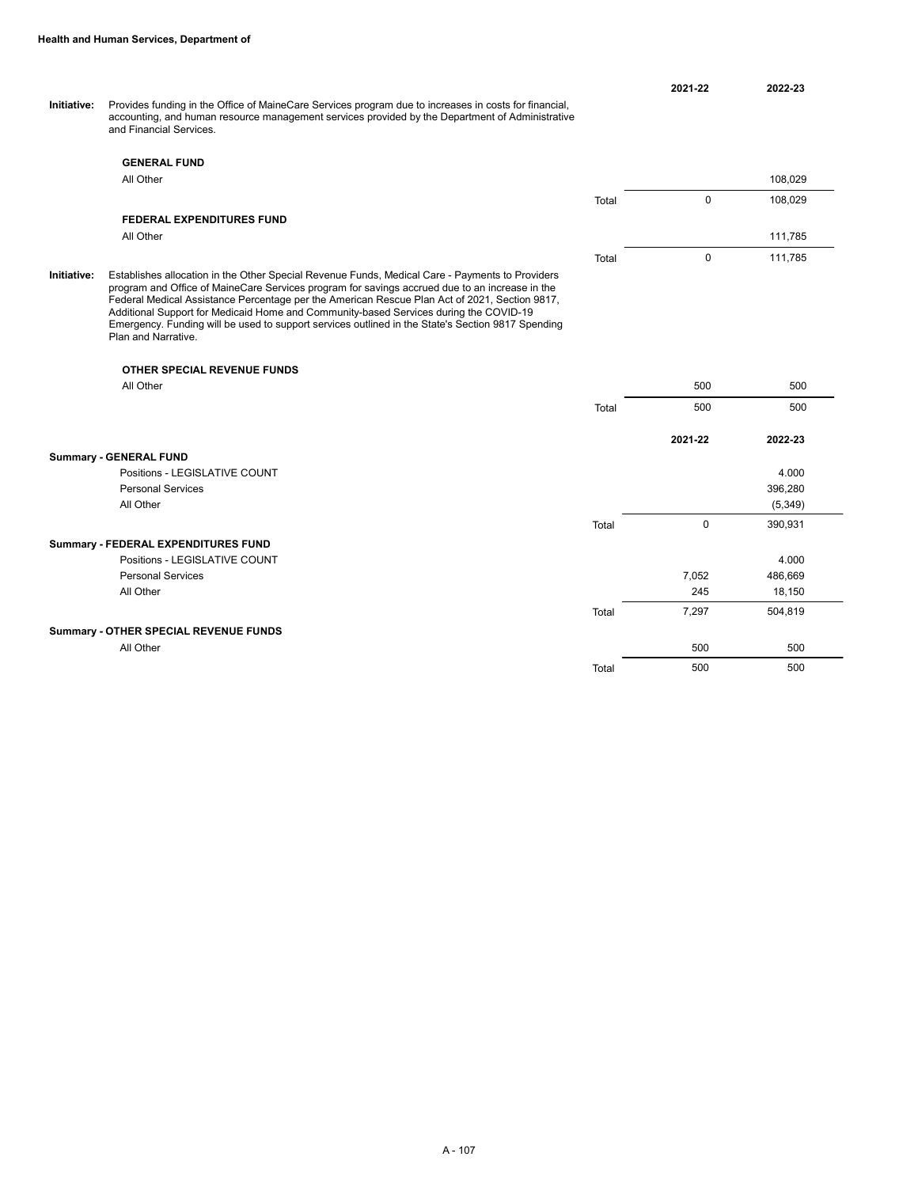**Health and Human Services, Department of**

| | | 2021-22 | 2022-23 |
|---|---|---|---|

**Initiative:** Provides funding in the Office of MaineCare Services program due to increases in costs for financial, accounting, and human resource management services provided by the Department of Administrative and Financial Services.

| | | 2021-22 | 2022-23 |
|---|---|---|---|
| **GENERAL FUND** | | | |
| All Other | | | 108,029 |
| | Total | 0 | 108,029 |
| **FEDERAL EXPENDITURES FUND** | | | |
| All Other | | | 111,785 |
| | Total | 0 | 111,785 |

**Initiative:** Establishes allocation in the Other Special Revenue Funds, Medical Care - Payments to Providers program and Office of MaineCare Services program for savings accrued due to an increase in the Federal Medical Assistance Percentage per the American Rescue Plan Act of 2021, Section 9817, Additional Support for Medicaid Home and Community-based Services during the COVID-19 Emergency. Funding will be used to support services outlined in the State's Section 9817 Spending Plan and Narrative.

| | | 2021-22 | 2022-23 |
|---|---|---|---|
| **OTHER SPECIAL REVENUE FUNDS** | | | |
| All Other | | 500 | 500 |
| | Total | 500 | 500 |

| | | 2021-22 | 2022-23 |
|---|---|---|---|
| **Summary - GENERAL FUND** | | | |
| Positions - LEGISLATIVE COUNT | | | 4.000 |
| Personal Services | | | 396,280 |
| All Other | | | (5,349) |
| | Total | 0 | 390,931 |
| **Summary - FEDERAL EXPENDITURES FUND** | | | |
| Positions - LEGISLATIVE COUNT | | | 4.000 |
| Personal Services | | 7,052 | 486,669 |
| All Other | | 245 | 18,150 |
| | Total | 7,297 | 504,819 |
| **Summary - OTHER SPECIAL REVENUE FUNDS** | | | |
| All Other | | 500 | 500 |
| | Total | 500 | 500 |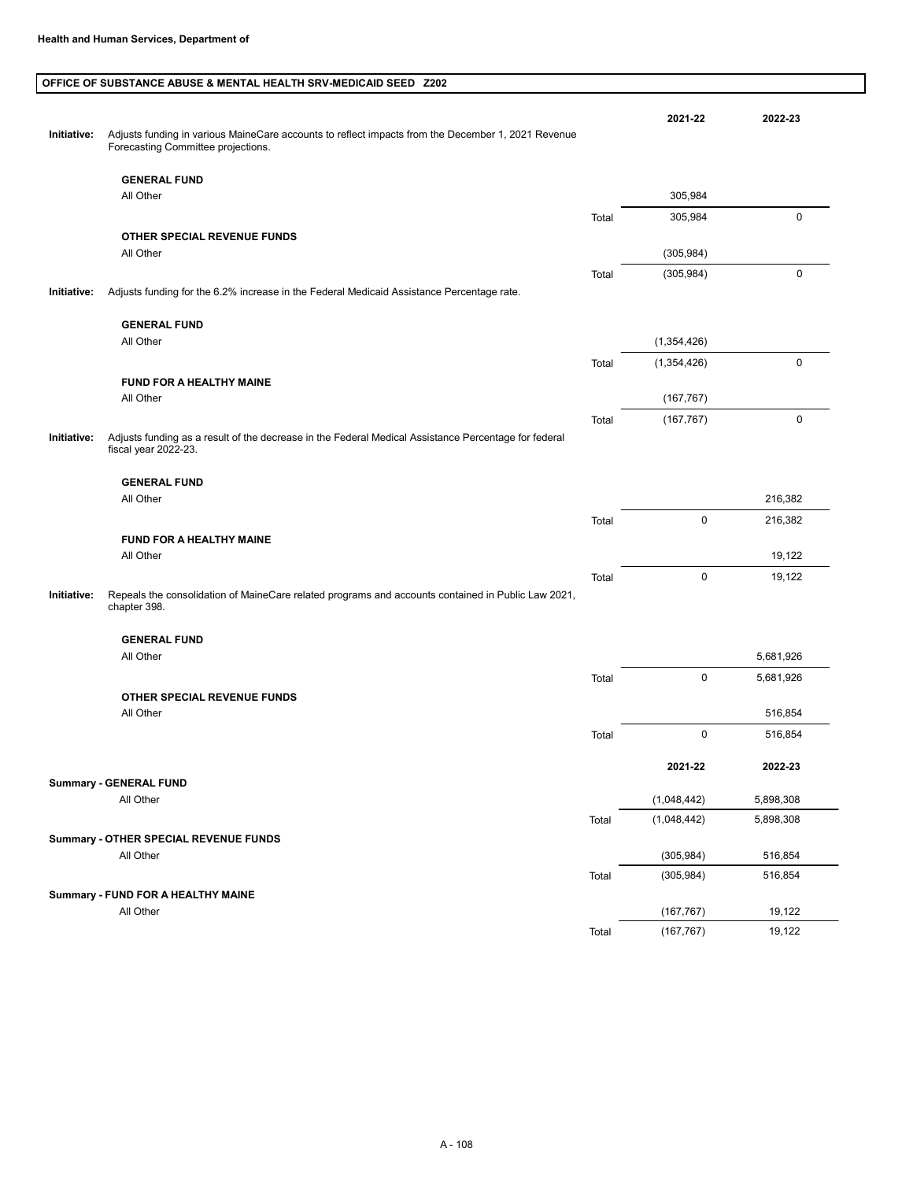**Health and Human Services, Department of**

**OFFICE OF SUBSTANCE ABUSE & MENTAL HEALTH SRV-MEDICAID SEED Z202**

| | | | 2021-22 | 2022-23 |
|---|---|---|---|---|
| **Initiative:** | Adjusts funding in various MaineCare accounts to reflect impacts from the December 1, 2021 Revenue Forecasting Committee projections. | | | |
| | **GENERAL FUND** | | | |
| | All Other | | 305,984 | |
| | | Total | 305,984 | 0 |
| | **OTHER SPECIAL REVENUE FUNDS** | | | |
| | All Other | | (305,984) | |
| | | Total | (305,984) | 0 |
| **Initiative:** | Adjusts funding for the 6.2% increase in the Federal Medicaid Assistance Percentage rate. | | | |
| | **GENERAL FUND** | | | |
| | All Other | | (1,354,426) | |
| | | Total | (1,354,426) | 0 |
| | **FUND FOR A HEALTHY MAINE** | | | |
| | All Other | | (167,767) | |
| | | Total | (167,767) | 0 |
| **Initiative:** | Adjusts funding as a result of the decrease in the Federal Medical Assistance Percentage for federal fiscal year 2022-23. | | | |
| | **GENERAL FUND** | | | |
| | All Other | | | 216,382 |
| | | Total | 0 | 216,382 |
| | **FUND FOR A HEALTHY MAINE** | | | |
| | All Other | | | 19,122 |
| | | Total | 0 | 19,122 |
| **Initiative:** | Repeals the consolidation of MaineCare related programs and accounts contained in Public Law 2021, chapter 398. | | | |
| | **GENERAL FUND** | | | |
| | All Other | | | 5,681,926 |
| | | Total | 0 | 5,681,926 |
| | **OTHER SPECIAL REVENUE FUNDS** | | | |
| | All Other | | | 516,854 |
| | | Total | 0 | 516,854 |

| | | 2021-22 | 2022-23 |
|---|---|---|---|
| **Summary - GENERAL FUND** | | | |
| All Other | | (1,048,442) | 5,898,308 |
| | Total | (1,048,442) | 5,898,308 |
| **Summary - OTHER SPECIAL REVENUE FUNDS** | | | |
| All Other | | (305,984) | 516,854 |
| | Total | (305,984) | 516,854 |
| **Summary - FUND FOR A HEALTHY MAINE** | | | |
| All Other | | (167,767) | 19,122 |
| | Total | (167,767) | 19,122 |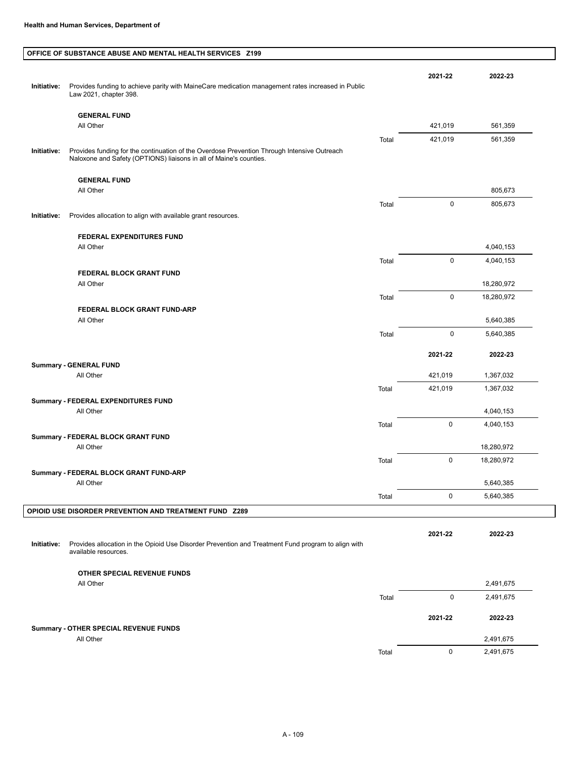**Health and Human Services, Department of**

## OFFICE OF SUBSTANCE ABUSE AND MENTAL HEALTH SERVICES Z199

**Initiative:** Provides funding to achieve parity with MaineCare medication management rates increased in Public Law 2021, chapter 398.

| | | 2021-22 | 2022-23 |
|---|---|---|---|
| **GENERAL FUND** | | | |
| All Other | | 421,019 | 561,359 |
| | Total | 421,019 | 561,359 |

**Initiative:** Provides funding for the continuation of the Overdose Prevention Through Intensive Outreach Naloxone and Safety (OPTIONS) liaisons in all of Maine's counties.

| | | 2021-22 | 2022-23 |
|---|---|---|---|
| **GENERAL FUND** | | | |
| All Other | | | 805,673 |
| | Total | 0 | 805,673 |

**Initiative:** Provides allocation to align with available grant resources.

| | | 2021-22 | 2022-23 |
|---|---|---|---|
| **FEDERAL EXPENDITURES FUND** | | | |
| All Other | | | 4,040,153 |
| | Total | 0 | 4,040,153 |
| **FEDERAL BLOCK GRANT FUND** | | | |
| All Other | | | 18,280,972 |
| | Total | 0 | 18,280,972 |
| **FEDERAL BLOCK GRANT FUND-ARP** | | | |
| All Other | | | 5,640,385 |
| | Total | 0 | 5,640,385 |

| | | 2021-22 | 2022-23 |
|---|---|---|---|
| **Summary - GENERAL FUND** | | | |
| All Other | | 421,019 | 1,367,032 |
| | Total | 421,019 | 1,367,032 |
| **Summary - FEDERAL EXPENDITURES FUND** | | | |
| All Other | | | 4,040,153 |
| | Total | 0 | 4,040,153 |
| **Summary - FEDERAL BLOCK GRANT FUND** | | | |
| All Other | | | 18,280,972 |
| | Total | 0 | 18,280,972 |
| **Summary - FEDERAL BLOCK GRANT FUND-ARP** | | | |
| All Other | | | 5,640,385 |
| | Total | 0 | 5,640,385 |

## OPIOID USE DISORDER PREVENTION AND TREATMENT FUND Z289

**Initiative:** Provides allocation in the Opioid Use Disorder Prevention and Treatment Fund program to align with available resources.

| | | 2021-22 | 2022-23 |
|---|---|---|---|
| **OTHER SPECIAL REVENUE FUNDS** | | | |
| All Other | | | 2,491,675 |
| | Total | 0 | 2,491,675 |

| | | 2021-22 | 2022-23 |
|---|---|---|---|
| **Summary - OTHER SPECIAL REVENUE FUNDS** | | | |
| All Other | | | 2,491,675 |
| | Total | 0 | 2,491,675 |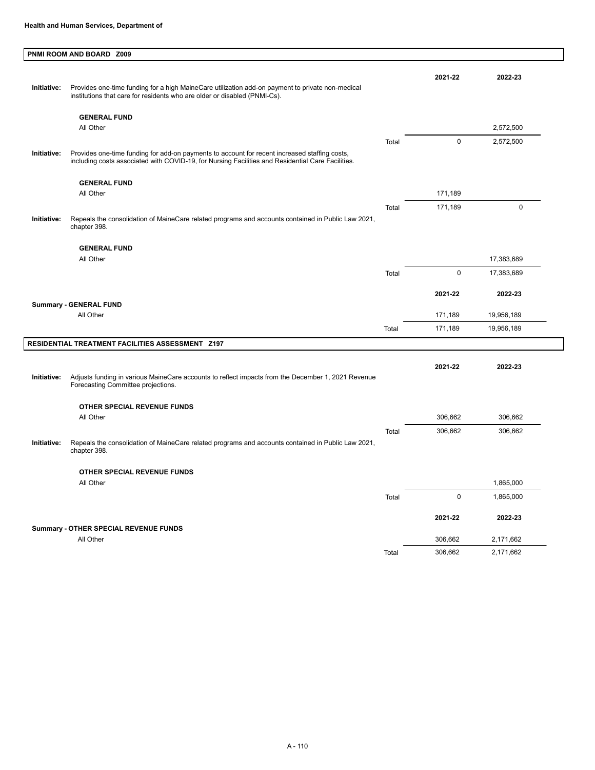**Health and Human Services, Department of**

## PNMI ROOM AND BOARD Z009

| | | | 2021-22 | 2022-23 |
|---|---|---|---|---|
| **Initiative:** | Provides one-time funding for a high MaineCare utilization add-on payment to private non-medical institutions that care for residents who are older or disabled (PNMI-Cs). | | | |
| | **GENERAL FUND** | | | |
| | All Other | | | 2,572,500 |
| | | Total | 0 | 2,572,500 |
| **Initiative:** | Provides one-time funding for add-on payments to account for recent increased staffing costs, including costs associated with COVID-19, for Nursing Facilities and Residential Care Facilities. | | | |
| | **GENERAL FUND** | | | |
| | All Other | | 171,189 | |
| | | Total | 171,189 | 0 |
| **Initiative:** | Repeals the consolidation of MaineCare related programs and accounts contained in Public Law 2021, chapter 398. | | | |
| | **GENERAL FUND** | | | |
| | All Other | | | 17,383,689 |
| | | Total | 0 | 17,383,689 |

| | | 2021-22 | 2022-23 |
|---|---|---|---|
| **Summary - GENERAL FUND** | | | |
| All Other | | 171,189 | 19,956,189 |
| | Total | 171,189 | 19,956,189 |

## RESIDENTIAL TREATMENT FACILITIES ASSESSMENT Z197

| | | | 2021-22 | 2022-23 |
|---|---|---|---|---|
| **Initiative:** | Adjusts funding in various MaineCare accounts to reflect impacts from the December 1, 2021 Revenue Forecasting Committee projections. | | | |
| | **OTHER SPECIAL REVENUE FUNDS** | | | |
| | All Other | | 306,662 | 306,662 |
| | | Total | 306,662 | 306,662 |
| **Initiative:** | Repeals the consolidation of MaineCare related programs and accounts contained in Public Law 2021, chapter 398. | | | |
| | **OTHER SPECIAL REVENUE FUNDS** | | | |
| | All Other | | | 1,865,000 |
| | | Total | 0 | 1,865,000 |

| | | 2021-22 | 2022-23 |
|---|---|---|---|
| **Summary - OTHER SPECIAL REVENUE FUNDS** | | | |
| All Other | | 306,662 | 2,171,662 |
| | Total | 306,662 | 2,171,662 |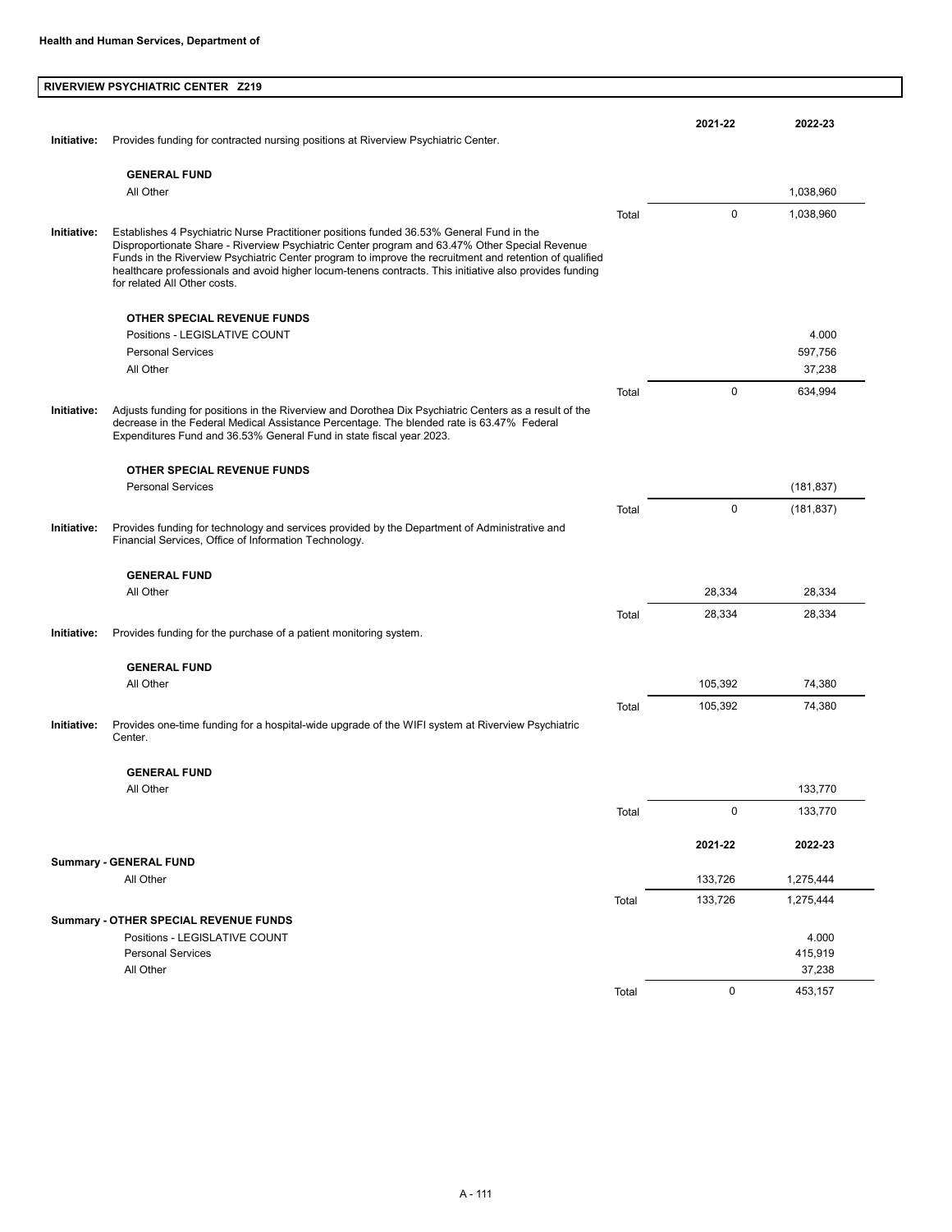## RIVERVIEW PSYCHIATRIC CENTER Z219

| | | | 2021-22 | 2022-23 |
|---|---|---|---|---|
| **Initiative:** | Provides funding for contracted nursing positions at Riverview Psychiatric Center. | | | |
| | **GENERAL FUND** | | | |
| | All Other | | | 1,038,960 |
| | | Total | 0 | 1,038,960 |
| **Initiative:** | Establishes 4 Psychiatric Nurse Practitioner positions funded 36.53% General Fund in the Disproportionate Share - Riverview Psychiatric Center program and 63.47% Other Special Revenue Funds in the Riverview Psychiatric Center program to improve the recruitment and retention of qualified healthcare professionals and avoid higher locum-tenens contracts. This initiative also provides funding for related All Other costs. | | | |
| | **OTHER SPECIAL REVENUE FUNDS** | | | |
| | Positions - LEGISLATIVE COUNT | | | 4.000 |
| | Personal Services | | | 597,756 |
| | All Other | | | 37,238 |
| | | Total | 0 | 634,994 |
| **Initiative:** | Adjusts funding for positions in the Riverview and Dorothea Dix Psychiatric Centers as a result of the decrease in the Federal Medical Assistance Percentage. The blended rate is 63.47% Federal Expenditures Fund and 36.53% General Fund in state fiscal year 2023. | | | |
| | **OTHER SPECIAL REVENUE FUNDS** | | | |
| | Personal Services | | | (181,837) |
| | | Total | 0 | (181,837) |
| **Initiative:** | Provides funding for technology and services provided by the Department of Administrative and Financial Services, Office of Information Technology. | | | |
| | **GENERAL FUND** | | | |
| | All Other | | 28,334 | 28,334 |
| | | Total | 28,334 | 28,334 |
| **Initiative:** | Provides funding for the purchase of a patient monitoring system. | | | |
| | **GENERAL FUND** | | | |
| | All Other | | 105,392 | 74,380 |
| | | Total | 105,392 | 74,380 |
| **Initiative:** | Provides one-time funding for a hospital-wide upgrade of the WIFI system at Riverview Psychiatric Center. | | | |
| | **GENERAL FUND** | | | |
| | All Other | | | 133,770 |
| | | Total | 0 | 133,770 |

| | | 2021-22 | 2022-23 |
|---|---|---|---|
| **Summary - GENERAL FUND** | | | |
| All Other | | 133,726 | 1,275,444 |
| | Total | 133,726 | 1,275,444 |
| **Summary - OTHER SPECIAL REVENUE FUNDS** | | | |
| Positions - LEGISLATIVE COUNT | | | 4.000 |
| Personal Services | | | 415,919 |
| All Other | | | 37,238 |
| | Total | 0 | 453,157 |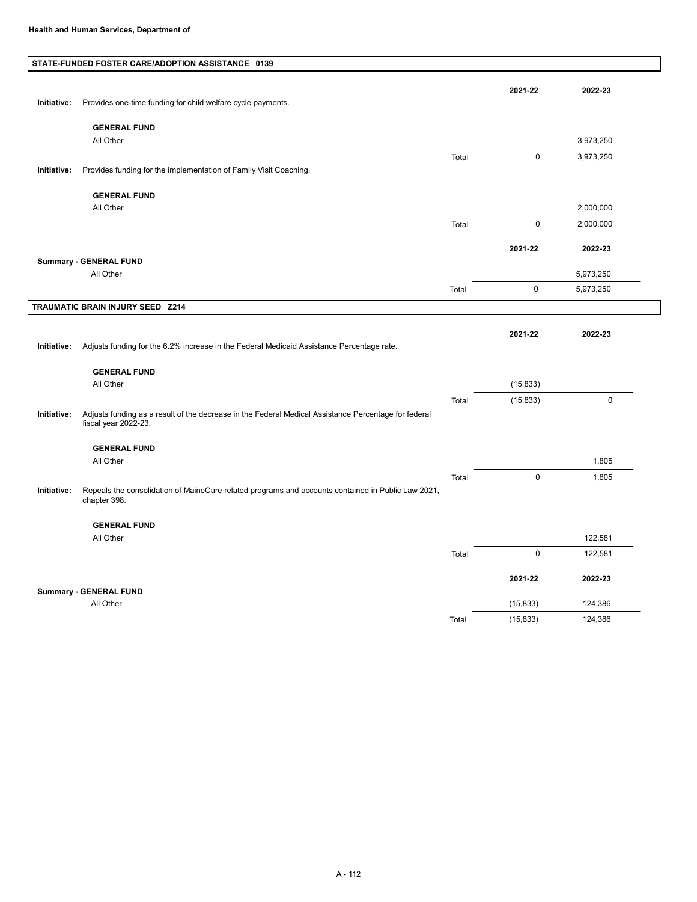**Health and Human Services, Department of**

## STATE-FUNDED FOSTER CARE/ADOPTION ASSISTANCE 0139

| | | | 2021-22 | 2022-23 |
|---|---|---|---|---|
| **Initiative:** | Provides one-time funding for child welfare cycle payments. | | | |
| | **GENERAL FUND** | | | |
| | All Other | | | 3,973,250 |
| | | Total | 0 | 3,973,250 |
| **Initiative:** | Provides funding for the implementation of Family Visit Coaching. | | | |
| | **GENERAL FUND** | | | |
| | All Other | | | 2,000,000 |
| | | Total | 0 | 2,000,000 |

| | | 2021-22 | 2022-23 |
|---|---|---|---|
| **Summary - GENERAL FUND** | | | |
| All Other | | | 5,973,250 |
| | Total | 0 | 5,973,250 |

## TRAUMATIC BRAIN INJURY SEED Z214

| | | | 2021-22 | 2022-23 |
|---|---|---|---|---|
| **Initiative:** | Adjusts funding for the 6.2% increase in the Federal Medicaid Assistance Percentage rate. | | | |
| | **GENERAL FUND** | | | |
| | All Other | | (15,833) | |
| | | Total | (15,833) | 0 |
| **Initiative:** | Adjusts funding as a result of the decrease in the Federal Medical Assistance Percentage for federal fiscal year 2022-23. | | | |
| | **GENERAL FUND** | | | |
| | All Other | | | 1,805 |
| | | Total | 0 | 1,805 |
| **Initiative:** | Repeals the consolidation of MaineCare related programs and accounts contained in Public Law 2021, chapter 398. | | | |
| | **GENERAL FUND** | | | |
| | All Other | | | 122,581 |
| | | Total | 0 | 122,581 |

| | | 2021-22 | 2022-23 |
|---|---|---|---|
| **Summary - GENERAL FUND** | | | |
| All Other | | (15,833) | 124,386 |
| | Total | (15,833) | 124,386 |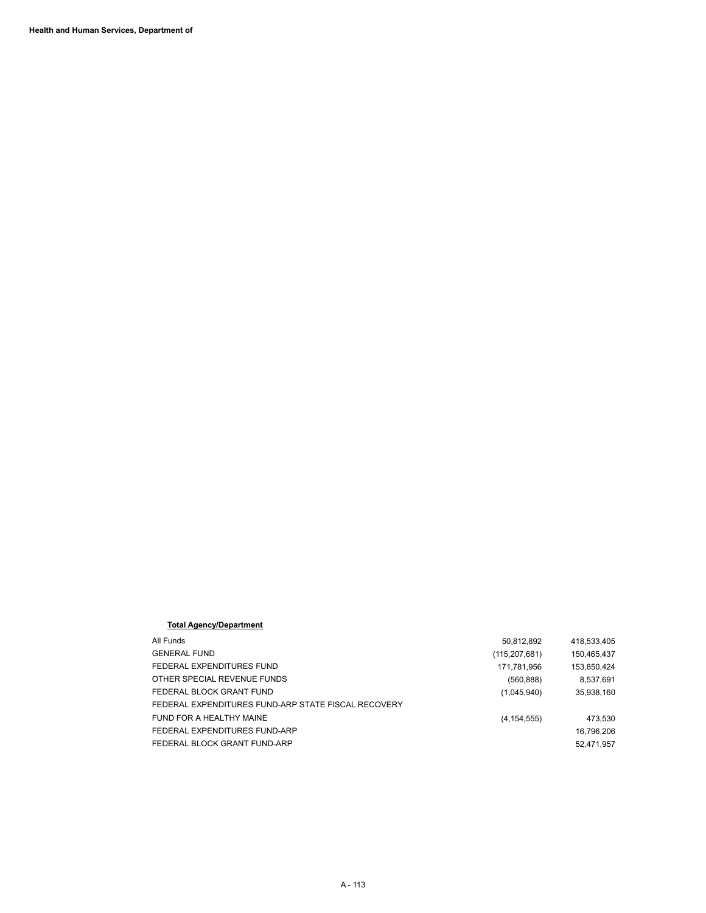**Health and Human Services, Department of**

**Total Agency/Department**

| | | |
|---|---|---|
| All Funds | 50,812,892 | 418,533,405 |
| GENERAL FUND | (115,207,681) | 150,465,437 |
| FEDERAL EXPENDITURES FUND | 171,781,956 | 153,850,424 |
| OTHER SPECIAL REVENUE FUNDS | (560,888) | 8,537,691 |
| FEDERAL BLOCK GRANT FUND | (1,045,940) | 35,938,160 |
| FEDERAL EXPENDITURES FUND-ARP STATE FISCAL RECOVERY | | |
| FUND FOR A HEALTHY MAINE | (4,154,555) | 473,530 |
| FEDERAL EXPENDITURES FUND-ARP | | 16,796,206 |
| FEDERAL BLOCK GRANT FUND-ARP | | 52,471,957 |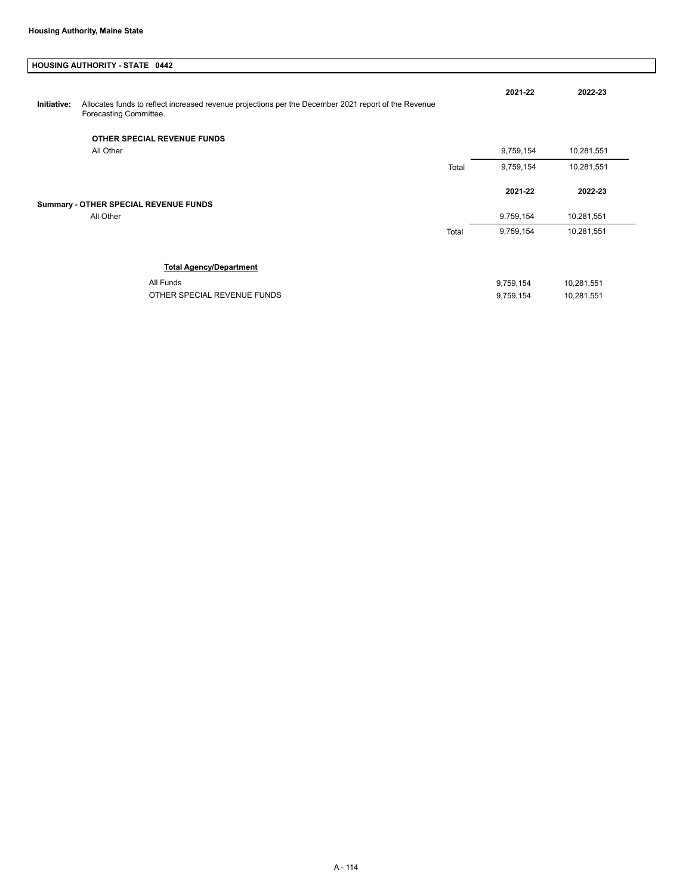**Housing Authority, Maine State**

## HOUSING AUTHORITY - STATE 0442

**Initiative:** Allocates funds to reflect increased revenue projections per the December 2021 report of the Revenue Forecasting Committee.

| | | 2021-22 | 2022-23 |
|---|---|---|---|
| **OTHER SPECIAL REVENUE FUNDS** | | | |
| All Other | | 9,759,154 | 10,281,551 |
| | Total | 9,759,154 | 10,281,551 |

| | | 2021-22 | 2022-23 |
|---|---|---|---|
| **Summary - OTHER SPECIAL REVENUE FUNDS** | | | |
| All Other | | 9,759,154 | 10,281,551 |
| | Total | 9,759,154 | 10,281,551 |

| **Total Agency/Department** | | |
|---|---|---|
| All Funds | 9,759,154 | 10,281,551 |
| OTHER SPECIAL REVENUE FUNDS | 9,759,154 | 10,281,551 |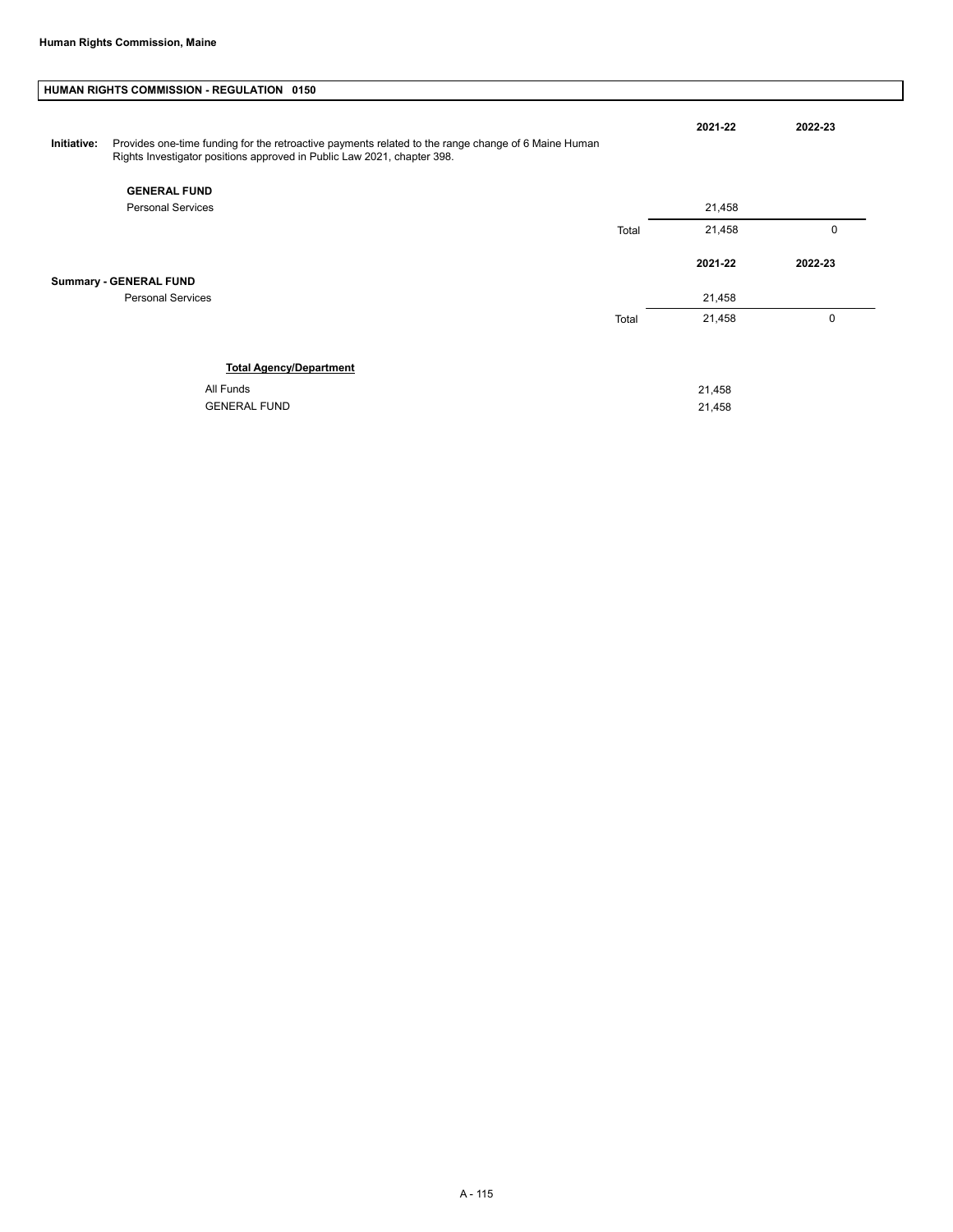**Human Rights Commission, Maine**

## HUMAN RIGHTS COMMISSION - REGULATION 0150

**Initiative:** Provides one-time funding for the retroactive payments related to the range change of 6 Maine Human Rights Investigator positions approved in Public Law 2021, chapter 398.

| | | 2021-22 | 2022-23 |
|---|---|---|---|
| **GENERAL FUND** | | | |
| Personal Services | | 21,458 | |
| | Total | 21,458 | 0 |

| | | 2021-22 | 2022-23 |
|---|---|---|---|
| **Summary - GENERAL FUND** | | | |
| Personal Services | | 21,458 | |
| | Total | 21,458 | 0 |

**Total Agency/Department**

| | |
|---|---|
| All Funds | 21,458 |
| GENERAL FUND | 21,458 |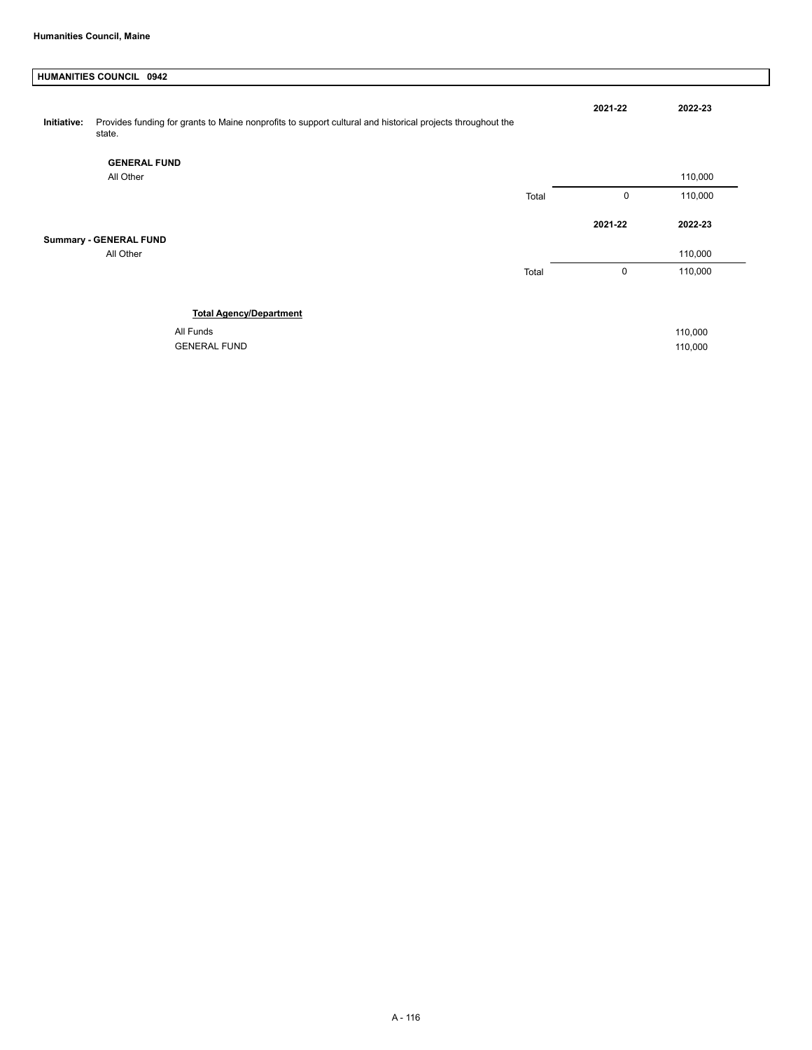**Humanities Council, Maine**

**HUMANITIES COUNCIL 0942**

**Initiative:** Provides funding for grants to Maine nonprofits to support cultural and historical projects throughout the state.

| | | 2021-22 | 2022-23 |
|---|---|---|---|
| **GENERAL FUND** | | | |
| All Other | | | 110,000 |
| | Total | 0 | 110,000 |

| | | 2021-22 | 2022-23 |
|---|---|---|---|
| **Summary - GENERAL FUND** | | | |
| All Other | | | 110,000 |
| | Total | 0 | 110,000 |

**Total Agency/Department**

| | |
|---|---|
| All Funds | 110,000 |
| GENERAL FUND | 110,000 |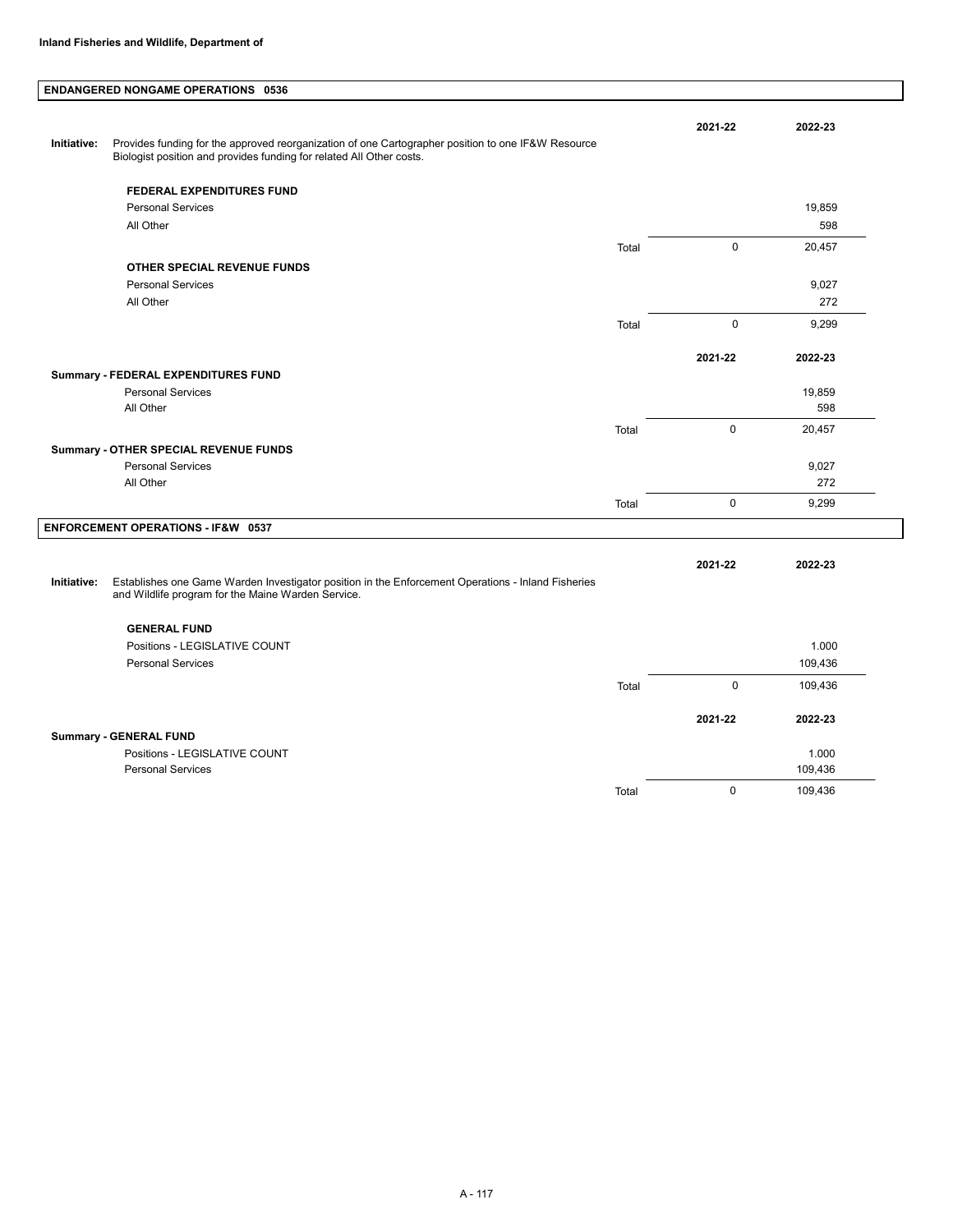**Inland Fisheries and Wildlife, Department of**

## ENDANGERED NONGAME OPERATIONS 0536

**Initiative:** Provides funding for the approved reorganization of one Cartographer position to one IF&W Resource Biologist position and provides funding for related All Other costs.

| | | 2021-22 | 2022-23 |
|---|---|---|---|
| **FEDERAL EXPENDITURES FUND** | | | |
| Personal Services | | | 19,859 |
| All Other | | | 598 |
| | Total | 0 | 20,457 |
| **OTHER SPECIAL REVENUE FUNDS** | | | |
| Personal Services | | | 9,027 |
| All Other | | | 272 |
| | Total | 0 | 9,299 |

| | | 2021-22 | 2022-23 |
|---|---|---|---|
| **Summary - FEDERAL EXPENDITURES FUND** | | | |
| Personal Services | | | 19,859 |
| All Other | | | 598 |
| | Total | 0 | 20,457 |
| **Summary - OTHER SPECIAL REVENUE FUNDS** | | | |
| Personal Services | | | 9,027 |
| All Other | | | 272 |
| | Total | 0 | 9,299 |

## ENFORCEMENT OPERATIONS - IF&W 0537

**Initiative:** Establishes one Game Warden Investigator position in the Enforcement Operations - Inland Fisheries and Wildlife program for the Maine Warden Service.

| | | 2021-22 | 2022-23 |
|---|---|---|---|
| **GENERAL FUND** | | | |
| Positions - LEGISLATIVE COUNT | | | 1.000 |
| Personal Services | | | 109,436 |
| | Total | 0 | 109,436 |

| | | 2021-22 | 2022-23 |
|---|---|---|---|
| **Summary - GENERAL FUND** | | | |
| Positions - LEGISLATIVE COUNT | | | 1.000 |
| Personal Services | | | 109,436 |
| | Total | 0 | 109,436 |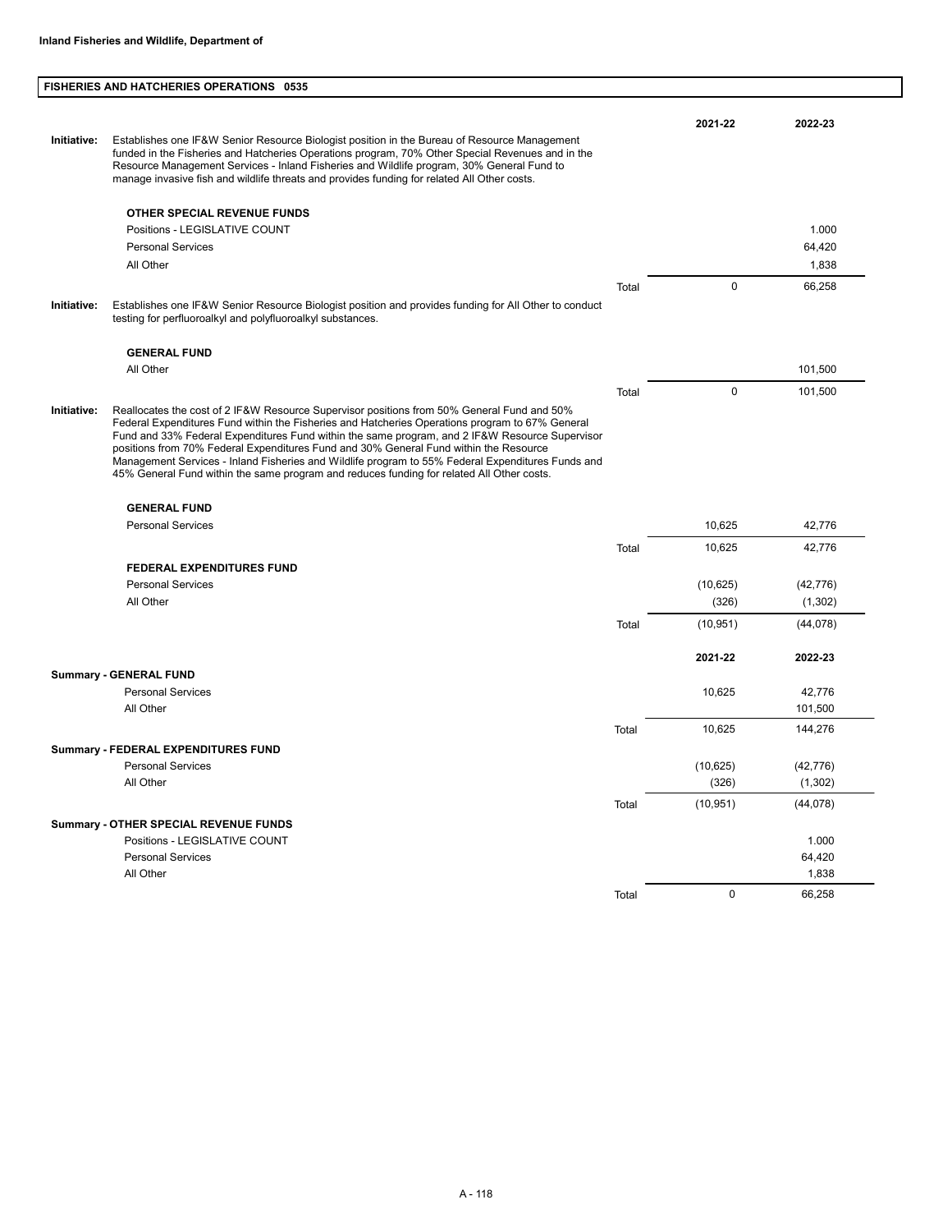**Inland Fisheries and Wildlife, Department of**

## FISHERIES AND HATCHERIES OPERATIONS 0535

| | | | 2021-22 | 2022-23 |
|---|---|---|---|---|
| **Initiative:** | Establishes one IF&W Senior Resource Biologist position in the Bureau of Resource Management funded in the Fisheries and Hatcheries Operations program, 70% Other Special Revenues and in the Resource Management Services - Inland Fisheries and Wildlife program, 30% General Fund to manage invasive fish and wildlife threats and provides funding for related All Other costs. | | | |
| | **OTHER SPECIAL REVENUE FUNDS** | | | |
| | Positions - LEGISLATIVE COUNT | | | 1.000 |
| | Personal Services | | | 64,420 |
| | All Other | | | 1,838 |
| | | Total | 0 | 66,258 |
| **Initiative:** | Establishes one IF&W Senior Resource Biologist position and provides funding for All Other to conduct testing for perfluoroalkyl and polyfluoroalkyl substances. | | | |
| | **GENERAL FUND** | | | |
| | All Other | | | 101,500 |
| | | Total | 0 | 101,500 |
| **Initiative:** | Reallocates the cost of 2 IF&W Resource Supervisor positions from 50% General Fund and 50% Federal Expenditures Fund within the Fisheries and Hatcheries Operations program to 67% General Fund and 33% Federal Expenditures Fund within the same program, and 2 IF&W Resource Supervisor positions from 70% Federal Expenditures Fund and 30% General Fund within the Resource Management Services - Inland Fisheries and Wildlife program to 55% Federal Expenditures Funds and 45% General Fund within the same program and reduces funding for related All Other costs. | | | |
| | **GENERAL FUND** | | | |
| | Personal Services | | 10,625 | 42,776 |
| | | Total | 10,625 | 42,776 |
| | **FEDERAL EXPENDITURES FUND** | | | |
| | Personal Services | | (10,625) | (42,776) |
| | All Other | | (326) | (1,302) |
| | | Total | (10,951) | (44,078) |

| | | 2021-22 | 2022-23 |
|---|---|---|---|
| **Summary - GENERAL FUND** | | | |
| Personal Services | | 10,625 | 42,776 |
| All Other | | | 101,500 |
| | Total | 10,625 | 144,276 |
| **Summary - FEDERAL EXPENDITURES FUND** | | | |
| Personal Services | | (10,625) | (42,776) |
| All Other | | (326) | (1,302) |
| | Total | (10,951) | (44,078) |
| **Summary - OTHER SPECIAL REVENUE FUNDS** | | | |
| Positions - LEGISLATIVE COUNT | | | 1.000 |
| Personal Services | | | 64,420 |
| All Other | | | 1,838 |
| | Total | 0 | 66,258 |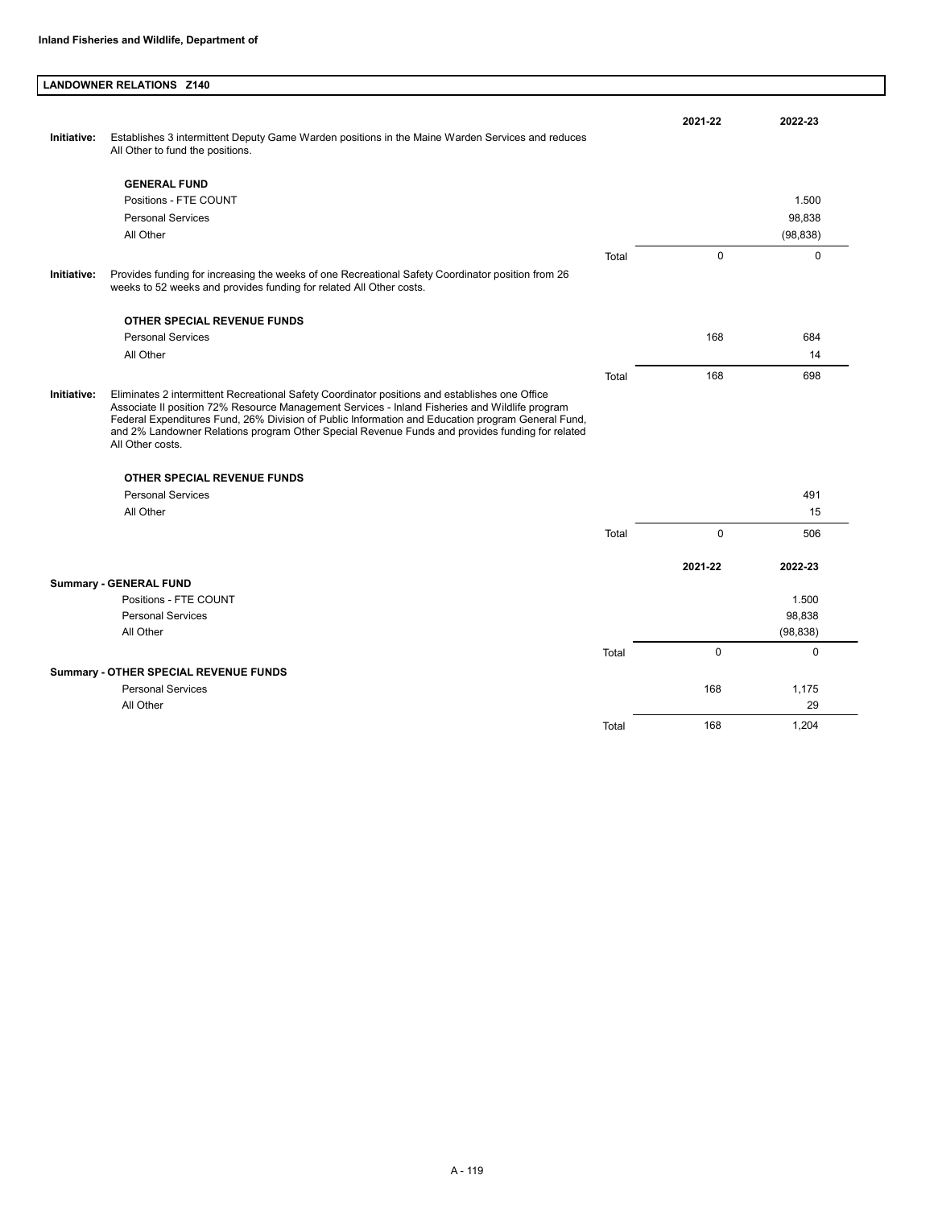**Inland Fisheries and Wildlife, Department of**

## LANDOWNER RELATIONS Z140

| | | | 2021-22 | 2022-23 |
|---|---|---|---|---|
| **Initiative:** | Establishes 3 intermittent Deputy Game Warden positions in the Maine Warden Services and reduces All Other to fund the positions. | | | |
| | **GENERAL FUND** | | | |
| | Positions - FTE COUNT | | | 1.500 |
| | Personal Services | | | 98,838 |
| | All Other | | | (98,838) |
| | | Total | 0 | 0 |
| **Initiative:** | Provides funding for increasing the weeks of one Recreational Safety Coordinator position from 26 weeks to 52 weeks and provides funding for related All Other costs. | | | |
| | **OTHER SPECIAL REVENUE FUNDS** | | | |
| | Personal Services | | 168 | 684 |
| | All Other | | | 14 |
| | | Total | 168 | 698 |
| **Initiative:** | Eliminates 2 intermittent Recreational Safety Coordinator positions and establishes one Office Associate II position 72% Resource Management Services - Inland Fisheries and Wildlife program Federal Expenditures Fund, 26% Division of Public Information and Education program General Fund, and 2% Landowner Relations program Other Special Revenue Funds and provides funding for related All Other costs. | | | |
| | **OTHER SPECIAL REVENUE FUNDS** | | | |
| | Personal Services | | | 491 |
| | All Other | | | 15 |
| | | Total | 0 | 506 |

| | | 2021-22 | 2022-23 |
|---|---|---|---|
| **Summary - GENERAL FUND** | | | |
| Positions - FTE COUNT | | | 1.500 |
| Personal Services | | | 98,838 |
| All Other | | | (98,838) |
| | Total | 0 | 0 |
| **Summary - OTHER SPECIAL REVENUE FUNDS** | | | |
| Personal Services | | 168 | 1,175 |
| All Other | | | 29 |
| | Total | 168 | 1,204 |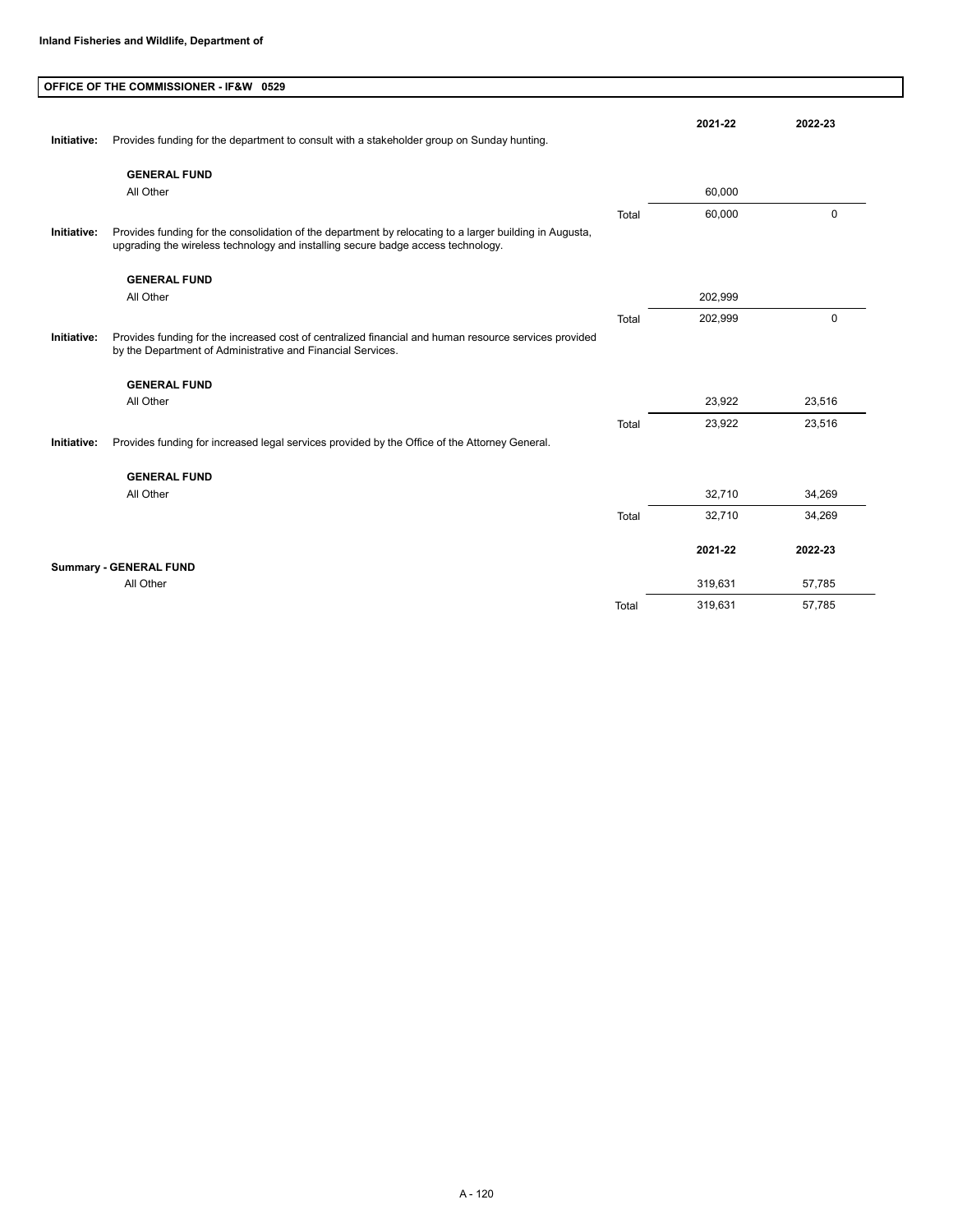**Inland Fisheries and Wildlife, Department of**

## OFFICE OF THE COMMISSIONER - IF&W 0529

| | | | 2021-22 | 2022-23 |
|---|---|---|---|---|
| **Initiative:** | Provides funding for the department to consult with a stakeholder group on Sunday hunting. | | | |
| | **GENERAL FUND** | | | |
| | All Other | | 60,000 | |
| | | Total | 60,000 | 0 |
| **Initiative:** | Provides funding for the consolidation of the department by relocating to a larger building in Augusta, upgrading the wireless technology and installing secure badge access technology. | | | |
| | **GENERAL FUND** | | | |
| | All Other | | 202,999 | |
| | | Total | 202,999 | 0 |
| **Initiative:** | Provides funding for the increased cost of centralized financial and human resource services provided by the Department of Administrative and Financial Services. | | | |
| | **GENERAL FUND** | | | |
| | All Other | | 23,922 | 23,516 |
| | | Total | 23,922 | 23,516 |
| **Initiative:** | Provides funding for increased legal services provided by the Office of the Attorney General. | | | |
| | **GENERAL FUND** | | | |
| | All Other | | 32,710 | 34,269 |
| | | Total | 32,710 | 34,269 |

| | | 2021-22 | 2022-23 |
|---|---|---|---|
| **Summary - GENERAL FUND** | | | |
| All Other | | 319,631 | 57,785 |
| | Total | 319,631 | 57,785 |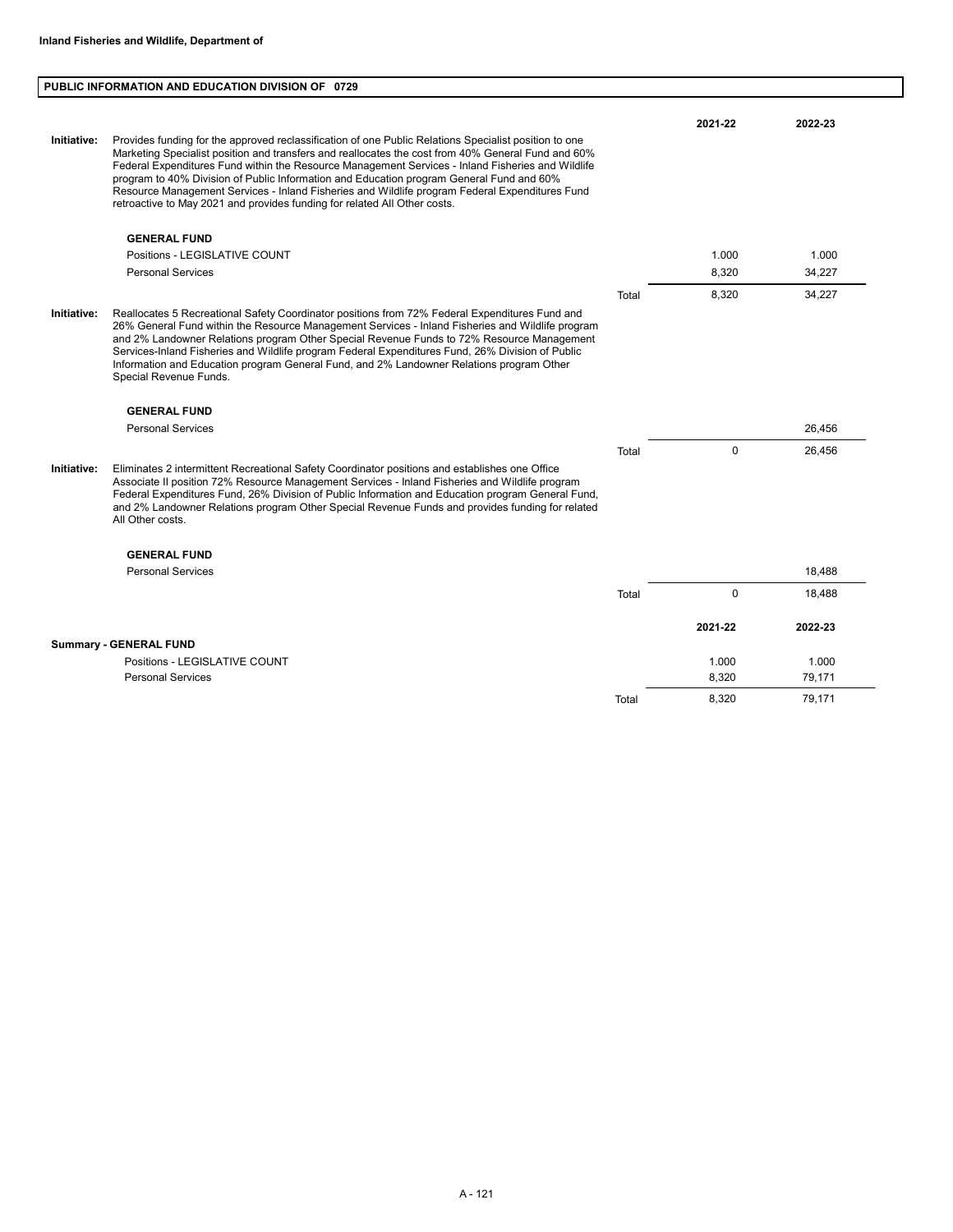**Inland Fisheries and Wildlife, Department of**

## PUBLIC INFORMATION AND EDUCATION DIVISION OF 0729

| | | | 2021-22 | 2022-23 |
|---|---|---|---|---|
| **Initiative:** | Provides funding for the approved reclassification of one Public Relations Specialist position to one Marketing Specialist position and transfers and reallocates the cost from 40% General Fund and 60% Federal Expenditures Fund within the Resource Management Services - Inland Fisheries and Wildlife program to 40% Division of Public Information and Education program General Fund and 60% Resource Management Services - Inland Fisheries and Wildlife program Federal Expenditures Fund retroactive to May 2021 and provides funding for related All Other costs. | | | |
| | **GENERAL FUND** | | | |
| | Positions - LEGISLATIVE COUNT | | 1.000 | 1.000 |
| | Personal Services | | 8,320 | 34,227 |
| | | Total | 8,320 | 34,227 |
| **Initiative:** | Reallocates 5 Recreational Safety Coordinator positions from 72% Federal Expenditures Fund and 26% General Fund within the Resource Management Services - Inland Fisheries and Wildlife program and 2% Landowner Relations program Other Special Revenue Funds to 72% Resource Management Services-Inland Fisheries and Wildlife program Federal Expenditures Fund, 26% Division of Public Information and Education program General Fund, and 2% Landowner Relations program Other Special Revenue Funds. | | | |
| | **GENERAL FUND** | | | |
| | Personal Services | | | 26,456 |
| | | Total | 0 | 26,456 |
| **Initiative:** | Eliminates 2 intermittent Recreational Safety Coordinator positions and establishes one Office Associate II position 72% Resource Management Services - Inland Fisheries and Wildlife program Federal Expenditures Fund, 26% Division of Public Information and Education program General Fund, and 2% Landowner Relations program Other Special Revenue Funds and provides funding for related All Other costs. | | | |
| | **GENERAL FUND** | | | |
| | Personal Services | | | 18,488 |
| | | Total | 0 | 18,488 |

| | | 2021-22 | 2022-23 |
|---|---|---|---|
| **Summary - GENERAL FUND** | | | |
| Positions - LEGISLATIVE COUNT | | 1.000 | 1.000 |
| Personal Services | | 8,320 | 79,171 |
| | Total | 8,320 | 79,171 |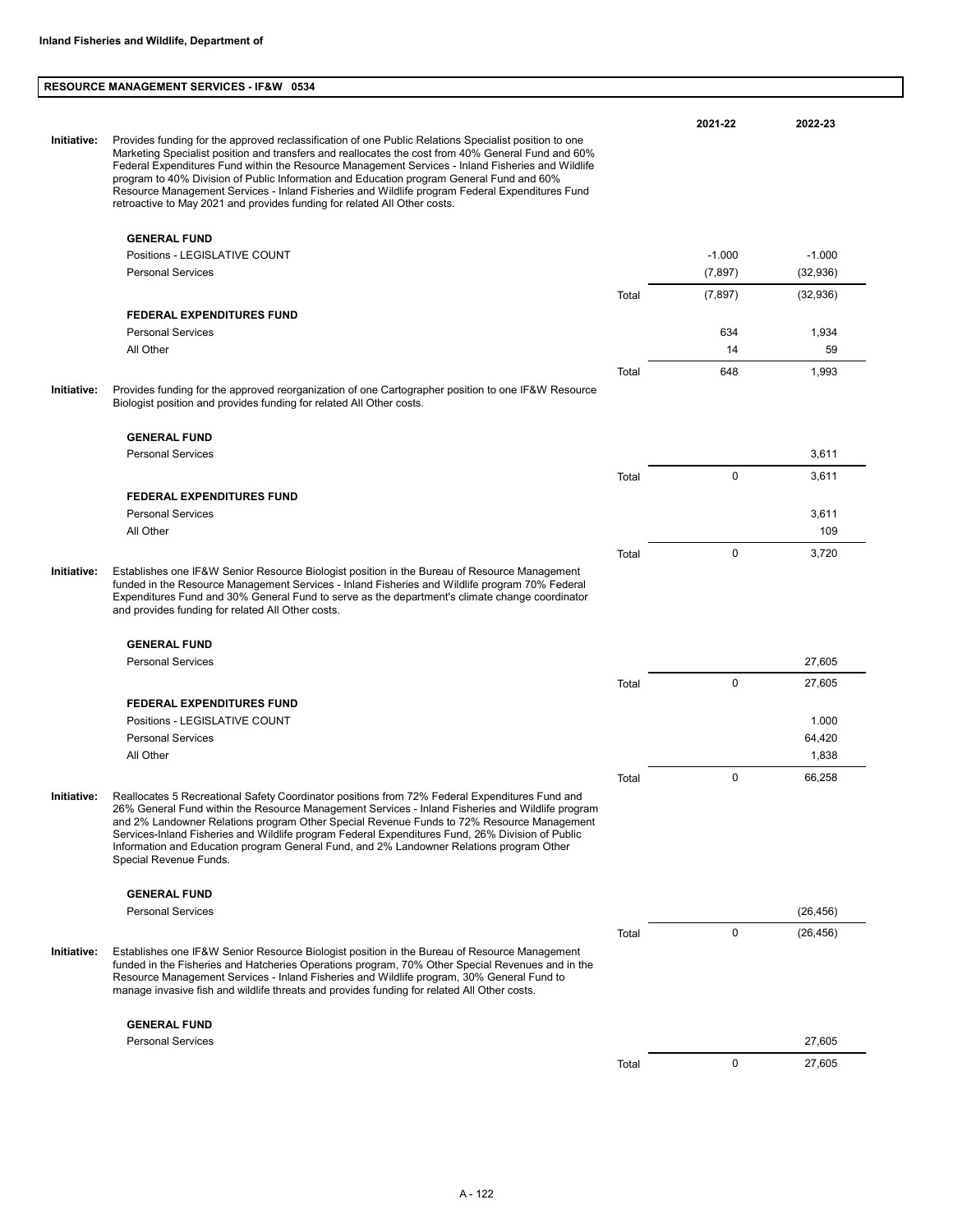**Inland Fisheries and Wildlife, Department of**

## RESOURCE MANAGEMENT SERVICES - IF&W 0534

| | | | 2021-22 | 2022-23 |
|---|---|---|---|---|
| **Initiative:** | Provides funding for the approved reclassification of one Public Relations Specialist position to one Marketing Specialist position and transfers and reallocates the cost from 40% General Fund and 60% Federal Expenditures Fund within the Resource Management Services - Inland Fisheries and Wildlife program to 40% Division of Public Information and Education program General Fund and 60% Resource Management Services - Inland Fisheries and Wildlife program Federal Expenditures Fund retroactive to May 2021 and provides funding for related All Other costs. | | | |
| | **GENERAL FUND** | | | |
| | Positions - LEGISLATIVE COUNT | | -1.000 | -1.000 |
| | Personal Services | | (7,897) | (32,936) |
| | | Total | (7,897) | (32,936) |
| | **FEDERAL EXPENDITURES FUND** | | | |
| | Personal Services | | 634 | 1,934 |
| | All Other | | 14 | 59 |
| | | Total | 648 | 1,993 |
| **Initiative:** | Provides funding for the approved reorganization of one Cartographer position to one IF&W Resource Biologist position and provides funding for related All Other costs. | | | |
| | **GENERAL FUND** | | | |
| | Personal Services | | | 3,611 |
| | | Total | 0 | 3,611 |
| | **FEDERAL EXPENDITURES FUND** | | | |
| | Personal Services | | | 3,611 |
| | All Other | | | 109 |
| | | Total | 0 | 3,720 |
| **Initiative:** | Establishes one IF&W Senior Resource Biologist position in the Bureau of Resource Management funded in the Resource Management Services - Inland Fisheries and Wildlife program 70% Federal Expenditures Fund and 30% General Fund to serve as the department's climate change coordinator and provides funding for related All Other costs. | | | |
| | **GENERAL FUND** | | | |
| | Personal Services | | | 27,605 |
| | | Total | 0 | 27,605 |
| | **FEDERAL EXPENDITURES FUND** | | | |
| | Positions - LEGISLATIVE COUNT | | | 1.000 |
| | Personal Services | | | 64,420 |
| | All Other | | | 1,838 |
| | | Total | 0 | 66,258 |
| **Initiative:** | Reallocates 5 Recreational Safety Coordinator positions from 72% Federal Expenditures Fund and 26% General Fund within the Resource Management Services - Inland Fisheries and Wildlife program and 2% Landowner Relations program Other Special Revenue Funds to 72% Resource Management Services-Inland Fisheries and Wildlife program Federal Expenditures Fund, 26% Division of Public Information and Education program General Fund, and 2% Landowner Relations program Other Special Revenue Funds. | | | |
| | **GENERAL FUND** | | | |
| | Personal Services | | | (26,456) |
| | | Total | 0 | (26,456) |
| **Initiative:** | Establishes one IF&W Senior Resource Biologist position in the Bureau of Resource Management funded in the Fisheries and Hatcheries Operations program, 70% Other Special Revenues and in the Resource Management Services - Inland Fisheries and Wildlife program, 30% General Fund to manage invasive fish and wildlife threats and provides funding for related All Other costs. | | | |
| | **GENERAL FUND** | | | |
| | Personal Services | | | 27,605 |
| | | Total | 0 | 27,605 |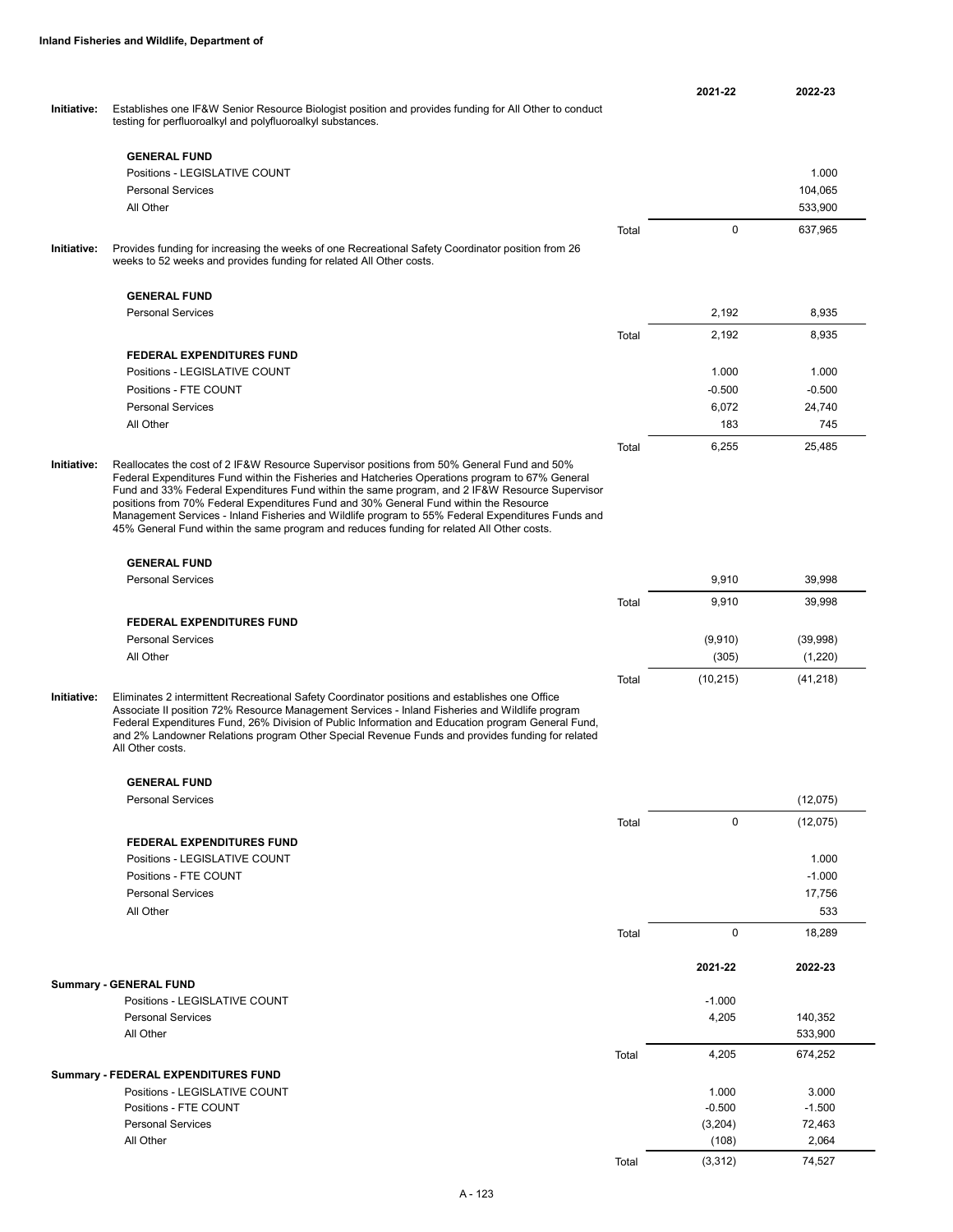**Inland Fisheries and Wildlife, Department of**

| | | | 2021-22 | 2022-23 |
|---|---|---|---|---|
| **Initiative:** | Establishes one IF&W Senior Resource Biologist position and provides funding for All Other to conduct testing for perfluoroalkyl and polyfluoroalkyl substances. | | | |
| | **GENERAL FUND** | | | |
| | Positions - LEGISLATIVE COUNT | | | 1.000 |
| | Personal Services | | | 104,065 |
| | All Other | | | 533,900 |
| | | Total | 0 | 637,965 |
| **Initiative:** | Provides funding for increasing the weeks of one Recreational Safety Coordinator position from 26 weeks to 52 weeks and provides funding for related All Other costs. | | | |
| | **GENERAL FUND** | | | |
| | Personal Services | | 2,192 | 8,935 |
| | | Total | 2,192 | 8,935 |
| | **FEDERAL EXPENDITURES FUND** | | | |
| | Positions - LEGISLATIVE COUNT | | 1.000 | 1.000 |
| | Positions - FTE COUNT | | -0.500 | -0.500 |
| | Personal Services | | 6,072 | 24,740 |
| | All Other | | 183 | 745 |
| | | Total | 6,255 | 25,485 |
| **Initiative:** | Reallocates the cost of 2 IF&W Resource Supervisor positions from 50% General Fund and 50% Federal Expenditures Fund within the Fisheries and Hatcheries Operations program to 67% General Fund and 33% Federal Expenditures Fund within the same program, and 2 IF&W Resource Supervisor positions from 70% Federal Expenditures Fund and 30% General Fund within the Resource Management Services - Inland Fisheries and Wildlife program to 55% Federal Expenditures Funds and 45% General Fund within the same program and reduces funding for related All Other costs. | | | |
| | **GENERAL FUND** | | | |
| | Personal Services | | 9,910 | 39,998 |
| | | Total | 9,910 | 39,998 |
| | **FEDERAL EXPENDITURES FUND** | | | |
| | Personal Services | | (9,910) | (39,998) |
| | All Other | | (305) | (1,220) |
| | | Total | (10,215) | (41,218) |
| **Initiative:** | Eliminates 2 intermittent Recreational Safety Coordinator positions and establishes one Office Associate II position 72% Resource Management Services - Inland Fisheries and Wildlife program Federal Expenditures Fund, 26% Division of Public Information and Education program General Fund, and 2% Landowner Relations program Other Special Revenue Funds and provides funding for related All Other costs. | | | |
| | **GENERAL FUND** | | | |
| | Personal Services | | | (12,075) |
| | | Total | 0 | (12,075) |
| | **FEDERAL EXPENDITURES FUND** | | | |
| | Positions - LEGISLATIVE COUNT | | | 1.000 |
| | Positions - FTE COUNT | | | -1.000 |
| | Personal Services | | | 17,756 |
| | All Other | | | 533 |
| | | Total | 0 | 18,289 |

| | | 2021-22 | 2022-23 |
|---|---|---|---|
| **Summary - GENERAL FUND** | | | |
| Positions - LEGISLATIVE COUNT | | -1.000 | |
| Personal Services | | 4,205 | 140,352 |
| All Other | | | 533,900 |
| | Total | 4,205 | 674,252 |
| **Summary - FEDERAL EXPENDITURES FUND** | | | |
| Positions - LEGISLATIVE COUNT | | 1.000 | 3.000 |
| Positions - FTE COUNT | | -0.500 | -1.500 |
| Personal Services | | (3,204) | 72,463 |
| All Other | | (108) | 2,064 |
| | Total | (3,312) | 74,527 |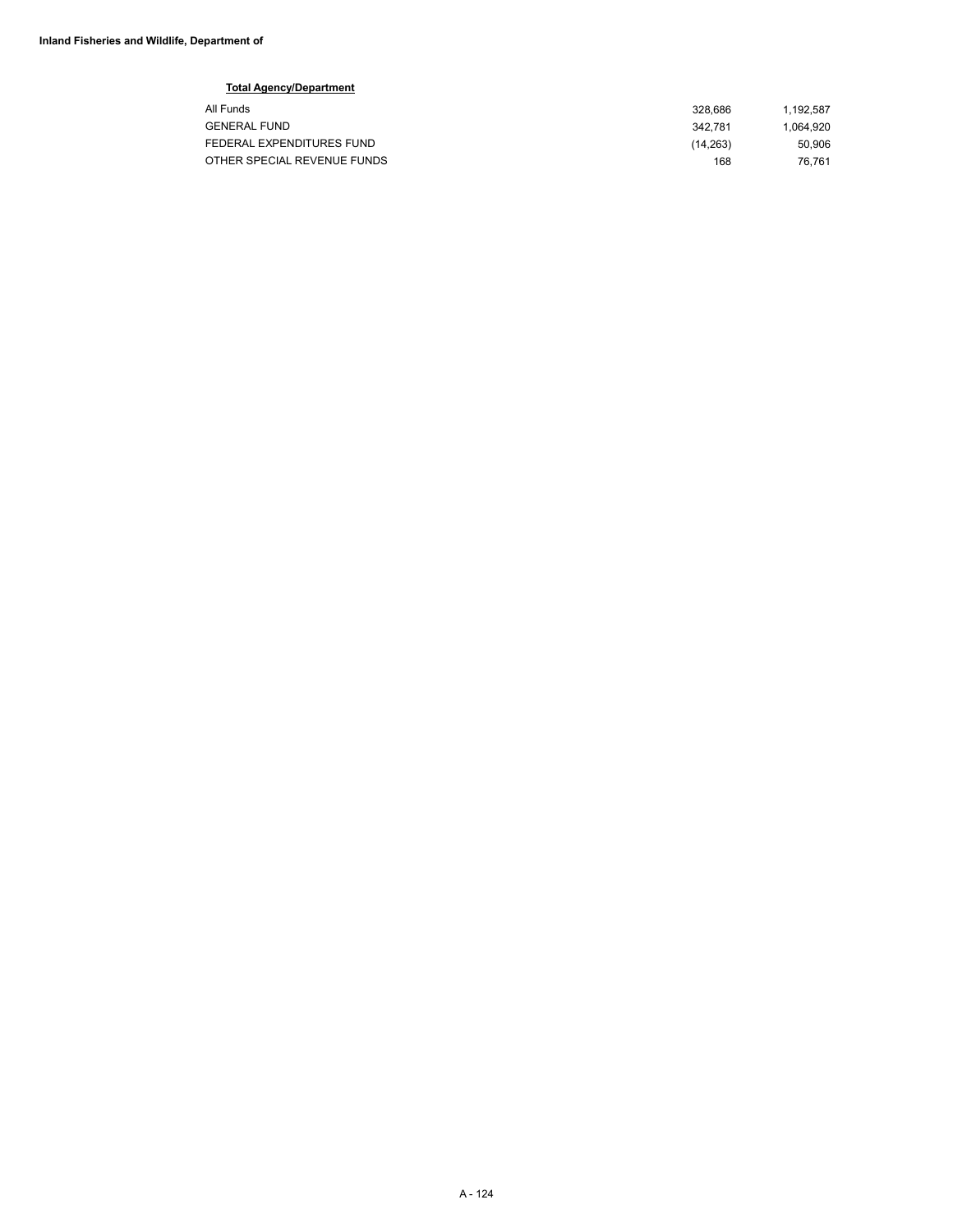**Inland Fisheries and Wildlife, Department of**

**Total Agency/Department**

| | | |
|---|---|---|
| All Funds | 328,686 | 1,192,587 |
| GENERAL FUND | 342,781 | 1,064,920 |
| FEDERAL EXPENDITURES FUND | (14,263) | 50,906 |
| OTHER SPECIAL REVENUE FUNDS | 168 | 76,761 |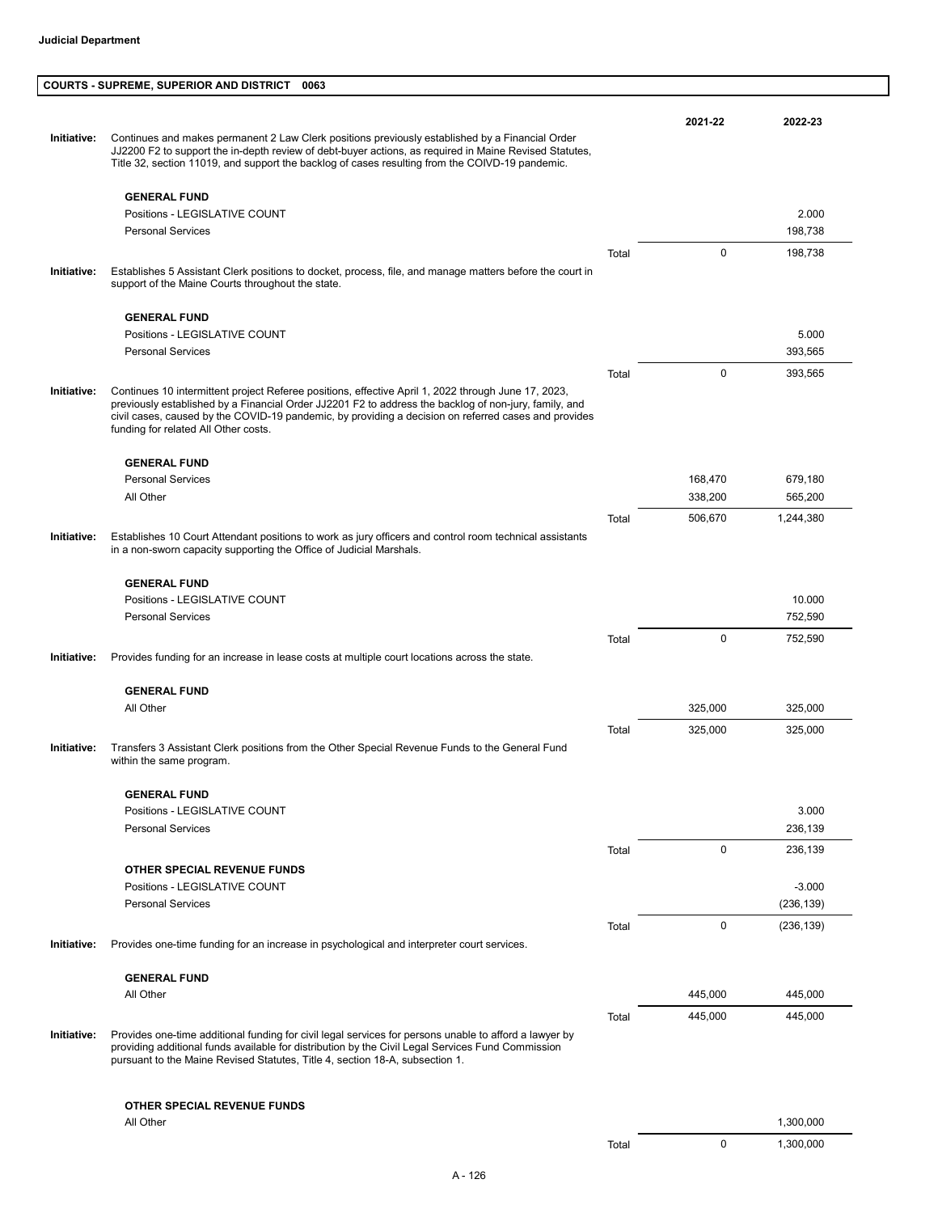**Judicial Department**

## COURTS - SUPREME, SUPERIOR AND DISTRICT 0063

| | | | 2021-22 | 2022-23 |
|---|---|---|---|---|
| **Initiative:** | Continues and makes permanent 2 Law Clerk positions previously established by a Financial Order JJ2200 F2 to support the in-depth review of debt-buyer actions, as required in Maine Revised Statutes, Title 32, section 11019, and support the backlog of cases resulting from the COIVD-19 pandemic. | | | |
| | **GENERAL FUND** | | | |
| | Positions - LEGISLATIVE COUNT | | | 2.000 |
| | Personal Services | | | 198,738 |
| | | Total | 0 | 198,738 |
| **Initiative:** | Establishes 5 Assistant Clerk positions to docket, process, file, and manage matters before the court in support of the Maine Courts throughout the state. | | | |
| | **GENERAL FUND** | | | |
| | Positions - LEGISLATIVE COUNT | | | 5.000 |
| | Personal Services | | | 393,565 |
| | | Total | 0 | 393,565 |
| **Initiative:** | Continues 10 intermittent project Referee positions, effective April 1, 2022 through June 17, 2023, previously established by a Financial Order JJ2201 F2 to address the backlog of non-jury, family, and civil cases, caused by the COVID-19 pandemic, by providing a decision on referred cases and provides funding for related All Other costs. | | | |
| | **GENERAL FUND** | | | |
| | Personal Services | | 168,470 | 679,180 |
| | All Other | | 338,200 | 565,200 |
| | | Total | 506,670 | 1,244,380 |
| **Initiative:** | Establishes 10 Court Attendant positions to work as jury officers and control room technical assistants in a non-sworn capacity supporting the Office of Judicial Marshals. | | | |
| | **GENERAL FUND** | | | |
| | Positions - LEGISLATIVE COUNT | | | 10.000 |
| | Personal Services | | | 752,590 |
| | | Total | 0 | 752,590 |
| **Initiative:** | Provides funding for an increase in lease costs at multiple court locations across the state. | | | |
| | **GENERAL FUND** | | | |
| | All Other | | 325,000 | 325,000 |
| | | Total | 325,000 | 325,000 |
| **Initiative:** | Transfers 3 Assistant Clerk positions from the Other Special Revenue Funds to the General Fund within the same program. | | | |
| | **GENERAL FUND** | | | |
| | Positions - LEGISLATIVE COUNT | | | 3.000 |
| | Personal Services | | | 236,139 |
| | | Total | 0 | 236,139 |
| | **OTHER SPECIAL REVENUE FUNDS** | | | |
| | Positions - LEGISLATIVE COUNT | | | -3.000 |
| | Personal Services | | | (236,139) |
| | | Total | 0 | (236,139) |
| **Initiative:** | Provides one-time funding for an increase in psychological and interpreter court services. | | | |
| | **GENERAL FUND** | | | |
| | All Other | | 445,000 | 445,000 |
| | | Total | 445,000 | 445,000 |
| **Initiative:** | Provides one-time additional funding for civil legal services for persons unable to afford a lawyer by providing additional funds available for distribution by the Civil Legal Services Fund Commission pursuant to the Maine Revised Statutes, Title 4, section 18-A, subsection 1. | | | |
| | **OTHER SPECIAL REVENUE FUNDS** | | | |
| | All Other | | | 1,300,000 |
| | | Total | 0 | 1,300,000 |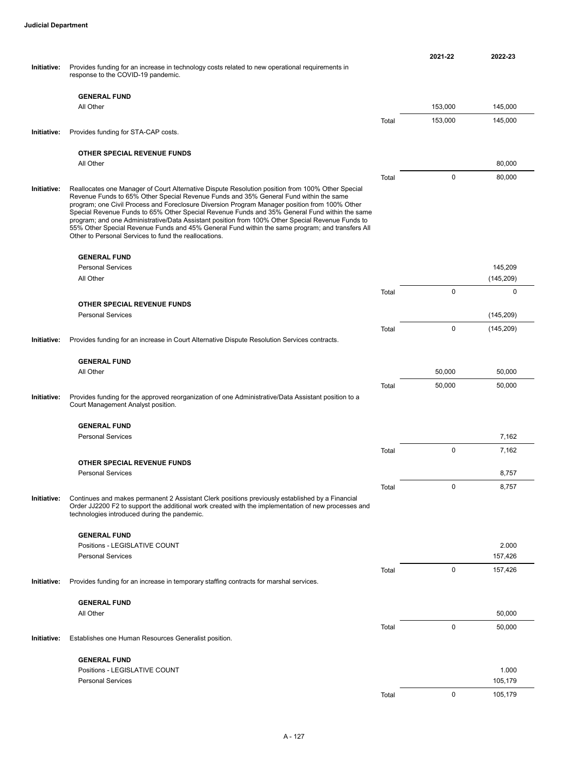| | | | 2021-22 | 2022-23 |
|---|---|---|---|---|
| **Initiative:** | Provides funding for an increase in technology costs related to new operational requirements in response to the COVID-19 pandemic. | | | |
| | **GENERAL FUND** | | | |
| | All Other | | 153,000 | 145,000 |
| | | Total | 153,000 | 145,000 |
| **Initiative:** | Provides funding for STA-CAP costs. | | | |
| | **OTHER SPECIAL REVENUE FUNDS** | | | |
| | All Other | | | 80,000 |
| | | Total | 0 | 80,000 |
| **Initiative:** | Reallocates one Manager of Court Alternative Dispute Resolution position from 100% Other Special Revenue Funds to 65% Other Special Revenue Funds and 35% General Fund within the same program; one Civil Process and Foreclosure Diversion Program Manager position from 100% Other Special Revenue Funds to 65% Other Special Revenue Funds and 35% General Fund within the same program; and one Administrative/Data Assistant position from 100% Other Special Revenue Funds to 55% Other Special Revenue Funds and 45% General Fund within the same program; and transfers All Other to Personal Services to fund the reallocations. | | | |
| | **GENERAL FUND** | | | |
| | Personal Services | | | 145,209 |
| | All Other | | | (145,209) |
| | | Total | 0 | 0 |
| | **OTHER SPECIAL REVENUE FUNDS** | | | |
| | Personal Services | | | (145,209) |
| | | Total | 0 | (145,209) |
| **Initiative:** | Provides funding for an increase in Court Alternative Dispute Resolution Services contracts. | | | |
| | **GENERAL FUND** | | | |
| | All Other | | 50,000 | 50,000 |
| | | Total | 50,000 | 50,000 |
| **Initiative:** | Provides funding for the approved reorganization of one Administrative/Data Assistant position to a Court Management Analyst position. | | | |
| | **GENERAL FUND** | | | |
| | Personal Services | | | 7,162 |
| | | Total | 0 | 7,162 |
| | **OTHER SPECIAL REVENUE FUNDS** | | | |
| | Personal Services | | | 8,757 |
| | | Total | 0 | 8,757 |
| **Initiative:** | Continues and makes permanent 2 Assistant Clerk positions previously established by a Financial Order JJ2200 F2 to support the additional work created with the implementation of new processes and technologies introduced during the pandemic. | | | |
| | **GENERAL FUND** | | | |
| | Positions - LEGISLATIVE COUNT | | | 2.000 |
| | Personal Services | | | 157,426 |
| | | Total | 0 | 157,426 |
| **Initiative:** | Provides funding for an increase in temporary staffing contracts for marshal services. | | | |
| | **GENERAL FUND** | | | |
| | All Other | | | 50,000 |
| | | Total | 0 | 50,000 |
| **Initiative:** | Establishes one Human Resources Generalist position. | | | |
| | **GENERAL FUND** | | | |
| | Positions - LEGISLATIVE COUNT | | | 1.000 |
| | Personal Services | | | 105,179 |
| | | Total | 0 | 105,179 |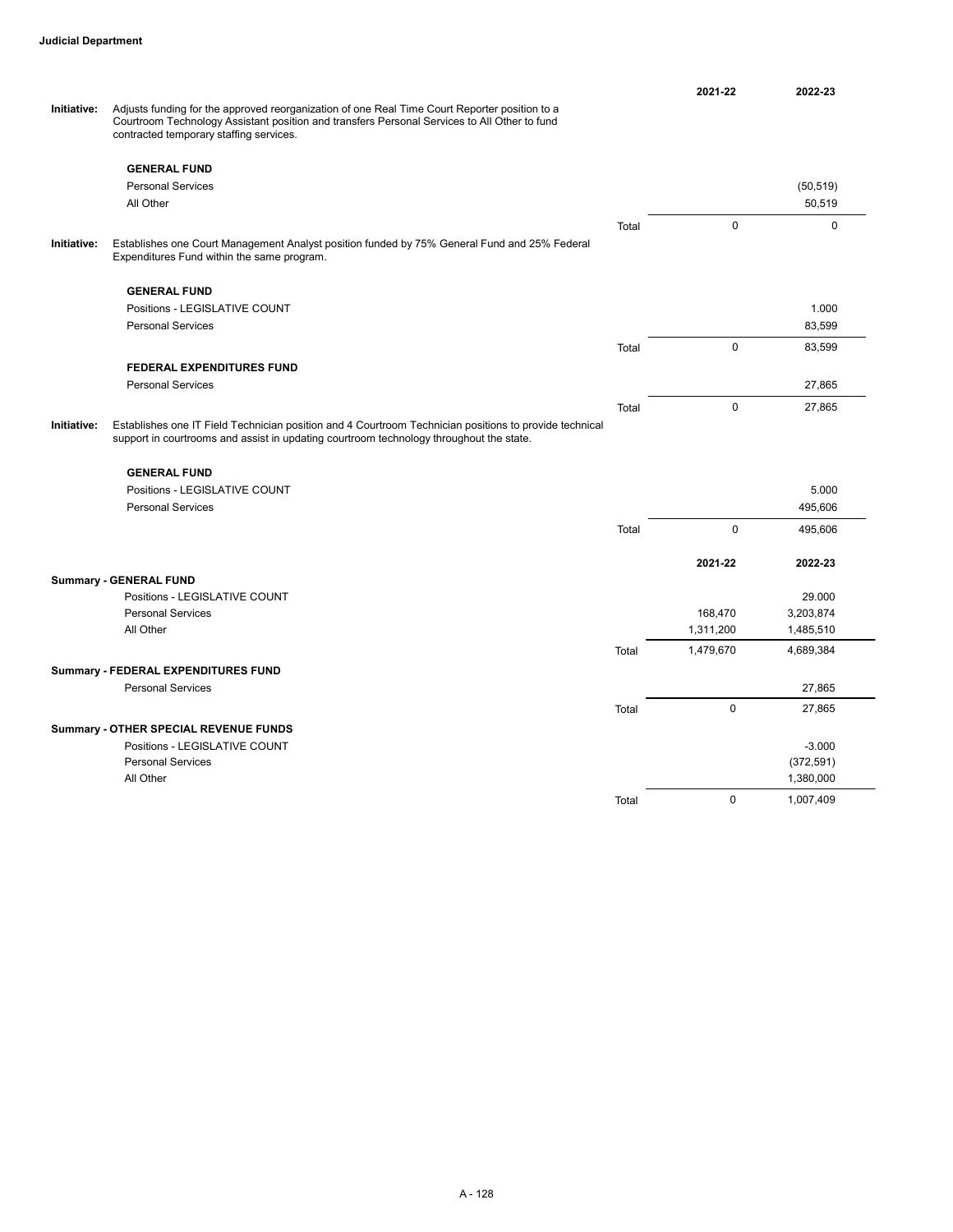| | | | 2021-22 | 2022-23 |
|---|---|---|---|---|
| **Initiative:** | Adjusts funding for the approved reorganization of one Real Time Court Reporter position to a Courtroom Technology Assistant position and transfers Personal Services to All Other to fund contracted temporary staffing services. | | | |
| | **GENERAL FUND** | | | |
| | Personal Services | | | (50,519) |
| | All Other | | | 50,519 |
| | | Total | 0 | 0 |
| **Initiative:** | Establishes one Court Management Analyst position funded by 75% General Fund and 25% Federal Expenditures Fund within the same program. | | | |
| | **GENERAL FUND** | | | |
| | Positions - LEGISLATIVE COUNT | | | 1.000 |
| | Personal Services | | | 83,599 |
| | | Total | 0 | 83,599 |
| | **FEDERAL EXPENDITURES FUND** | | | |
| | Personal Services | | | 27,865 |
| | | Total | 0 | 27,865 |
| **Initiative:** | Establishes one IT Field Technician position and 4 Courtroom Technician positions to provide technical support in courtrooms and assist in updating courtroom technology throughout the state. | | | |
| | **GENERAL FUND** | | | |
| | Positions - LEGISLATIVE COUNT | | | 5.000 |
| | Personal Services | | | 495,606 |
| | | Total | 0 | 495,606 |

| | | 2021-22 | 2022-23 |
|---|---|---|---|
| **Summary - GENERAL FUND** | | | |
| Positions - LEGISLATIVE COUNT | | | 29.000 |
| Personal Services | | 168,470 | 3,203,874 |
| All Other | | 1,311,200 | 1,485,510 |
| | Total | 1,479,670 | 4,689,384 |
| **Summary - FEDERAL EXPENDITURES FUND** | | | |
| Personal Services | | | 27,865 |
| | Total | 0 | 27,865 |
| **Summary - OTHER SPECIAL REVENUE FUNDS** | | | |
| Positions - LEGISLATIVE COUNT | | | -3.000 |
| Personal Services | | | (372,591) |
| All Other | | | 1,380,000 |
| | Total | 0 | 1,007,409 |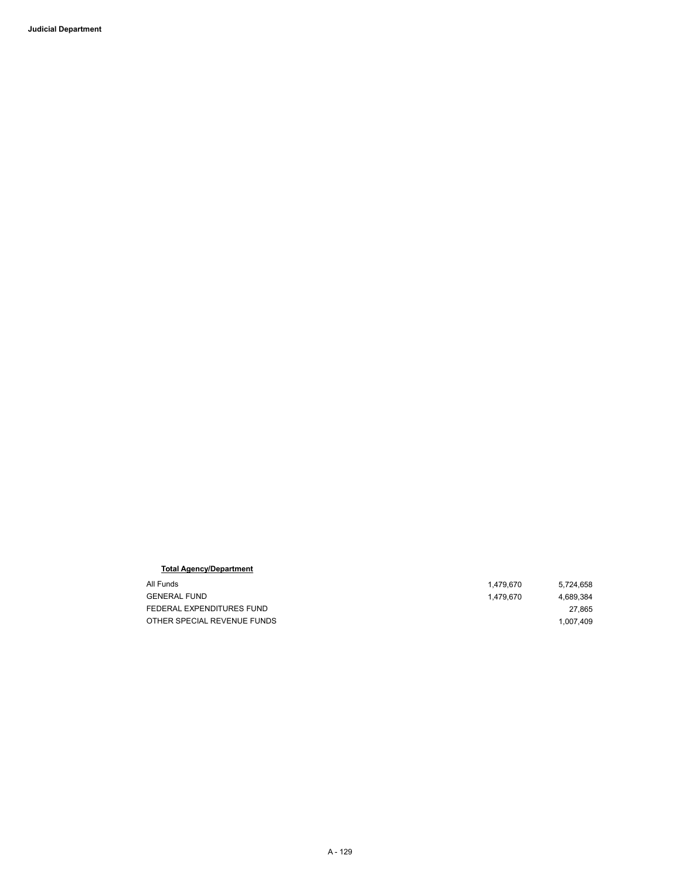**Total Agency/Department**

| | | |
|---|---|---|
| All Funds | 1,479,670 | 5,724,658 |
| GENERAL FUND | 1,479,670 | 4,689,384 |
| FEDERAL EXPENDITURES FUND | | 27,865 |
| OTHER SPECIAL REVENUE FUNDS | | 1,007,409 |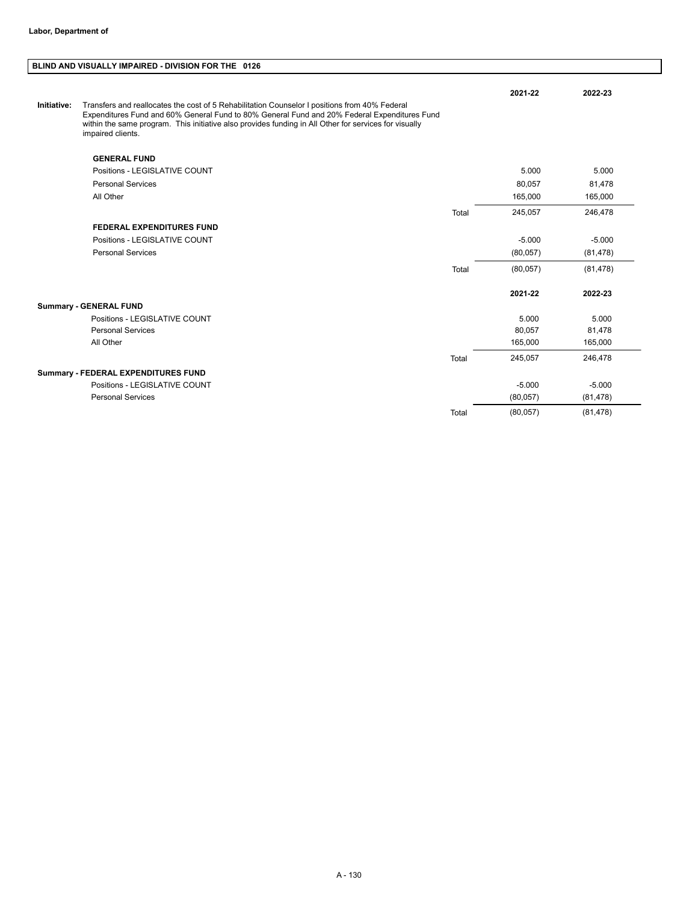**Labor, Department of**

## BLIND AND VISUALLY IMPAIRED - DIVISION FOR THE 0126

**Initiative:** Transfers and reallocates the cost of 5 Rehabilitation Counselor I positions from 40% Federal Expenditures Fund and 60% General Fund to 80% General Fund and 20% Federal Expenditures Fund within the same program. This initiative also provides funding in All Other for services for visually impaired clients.

| | | 2021-22 | 2022-23 |
|---|---|---|---|
| **GENERAL FUND** | | | |
| Positions - LEGISLATIVE COUNT | | 5.000 | 5.000 |
| Personal Services | | 80,057 | 81,478 |
| All Other | | 165,000 | 165,000 |
| | Total | 245,057 | 246,478 |
| **FEDERAL EXPENDITURES FUND** | | | |
| Positions - LEGISLATIVE COUNT | | -5.000 | -5.000 |
| Personal Services | | (80,057) | (81,478) |
| | Total | (80,057) | (81,478) |

| | | 2021-22 | 2022-23 |
|---|---|---|---|
| **Summary - GENERAL FUND** | | | |
| Positions - LEGISLATIVE COUNT | | 5.000 | 5.000 |
| Personal Services | | 80,057 | 81,478 |
| All Other | | 165,000 | 165,000 |
| | Total | 245,057 | 246,478 |
| **Summary - FEDERAL EXPENDITURES FUND** | | | |
| Positions - LEGISLATIVE COUNT | | -5.000 | -5.000 |
| Personal Services | | (80,057) | (81,478) |
| | Total | (80,057) | (81,478) |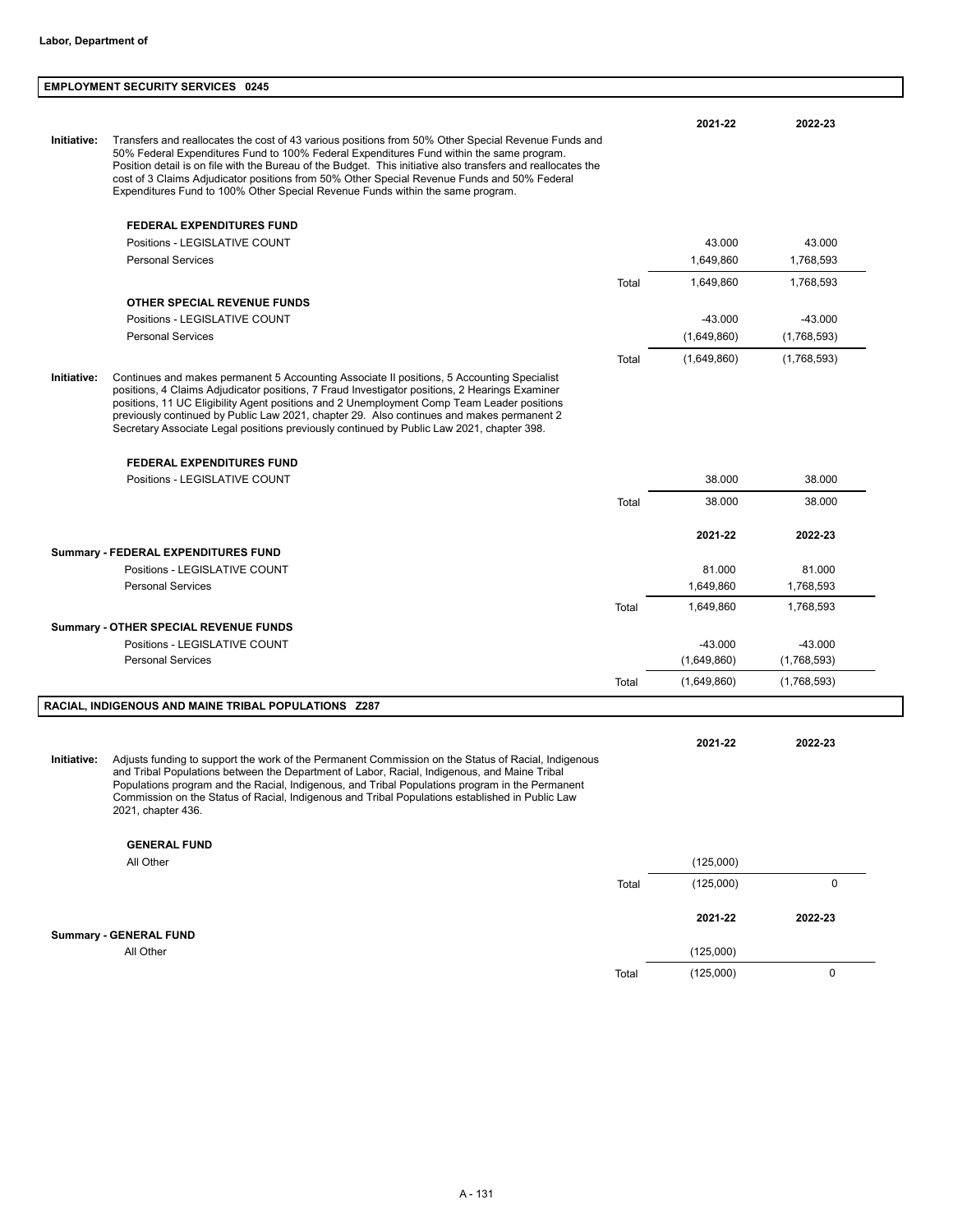**Labor, Department of**

## EMPLOYMENT SECURITY SERVICES 0245

**Initiative:** Transfers and reallocates the cost of 43 various positions from 50% Other Special Revenue Funds and 50% Federal Expenditures Fund to 100% Federal Expenditures Fund within the same program. Position detail is on file with the Bureau of the Budget. This initiative also transfers and reallocates the cost of 3 Claims Adjudicator positions from 50% Other Special Revenue Funds and 50% Federal Expenditures Fund to 100% Other Special Revenue Funds within the same program.

| | | 2021-22 | 2022-23 |
|---|---|---|---|
| **FEDERAL EXPENDITURES FUND** | | | |
| Positions - LEGISLATIVE COUNT | | 43.000 | 43.000 |
| Personal Services | | 1,649,860 | 1,768,593 |
| | Total | 1,649,860 | 1,768,593 |
| **OTHER SPECIAL REVENUE FUNDS** | | | |
| Positions - LEGISLATIVE COUNT | | -43.000 | -43.000 |
| Personal Services | | (1,649,860) | (1,768,593) |
| | Total | (1,649,860) | (1,768,593) |

**Initiative:** Continues and makes permanent 5 Accounting Associate II positions, 5 Accounting Specialist positions, 4 Claims Adjudicator positions, 7 Fraud Investigator positions, 2 Hearings Examiner positions, 11 UC Eligibility Agent positions and 2 Unemployment Comp Team Leader positions previously continued by Public Law 2021, chapter 29. Also continues and makes permanent 2 Secretary Associate Legal positions previously continued by Public Law 2021, chapter 398.

| | | 2021-22 | 2022-23 |
|---|---|---|---|
| **FEDERAL EXPENDITURES FUND** | | | |
| Positions - LEGISLATIVE COUNT | | 38.000 | 38.000 |
| | Total | 38.000 | 38.000 |

| | | 2021-22 | 2022-23 |
|---|---|---|---|
| **Summary - FEDERAL EXPENDITURES FUND** | | | |
| Positions - LEGISLATIVE COUNT | | 81.000 | 81.000 |
| Personal Services | | 1,649,860 | 1,768,593 |
| | Total | 1,649,860 | 1,768,593 |
| **Summary - OTHER SPECIAL REVENUE FUNDS** | | | |
| Positions - LEGISLATIVE COUNT | | -43.000 | -43.000 |
| Personal Services | | (1,649,860) | (1,768,593) |
| | Total | (1,649,860) | (1,768,593) |

## RACIAL, INDIGENOUS AND MAINE TRIBAL POPULATIONS Z287

**Initiative:** Adjusts funding to support the work of the Permanent Commission on the Status of Racial, Indigenous and Tribal Populations between the Department of Labor, Racial, Indigenous, and Maine Tribal Populations program and the Racial, Indigenous, and Tribal Populations program in the Permanent Commission on the Status of Racial, Indigenous and Tribal Populations established in Public Law 2021, chapter 436.

| | | 2021-22 | 2022-23 |
|---|---|---|---|
| **GENERAL FUND** | | | |
| All Other | | (125,000) | |
| | Total | (125,000) | 0 |

| | | 2021-22 | 2022-23 |
|---|---|---|---|
| **Summary - GENERAL FUND** | | | |
| All Other | | (125,000) | |
| | Total | (125,000) | 0 |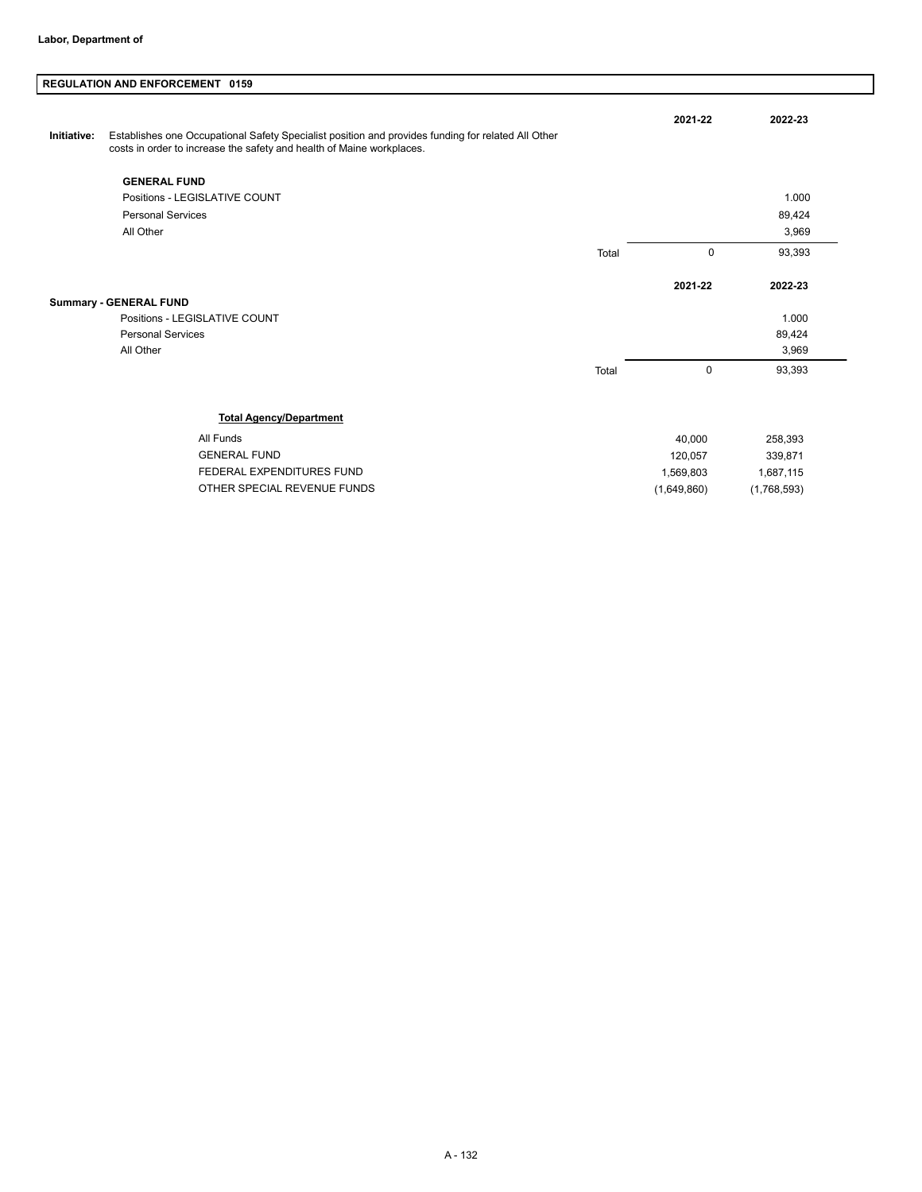**Labor, Department of**

## REGULATION AND ENFORCEMENT 0159

**Initiative:** Establishes one Occupational Safety Specialist position and provides funding for related All Other costs in order to increase the safety and health of Maine workplaces.

| **GENERAL FUND** | | **2021-22** | **2022-23** |
|---|---|---|---|
| Positions - LEGISLATIVE COUNT | | | 1.000 |
| Personal Services | | | 89,424 |
| All Other | | | 3,969 |
| | Total | 0 | 93,393 |

| **Summary - GENERAL FUND** | | **2021-22** | **2022-23** |
|---|---|---|---|
| Positions - LEGISLATIVE COUNT | | | 1.000 |
| Personal Services | | | 89,424 |
| All Other | | | 3,969 |
| | Total | 0 | 93,393 |

| **Total Agency/Department** | | |
|---|---|---|
| All Funds | 40,000 | 258,393 |
| GENERAL FUND | 120,057 | 339,871 |
| FEDERAL EXPENDITURES FUND | 1,569,803 | 1,687,115 |
| OTHER SPECIAL REVENUE FUNDS | (1,649,860) | (1,768,593) |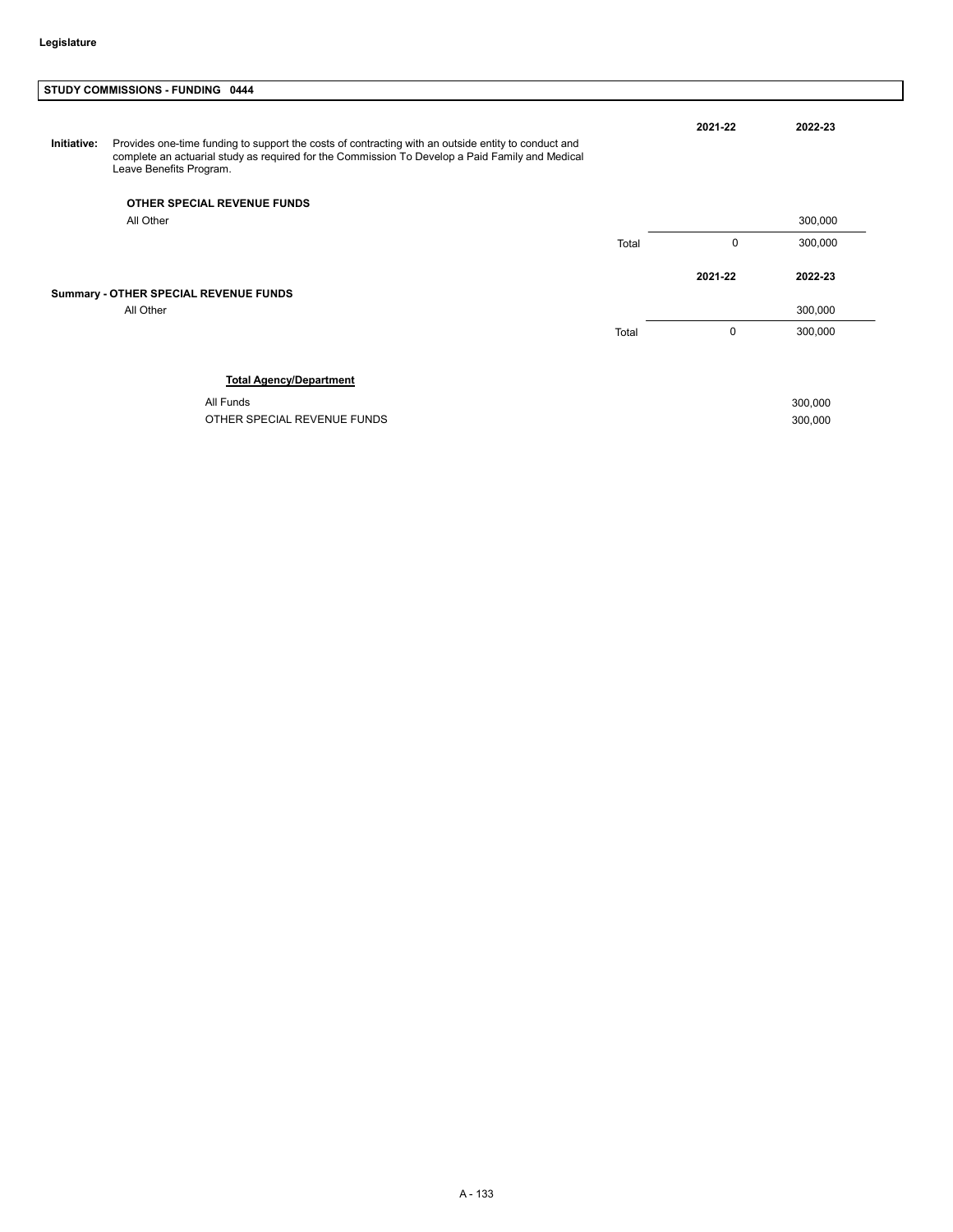## STUDY COMMISSIONS - FUNDING 0444

**Initiative:** Provides one-time funding to support the costs of contracting with an outside entity to conduct and complete an actuarial study as required for the Commission To Develop a Paid Family and Medical Leave Benefits Program.

| OTHER SPECIAL REVENUE FUNDS | | 2021-22 | 2022-23 |
|---|---|---|---|
| All Other | | | 300,000 |
| | Total | 0 | 300,000 |

| Summary - OTHER SPECIAL REVENUE FUNDS | | 2021-22 | 2022-23 |
|---|---|---|---|
| All Other | | | 300,000 |
| | Total | 0 | 300,000 |

**Total Agency/Department**

| | |
|---|---|
| All Funds | 300,000 |
| OTHER SPECIAL REVENUE FUNDS | 300,000 |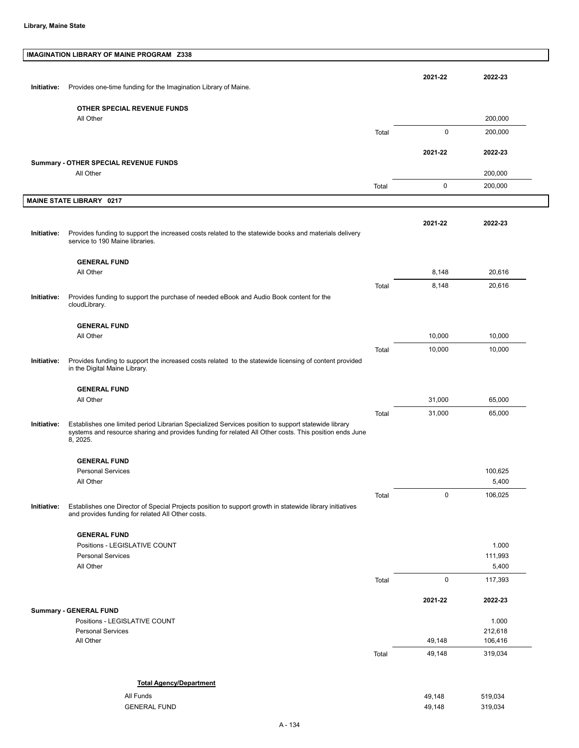**Library, Maine State**

## IMAGINATION LIBRARY OF MAINE PROGRAM Z338

| | | | 2021-22 | 2022-23 |
|---|---|---|---|---|
| **Initiative:** | Provides one-time funding for the Imagination Library of Maine. | | | |
| | **OTHER SPECIAL REVENUE FUNDS** | | | |
| | All Other | | | 200,000 |
| | | Total | 0 | 200,000 |

| | | 2021-22 | 2022-23 |
|---|---|---|---|
| **Summary - OTHER SPECIAL REVENUE FUNDS** | | | |
| All Other | | | 200,000 |
| | Total | 0 | 200,000 |

## MAINE STATE LIBRARY 0217

| | | | 2021-22 | 2022-23 |
|---|---|---|---|---|
| **Initiative:** | Provides funding to support the increased costs related to the statewide books and materials delivery service to 190 Maine libraries. | | | |
| | **GENERAL FUND** | | | |
| | All Other | | 8,148 | 20,616 |
| | | Total | 8,148 | 20,616 |
| **Initiative:** | Provides funding to support the purchase of needed eBook and Audio Book content for the cloudLibrary. | | | |
| | **GENERAL FUND** | | | |
| | All Other | | 10,000 | 10,000 |
| | | Total | 10,000 | 10,000 |
| **Initiative:** | Provides funding to support the increased costs related to the statewide licensing of content provided in the Digital Maine Library. | | | |
| | **GENERAL FUND** | | | |
| | All Other | | 31,000 | 65,000 |
| | | Total | 31,000 | 65,000 |
| **Initiative:** | Establishes one limited period Librarian Specialized Services position to support statewide library systems and resource sharing and provides funding for related All Other costs. This position ends June 8, 2025. | | | |
| | **GENERAL FUND** | | | |
| | Personal Services | | | 100,625 |
| | All Other | | | 5,400 |
| | | Total | 0 | 106,025 |
| **Initiative:** | Establishes one Director of Special Projects position to support growth in statewide library initiatives and provides funding for related All Other costs. | | | |
| | **GENERAL FUND** | | | |
| | Positions - LEGISLATIVE COUNT | | | 1.000 |
| | Personal Services | | | 111,993 |
| | All Other | | | 5,400 |
| | | Total | 0 | 117,393 |

| | | 2021-22 | 2022-23 |
|---|---|---|---|
| **Summary - GENERAL FUND** | | | |
| Positions - LEGISLATIVE COUNT | | | 1.000 |
| Personal Services | | | 212,618 |
| All Other | | 49,148 | 106,416 |
| | Total | 49,148 | 319,034 |

**Total Agency/Department**

| | 2021-22 | 2022-23 |
|---|---|---|
| All Funds | 49,148 | 519,034 |
| GENERAL FUND | 49,148 | 319,034 |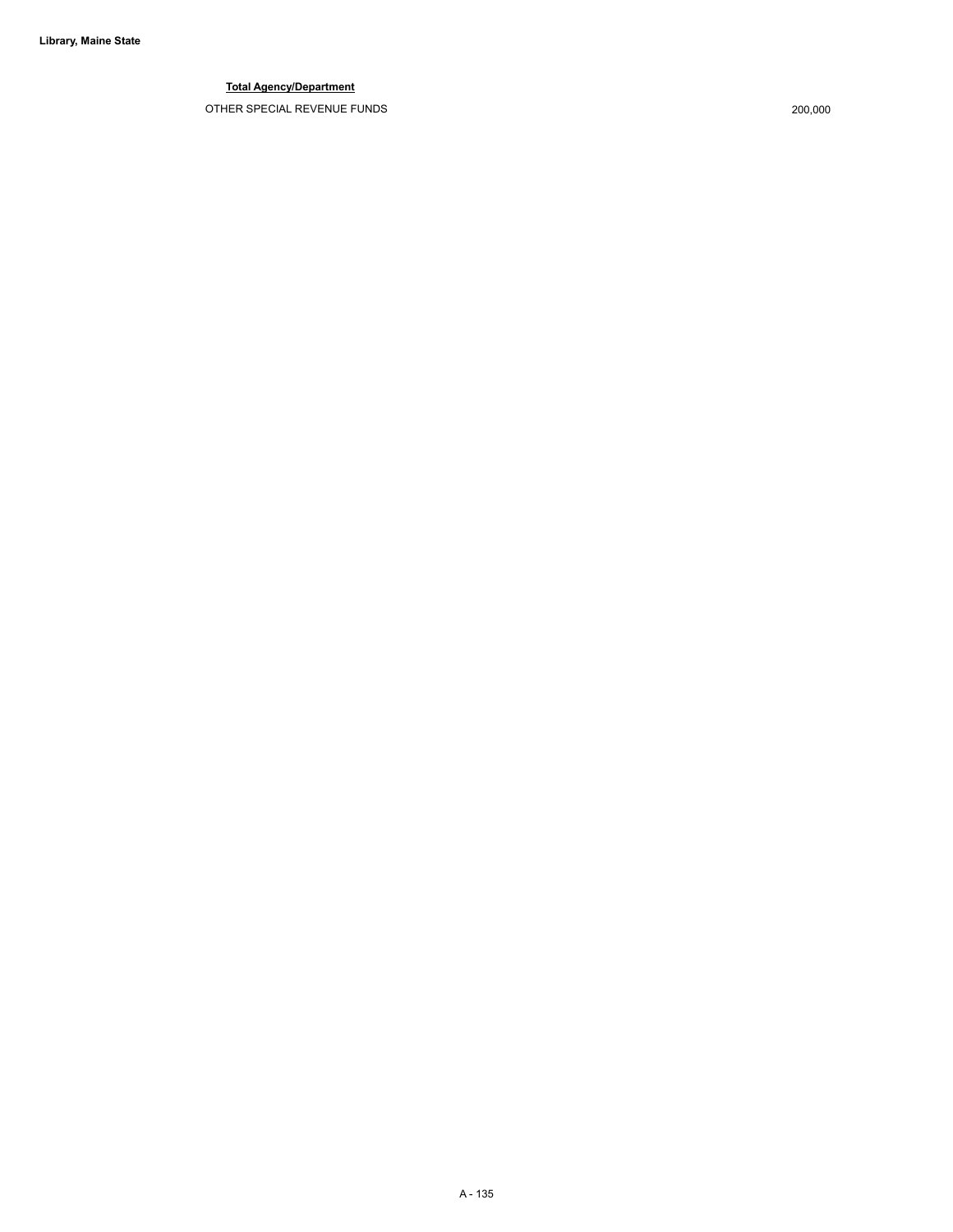**Library, Maine State**

**Total Agency/Department**

| | |
|---|---|
| OTHER SPECIAL REVENUE FUNDS | 200,000 |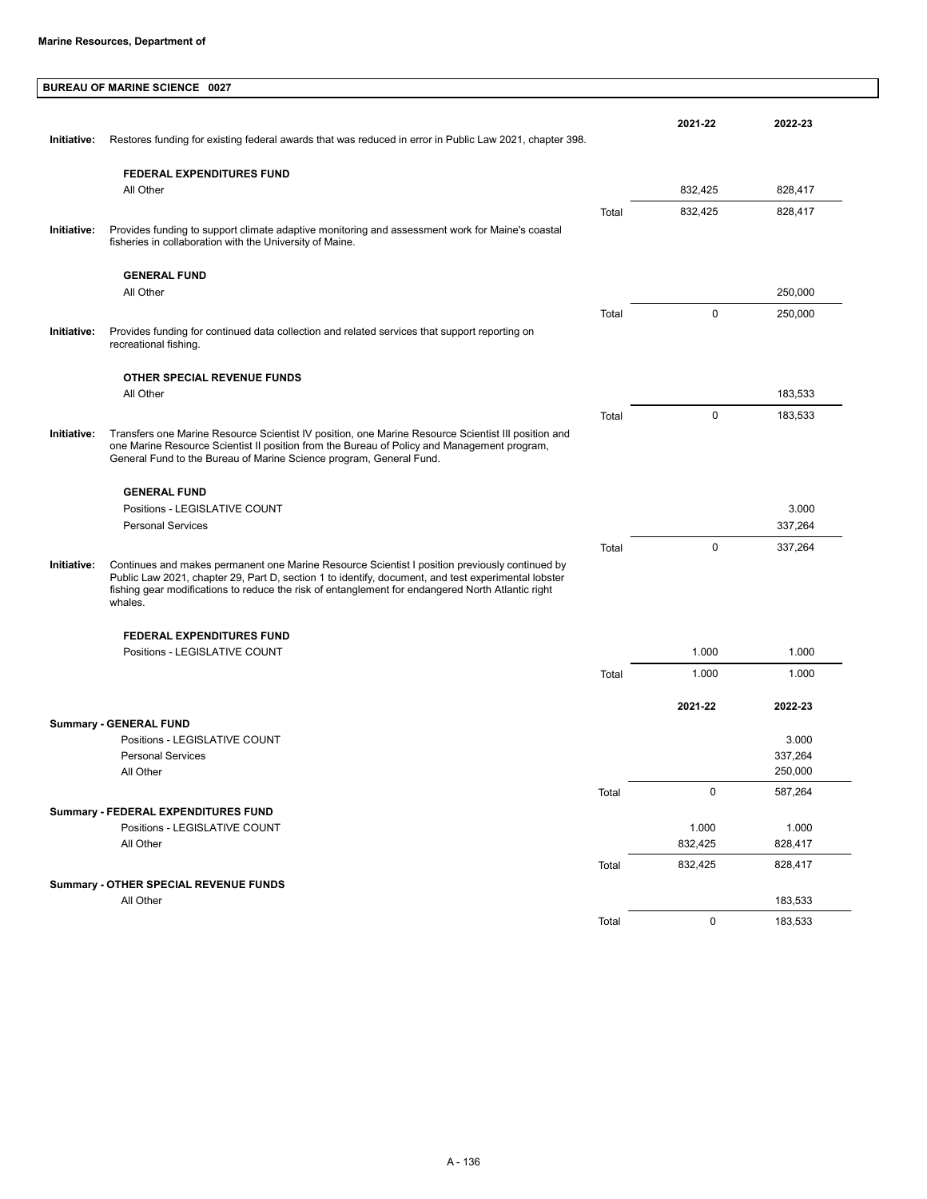**Marine Resources, Department of**

## BUREAU OF MARINE SCIENCE 0027

| | | | 2021-22 | 2022-23 |
|---|---|---|---|---|
| **Initiative:** | Restores funding for existing federal awards that was reduced in error in Public Law 2021, chapter 398. | | | |
| | **FEDERAL EXPENDITURES FUND** | | | |
| | All Other | | 832,425 | 828,417 |
| | | Total | 832,425 | 828,417 |
| **Initiative:** | Provides funding to support climate adaptive monitoring and assessment work for Maine's coastal fisheries in collaboration with the University of Maine. | | | |
| | **GENERAL FUND** | | | |
| | All Other | | | 250,000 |
| | | Total | 0 | 250,000 |
| **Initiative:** | Provides funding for continued data collection and related services that support reporting on recreational fishing. | | | |
| | **OTHER SPECIAL REVENUE FUNDS** | | | |
| | All Other | | | 183,533 |
| | | Total | 0 | 183,533 |
| **Initiative:** | Transfers one Marine Resource Scientist IV position, one Marine Resource Scientist III position and one Marine Resource Scientist II position from the Bureau of Policy and Management program, General Fund to the Bureau of Marine Science program, General Fund. | | | |
| | **GENERAL FUND** | | | |
| | Positions - LEGISLATIVE COUNT | | | 3.000 |
| | Personal Services | | | 337,264 |
| | | Total | 0 | 337,264 |
| **Initiative:** | Continues and makes permanent one Marine Resource Scientist I position previously continued by Public Law 2021, chapter 29, Part D, section 1 to identify, document, and test experimental lobster fishing gear modifications to reduce the risk of entanglement for endangered North Atlantic right whales. | | | |
| | **FEDERAL EXPENDITURES FUND** | | | |
| | Positions - LEGISLATIVE COUNT | | 1.000 | 1.000 |
| | | Total | 1.000 | 1.000 |

| | | 2021-22 | 2022-23 |
|---|---|---|---|
| **Summary - GENERAL FUND** | | | |
| Positions - LEGISLATIVE COUNT | | | 3.000 |
| Personal Services | | | 337,264 |
| All Other | | | 250,000 |
| | Total | 0 | 587,264 |
| **Summary - FEDERAL EXPENDITURES FUND** | | | |
| Positions - LEGISLATIVE COUNT | | 1.000 | 1.000 |
| All Other | | 832,425 | 828,417 |
| | Total | 832,425 | 828,417 |
| **Summary - OTHER SPECIAL REVENUE FUNDS** | | | |
| All Other | | | 183,533 |
| | Total | 0 | 183,533 |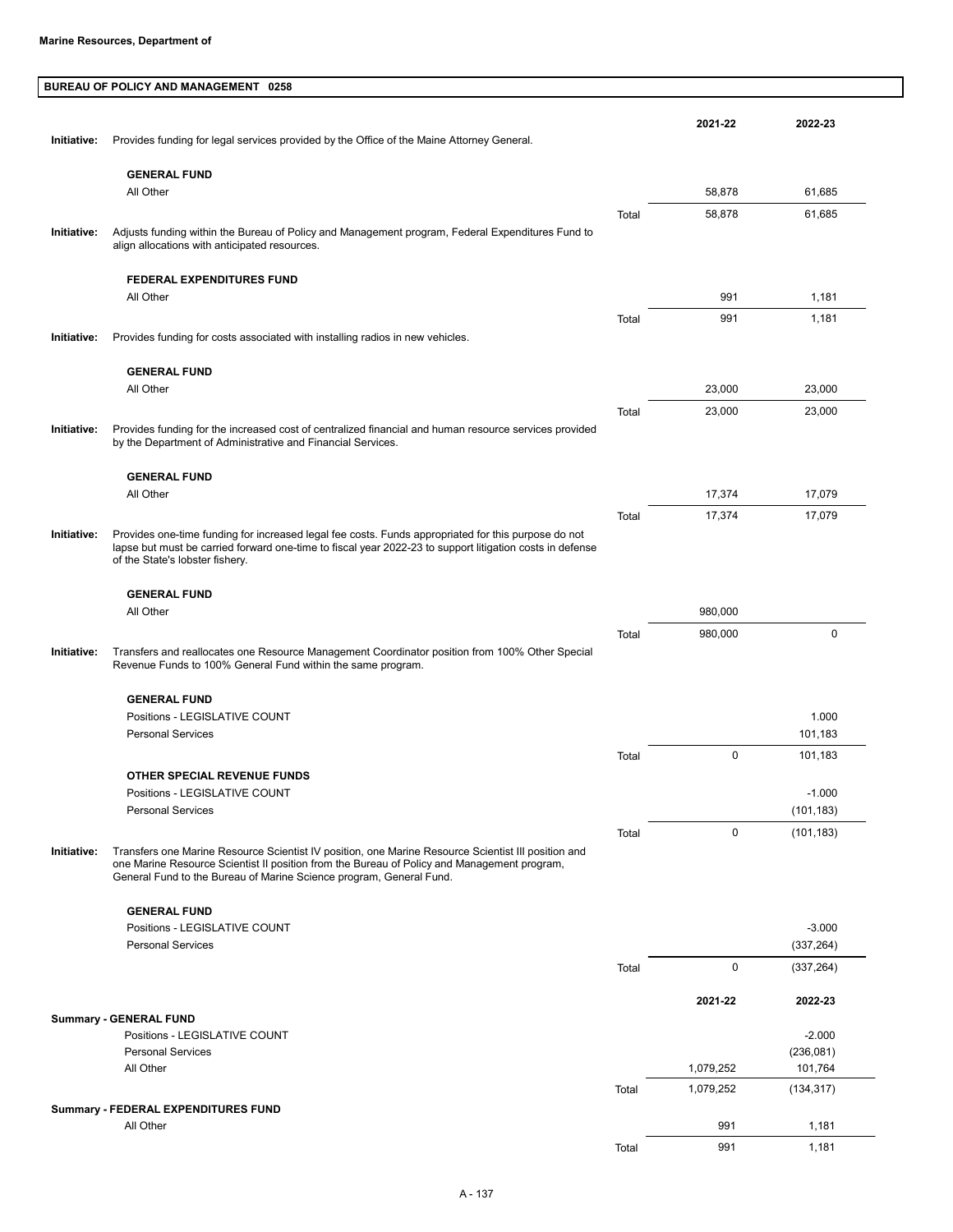**Marine Resources, Department of**

## BUREAU OF POLICY AND MANAGEMENT 0258

| | | | 2021-22 | 2022-23 |
|---|---|---|---|---|
| **Initiative:** | Provides funding for legal services provided by the Office of the Maine Attorney General. | | | |
| | **GENERAL FUND** | | | |
| | All Other | | 58,878 | 61,685 |
| | | Total | 58,878 | 61,685 |
| **Initiative:** | Adjusts funding within the Bureau of Policy and Management program, Federal Expenditures Fund to align allocations with anticipated resources. | | | |
| | **FEDERAL EXPENDITURES FUND** | | | |
| | All Other | | 991 | 1,181 |
| | | Total | 991 | 1,181 |
| **Initiative:** | Provides funding for costs associated with installing radios in new vehicles. | | | |
| | **GENERAL FUND** | | | |
| | All Other | | 23,000 | 23,000 |
| | | Total | 23,000 | 23,000 |
| **Initiative:** | Provides funding for the increased cost of centralized financial and human resource services provided by the Department of Administrative and Financial Services. | | | |
| | **GENERAL FUND** | | | |
| | All Other | | 17,374 | 17,079 |
| | | Total | 17,374 | 17,079 |
| **Initiative:** | Provides one-time funding for increased legal fee costs. Funds appropriated for this purpose do not lapse but must be carried forward one-time to fiscal year 2022-23 to support litigation costs in defense of the State's lobster fishery. | | | |
| | **GENERAL FUND** | | | |
| | All Other | | 980,000 | |
| | | Total | 980,000 | 0 |
| **Initiative:** | Transfers and reallocates one Resource Management Coordinator position from 100% Other Special Revenue Funds to 100% General Fund within the same program. | | | |
| | **GENERAL FUND** | | | |
| | Positions - LEGISLATIVE COUNT | | | 1.000 |
| | Personal Services | | | 101,183 |
| | | Total | 0 | 101,183 |
| | **OTHER SPECIAL REVENUE FUNDS** | | | |
| | Positions - LEGISLATIVE COUNT | | | -1.000 |
| | Personal Services | | | (101,183) |
| | | Total | 0 | (101,183) |
| **Initiative:** | Transfers one Marine Resource Scientist IV position, one Marine Resource Scientist III position and one Marine Resource Scientist II position from the Bureau of Policy and Management program, General Fund to the Bureau of Marine Science program, General Fund. | | | |
| | **GENERAL FUND** | | | |
| | Positions - LEGISLATIVE COUNT | | | -3.000 |
| | Personal Services | | | (337,264) |
| | | Total | 0 | (337,264) |

| | | 2021-22 | 2022-23 |
|---|---|---|---|
| **Summary - GENERAL FUND** | | | |
| Positions - LEGISLATIVE COUNT | | | -2.000 |
| Personal Services | | | (236,081) |
| All Other | | 1,079,252 | 101,764 |
| | Total | 1,079,252 | (134,317) |
| **Summary - FEDERAL EXPENDITURES FUND** | | | |
| All Other | | 991 | 1,181 |
| | Total | 991 | 1,181 |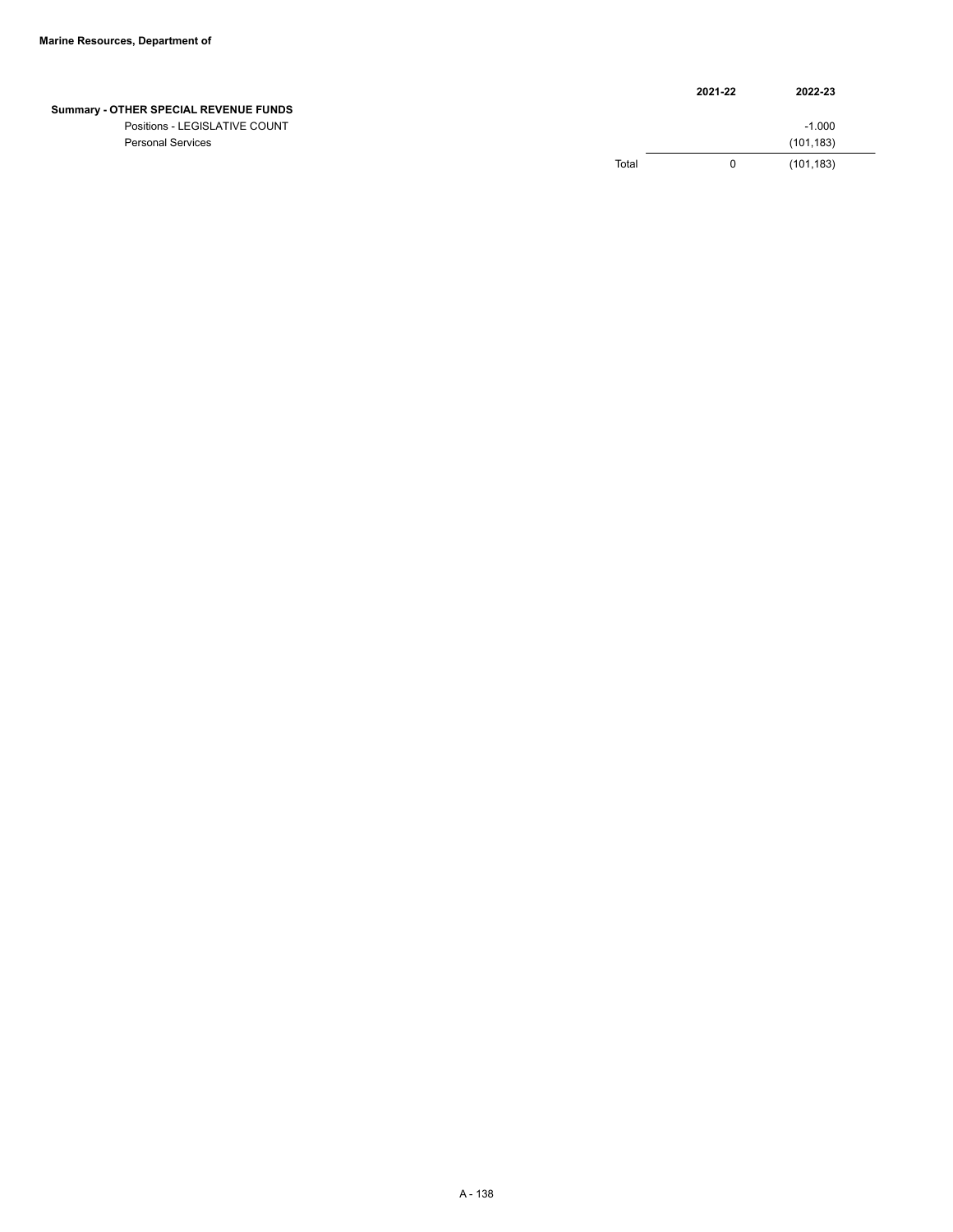**Marine Resources, Department of**

| | | 2021-22 | 2022-23 |
|---|---|---|---|
| **Summary - OTHER SPECIAL REVENUE FUNDS** | | | |
| Positions - LEGISLATIVE COUNT | | | -1.000 |
| Personal Services | | | (101,183) |
| | Total | 0 | (101,183) |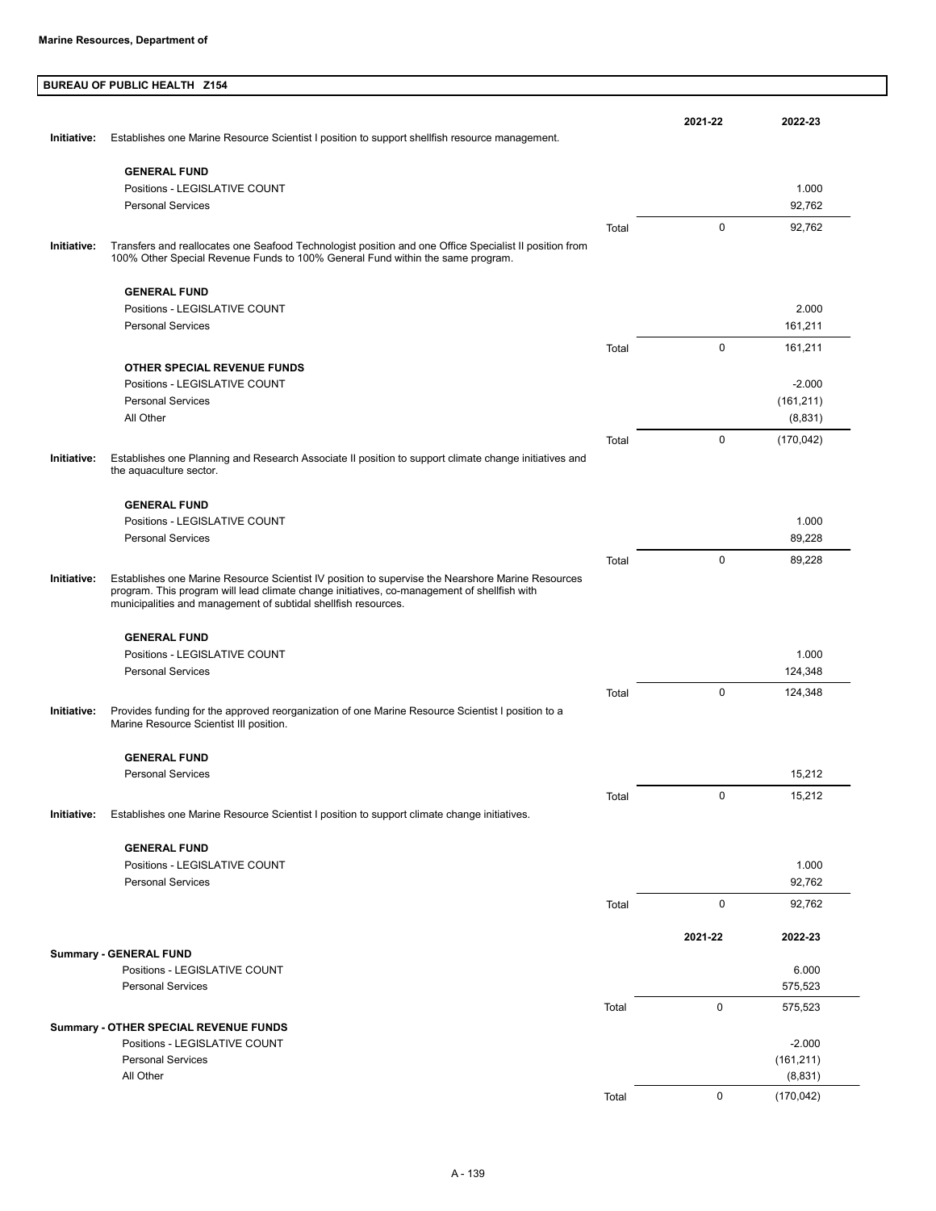**Marine Resources, Department of**

## BUREAU OF PUBLIC HEALTH Z154

| | | | 2021-22 | 2022-23 |
|---|---|---|---|---|
| **Initiative:** | Establishes one Marine Resource Scientist I position to support shellfish resource management. | | | |
| | **GENERAL FUND** | | | |
| | Positions - LEGISLATIVE COUNT | | | 1.000 |
| | Personal Services | | | 92,762 |
| | | Total | 0 | 92,762 |
| **Initiative:** | Transfers and reallocates one Seafood Technologist position and one Office Specialist II position from 100% Other Special Revenue Funds to 100% General Fund within the same program. | | | |
| | **GENERAL FUND** | | | |
| | Positions - LEGISLATIVE COUNT | | | 2.000 |
| | Personal Services | | | 161,211 |
| | | Total | 0 | 161,211 |
| | **OTHER SPECIAL REVENUE FUNDS** | | | |
| | Positions - LEGISLATIVE COUNT | | | -2.000 |
| | Personal Services | | | (161,211) |
| | All Other | | | (8,831) |
| | | Total | 0 | (170,042) |
| **Initiative:** | Establishes one Planning and Research Associate II position to support climate change initiatives and the aquaculture sector. | | | |
| | **GENERAL FUND** | | | |
| | Positions - LEGISLATIVE COUNT | | | 1.000 |
| | Personal Services | | | 89,228 |
| | | Total | 0 | 89,228 |
| **Initiative:** | Establishes one Marine Resource Scientist IV position to supervise the Nearshore Marine Resources program. This program will lead climate change initiatives, co-management of shellfish with municipalities and management of subtidal shellfish resources. | | | |
| | **GENERAL FUND** | | | |
| | Positions - LEGISLATIVE COUNT | | | 1.000 |
| | Personal Services | | | 124,348 |
| | | Total | 0 | 124,348 |
| **Initiative:** | Provides funding for the approved reorganization of one Marine Resource Scientist I position to a Marine Resource Scientist III position. | | | |
| | **GENERAL FUND** | | | |
| | Personal Services | | | 15,212 |
| | | Total | 0 | 15,212 |
| **Initiative:** | Establishes one Marine Resource Scientist I position to support climate change initiatives. | | | |
| | **GENERAL FUND** | | | |
| | Positions - LEGISLATIVE COUNT | | | 1.000 |
| | Personal Services | | | 92,762 |
| | | Total | 0 | 92,762 |

| | | 2021-22 | 2022-23 |
|---|---|---|---|
| **Summary - GENERAL FUND** | | | |
| Positions - LEGISLATIVE COUNT | | | 6.000 |
| Personal Services | | | 575,523 |
| | Total | 0 | 575,523 |
| **Summary - OTHER SPECIAL REVENUE FUNDS** | | | |
| Positions - LEGISLATIVE COUNT | | | -2.000 |
| Personal Services | | | (161,211) |
| All Other | | | (8,831) |
| | Total | 0 | (170,042) |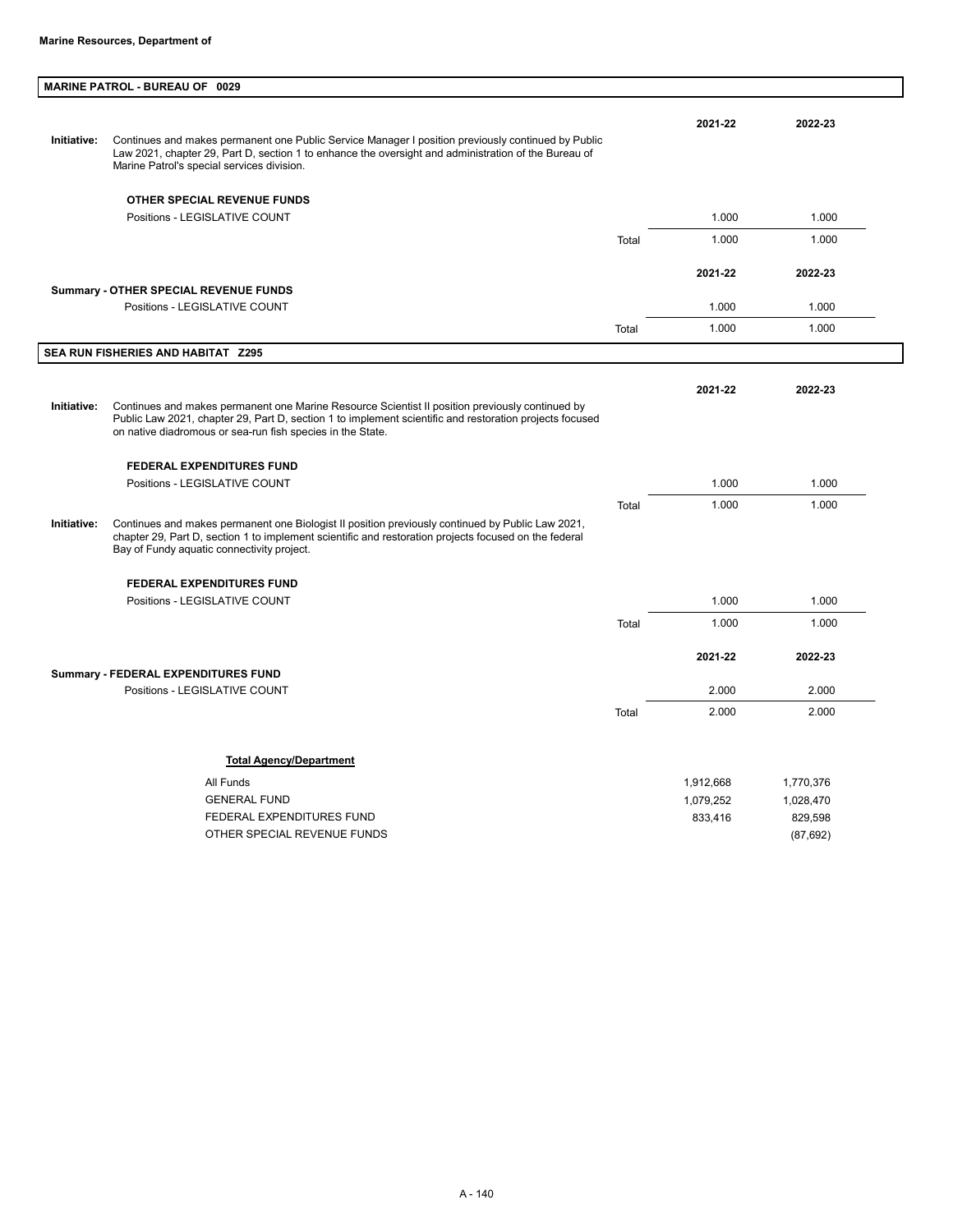## MARINE PATROL - BUREAU OF 0029

| | | | 2021-22 | 2022-23 |
|---|---|---|---|---|
| **Initiative:** | Continues and makes permanent one Public Service Manager I position previously continued by Public Law 2021, chapter 29, Part D, section 1 to enhance the oversight and administration of the Bureau of Marine Patrol's special services division. | | | |
| | **OTHER SPECIAL REVENUE FUNDS** | | | |
| | Positions - LEGISLATIVE COUNT | | 1.000 | 1.000 |
| | | Total | 1.000 | 1.000 |

| | | 2021-22 | 2022-23 |
|---|---|---|---|
| **Summary - OTHER SPECIAL REVENUE FUNDS** | | | |
| Positions - LEGISLATIVE COUNT | | 1.000 | 1.000 |
| | Total | 1.000 | 1.000 |

## SEA RUN FISHERIES AND HABITAT Z295

| | | | 2021-22 | 2022-23 |
|---|---|---|---|---|
| **Initiative:** | Continues and makes permanent one Marine Resource Scientist II position previously continued by Public Law 2021, chapter 29, Part D, section 1 to implement scientific and restoration projects focused on native diadromous or sea-run fish species in the State. | | | |
| | **FEDERAL EXPENDITURES FUND** | | | |
| | Positions - LEGISLATIVE COUNT | | 1.000 | 1.000 |
| | | Total | 1.000 | 1.000 |
| **Initiative:** | Continues and makes permanent one Biologist II position previously continued by Public Law 2021, chapter 29, Part D, section 1 to implement scientific and restoration projects focused on the federal Bay of Fundy aquatic connectivity project. | | | |
| | **FEDERAL EXPENDITURES FUND** | | | |
| | Positions - LEGISLATIVE COUNT | | 1.000 | 1.000 |
| | | Total | 1.000 | 1.000 |

| | | 2021-22 | 2022-23 |
|---|---|---|---|
| **Summary - FEDERAL EXPENDITURES FUND** | | | |
| Positions - LEGISLATIVE COUNT | | 2.000 | 2.000 |
| | Total | 2.000 | 2.000 |

**Total Agency/Department**

| | 2021-22 | 2022-23 |
|---|---|---|
| All Funds | 1,912,668 | 1,770,376 |
| GENERAL FUND | 1,079,252 | 1,028,470 |
| FEDERAL EXPENDITURES FUND | 833,416 | 829,598 |
| OTHER SPECIAL REVENUE FUNDS | | (87,692) |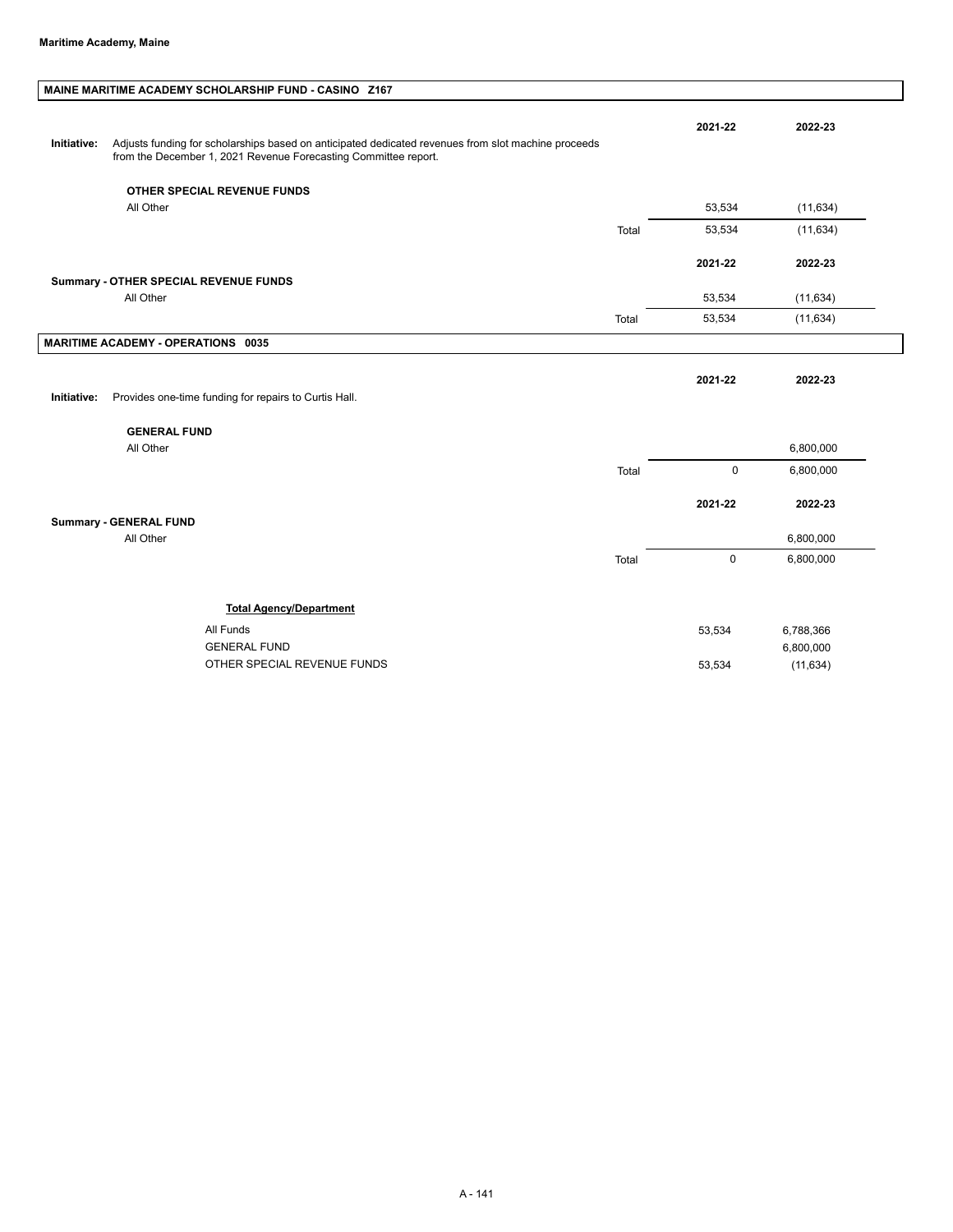**Maritime Academy, Maine**

## MAINE MARITIME ACADEMY SCHOLARSHIP FUND - CASINO Z167

**Initiative:** Adjusts funding for scholarships based on anticipated dedicated revenues from slot machine proceeds from the December 1, 2021 Revenue Forecasting Committee report.

| | | 2021-22 | 2022-23 |
|---|---|---|---|
| **OTHER SPECIAL REVENUE FUNDS** | | | |
| All Other | | 53,534 | (11,634) |
| | Total | 53,534 | (11,634) |

| | | 2021-22 | 2022-23 |
|---|---|---|---|
| **Summary - OTHER SPECIAL REVENUE FUNDS** | | | |
| All Other | | 53,534 | (11,634) |
| | Total | 53,534 | (11,634) |

## MARITIME ACADEMY - OPERATIONS 0035

**Initiative:** Provides one-time funding for repairs to Curtis Hall.

| | | 2021-22 | 2022-23 |
|---|---|---|---|
| **GENERAL FUND** | | | |
| All Other | | | 6,800,000 |
| | Total | 0 | 6,800,000 |

| | | 2021-22 | 2022-23 |
|---|---|---|---|
| **Summary - GENERAL FUND** | | | |
| All Other | | | 6,800,000 |
| | Total | 0 | 6,800,000 |

| **Total Agency/Department** | 2021-22 | 2022-23 |
|---|---|---|
| All Funds | 53,534 | 6,788,366 |
| GENERAL FUND | | 6,800,000 |
| OTHER SPECIAL REVENUE FUNDS | 53,534 | (11,634) |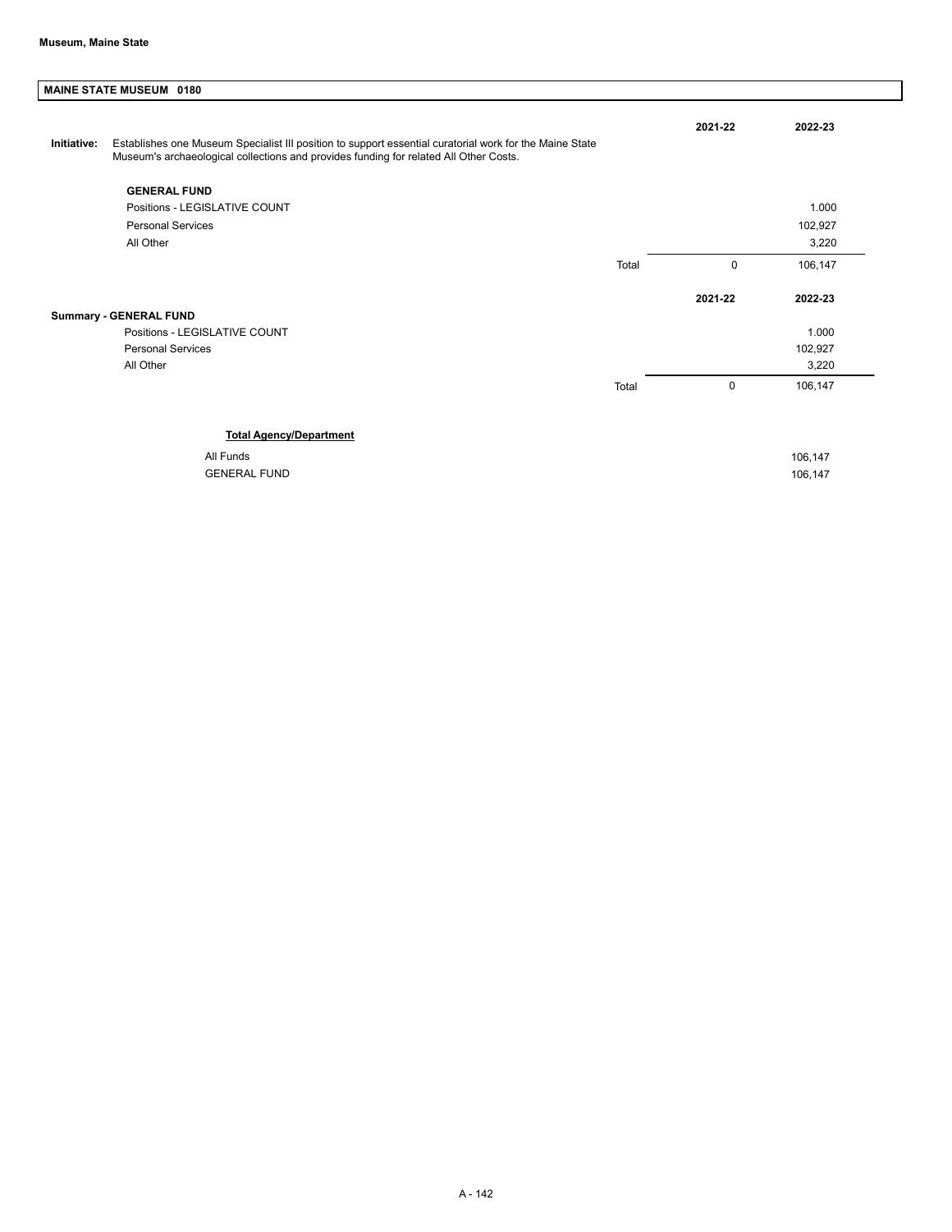**Museum, Maine State**

## MAINE STATE MUSEUM 0180

**Initiative:** Establishes one Museum Specialist III position to support essential curatorial work for the Maine State Museum's archaeological collections and provides funding for related All Other Costs.

| GENERAL FUND | | 2021-22 | 2022-23 |
|---|---|---|---|
| Positions - LEGISLATIVE COUNT | | | 1.000 |
| Personal Services | | | 102,927 |
| All Other | | | 3,220 |
| | Total | 0 | 106,147 |

| Summary - GENERAL FUND | | 2021-22 | 2022-23 |
|---|---|---|---|
| Positions - LEGISLATIVE COUNT | | | 1.000 |
| Personal Services | | | 102,927 |
| All Other | | | 3,220 |
| | Total | 0 | 106,147 |

**Total Agency/Department**

| | |
|---|---|
| All Funds | 106,147 |
| GENERAL FUND | 106,147 |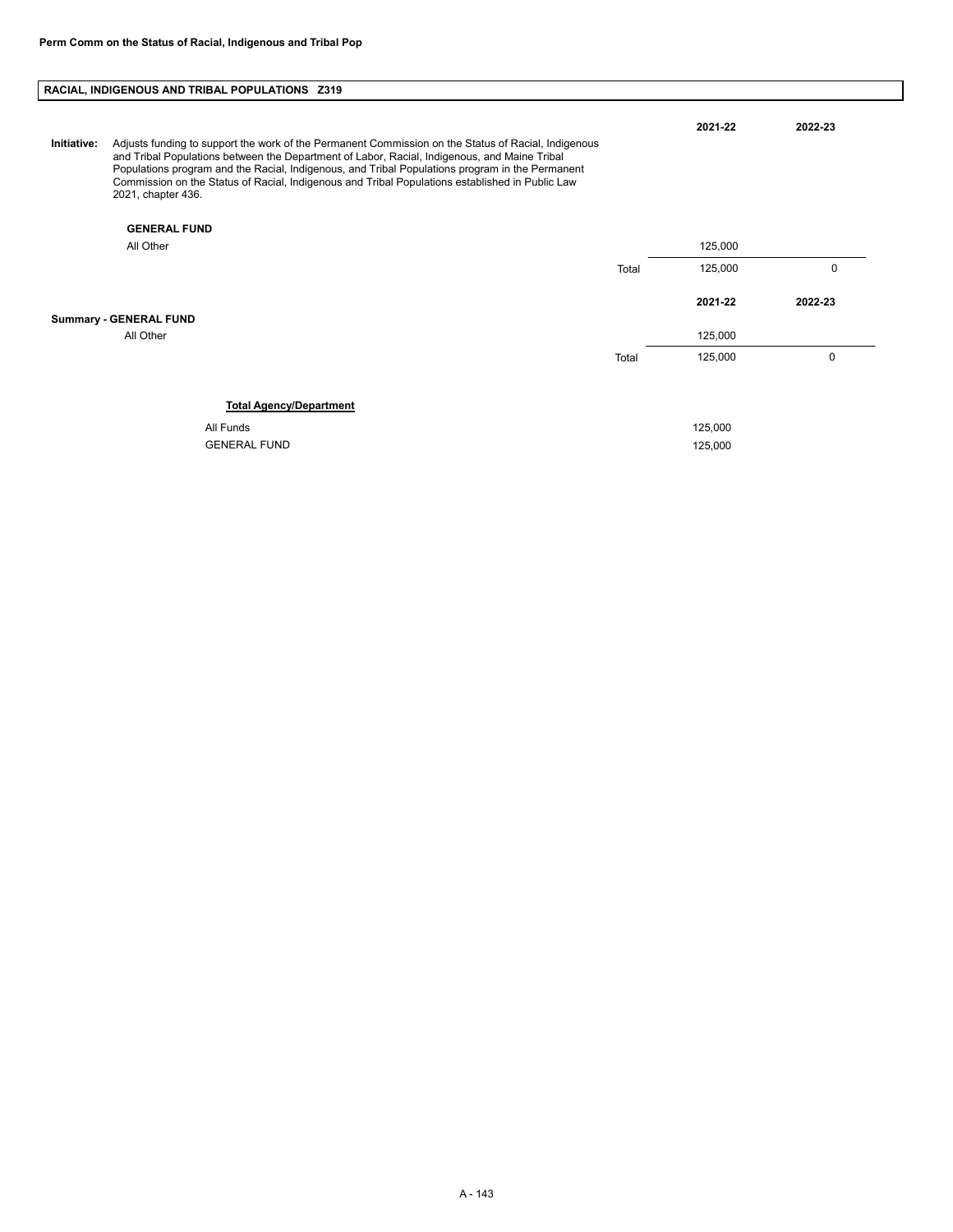**Perm Comm on the Status of Racial, Indigenous and Tribal Pop**

## RACIAL, INDIGENOUS AND TRIBAL POPULATIONS Z319

| | | 2021-22 | 2022-23 |
|---|---|---|---|
| **Initiative:** Adjusts funding to support the work of the Permanent Commission on the Status of Racial, Indigenous and Tribal Populations between the Department of Labor, Racial, Indigenous, and Maine Tribal Populations program and the Racial, Indigenous, and Tribal Populations program in the Permanent Commission on the Status of Racial, Indigenous and Tribal Populations established in Public Law 2021, chapter 436. | | | |
| **GENERAL FUND** | | | |
| All Other | | 125,000 | |
| | Total | 125,000 | 0 |

| | | 2021-22 | 2022-23 |
|---|---|---|---|
| **Summary - GENERAL FUND** | | | |
| All Other | | 125,000 | |
| | Total | 125,000 | 0 |

**Total Agency/Department**

| | |
|---|---|
| All Funds | 125,000 |
| GENERAL FUND | 125,000 |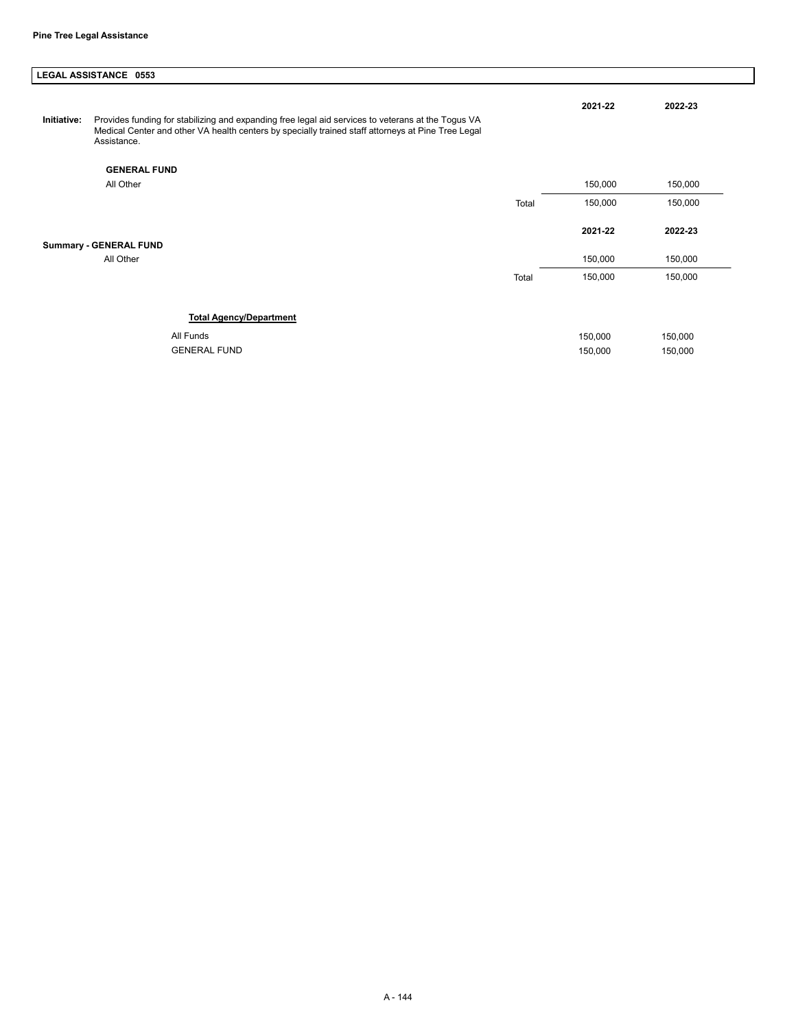**Pine Tree Legal Assistance**

**LEGAL ASSISTANCE 0553**

| | | | 2021-22 | 2022-23 |
|---|---|---|---|---|
| **Initiative:** | Provides funding for stabilizing and expanding free legal aid services to veterans at the Togus VA Medical Center and other VA health centers by specially trained staff attorneys at Pine Tree Legal Assistance. | | | |
| | **GENERAL FUND** | | | |
| | All Other | | 150,000 | 150,000 |
| | | Total | 150,000 | 150,000 |

| | | 2021-22 | 2022-23 |
|---|---|---|---|
| **Summary - GENERAL FUND** | | | |
| All Other | | 150,000 | 150,000 |
| | Total | 150,000 | 150,000 |

| **Total Agency/Department** | | |
|---|---|---|
| All Funds | 150,000 | 150,000 |
| GENERAL FUND | 150,000 | 150,000 |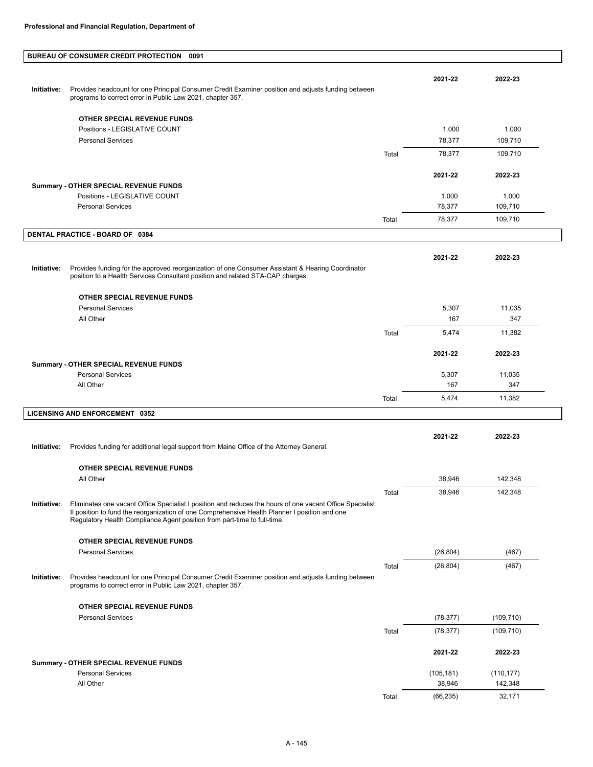**Professional and Financial Regulation, Department of**

## BUREAU OF CONSUMER CREDIT PROTECTION 0091

| | | | 2021-22 | 2022-23 |
|---|---|---|---|---|
| **Initiative:** | Provides headcount for one Principal Consumer Credit Examiner position and adjusts funding between programs to correct error in Public Law 2021, chapter 357. | | | |
| | **OTHER SPECIAL REVENUE FUNDS** | | | |
| | Positions - LEGISLATIVE COUNT | | 1.000 | 1.000 |
| | Personal Services | | 78,377 | 109,710 |
| | | Total | 78,377 | 109,710 |

| | | 2021-22 | 2022-23 |
|---|---|---|---|
| **Summary - OTHER SPECIAL REVENUE FUNDS** | | | |
| Positions - LEGISLATIVE COUNT | | 1.000 | 1.000 |
| Personal Services | | 78,377 | 109,710 |
| | Total | 78,377 | 109,710 |

## DENTAL PRACTICE - BOARD OF 0384

| | | | 2021-22 | 2022-23 |
|---|---|---|---|---|
| **Initiative:** | Provides funding for the approved reorganization of one Consumer Assistant & Hearing Coordinator position to a Health Services Consultant position and related STA-CAP charges. | | | |
| | **OTHER SPECIAL REVENUE FUNDS** | | | |
| | Personal Services | | 5,307 | 11,035 |
| | All Other | | 167 | 347 |
| | | Total | 5,474 | 11,382 |

| | | 2021-22 | 2022-23 |
|---|---|---|---|
| **Summary - OTHER SPECIAL REVENUE FUNDS** | | | |
| Personal Services | | 5,307 | 11,035 |
| All Other | | 167 | 347 |
| | Total | 5,474 | 11,382 |

## LICENSING AND ENFORCEMENT 0352

| | | | 2021-22 | 2022-23 |
|---|---|---|---|---|
| **Initiative:** | Provides funding for additional legal support from Maine Office of the Attorney General. | | | |
| | **OTHER SPECIAL REVENUE FUNDS** | | | |
| | All Other | | 38,946 | 142,348 |
| | | Total | 38,946 | 142,348 |
| **Initiative:** | Eliminates one vacant Office Specialist I position and reduces the hours of one vacant Office Specialist II position to fund the reorganization of one Comprehensive Health Planner I position and one Regulatory Health Compliance Agent position from part-time to full-time. | | | |
| | **OTHER SPECIAL REVENUE FUNDS** | | | |
| | Personal Services | | (26,804) | (467) |
| | | Total | (26,804) | (467) |
| **Initiative:** | Provides headcount for one Principal Consumer Credit Examiner position and adjusts funding between programs to correct error in Public Law 2021, chapter 357. | | | |
| | **OTHER SPECIAL REVENUE FUNDS** | | | |
| | Personal Services | | (78,377) | (109,710) |
| | | Total | (78,377) | (109,710) |

| | | 2021-22 | 2022-23 |
|---|---|---|---|
| **Summary - OTHER SPECIAL REVENUE FUNDS** | | | |
| Personal Services | | (105,181) | (110,177) |
| All Other | | 38,946 | 142,348 |
| | Total | (66,235) | 32,171 |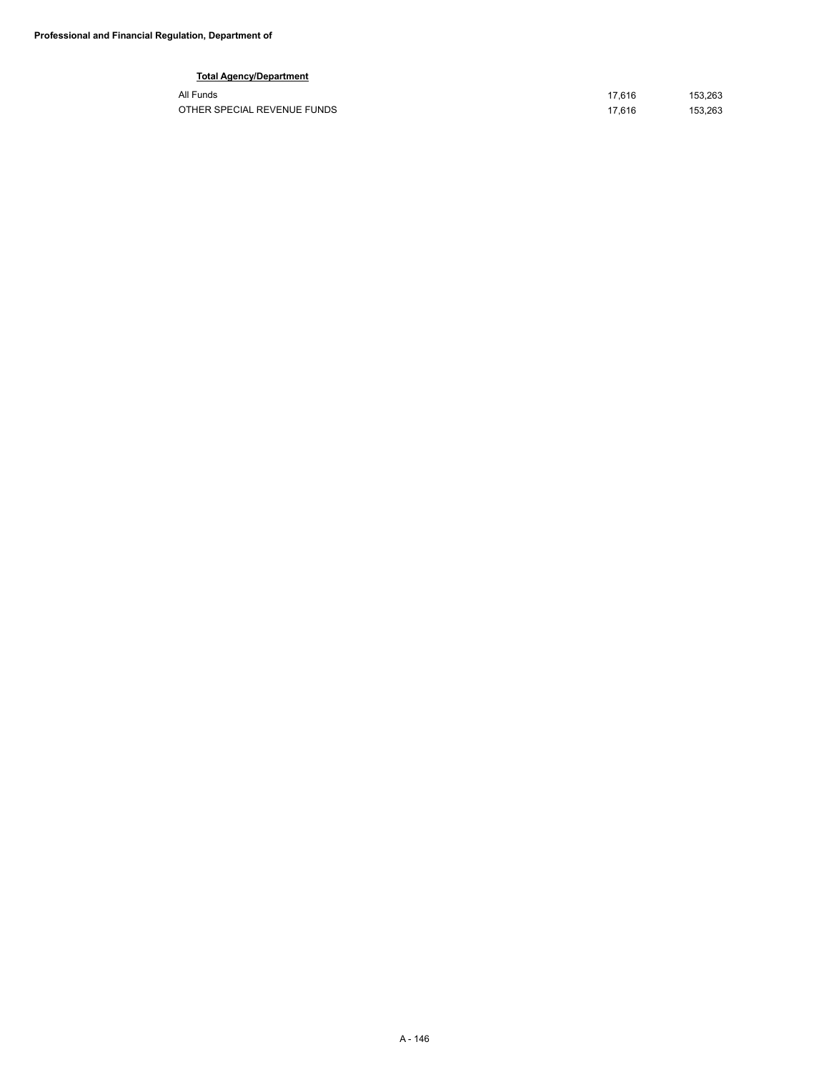**Professional and Financial Regulation, Department of**

**Total Agency/Department**

| | | |
|---|---|---|
| All Funds | 17,616 | 153,263 |
| OTHER SPECIAL REVENUE FUNDS | 17,616 | 153,263 |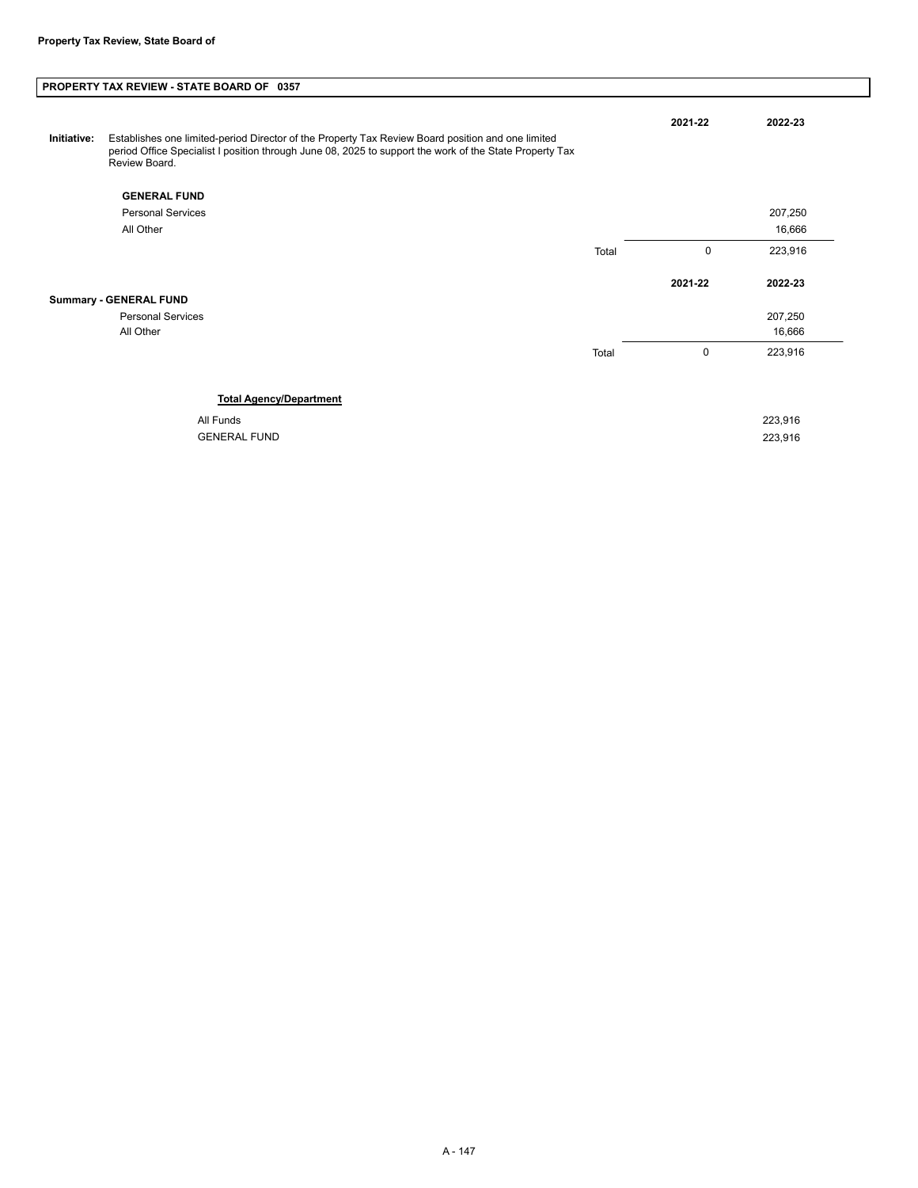**Property Tax Review, State Board of**

## PROPERTY TAX REVIEW - STATE BOARD OF 0357

**Initiative:** Establishes one limited-period Director of the Property Tax Review Board position and one limited period Office Specialist I position through June 08, 2025 to support the work of the State Property Tax Review Board.

| | | 2021-22 | 2022-23 |
|---|---|---|---|
| **GENERAL FUND** | | | |
| Personal Services | | | 207,250 |
| All Other | | | 16,666 |
| | Total | 0 | 223,916 |

| | | 2021-22 | 2022-23 |
|---|---|---|---|
| **Summary - GENERAL FUND** | | | |
| Personal Services | | | 207,250 |
| All Other | | | 16,666 |
| | Total | 0 | 223,916 |

**Total Agency/Department**

| | |
|---|---|
| All Funds | 223,916 |
| GENERAL FUND | 223,916 |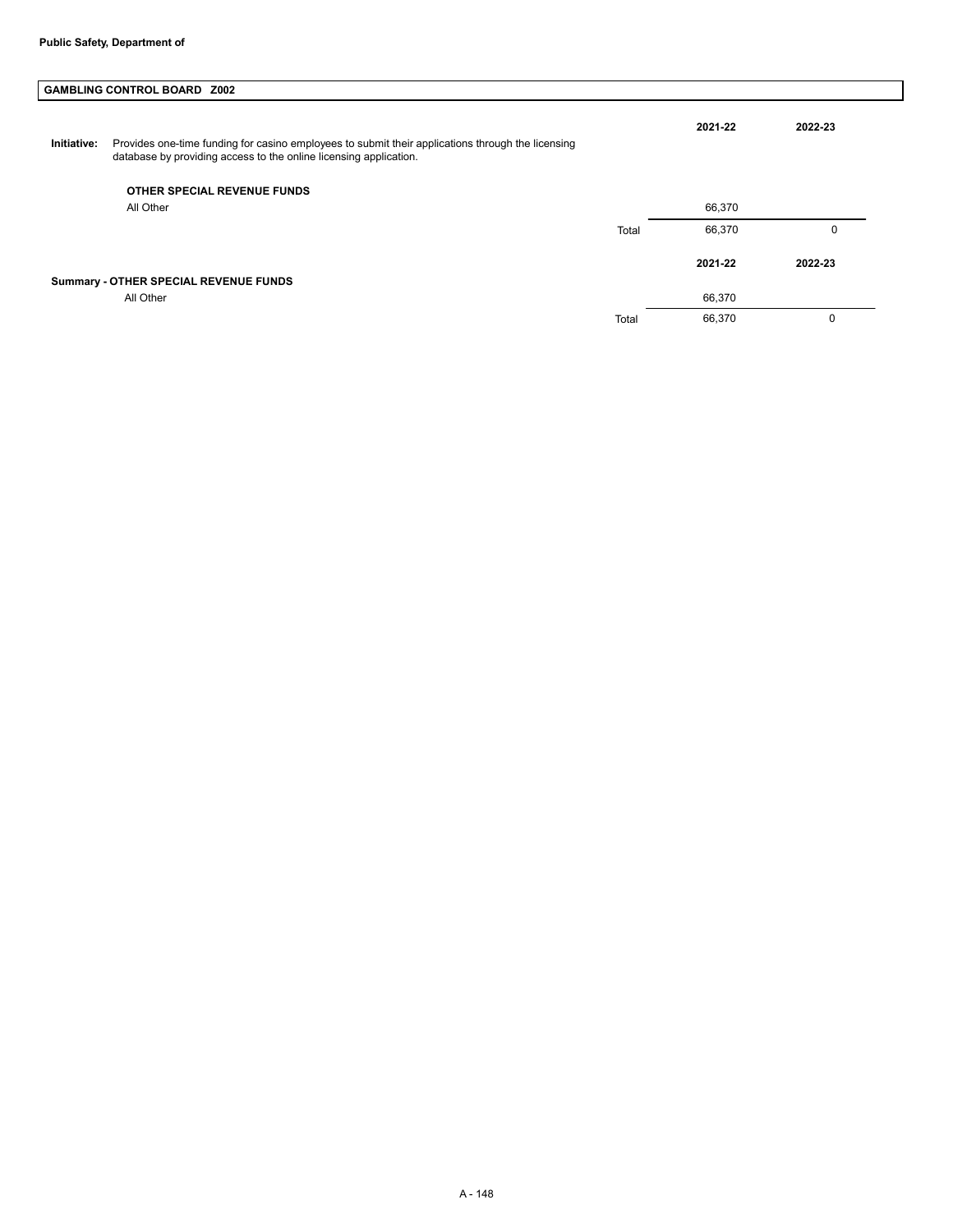**Public Safety, Department of**

## GAMBLING CONTROL BOARD Z002

**Initiative:** Provides one-time funding for casino employees to submit their applications through the licensing database by providing access to the online licensing application.

| | | 2021-22 | 2022-23 |
|---|---|---|---|
| **OTHER SPECIAL REVENUE FUNDS** | | | |
| All Other | | 66,370 | |
| | Total | 66,370 | 0 |

| | | 2021-22 | 2022-23 |
|---|---|---|---|
| **Summary - OTHER SPECIAL REVENUE FUNDS** | | | |
| All Other | | 66,370 | |
| | Total | 66,370 | 0 |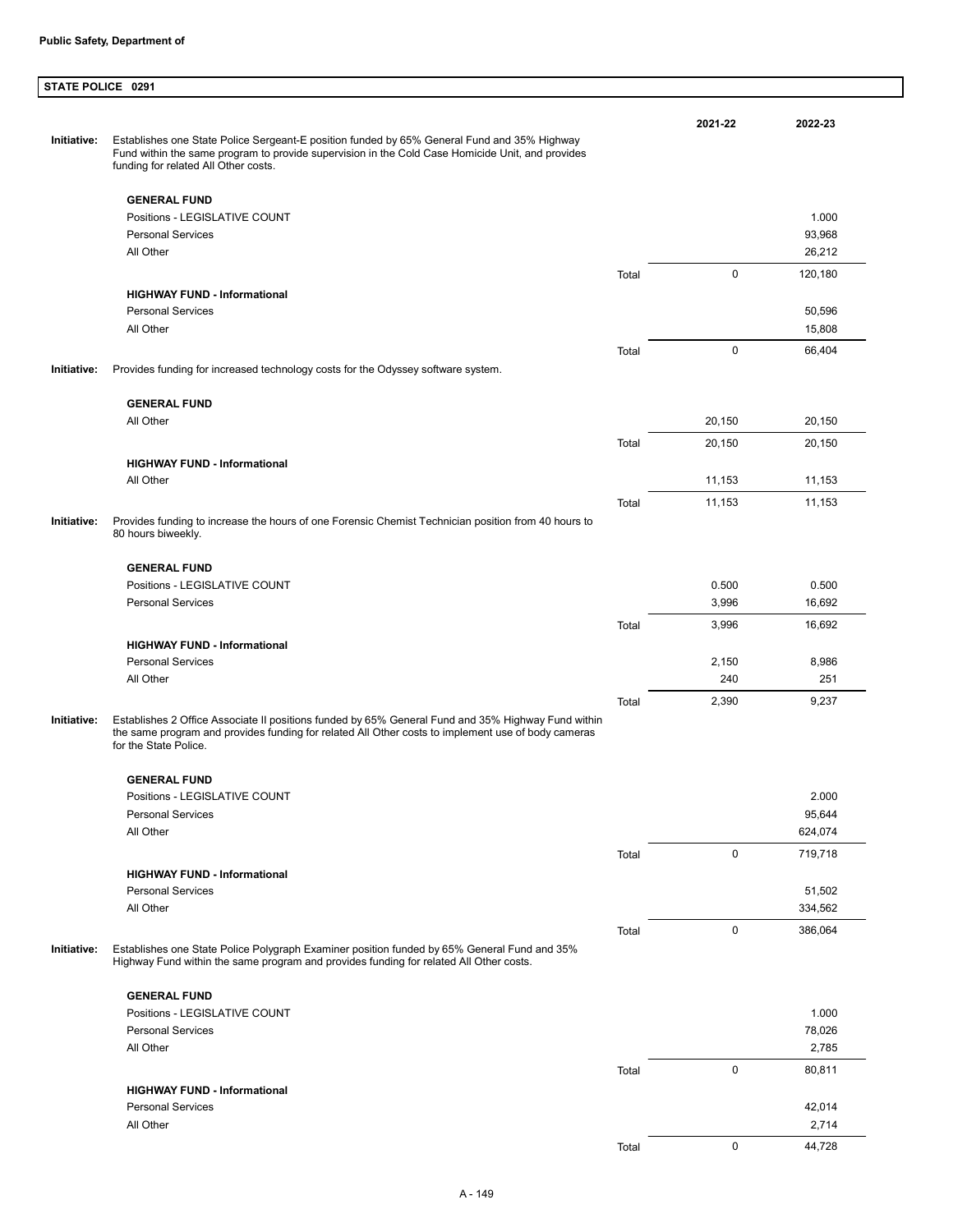**Public Safety, Department of**

**STATE POLICE 0291**

| | | | 2021-22 | 2022-23 |
|---|---|---|---|---|
| **Initiative:** | Establishes one State Police Sergeant-E position funded by 65% General Fund and 35% Highway Fund within the same program to provide supervision in the Cold Case Homicide Unit, and provides funding for related All Other costs. | | | |
| | **GENERAL FUND** | | | |
| | Positions - LEGISLATIVE COUNT | | | 1.000 |
| | Personal Services | | | 93,968 |
| | All Other | | | 26,212 |
| | | Total | 0 | 120,180 |
| | **HIGHWAY FUND - Informational** | | | |
| | Personal Services | | | 50,596 |
| | All Other | | | 15,808 |
| | | Total | 0 | 66,404 |
| **Initiative:** | Provides funding for increased technology costs for the Odyssey software system. | | | |
| | **GENERAL FUND** | | | |
| | All Other | | 20,150 | 20,150 |
| | | Total | 20,150 | 20,150 |
| | **HIGHWAY FUND - Informational** | | | |
| | All Other | | 11,153 | 11,153 |
| | | Total | 11,153 | 11,153 |
| **Initiative:** | Provides funding to increase the hours of one Forensic Chemist Technician position from 40 hours to 80 hours biweekly. | | | |
| | **GENERAL FUND** | | | |
| | Positions - LEGISLATIVE COUNT | | 0.500 | 0.500 |
| | Personal Services | | 3,996 | 16,692 |
| | | Total | 3,996 | 16,692 |
| | **HIGHWAY FUND - Informational** | | | |
| | Personal Services | | 2,150 | 8,986 |
| | All Other | | 240 | 251 |
| | | Total | 2,390 | 9,237 |
| **Initiative:** | Establishes 2 Office Associate II positions funded by 65% General Fund and 35% Highway Fund within the same program and provides funding for related All Other costs to implement use of body cameras for the State Police. | | | |
| | **GENERAL FUND** | | | |
| | Positions - LEGISLATIVE COUNT | | | 2.000 |
| | Personal Services | | | 95,644 |
| | All Other | | | 624,074 |
| | | Total | 0 | 719,718 |
| | **HIGHWAY FUND - Informational** | | | |
| | Personal Services | | | 51,502 |
| | All Other | | | 334,562 |
| | | Total | 0 | 386,064 |
| **Initiative:** | Establishes one State Police Polygraph Examiner position funded by 65% General Fund and 35% Highway Fund within the same program and provides funding for related All Other costs. | | | |
| | **GENERAL FUND** | | | |
| | Positions - LEGISLATIVE COUNT | | | 1.000 |
| | Personal Services | | | 78,026 |
| | All Other | | | 2,785 |
| | | Total | 0 | 80,811 |
| | **HIGHWAY FUND - Informational** | | | |
| | Personal Services | | | 42,014 |
| | All Other | | | 2,714 |
| | | Total | 0 | 44,728 |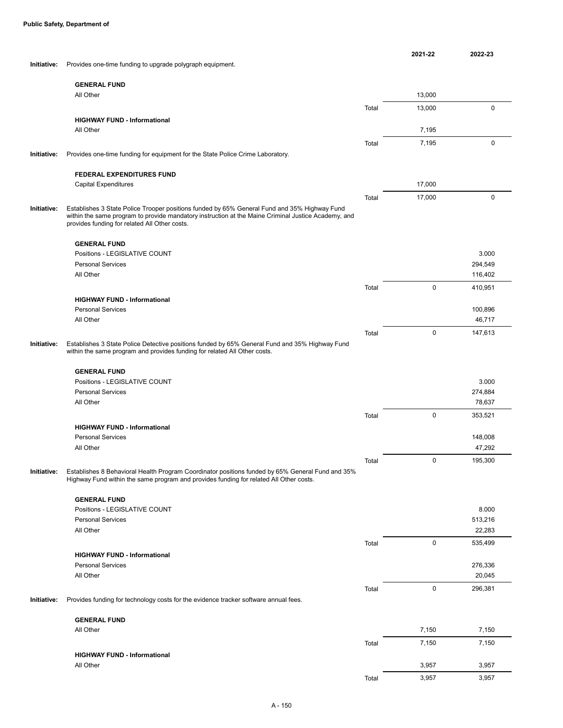**Public Safety, Department of**

| | | | 2021-22 | 2022-23 |
|---|---|---|---|---|
| **Initiative:** | Provides one-time funding to upgrade polygraph equipment. | | | |
| | **GENERAL FUND** | | | |
| | All Other | | 13,000 | |
| | | Total | 13,000 | 0 |
| | **HIGHWAY FUND - Informational** | | | |
| | All Other | | 7,195 | |
| | | Total | 7,195 | 0 |
| **Initiative:** | Provides one-time funding for equipment for the State Police Crime Laboratory. | | | |
| | **FEDERAL EXPENDITURES FUND** | | | |
| | Capital Expenditures | | 17,000 | |
| | | Total | 17,000 | 0 |
| **Initiative:** | Establishes 3 State Police Trooper positions funded by 65% General Fund and 35% Highway Fund within the same program to provide mandatory instruction at the Maine Criminal Justice Academy, and provides funding for related All Other costs. | | | |
| | **GENERAL FUND** | | | |
| | Positions - LEGISLATIVE COUNT | | | 3.000 |
| | Personal Services | | | 294,549 |
| | All Other | | | 116,402 |
| | | Total | 0 | 410,951 |
| | **HIGHWAY FUND - Informational** | | | |
| | Personal Services | | | 100,896 |
| | All Other | | | 46,717 |
| | | Total | 0 | 147,613 |
| **Initiative:** | Establishes 3 State Police Detective positions funded by 65% General Fund and 35% Highway Fund within the same program and provides funding for related All Other costs. | | | |
| | **GENERAL FUND** | | | |
| | Positions - LEGISLATIVE COUNT | | | 3.000 |
| | Personal Services | | | 274,884 |
| | All Other | | | 78,637 |
| | | Total | 0 | 353,521 |
| | **HIGHWAY FUND - Informational** | | | |
| | Personal Services | | | 148,008 |
| | All Other | | | 47,292 |
| | | Total | 0 | 195,300 |
| **Initiative:** | Establishes 8 Behavioral Health Program Coordinator positions funded by 65% General Fund and 35% Highway Fund within the same program and provides funding for related All Other costs. | | | |
| | **GENERAL FUND** | | | |
| | Positions - LEGISLATIVE COUNT | | | 8.000 |
| | Personal Services | | | 513,216 |
| | All Other | | | 22,283 |
| | | Total | 0 | 535,499 |
| | **HIGHWAY FUND - Informational** | | | |
| | Personal Services | | | 276,336 |
| | All Other | | | 20,045 |
| | | Total | 0 | 296,381 |
| **Initiative:** | Provides funding for technology costs for the evidence tracker software annual fees. | | | |
| | **GENERAL FUND** | | | |
| | All Other | | 7,150 | 7,150 |
| | | Total | 7,150 | 7,150 |
| | **HIGHWAY FUND - Informational** | | | |
| | All Other | | 3,957 | 3,957 |
| | | Total | 3,957 | 3,957 |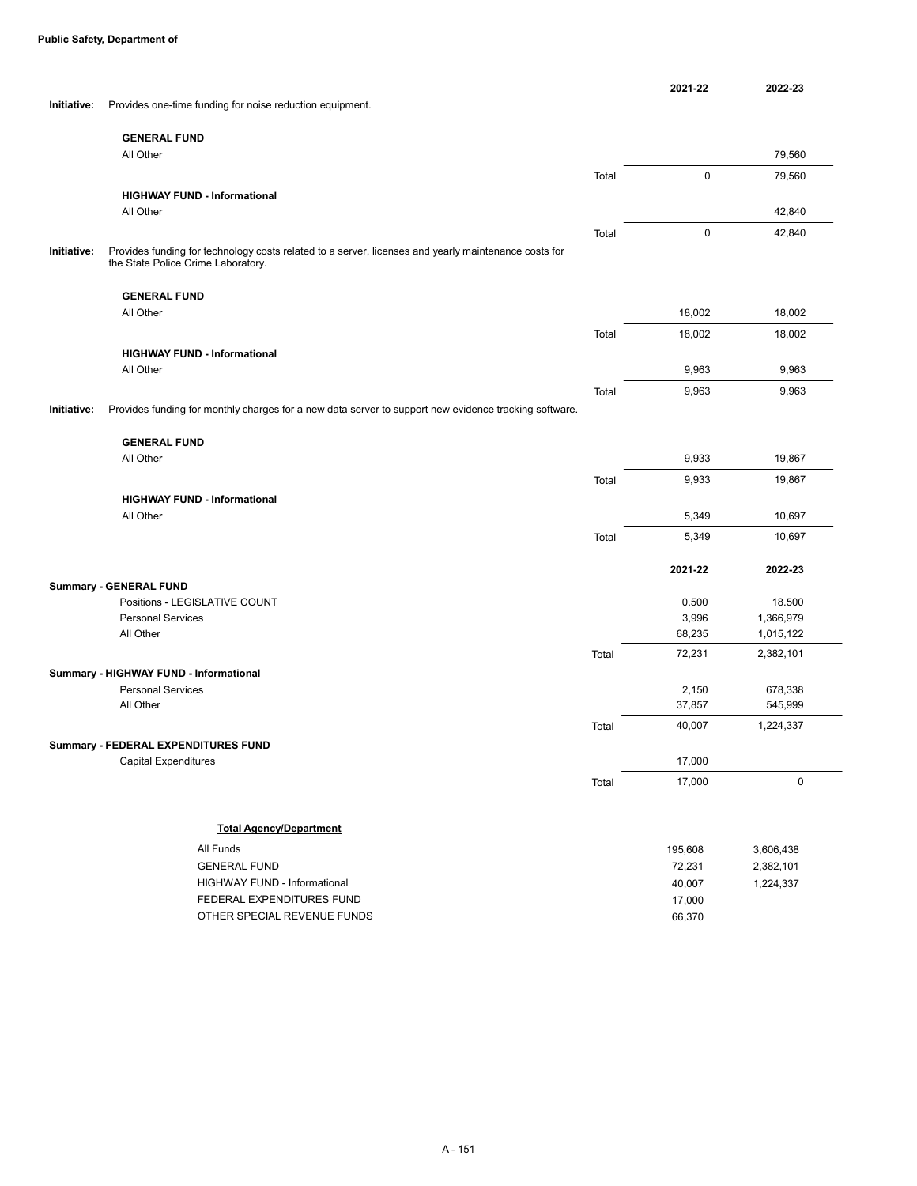**Public Safety, Department of**

| | | | 2021-22 | 2022-23 |
|---|---|---|---|---|
| **Initiative:** | Provides one-time funding for noise reduction equipment. | | | |
| | **GENERAL FUND** | | | |
| | All Other | | | 79,560 |
| | | Total | 0 | 79,560 |
| | **HIGHWAY FUND - Informational** | | | |
| | All Other | | | 42,840 |
| | | Total | 0 | 42,840 |
| **Initiative:** | Provides funding for technology costs related to a server, licenses and yearly maintenance costs for the State Police Crime Laboratory. | | | |
| | **GENERAL FUND** | | | |
| | All Other | | 18,002 | 18,002 |
| | | Total | 18,002 | 18,002 |
| | **HIGHWAY FUND - Informational** | | | |
| | All Other | | 9,963 | 9,963 |
| | | Total | 9,963 | 9,963 |
| **Initiative:** | Provides funding for monthly charges for a new data server to support new evidence tracking software. | | | |
| | **GENERAL FUND** | | | |
| | All Other | | 9,933 | 19,867 |
| | | Total | 9,933 | 19,867 |
| | **HIGHWAY FUND - Informational** | | | |
| | All Other | | 5,349 | 10,697 |
| | | Total | 5,349 | 10,697 |

| | | 2021-22 | 2022-23 |
|---|---|---|---|
| **Summary - GENERAL FUND** | | | |
| Positions - LEGISLATIVE COUNT | | 0.500 | 18.500 |
| Personal Services | | 3,996 | 1,366,979 |
| All Other | | 68,235 | 1,015,122 |
| | Total | 72,231 | 2,382,101 |
| **Summary - HIGHWAY FUND - Informational** | | | |
| Personal Services | | 2,150 | 678,338 |
| All Other | | 37,857 | 545,999 |
| | Total | 40,007 | 1,224,337 |
| **Summary - FEDERAL EXPENDITURES FUND** | | | |
| Capital Expenditures | | 17,000 | |
| | Total | 17,000 | 0 |

| **Total Agency/Department** | | |
|---|---|---|
| All Funds | 195,608 | 3,606,438 |
| GENERAL FUND | 72,231 | 2,382,101 |
| HIGHWAY FUND - Informational | 40,007 | 1,224,337 |
| FEDERAL EXPENDITURES FUND | 17,000 | |
| OTHER SPECIAL REVENUE FUNDS | 66,370 | |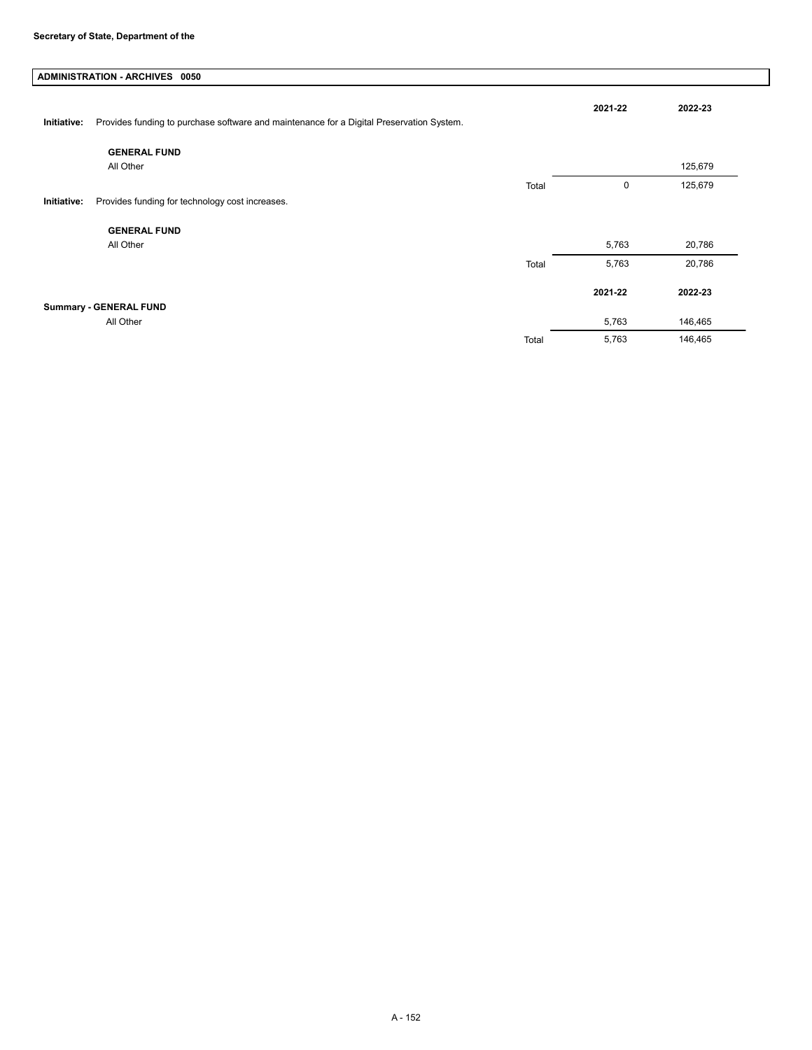**Secretary of State, Department of the**

## ADMINISTRATION - ARCHIVES 0050

**Initiative:** Provides funding to purchase software and maintenance for a Digital Preservation System.

| | | 2021-22 | 2022-23 |
|---|---|---|---|
| **GENERAL FUND** | | | |
| All Other | | | 125,679 |
| | Total | 0 | 125,679 |

**Initiative:** Provides funding for technology cost increases.

| | | 2021-22 | 2022-23 |
|---|---|---|---|
| **GENERAL FUND** | | | |
| All Other | | 5,763 | 20,786 |
| | Total | 5,763 | 20,786 |

| | | 2021-22 | 2022-23 |
|---|---|---|---|
| **Summary - GENERAL FUND** | | | |
| All Other | | 5,763 | 146,465 |
| | Total | 5,763 | 146,465 |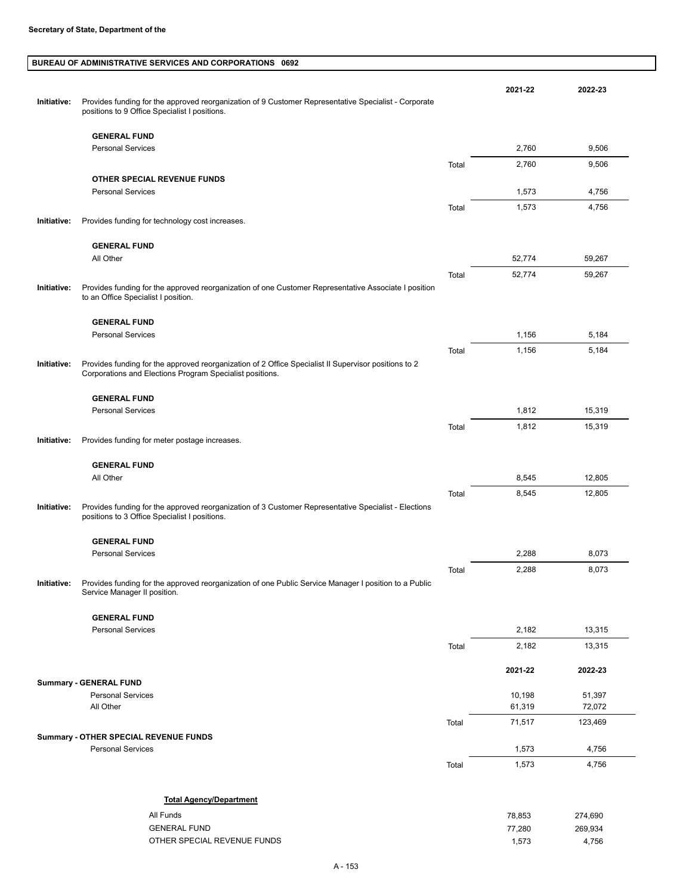**Secretary of State, Department of the**

## BUREAU OF ADMINISTRATIVE SERVICES AND CORPORATIONS 0692

| | | | 2021-22 | 2022-23 |
|---|---|---|---|---|
| **Initiative:** | Provides funding for the approved reorganization of 9 Customer Representative Specialist - Corporate positions to 9 Office Specialist I positions. | | | |
| | **GENERAL FUND** | | | |
| | Personal Services | | 2,760 | 9,506 |
| | | Total | 2,760 | 9,506 |
| | **OTHER SPECIAL REVENUE FUNDS** | | | |
| | Personal Services | | 1,573 | 4,756 |
| | | Total | 1,573 | 4,756 |
| **Initiative:** | Provides funding for technology cost increases. | | | |
| | **GENERAL FUND** | | | |
| | All Other | | 52,774 | 59,267 |
| | | Total | 52,774 | 59,267 |
| **Initiative:** | Provides funding for the approved reorganization of one Customer Representative Associate I position to an Office Specialist I position. | | | |
| | **GENERAL FUND** | | | |
| | Personal Services | | 1,156 | 5,184 |
| | | Total | 1,156 | 5,184 |
| **Initiative:** | Provides funding for the approved reorganization of 2 Office Specialist II Supervisor positions to 2 Corporations and Elections Program Specialist positions. | | | |
| | **GENERAL FUND** | | | |
| | Personal Services | | 1,812 | 15,319 |
| | | Total | 1,812 | 15,319 |
| **Initiative:** | Provides funding for meter postage increases. | | | |
| | **GENERAL FUND** | | | |
| | All Other | | 8,545 | 12,805 |
| | | Total | 8,545 | 12,805 |
| **Initiative:** | Provides funding for the approved reorganization of 3 Customer Representative Specialist - Elections positions to 3 Office Specialist I positions. | | | |
| | **GENERAL FUND** | | | |
| | Personal Services | | 2,288 | 8,073 |
| | | Total | 2,288 | 8,073 |
| **Initiative:** | Provides funding for the approved reorganization of one Public Service Manager I position to a Public Service Manager II position. | | | |
| | **GENERAL FUND** | | | |
| | Personal Services | | 2,182 | 13,315 |
| | | Total | 2,182 | 13,315 |

| | | 2021-22 | 2022-23 |
|---|---|---|---|
| **Summary - GENERAL FUND** | | | |
| Personal Services | | 10,198 | 51,397 |
| All Other | | 61,319 | 72,072 |
| | Total | 71,517 | 123,469 |
| **Summary - OTHER SPECIAL REVENUE FUNDS** | | | |
| Personal Services | | 1,573 | 4,756 |
| | Total | 1,573 | 4,756 |

**Total Agency/Department**

| | 2021-22 | 2022-23 |
|---|---|---|
| All Funds | 78,853 | 274,690 |
| GENERAL FUND | 77,280 | 269,934 |
| OTHER SPECIAL REVENUE FUNDS | 1,573 | 4,756 |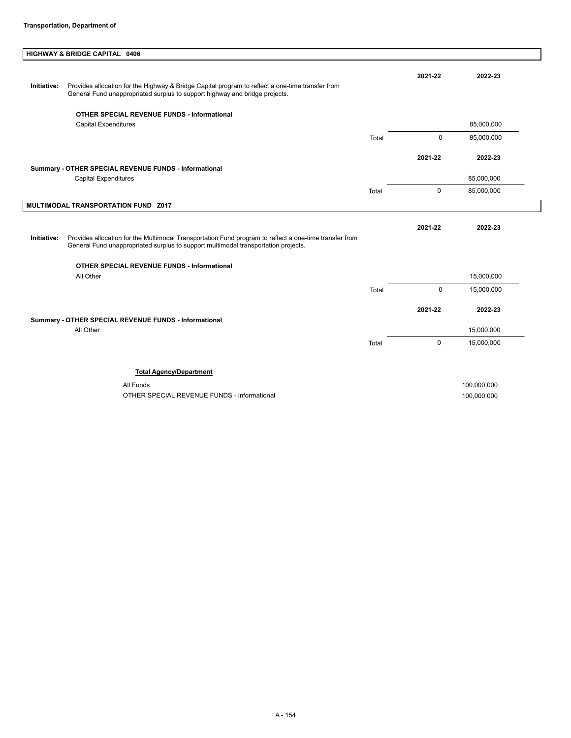**Transportation, Department of**

## HIGHWAY & BRIDGE CAPITAL 0406

| | | | 2021-22 | 2022-23 |
|---|---|---|---|---|
| **Initiative:** | Provides allocation for the Highway & Bridge Capital program to reflect a one-time transfer from General Fund unappropriated surplus to support highway and bridge projects. | | | |
| | **OTHER SPECIAL REVENUE FUNDS - Informational** | | | |
| | Capital Expenditures | | | 85,000,000 |
| | | Total | 0 | 85,000,000 |

| | | 2021-22 | 2022-23 |
|---|---|---|---|
| **Summary - OTHER SPECIAL REVENUE FUNDS - Informational** | | | |
| Capital Expenditures | | | 85,000,000 |
| | Total | 0 | 85,000,000 |

## MULTIMODAL TRANSPORTATION FUND Z017

| | | | 2021-22 | 2022-23 |
|---|---|---|---|---|
| **Initiative:** | Provides allocation for the Multimodal Transportation Fund program to reflect a one-time transfer from General Fund unappropriated surplus to support multimodal transportation projects. | | | |
| | **OTHER SPECIAL REVENUE FUNDS - Informational** | | | |
| | All Other | | | 15,000,000 |
| | | Total | 0 | 15,000,000 |

| | | 2021-22 | 2022-23 |
|---|---|---|---|
| **Summary - OTHER SPECIAL REVENUE FUNDS - Informational** | | | |
| All Other | | | 15,000,000 |
| | Total | 0 | 15,000,000 |

**Total Agency/Department**

| | |
|---|---|
| All Funds | 100,000,000 |
| OTHER SPECIAL REVENUE FUNDS - Informational | 100,000,000 |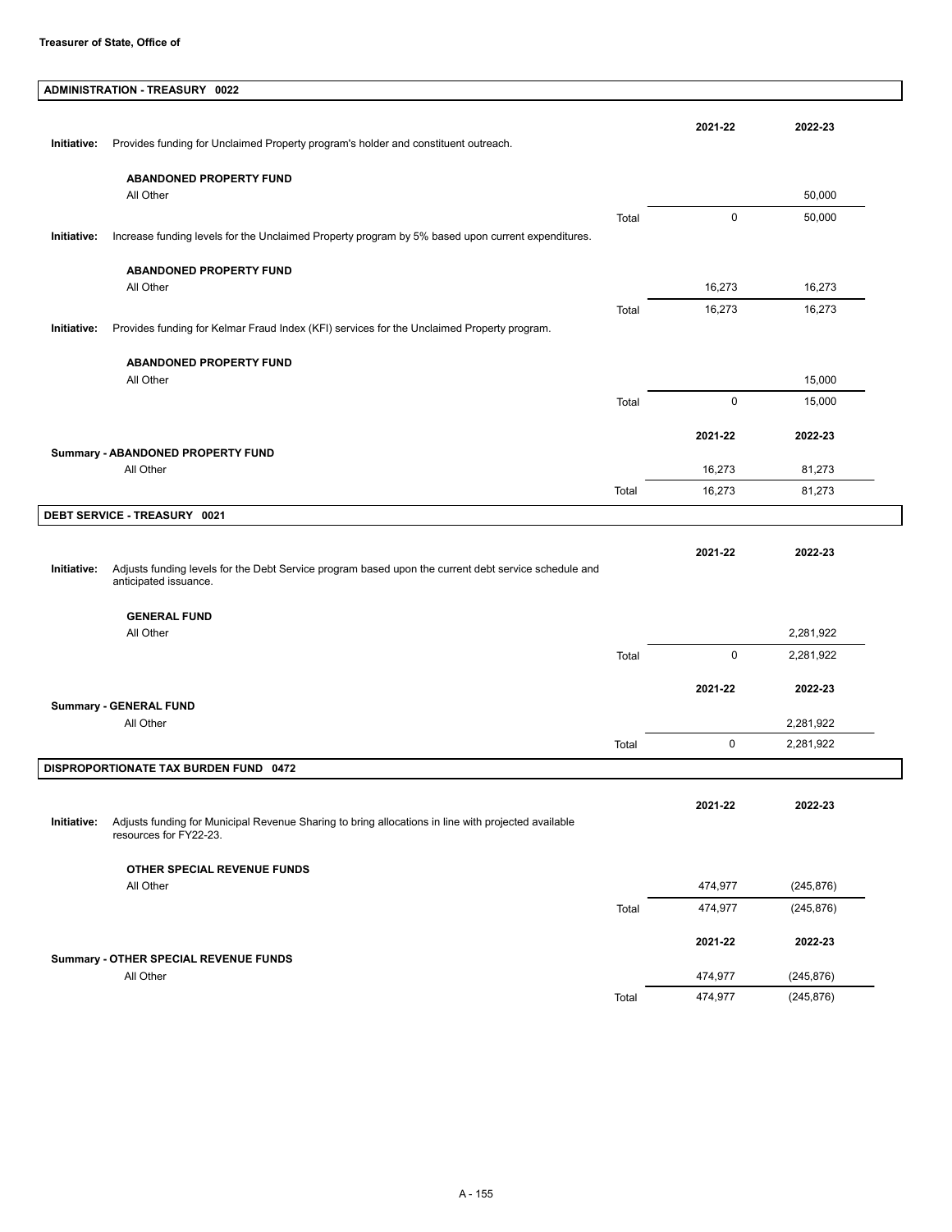**Treasurer of State, Office of**

## ADMINISTRATION - TREASURY 0022

| | | | 2021-22 | 2022-23 |
|---|---|---|---|---|
| **Initiative:** | Provides funding for Unclaimed Property program's holder and constituent outreach. | | | |
| | **ABANDONED PROPERTY FUND** | | | |
| | All Other | | | 50,000 |
| | | Total | 0 | 50,000 |
| **Initiative:** | Increase funding levels for the Unclaimed Property program by 5% based upon current expenditures. | | | |
| | **ABANDONED PROPERTY FUND** | | | |
| | All Other | | 16,273 | 16,273 |
| | | Total | 16,273 | 16,273 |
| **Initiative:** | Provides funding for Kelmar Fraud Index (KFI) services for the Unclaimed Property program. | | | |
| | **ABANDONED PROPERTY FUND** | | | |
| | All Other | | | 15,000 |
| | | Total | 0 | 15,000 |

| | | 2021-22 | 2022-23 |
|---|---|---|---|
| **Summary - ABANDONED PROPERTY FUND** | | | |
| All Other | | 16,273 | 81,273 |
| | Total | 16,273 | 81,273 |

## DEBT SERVICE - TREASURY 0021

| | | | 2021-22 | 2022-23 |
|---|---|---|---|---|
| **Initiative:** | Adjusts funding levels for the Debt Service program based upon the current debt service schedule and anticipated issuance. | | | |
| | **GENERAL FUND** | | | |
| | All Other | | | 2,281,922 |
| | | Total | 0 | 2,281,922 |

| | | 2021-22 | 2022-23 |
|---|---|---|---|
| **Summary - GENERAL FUND** | | | |
| All Other | | | 2,281,922 |
| | Total | 0 | 2,281,922 |

## DISPROPORTIONATE TAX BURDEN FUND 0472

| | | | 2021-22 | 2022-23 |
|---|---|---|---|---|
| **Initiative:** | Adjusts funding for Municipal Revenue Sharing to bring allocations in line with projected available resources for FY22-23. | | | |
| | **OTHER SPECIAL REVENUE FUNDS** | | | |
| | All Other | | 474,977 | (245,876) |
| | | Total | 474,977 | (245,876) |

| | | 2021-22 | 2022-23 |
|---|---|---|---|
| **Summary - OTHER SPECIAL REVENUE FUNDS** | | | |
| All Other | | 474,977 | (245,876) |
| | Total | 474,977 | (245,876) |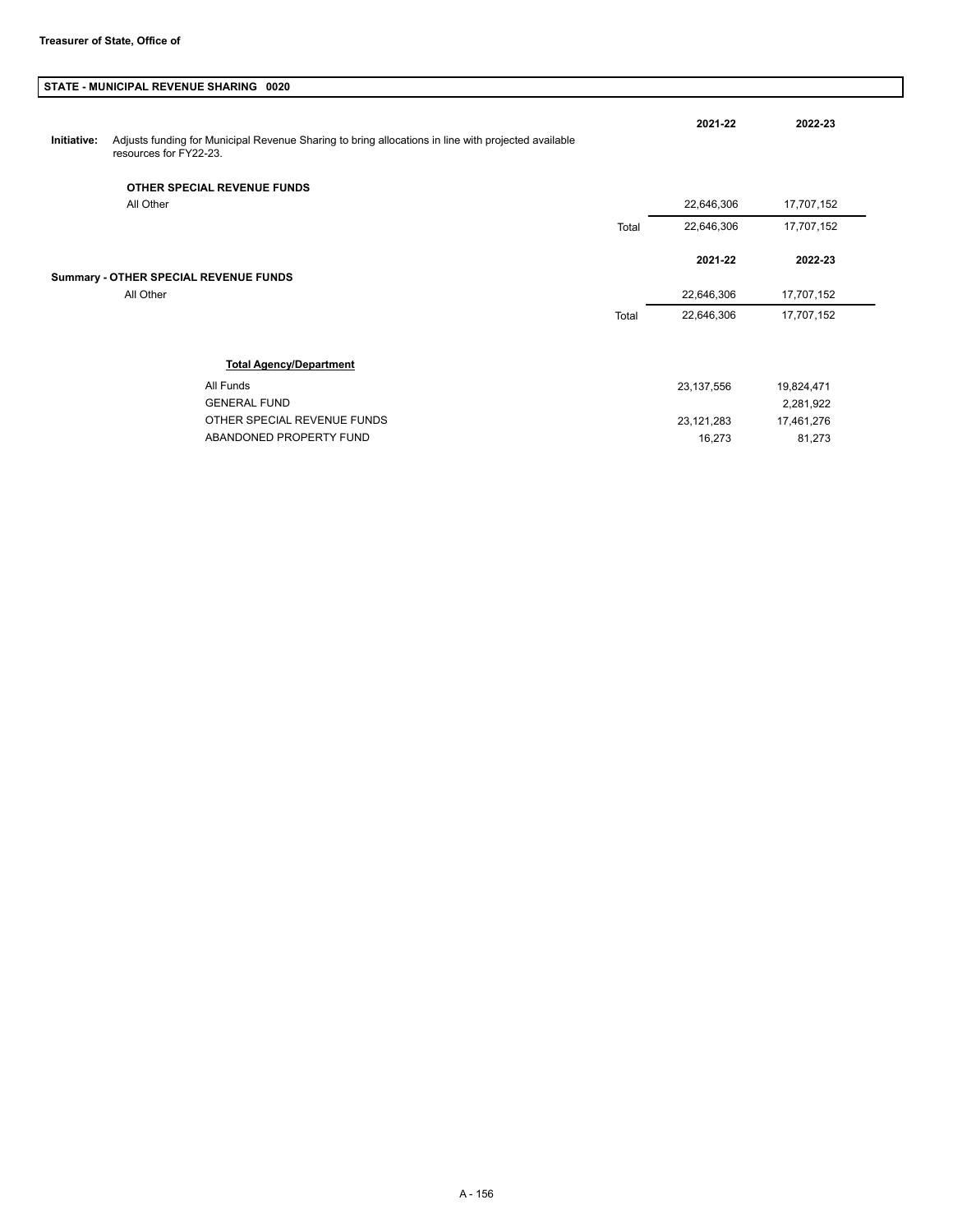**Treasurer of State, Office of**

## STATE - MUNICIPAL REVENUE SHARING 0020

**Initiative:** Adjusts funding for Municipal Revenue Sharing to bring allocations in line with projected available resources for FY22-23.

| | | 2021-22 | 2022-23 |
|---|---|---|---|
| **OTHER SPECIAL REVENUE FUNDS** | | | |
| All Other | | 22,646,306 | 17,707,152 |
| | Total | 22,646,306 | 17,707,152 |

| | | 2021-22 | 2022-23 |
|---|---|---|---|
| **Summary - OTHER SPECIAL REVENUE FUNDS** | | | |
| All Other | | 22,646,306 | 17,707,152 |
| | Total | 22,646,306 | 17,707,152 |

| **Total Agency/Department** | | |
|---|---|---|
| All Funds | 23,137,556 | 19,824,471 |
| GENERAL FUND | | 2,281,922 |
| OTHER SPECIAL REVENUE FUNDS | 23,121,283 | 17,461,276 |
| ABANDONED PROPERTY FUND | 16,273 | 81,273 |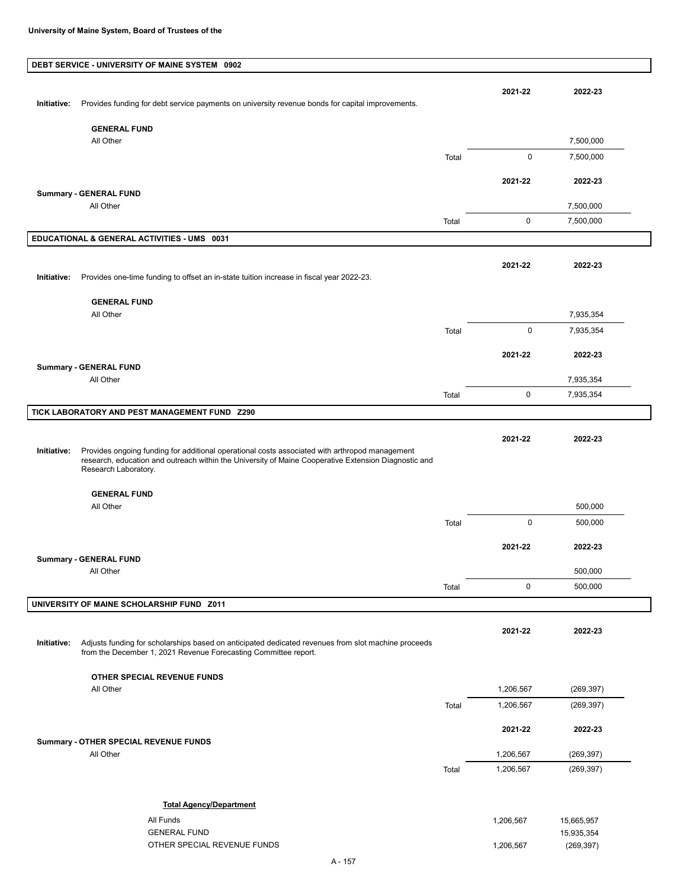**University of Maine System, Board of Trustees of the**

## DEBT SERVICE - UNIVERSITY OF MAINE SYSTEM 0902

**Initiative:** Provides funding for debt service payments on university revenue bonds for capital improvements.

| | | 2021-22 | 2022-23 |
|---|---|---|---|
| **GENERAL FUND** | | | |
| All Other | | | 7,500,000 |
| | Total | 0 | 7,500,000 |

| | | 2021-22 | 2022-23 |
|---|---|---|---|
| **Summary - GENERAL FUND** | | | |
| All Other | | | 7,500,000 |
| | Total | 0 | 7,500,000 |

## EDUCATIONAL & GENERAL ACTIVITIES - UMS 0031

**Initiative:** Provides one-time funding to offset an in-state tuition increase in fiscal year 2022-23.

| | | 2021-22 | 2022-23 |
|---|---|---|---|
| **GENERAL FUND** | | | |
| All Other | | | 7,935,354 |
| | Total | 0 | 7,935,354 |

| | | 2021-22 | 2022-23 |
|---|---|---|---|
| **Summary - GENERAL FUND** | | | |
| All Other | | | 7,935,354 |
| | Total | 0 | 7,935,354 |

## TICK LABORATORY AND PEST MANAGEMENT FUND Z290

**Initiative:** Provides ongoing funding for additional operational costs associated with arthropod management research, education and outreach within the University of Maine Cooperative Extension Diagnostic and Research Laboratory.

| | | 2021-22 | 2022-23 |
|---|---|---|---|
| **GENERAL FUND** | | | |
| All Other | | | 500,000 |
| | Total | 0 | 500,000 |

| | | 2021-22 | 2022-23 |
|---|---|---|---|
| **Summary - GENERAL FUND** | | | |
| All Other | | | 500,000 |
| | Total | 0 | 500,000 |

## UNIVERSITY OF MAINE SCHOLARSHIP FUND Z011

**Initiative:** Adjusts funding for scholarships based on anticipated dedicated revenues from slot machine proceeds from the December 1, 2021 Revenue Forecasting Committee report.

| | | 2021-22 | 2022-23 |
|---|---|---|---|
| **OTHER SPECIAL REVENUE FUNDS** | | | |
| All Other | | 1,206,567 | (269,397) |
| | Total | 1,206,567 | (269,397) |

| | | 2021-22 | 2022-23 |
|---|---|---|---|
| **Summary - OTHER SPECIAL REVENUE FUNDS** | | | |
| All Other | | 1,206,567 | (269,397) |
| | Total | 1,206,567 | (269,397) |

**Total Agency/Department**

| | 2021-22 | 2022-23 |
|---|---|---|
| All Funds | 1,206,567 | 15,665,957 |
| GENERAL FUND | | 15,935,354 |
| OTHER SPECIAL REVENUE FUNDS | 1,206,567 | (269,397) |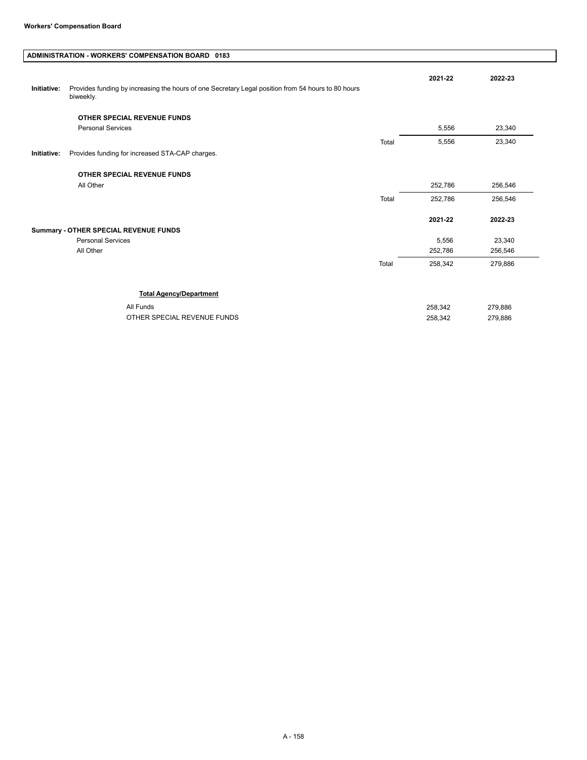**Workers' Compensation Board**

## ADMINISTRATION - WORKERS' COMPENSATION BOARD 0183

| | | | 2021-22 | 2022-23 |
|---|---|---|---|---|
| **Initiative:** | Provides funding by increasing the hours of one Secretary Legal position from 54 hours to 80 hours biweekly. | | | |
| | **OTHER SPECIAL REVENUE FUNDS** | | | |
| | Personal Services | | 5,556 | 23,340 |
| | | Total | 5,556 | 23,340 |
| **Initiative:** | Provides funding for increased STA-CAP charges. | | | |
| | **OTHER SPECIAL REVENUE FUNDS** | | | |
| | All Other | | 252,786 | 256,546 |
| | | Total | 252,786 | 256,546 |

| | | 2021-22 | 2022-23 |
|---|---|---|---|
| **Summary - OTHER SPECIAL REVENUE FUNDS** | | | |
| Personal Services | | 5,556 | 23,340 |
| All Other | | 252,786 | 256,546 |
| | Total | 258,342 | 279,886 |

**Total Agency/Department**

| | | |
|---|---|---|
| All Funds | 258,342 | 279,886 |
| OTHER SPECIAL REVENUE FUNDS | 258,342 | 279,886 |